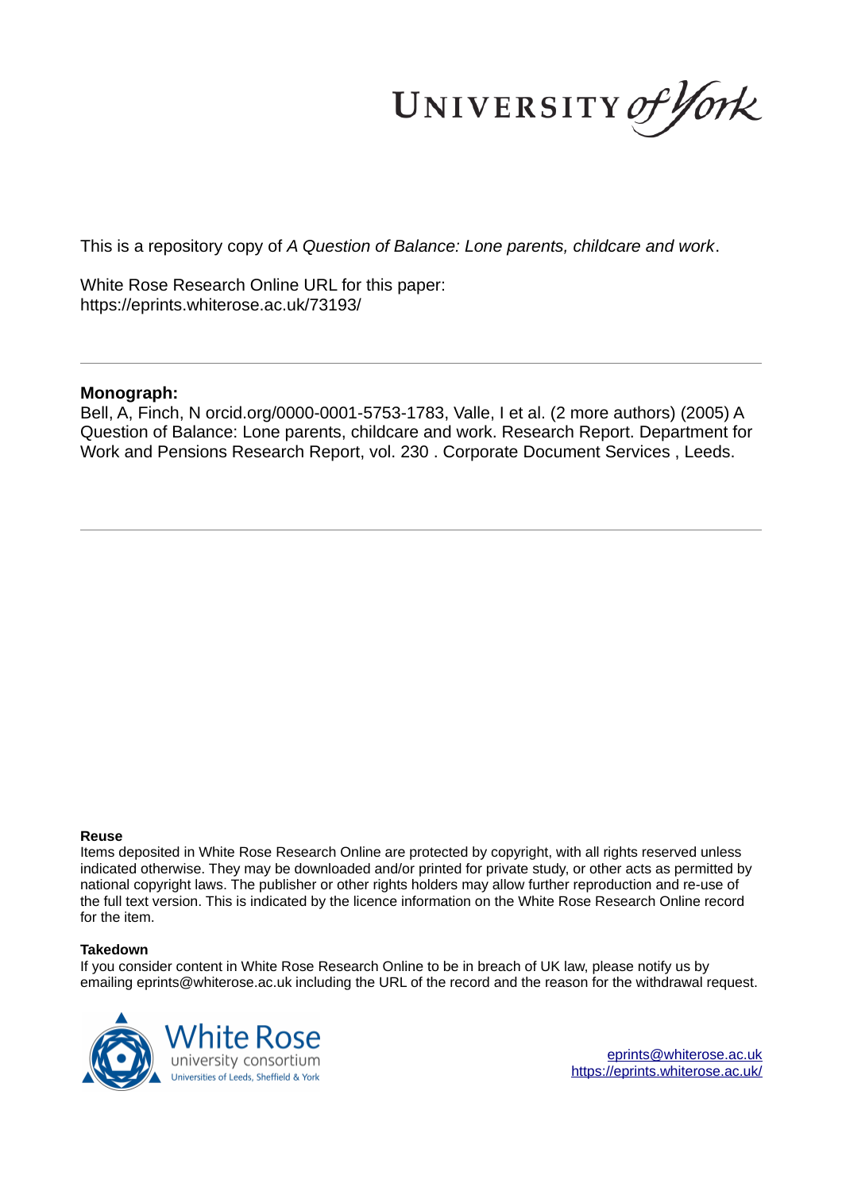This is a repository copy of *A Question of Balance: Lone parents, childcare and work*.

White Rose Research Online URL for this paper:
https://eprints.whiterose.ac.uk/73193/

**Monograph:**

Bell, A, Finch, N orcid.org/0000-0001-5753-1783, Valle, I et al. (2 more authors) (2005) A Question of Balance: Lone parents, childcare and work. Research Report. Department for Work and Pensions Research Report, vol. 230 . Corporate Document Services , Leeds.

**Reuse**

Items deposited in White Rose Research Online are protected by copyright, with all rights reserved unless indicated otherwise. They may be downloaded and/or printed for private study, or other acts as permitted by national copyright laws. The publisher or other rights holders may allow further reproduction and re-use of the full text version. This is indicated by the licence information on the White Rose Research Online record for the item.

**Takedown**

If you consider content in White Rose Research Online to be in breach of UK law, please notify us by emailing eprints@whiterose.ac.uk including the URL of the record and the reason for the withdrawal request.

eprints@whiterose.ac.uk
https://eprints.whiterose.ac.uk/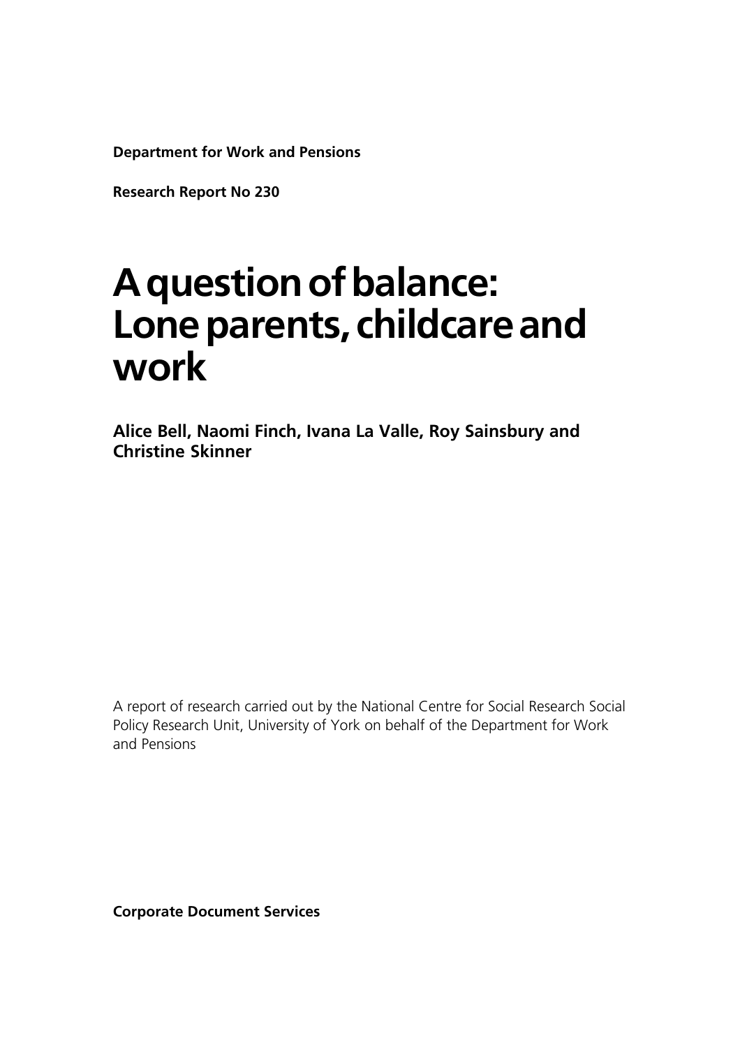**Department for Work and Pensions**

**Research Report No 230**

# A question of balance: Lone parents, childcare and work

**Alice Bell, Naomi Finch, Ivana La Valle, Roy Sainsbury and Christine Skinner**

A report of research carried out by the National Centre for Social Research Social Policy Research Unit, University of York on behalf of the Department for Work and Pensions

**Corporate Document Services**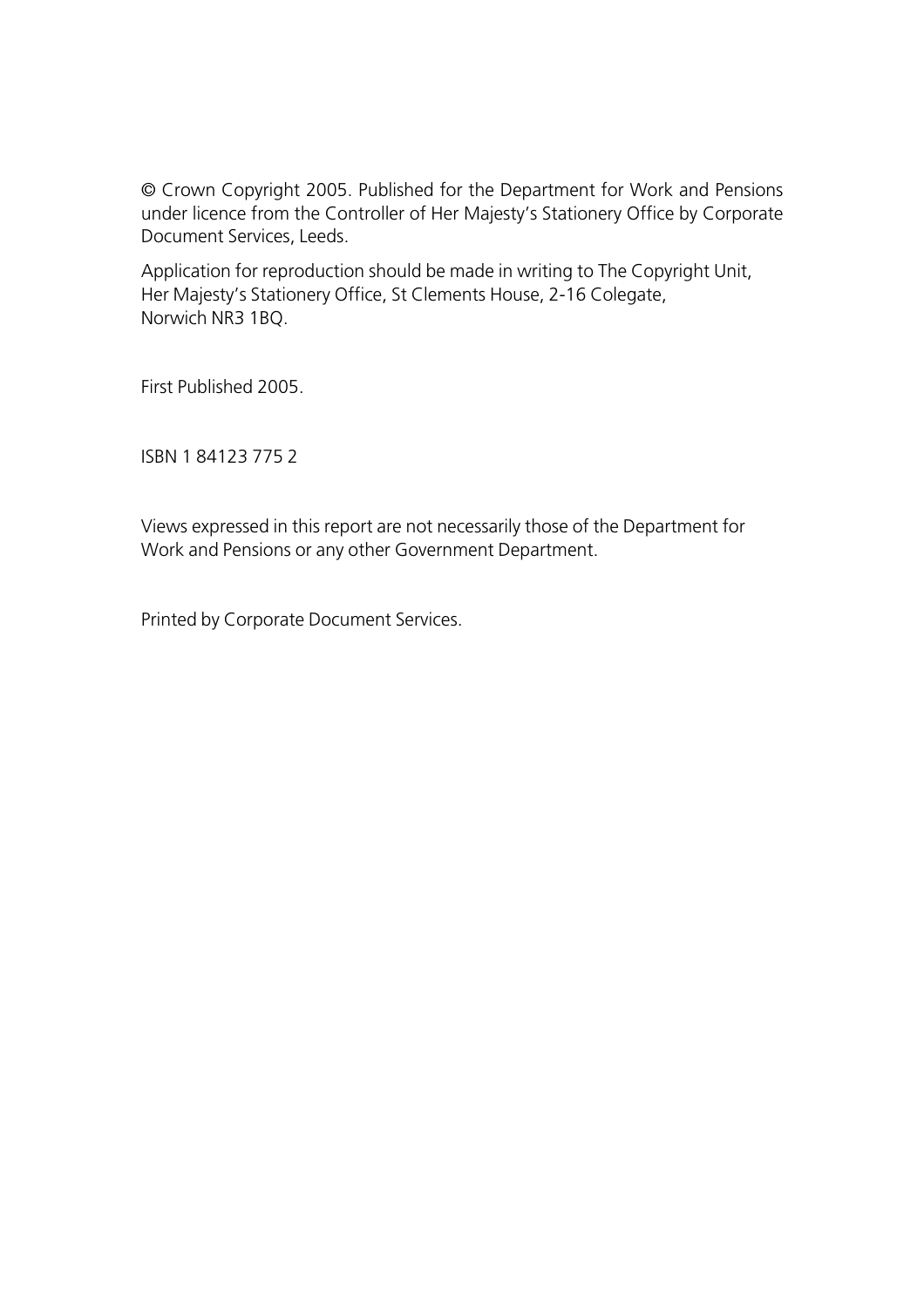© Crown Copyright 2005. Published for the Department for Work and Pensions under licence from the Controller of Her Majesty's Stationery Office by Corporate Document Services, Leeds.

Application for reproduction should be made in writing to The Copyright Unit, Her Majesty's Stationery Office, St Clements House, 2-16 Colegate, Norwich NR3 1BQ.

First Published 2005.

ISBN 1 84123 775 2

Views expressed in this report are not necessarily those of the Department for Work and Pensions or any other Government Department.

Printed by Corporate Document Services.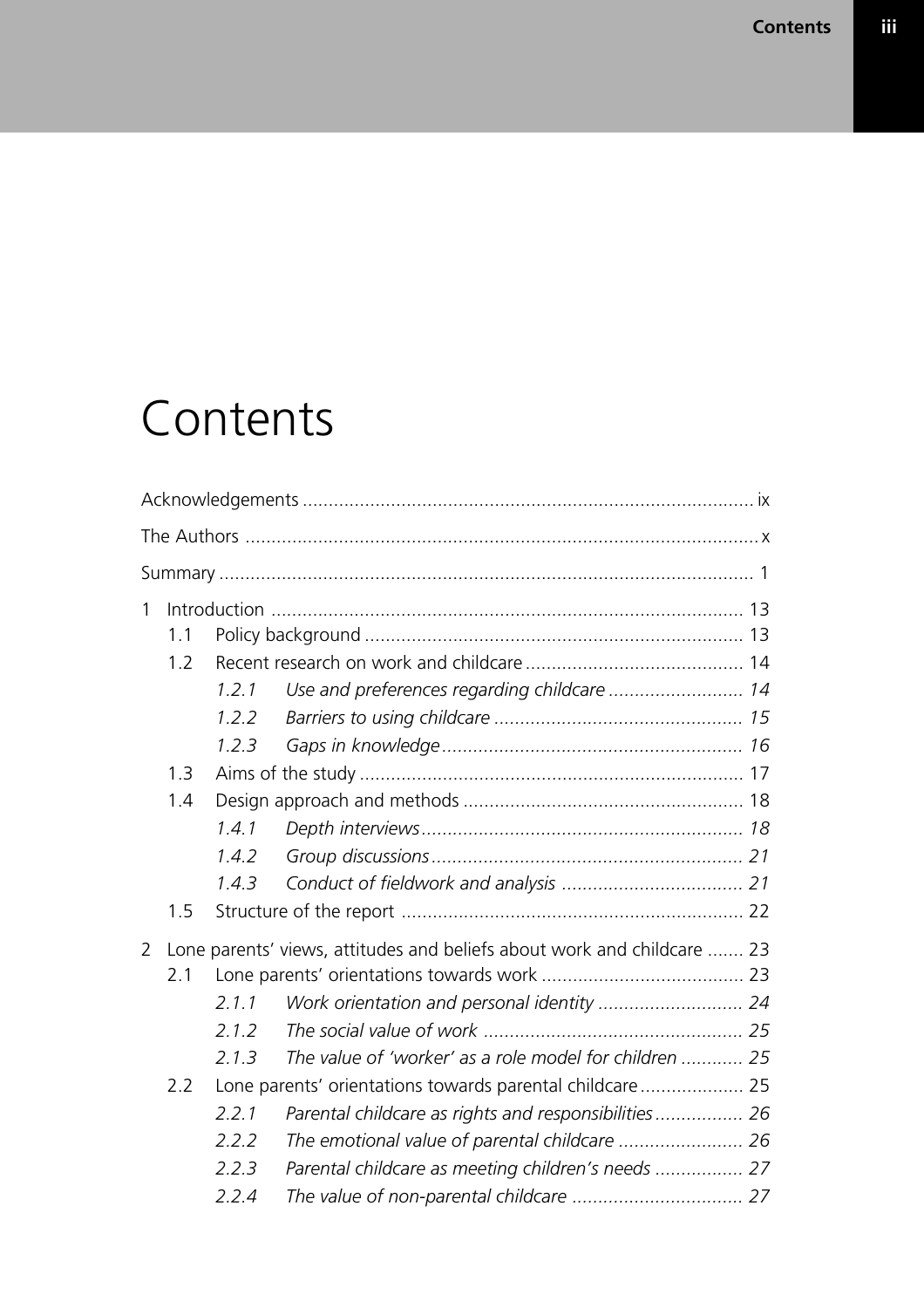# Contents

Acknowledgements ..................................................................................... ix

The Authors .................................................................................................. x

Summary ..................................................................................................... 1

1 Introduction ........................................................................................... 13
  - 1.1 Policy background ......................................................................... 13
  - 1.2 Recent research on work and childcare .......................................... 14
    - *1.2.1 Use and preferences regarding childcare .......................... 14*
    - *1.2.2 Barriers to using childcare ................................................ 15*
    - *1.2.3 Gaps in knowledge .......................................................... 16*
  - 1.3 Aims of the study .......................................................................... 17
  - 1.4 Design approach and methods ...................................................... 18
    - *1.4.1 Depth interviews ............................................................. 18*
    - *1.4.2 Group discussions ............................................................ 21*
    - *1.4.3 Conduct of fieldwork and analysis .................................... 21*
  - 1.5 Structure of the report .................................................................. 22

2 Lone parents' views, attitudes and beliefs about work and childcare ....... 23
  - 2.1 Lone parents' orientations towards work ....................................... 23
    - *2.1.1 Work orientation and personal identity ............................ 24*
    - *2.1.2 The social value of work .................................................. 25*
    - *2.1.3 The value of 'worker' as a role model for children ............ 25*
  - 2.2 Lone parents' orientations towards parental childcare .................... 25
    - *2.2.1 Parental childcare as rights and responsibilities ................. 26*
    - *2.2.2 The emotional value of parental childcare ........................ 26*
    - *2.2.3 Parental childcare as meeting children's needs ................. 27*
    - *2.2.4 The value of non-parental childcare ................................. 27*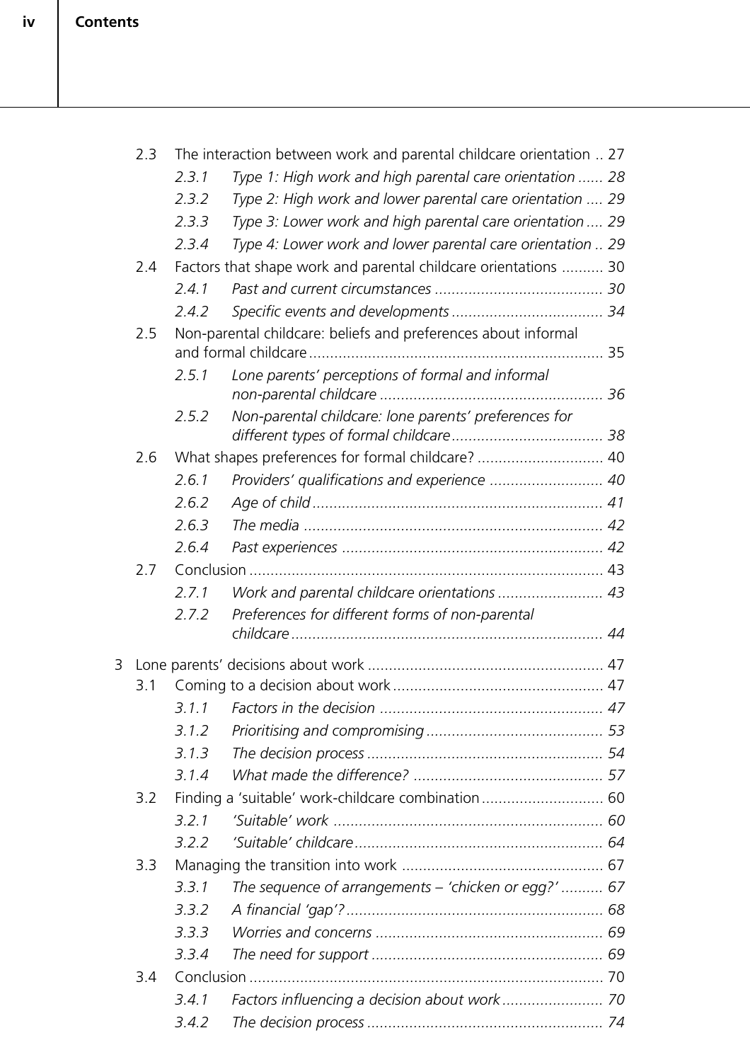2.3 The interaction between work and parental childcare orientation .. 27

*2.3.1 Type 1: High work and high parental care orientation ...... 28*

*2.3.2 Type 2: High work and lower parental care orientation .... 29*

*2.3.3 Type 3: Lower work and high parental care orientation .... 29*

*2.3.4 Type 4: Lower work and lower parental care orientation .. 29*

2.4 Factors that shape work and parental childcare orientations .......... 30

*2.4.1 Past and current circumstances ........................................ 30*

*2.4.2 Specific events and developments .................................... 34*

2.5 Non-parental childcare: beliefs and preferences about informal and formal childcare ...................................................................... 35

*2.5.1 Lone parents' perceptions of formal and informal non-parental childcare ..................................................... 36*

*2.5.2 Non-parental childcare: lone parents' preferences for different types of formal childcare .................................... 38*

2.6 What shapes preferences for formal childcare? .............................. 40

*2.6.1 Providers' qualifications and experience ........................... 40*

*2.6.2 Age of child .................................................................... 41*

*2.6.3 The media ...................................................................... 42*

*2.6.4 Past experiences ............................................................. 42*

2.7 Conclusion .................................................................................... 43

*2.7.1 Work and parental childcare orientations ......................... 43*

*2.7.2 Preferences for different forms of non-parental childcare .......................................................................... 44*

3 Lone parents' decisions about work ........................................................ 47

3.1 Coming to a decision about work .................................................. 47

*3.1.1 Factors in the decision ..................................................... 47*

*3.1.2 Prioritising and compromising .......................................... 53*

*3.1.3 The decision process ........................................................ 54*

*3.1.4 What made the difference? ............................................. 57*

3.2 Finding a 'suitable' work-childcare combination ............................. 60

*3.2.1 'Suitable' work ................................................................ 60*

*3.2.2 'Suitable' childcare ........................................................... 64*

3.3 Managing the transition into work ................................................ 67

*3.3.1 The sequence of arrangements – 'chicken or egg?' .......... 67*

*3.3.2 A financial 'gap'? ............................................................. 68*

*3.3.3 Worries and concerns ...................................................... 69*

*3.3.4 The need for support ....................................................... 69*

3.4 Conclusion .................................................................................... 70

*3.4.1 Factors influencing a decision about work ........................ 70*

*3.4.2 The decision process ........................................................ 74*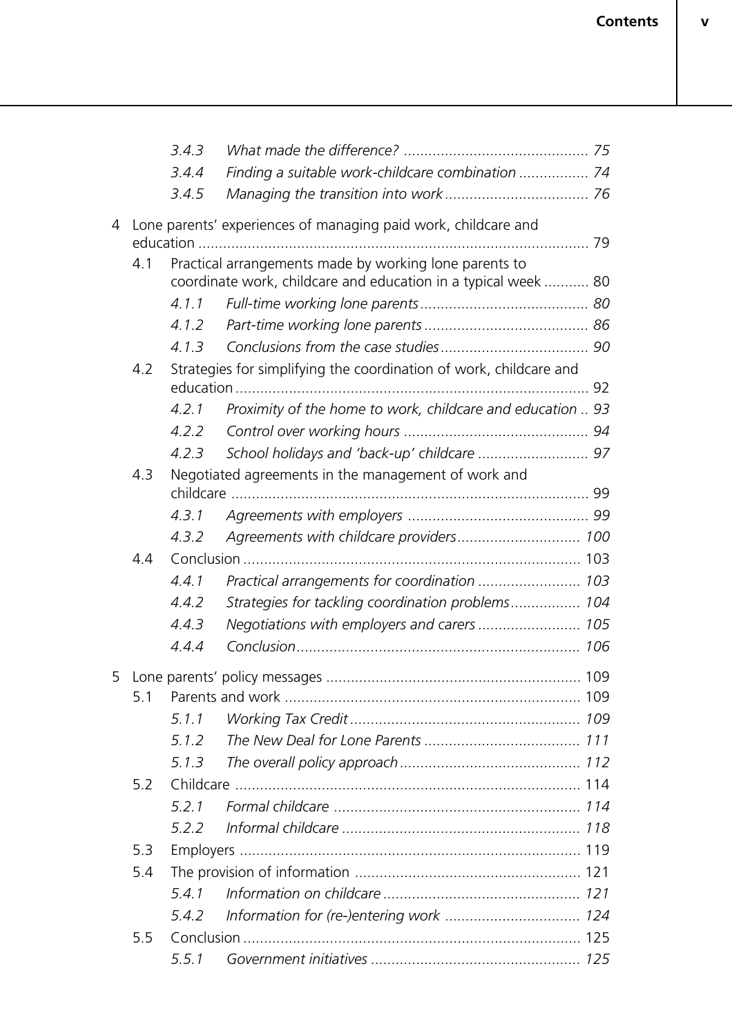3.4.3 *What made the difference?* ............................................ 75

3.4.4 *Finding a suitable work-childcare combination* ................ 74

3.4.5 *Managing the transition into work* .................................. 76

4 Lone parents' experiences of managing paid work, childcare and education ............................................................................................. 79

4.1 Practical arrangements made by working lone parents to coordinate work, childcare and education in a typical week ........... 80

4.1.1 *Full-time working lone parents* ......................................... 80

4.1.2 *Part-time working lone parents* ........................................ 86

4.1.3 *Conclusions from the case studies* .................................... 90

4.2 Strategies for simplifying the coordination of work, childcare and education ..................................................................................... 92

4.2.1 *Proximity of the home to work, childcare and education* .. 93

4.2.2 *Control over working hours* ............................................ 94

4.2.3 *School holidays and 'back-up' childcare* ........................... 97

4.3 Negotiated agreements in the management of work and childcare ...................................................................................... 99

4.3.1 *Agreements with employers* ........................................... 99

4.3.2 *Agreements with childcare providers* ............................. 100

4.4 Conclusion ................................................................................. 103

4.4.1 *Practical arrangements for coordination* ......................... 103

4.4.2 *Strategies for tackling coordination problems* ................. 104

4.4.3 *Negotiations with employers and carers* ......................... 105

4.4.4 *Conclusion* .................................................................... 106

5 Lone parents' policy messages ............................................................ 109

5.1 Parents and work ....................................................................... 109

5.1.1 *Working Tax Credit* ....................................................... 109

5.1.2 *The New Deal for Lone Parents* ..................................... 111

5.1.3 *The overall policy approach* ........................................... 112

5.2 Childcare .................................................................................... 114

5.2.1 *Formal childcare* ........................................................... 114

5.2.2 *Informal childcare* ......................................................... 118

5.3 Employers .................................................................................. 119

5.4 The provision of information ...................................................... 121

5.4.1 *Information on childcare* ............................................... 121

5.4.2 *Information for (re-)entering work* ................................ 124

5.5 Conclusion ................................................................................. 125

5.5.1 *Government initiatives* .................................................. 125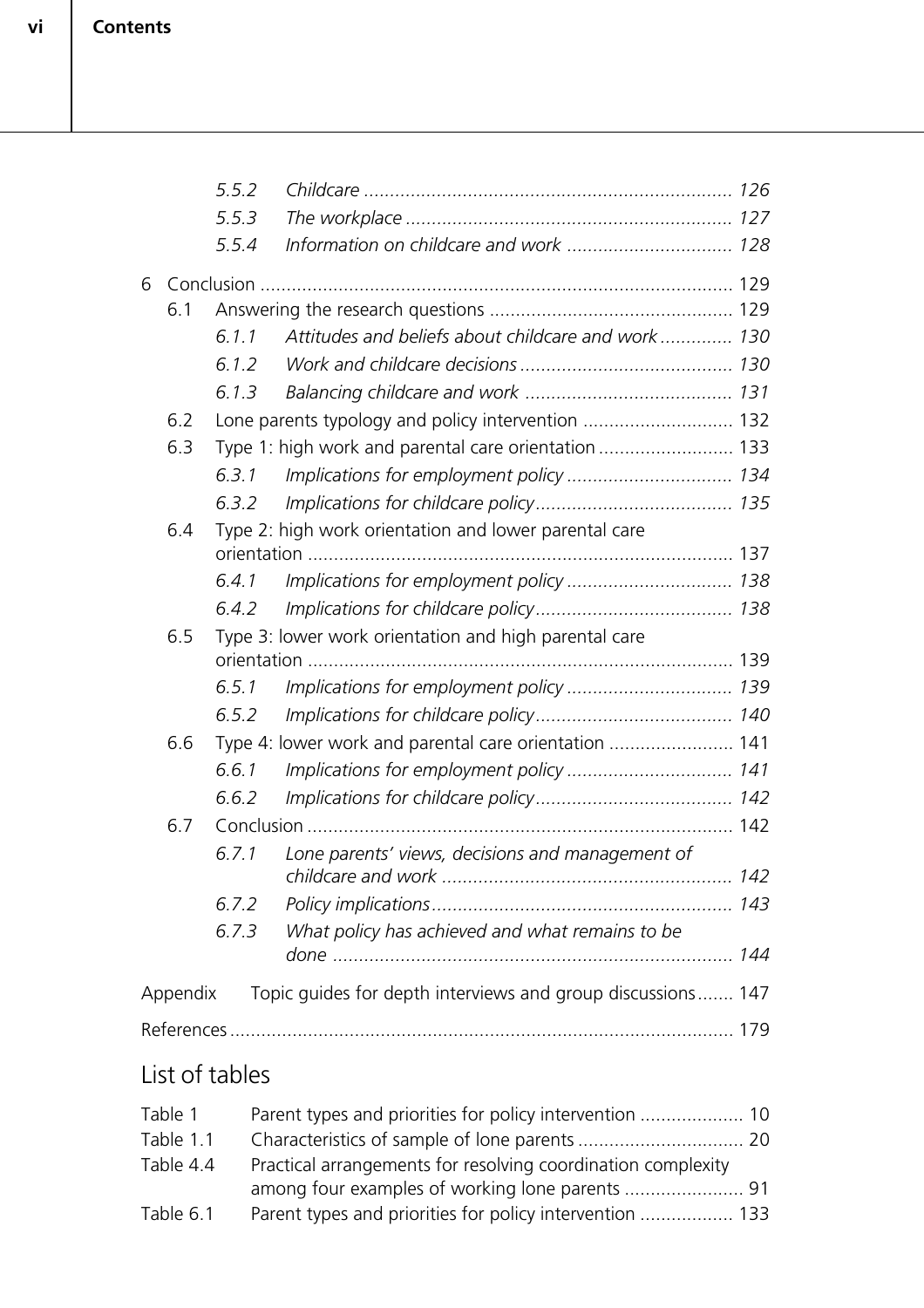*5.5.2 Childcare ....................................................................... 126*

*5.5.3 The workplace ............................................................... 127*

*5.5.4 Information on childcare and work ................................ 128*

6 Conclusion .......................................................................................... 129

6.1 Answering the research questions ............................................... 129

*6.1.1 Attitudes and beliefs about childcare and work ............. 130*

*6.1.2 Work and childcare decisions ......................................... 130*

*6.1.3 Balancing childcare and work ........................................ 131*

6.2 Lone parents typology and policy intervention ............................. 132

6.3 Type 1: high work and parental care orientation .......................... 133

*6.3.1 Implications for employment policy ................................ 134*

*6.3.2 Implications for childcare policy ...................................... 135*

6.4 Type 2: high work orientation and lower parental care orientation .................................................................................. 137

*6.4.1 Implications for employment policy ................................ 138*

*6.4.2 Implications for childcare policy ...................................... 138*

6.5 Type 3: lower work orientation and high parental care orientation .................................................................................. 139

*6.5.1 Implications for employment policy ................................ 139*

*6.5.2 Implications for childcare policy ...................................... 140*

6.6 Type 4: lower work and parental care orientation ........................ 141

*6.6.1 Implications for employment policy ................................ 141*

*6.6.2 Implications for childcare policy ...................................... 142*

6.7 Conclusion .................................................................................. 142

*6.7.1 Lone parents' views, decisions and management of childcare and work ........................................................ 142*

*6.7.2 Policy implications .......................................................... 143*

*6.7.3 What policy has achieved and what remains to be done ............................................................................. 144*

Appendix Topic guides for depth interviews and group discussions ....... 147

References ................................................................................................. 179

## List of tables

Table 1 Parent types and priorities for policy intervention .................... 10

Table 1.1 Characteristics of sample of lone parents ................................ 20

Table 4.4 Practical arrangements for resolving coordination complexity among four examples of working lone parents ....................... 91

Table 6.1 Parent types and priorities for policy intervention .................. 133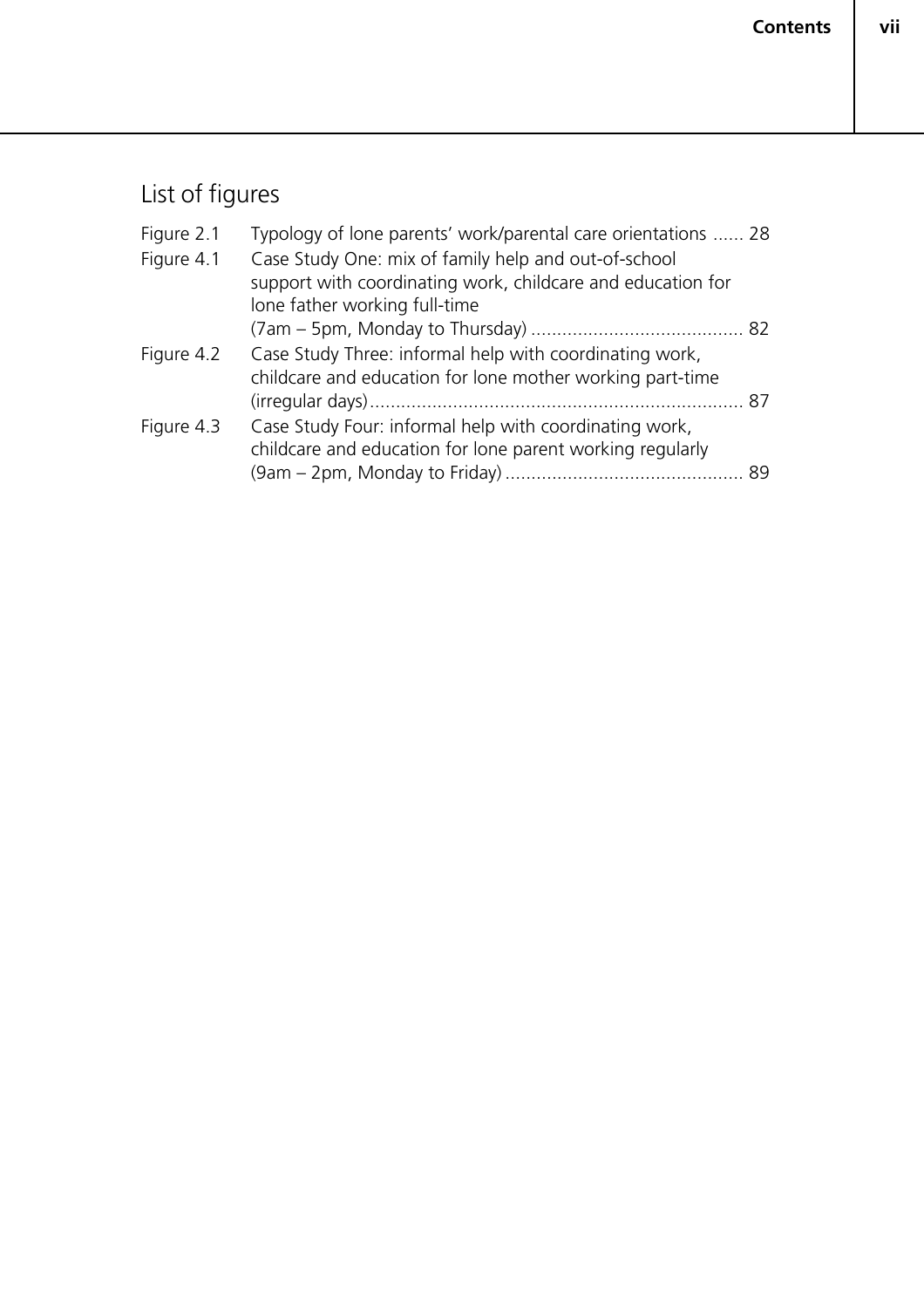## List of figures

| | | |
|---|---|---|
| Figure 2.1 | Typology of lone parents' work/parental care orientations | 28 |
| Figure 4.1 | Case Study One: mix of family help and out-of-school support with coordinating work, childcare and education for lone father working full-time (7am – 5pm, Monday to Thursday) | 82 |
| Figure 4.2 | Case Study Three: informal help with coordinating work, childcare and education for lone mother working part-time (irregular days) | 87 |
| Figure 4.3 | Case Study Four: informal help with coordinating work, childcare and education for lone parent working regularly (9am – 2pm, Monday to Friday) | 89 |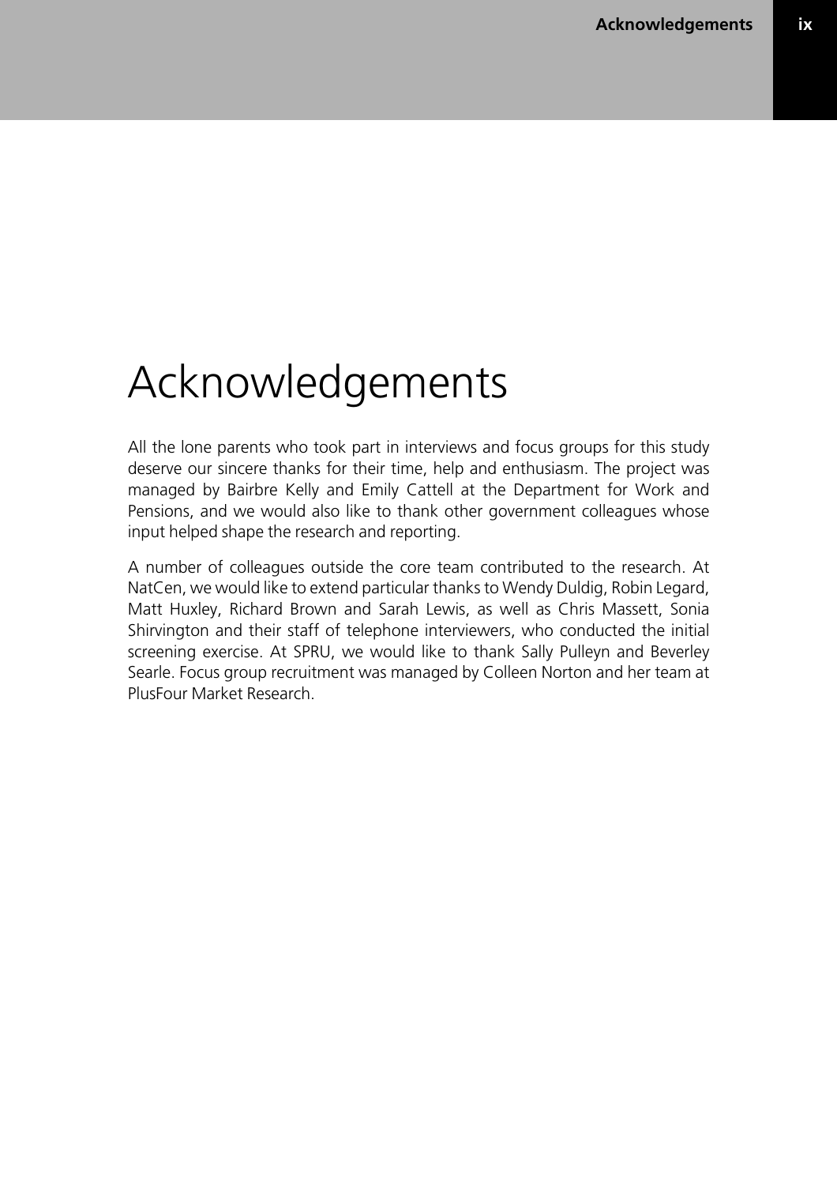# Acknowledgements

All the lone parents who took part in interviews and focus groups for this study deserve our sincere thanks for their time, help and enthusiasm. The project was managed by Bairbre Kelly and Emily Cattell at the Department for Work and Pensions, and we would also like to thank other government colleagues whose input helped shape the research and reporting.

A number of colleagues outside the core team contributed to the research. At NatCen, we would like to extend particular thanks to Wendy Duldig, Robin Legard, Matt Huxley, Richard Brown and Sarah Lewis, as well as Chris Massett, Sonia Shirvington and their staff of telephone interviewers, who conducted the initial screening exercise. At SPRU, we would like to thank Sally Pulleyn and Beverley Searle. Focus group recruitment was managed by Colleen Norton and her team at PlusFour Market Research.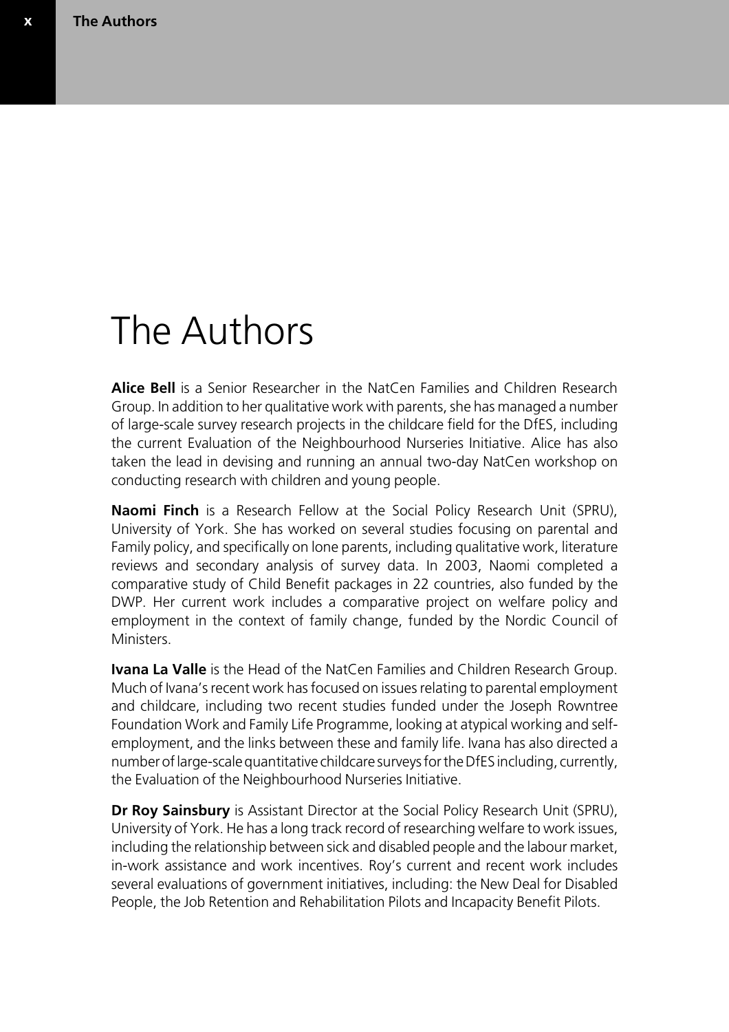# The Authors

**Alice Bell** is a Senior Researcher in the NatCen Families and Children Research Group. In addition to her qualitative work with parents, she has managed a number of large-scale survey research projects in the childcare field for the DfES, including the current Evaluation of the Neighbourhood Nurseries Initiative. Alice has also taken the lead in devising and running an annual two-day NatCen workshop on conducting research with children and young people.

**Naomi Finch** is a Research Fellow at the Social Policy Research Unit (SPRU), University of York. She has worked on several studies focusing on parental and Family policy, and specifically on lone parents, including qualitative work, literature reviews and secondary analysis of survey data. In 2003, Naomi completed a comparative study of Child Benefit packages in 22 countries, also funded by the DWP. Her current work includes a comparative project on welfare policy and employment in the context of family change, funded by the Nordic Council of Ministers.

**Ivana La Valle** is the Head of the NatCen Families and Children Research Group. Much of Ivana's recent work has focused on issues relating to parental employment and childcare, including two recent studies funded under the Joseph Rowntree Foundation Work and Family Life Programme, looking at atypical working and self-employment, and the links between these and family life. Ivana has also directed a number of large-scale quantitative childcare surveys for the DfES including, currently, the Evaluation of the Neighbourhood Nurseries Initiative.

**Dr Roy Sainsbury** is Assistant Director at the Social Policy Research Unit (SPRU), University of York. He has a long track record of researching welfare to work issues, including the relationship between sick and disabled people and the labour market, in-work assistance and work incentives. Roy's current and recent work includes several evaluations of government initiatives, including: the New Deal for Disabled People, the Job Retention and Rehabilitation Pilots and Incapacity Benefit Pilots.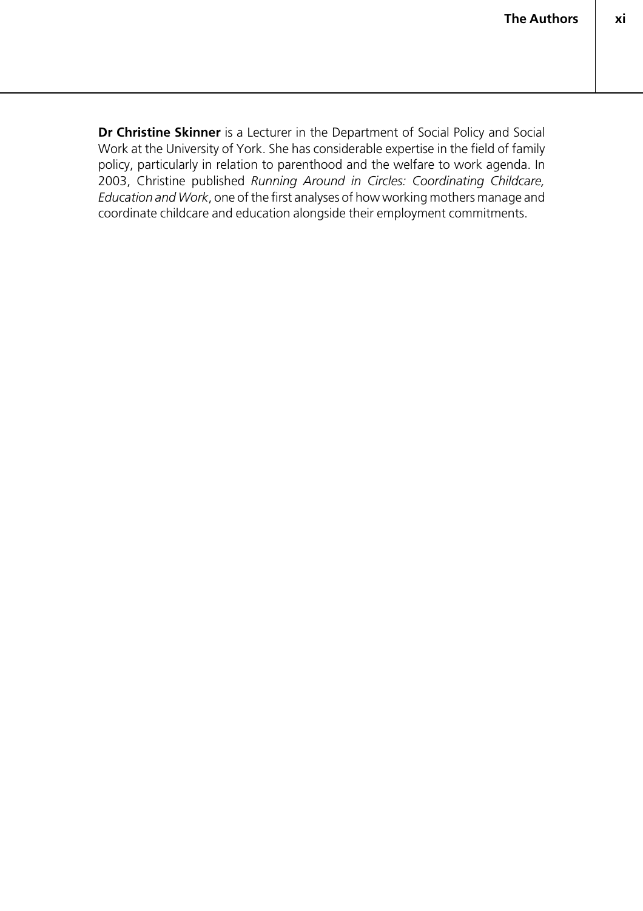**Dr Christine Skinner** is a Lecturer in the Department of Social Policy and Social Work at the University of York. She has considerable expertise in the field of family policy, particularly in relation to parenthood and the welfare to work agenda. In 2003, Christine published *Running Around in Circles: Coordinating Childcare, Education and Work*, one of the first analyses of how working mothers manage and coordinate childcare and education alongside their employment commitments.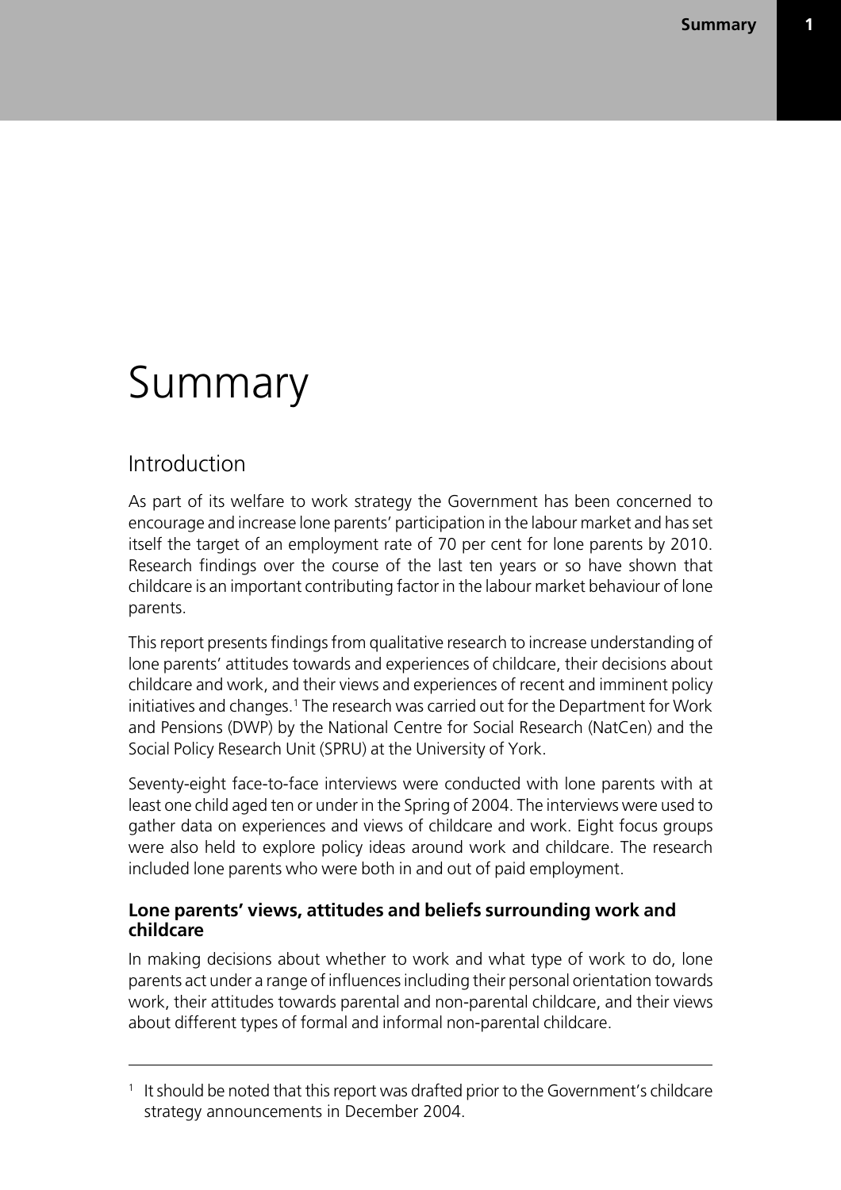# Summary

## Introduction

As part of its welfare to work strategy the Government has been concerned to encourage and increase lone parents' participation in the labour market and has set itself the target of an employment rate of 70 per cent for lone parents by 2010. Research findings over the course of the last ten years or so have shown that childcare is an important contributing factor in the labour market behaviour of lone parents.

This report presents findings from qualitative research to increase understanding of lone parents' attitudes towards and experiences of childcare, their decisions about childcare and work, and their views and experiences of recent and imminent policy initiatives and changes.[1] The research was carried out for the Department for Work and Pensions (DWP) by the National Centre for Social Research (NatCen) and the Social Policy Research Unit (SPRU) at the University of York.

Seventy-eight face-to-face interviews were conducted with lone parents with at least one child aged ten or under in the Spring of 2004. The interviews were used to gather data on experiences and views of childcare and work. Eight focus groups were also held to explore policy ideas around work and childcare. The research included lone parents who were both in and out of paid employment.

### Lone parents' views, attitudes and beliefs surrounding work and childcare

In making decisions about whether to work and what type of work to do, lone parents act under a range of influences including their personal orientation towards work, their attitudes towards parental and non-parental childcare, and their views about different types of formal and informal non-parental childcare.

---

[1] It should be noted that this report was drafted prior to the Government's childcare strategy announcements in December 2004.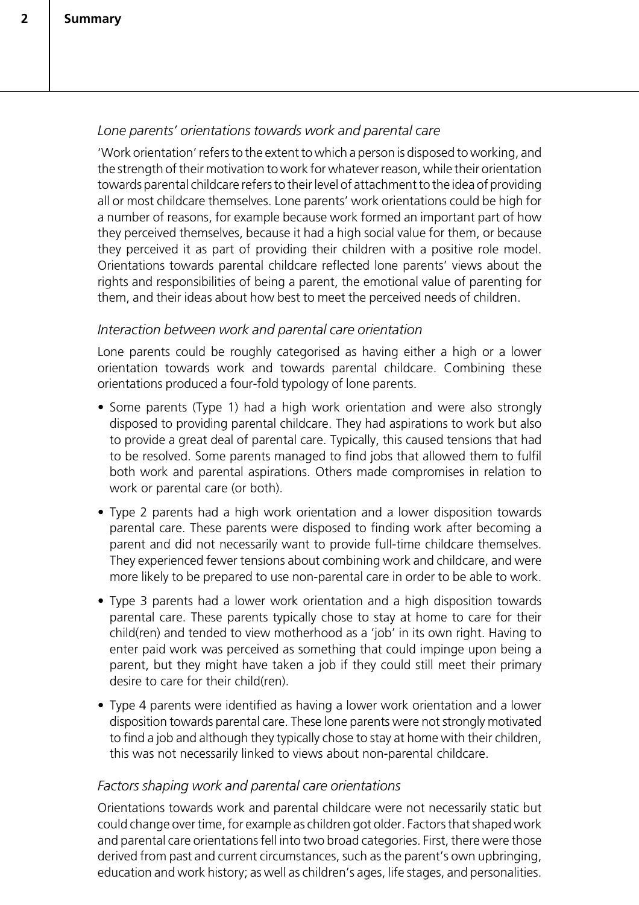*Lone parents' orientations towards work and parental care*

'Work orientation' refers to the extent to which a person is disposed to working, and the strength of their motivation to work for whatever reason, while their orientation towards parental childcare refers to their level of attachment to the idea of providing all or most childcare themselves. Lone parents' work orientations could be high for a number of reasons, for example because work formed an important part of how they perceived themselves, because it had a high social value for them, or because they perceived it as part of providing their children with a positive role model. Orientations towards parental childcare reflected lone parents' views about the rights and responsibilities of being a parent, the emotional value of parenting for them, and their ideas about how best to meet the perceived needs of children.

*Interaction between work and parental care orientation*

Lone parents could be roughly categorised as having either a high or a lower orientation towards work and towards parental childcare. Combining these orientations produced a four-fold typology of lone parents.

- Some parents (Type 1) had a high work orientation and were also strongly disposed to providing parental childcare. They had aspirations to work but also to provide a great deal of parental care. Typically, this caused tensions that had to be resolved. Some parents managed to find jobs that allowed them to fulfil both work and parental aspirations. Others made compromises in relation to work or parental care (or both).
- Type 2 parents had a high work orientation and a lower disposition towards parental care. These parents were disposed to finding work after becoming a parent and did not necessarily want to provide full-time childcare themselves. They experienced fewer tensions about combining work and childcare, and were more likely to be prepared to use non-parental care in order to be able to work.
- Type 3 parents had a lower work orientation and a high disposition towards parental care. These parents typically chose to stay at home to care for their child(ren) and tended to view motherhood as a 'job' in its own right. Having to enter paid work was perceived as something that could impinge upon being a parent, but they might have taken a job if they could still meet their primary desire to care for their child(ren).
- Type 4 parents were identified as having a lower work orientation and a lower disposition towards parental care. These lone parents were not strongly motivated to find a job and although they typically chose to stay at home with their children, this was not necessarily linked to views about non-parental childcare.

*Factors shaping work and parental care orientations*

Orientations towards work and parental childcare were not necessarily static but could change over time, for example as children got older. Factors that shaped work and parental care orientations fell into two broad categories. First, there were those derived from past and current circumstances, such as the parent's own upbringing, education and work history; as well as children's ages, life stages, and personalities.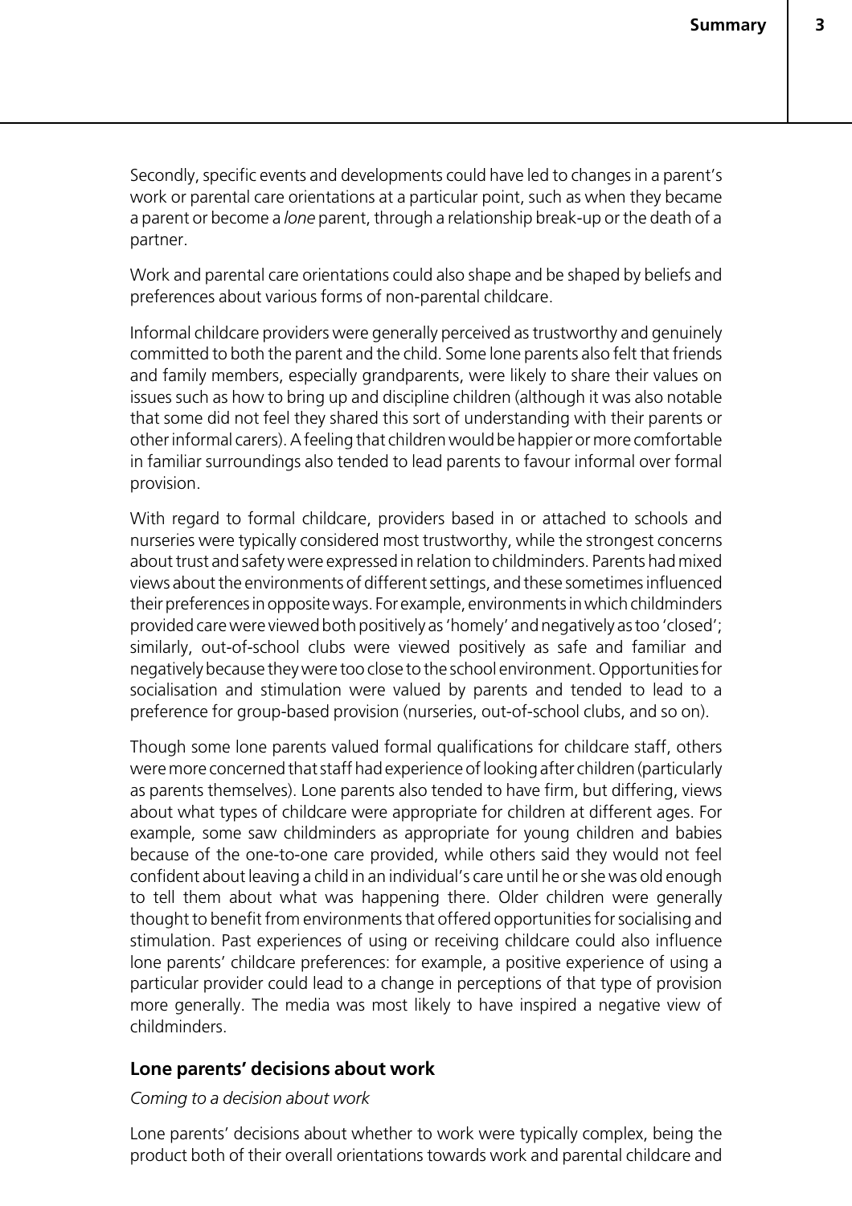Secondly, specific events and developments could have led to changes in a parent's work or parental care orientations at a particular point, such as when they became a parent or become a *lone* parent, through a relationship break-up or the death of a partner.

Work and parental care orientations could also shape and be shaped by beliefs and preferences about various forms of non-parental childcare.

Informal childcare providers were generally perceived as trustworthy and genuinely committed to both the parent and the child. Some lone parents also felt that friends and family members, especially grandparents, were likely to share their values on issues such as how to bring up and discipline children (although it was also notable that some did not feel they shared this sort of understanding with their parents or other informal carers). A feeling that children would be happier or more comfortable in familiar surroundings also tended to lead parents to favour informal over formal provision.

With regard to formal childcare, providers based in or attached to schools and nurseries were typically considered most trustworthy, while the strongest concerns about trust and safety were expressed in relation to childminders. Parents had mixed views about the environments of different settings, and these sometimes influenced their preferences in opposite ways. For example, environments in which childminders provided care were viewed both positively as 'homely' and negatively as too 'closed'; similarly, out-of-school clubs were viewed positively as safe and familiar and negatively because they were too close to the school environment. Opportunities for socialisation and stimulation were valued by parents and tended to lead to a preference for group-based provision (nurseries, out-of-school clubs, and so on).

Though some lone parents valued formal qualifications for childcare staff, others were more concerned that staff had experience of looking after children (particularly as parents themselves). Lone parents also tended to have firm, but differing, views about what types of childcare were appropriate for children at different ages. For example, some saw childminders as appropriate for young children and babies because of the one-to-one care provided, while others said they would not feel confident about leaving a child in an individual's care until he or she was old enough to tell them about what was happening there. Older children were generally thought to benefit from environments that offered opportunities for socialising and stimulation. Past experiences of using or receiving childcare could also influence lone parents' childcare preferences: for example, a positive experience of using a particular provider could lead to a change in perceptions of that type of provision more generally. The media was most likely to have inspired a negative view of childminders.

### Lone parents' decisions about work

*Coming to a decision about work*

Lone parents' decisions about whether to work were typically complex, being the product both of their overall orientations towards work and parental childcare and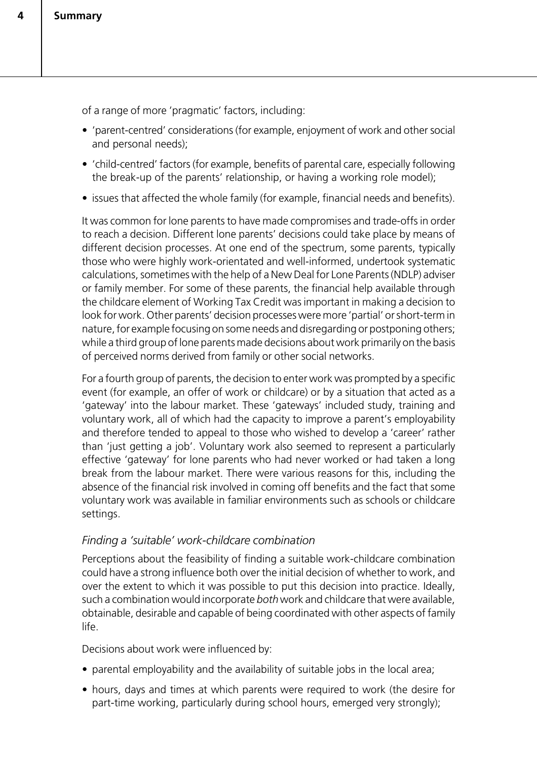of a range of more 'pragmatic' factors, including:

- 'parent-centred' considerations (for example, enjoyment of work and other social and personal needs);
- 'child-centred' factors (for example, benefits of parental care, especially following the break-up of the parents' relationship, or having a working role model);
- issues that affected the whole family (for example, financial needs and benefits).

It was common for lone parents to have made compromises and trade-offs in order to reach a decision. Different lone parents' decisions could take place by means of different decision processes. At one end of the spectrum, some parents, typically those who were highly work-orientated and well-informed, undertook systematic calculations, sometimes with the help of a New Deal for Lone Parents (NDLP) adviser or family member. For some of these parents, the financial help available through the childcare element of Working Tax Credit was important in making a decision to look for work. Other parents' decision processes were more 'partial' or short-term in nature, for example focusing on some needs and disregarding or postponing others; while a third group of lone parents made decisions about work primarily on the basis of perceived norms derived from family or other social networks.

For a fourth group of parents, the decision to enter work was prompted by a specific event (for example, an offer of work or childcare) or by a situation that acted as a 'gateway' into the labour market. These 'gateways' included study, training and voluntary work, all of which had the capacity to improve a parent's employability and therefore tended to appeal to those who wished to develop a 'career' rather than 'just getting a job'. Voluntary work also seemed to represent a particularly effective 'gateway' for lone parents who had never worked or had taken a long break from the labour market. There were various reasons for this, including the absence of the financial risk involved in coming off benefits and the fact that some voluntary work was available in familiar environments such as schools or childcare settings.

### *Finding a 'suitable' work-childcare combination*

Perceptions about the feasibility of finding a suitable work-childcare combination could have a strong influence both over the initial decision of whether to work, and over the extent to which it was possible to put this decision into practice. Ideally, such a combination would incorporate *both* work and childcare that were available, obtainable, desirable and capable of being coordinated with other aspects of family life.

Decisions about work were influenced by:

- parental employability and the availability of suitable jobs in the local area;
- hours, days and times at which parents were required to work (the desire for part-time working, particularly during school hours, emerged very strongly);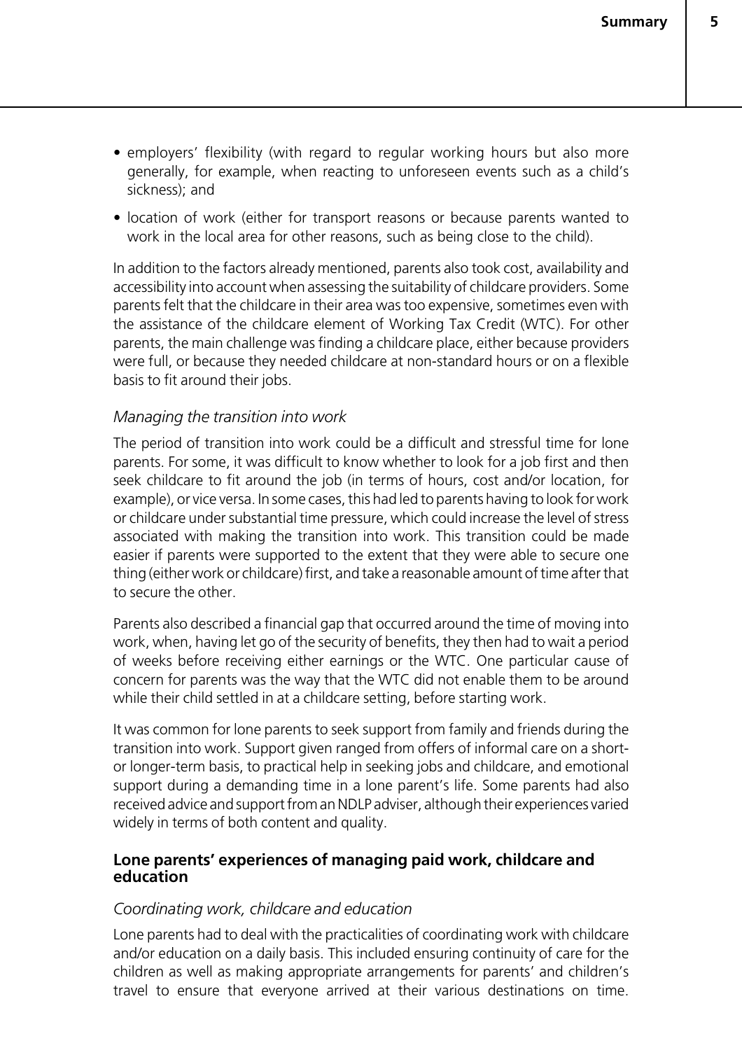- employers' flexibility (with regard to regular working hours but also more generally, for example, when reacting to unforeseen events such as a child's sickness); and
- location of work (either for transport reasons or because parents wanted to work in the local area for other reasons, such as being close to the child).

In addition to the factors already mentioned, parents also took cost, availability and accessibility into account when assessing the suitability of childcare providers. Some parents felt that the childcare in their area was too expensive, sometimes even with the assistance of the childcare element of Working Tax Credit (WTC). For other parents, the main challenge was finding a childcare place, either because providers were full, or because they needed childcare at non-standard hours or on a flexible basis to fit around their jobs.

*Managing the transition into work*

The period of transition into work could be a difficult and stressful time for lone parents. For some, it was difficult to know whether to look for a job first and then seek childcare to fit around the job (in terms of hours, cost and/or location, for example), or vice versa. In some cases, this had led to parents having to look for work or childcare under substantial time pressure, which could increase the level of stress associated with making the transition into work. This transition could be made easier if parents were supported to the extent that they were able to secure one thing (either work or childcare) first, and take a reasonable amount of time after that to secure the other.

Parents also described a financial gap that occurred around the time of moving into work, when, having let go of the security of benefits, they then had to wait a period of weeks before receiving either earnings or the WTC. One particular cause of concern for parents was the way that the WTC did not enable them to be around while their child settled in at a childcare setting, before starting work.

It was common for lone parents to seek support from family and friends during the transition into work. Support given ranged from offers of informal care on a short- or longer-term basis, to practical help in seeking jobs and childcare, and emotional support during a demanding time in a lone parent's life. Some parents had also received advice and support from an NDLP adviser, although their experiences varied widely in terms of both content and quality.

**Lone parents' experiences of managing paid work, childcare and education**

*Coordinating work, childcare and education*

Lone parents had to deal with the practicalities of coordinating work with childcare and/or education on a daily basis. This included ensuring continuity of care for the children as well as making appropriate arrangements for parents' and children's travel to ensure that everyone arrived at their various destinations on time.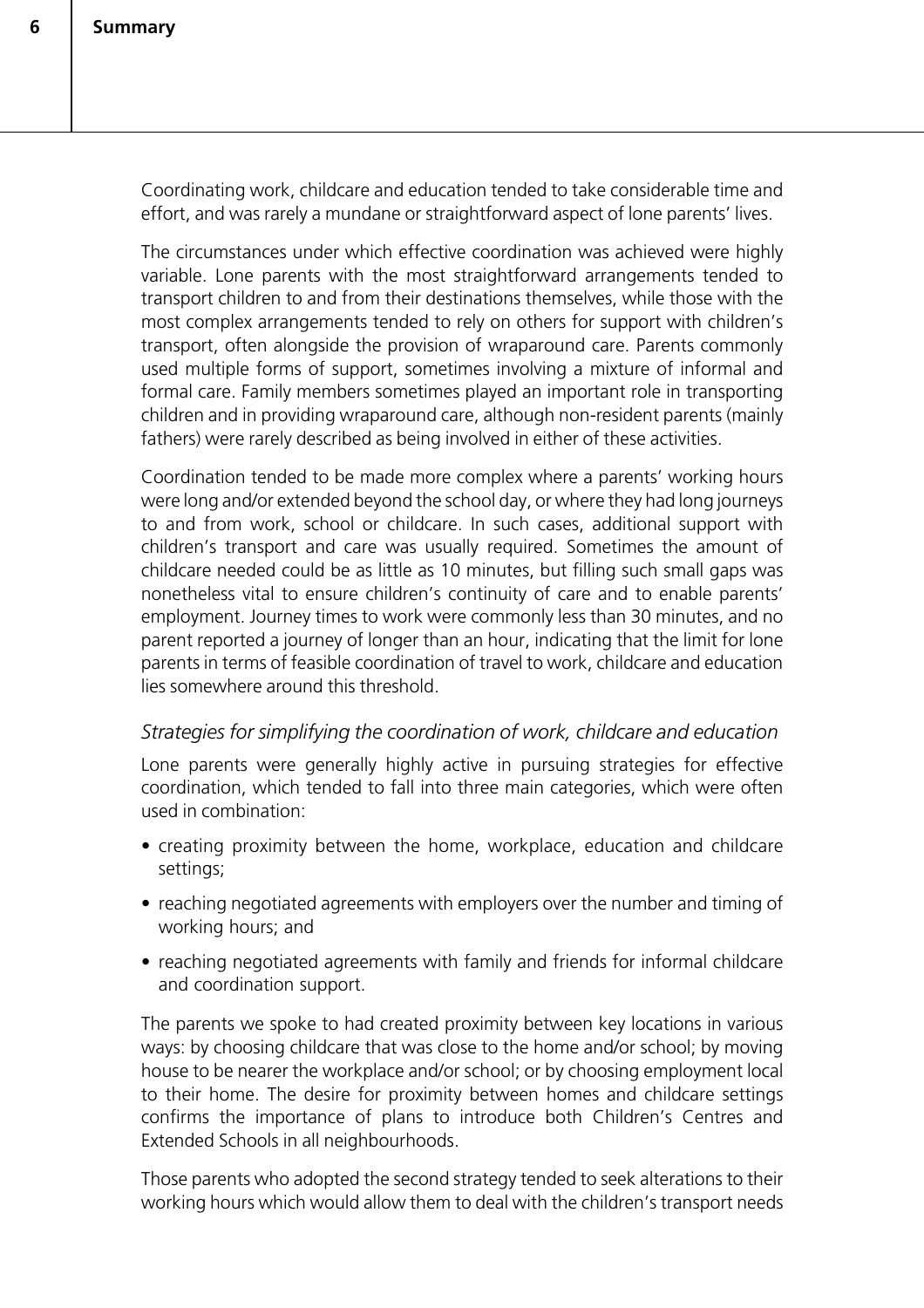Coordinating work, childcare and education tended to take considerable time and effort, and was rarely a mundane or straightforward aspect of lone parents' lives.

The circumstances under which effective coordination was achieved were highly variable. Lone parents with the most straightforward arrangements tended to transport children to and from their destinations themselves, while those with the most complex arrangements tended to rely on others for support with children's transport, often alongside the provision of wraparound care. Parents commonly used multiple forms of support, sometimes involving a mixture of informal and formal care. Family members sometimes played an important role in transporting children and in providing wraparound care, although non-resident parents (mainly fathers) were rarely described as being involved in either of these activities.

Coordination tended to be made more complex where a parents' working hours were long and/or extended beyond the school day, or where they had long journeys to and from work, school or childcare. In such cases, additional support with children's transport and care was usually required. Sometimes the amount of childcare needed could be as little as 10 minutes, but filling such small gaps was nonetheless vital to ensure children's continuity of care and to enable parents' employment. Journey times to work were commonly less than 30 minutes, and no parent reported a journey of longer than an hour, indicating that the limit for lone parents in terms of feasible coordination of travel to work, childcare and education lies somewhere around this threshold.

*Strategies for simplifying the coordination of work, childcare and education*

Lone parents were generally highly active in pursuing strategies for effective coordination, which tended to fall into three main categories, which were often used in combination:

- creating proximity between the home, workplace, education and childcare settings;
- reaching negotiated agreements with employers over the number and timing of working hours; and
- reaching negotiated agreements with family and friends for informal childcare and coordination support.

The parents we spoke to had created proximity between key locations in various ways: by choosing childcare that was close to the home and/or school; by moving house to be nearer the workplace and/or school; or by choosing employment local to their home. The desire for proximity between homes and childcare settings confirms the importance of plans to introduce both Children's Centres and Extended Schools in all neighbourhoods.

Those parents who adopted the second strategy tended to seek alterations to their working hours which would allow them to deal with the children's transport needs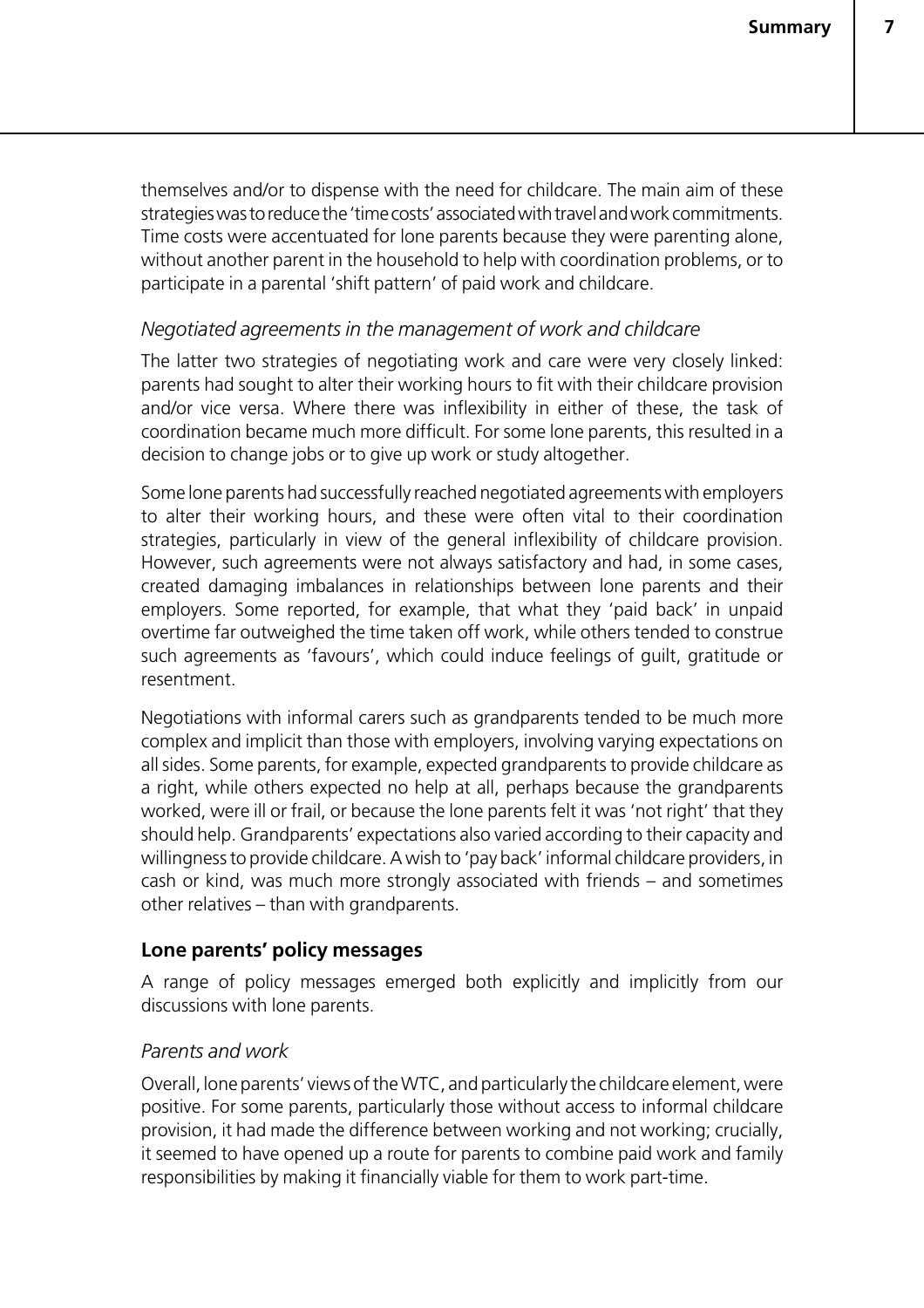themselves and/or to dispense with the need for childcare. The main aim of these strategies was to reduce the 'time costs' associated with travel and work commitments. Time costs were accentuated for lone parents because they were parenting alone, without another parent in the household to help with coordination problems, or to participate in a parental 'shift pattern' of paid work and childcare.

*Negotiated agreements in the management of work and childcare*

The latter two strategies of negotiating work and care were very closely linked: parents had sought to alter their working hours to fit with their childcare provision and/or vice versa. Where there was inflexibility in either of these, the task of coordination became much more difficult. For some lone parents, this resulted in a decision to change jobs or to give up work or study altogether.

Some lone parents had successfully reached negotiated agreements with employers to alter their working hours, and these were often vital to their coordination strategies, particularly in view of the general inflexibility of childcare provision. However, such agreements were not always satisfactory and had, in some cases, created damaging imbalances in relationships between lone parents and their employers. Some reported, for example, that what they 'paid back' in unpaid overtime far outweighed the time taken off work, while others tended to construe such agreements as 'favours', which could induce feelings of guilt, gratitude or resentment.

Negotiations with informal carers such as grandparents tended to be much more complex and implicit than those with employers, involving varying expectations on all sides. Some parents, for example, expected grandparents to provide childcare as a right, while others expected no help at all, perhaps because the grandparents worked, were ill or frail, or because the lone parents felt it was 'not right' that they should help. Grandparents' expectations also varied according to their capacity and willingness to provide childcare. A wish to 'pay back' informal childcare providers, in cash or kind, was much more strongly associated with friends – and sometimes other relatives – than with grandparents.

**Lone parents' policy messages**

A range of policy messages emerged both explicitly and implicitly from our discussions with lone parents.

*Parents and work*

Overall, lone parents' views of the WTC, and particularly the childcare element, were positive. For some parents, particularly those without access to informal childcare provision, it had made the difference between working and not working; crucially, it seemed to have opened up a route for parents to combine paid work and family responsibilities by making it financially viable for them to work part-time.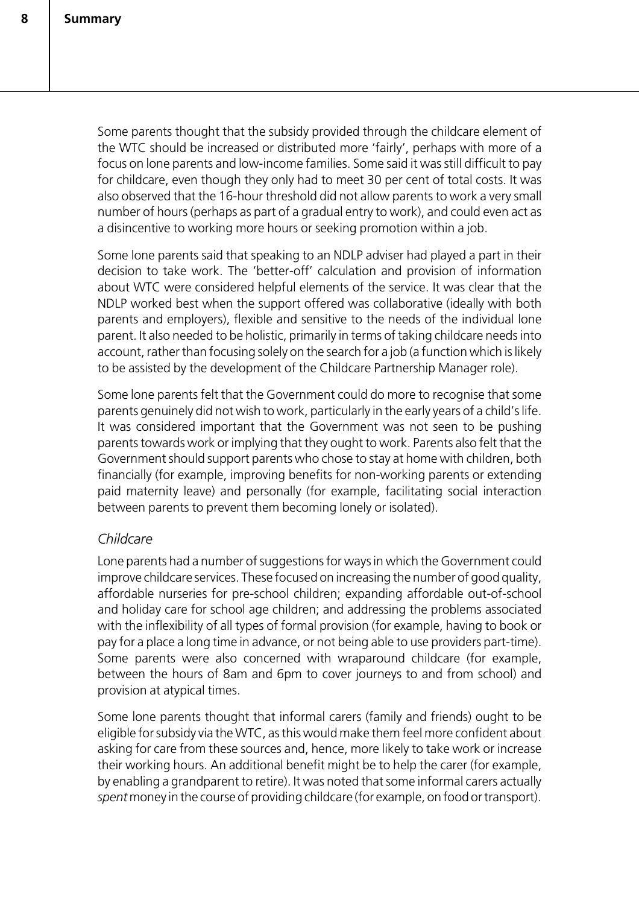Some parents thought that the subsidy provided through the childcare element of the WTC should be increased or distributed more 'fairly', perhaps with more of a focus on lone parents and low-income families. Some said it was still difficult to pay for childcare, even though they only had to meet 30 per cent of total costs. It was also observed that the 16-hour threshold did not allow parents to work a very small number of hours (perhaps as part of a gradual entry to work), and could even act as a disincentive to working more hours or seeking promotion within a job.

Some lone parents said that speaking to an NDLP adviser had played a part in their decision to take work. The 'better-off' calculation and provision of information about WTC were considered helpful elements of the service. It was clear that the NDLP worked best when the support offered was collaborative (ideally with both parents and employers), flexible and sensitive to the needs of the individual lone parent. It also needed to be holistic, primarily in terms of taking childcare needs into account, rather than focusing solely on the search for a job (a function which is likely to be assisted by the development of the Childcare Partnership Manager role).

Some lone parents felt that the Government could do more to recognise that some parents genuinely did not wish to work, particularly in the early years of a child's life. It was considered important that the Government was not seen to be pushing parents towards work or implying that they ought to work. Parents also felt that the Government should support parents who chose to stay at home with children, both financially (for example, improving benefits for non-working parents or extending paid maternity leave) and personally (for example, facilitating social interaction between parents to prevent them becoming lonely or isolated).

*Childcare*

Lone parents had a number of suggestions for ways in which the Government could improve childcare services. These focused on increasing the number of good quality, affordable nurseries for pre-school children; expanding affordable out-of-school and holiday care for school age children; and addressing the problems associated with the inflexibility of all types of formal provision (for example, having to book or pay for a place a long time in advance, or not being able to use providers part-time). Some parents were also concerned with wraparound childcare (for example, between the hours of 8am and 6pm to cover journeys to and from school) and provision at atypical times.

Some lone parents thought that informal carers (family and friends) ought to be eligible for subsidy via the WTC, as this would make them feel more confident about asking for care from these sources and, hence, more likely to take work or increase their working hours. An additional benefit might be to help the carer (for example, by enabling a grandparent to retire). It was noted that some informal carers actually *spent* money in the course of providing childcare (for example, on food or transport).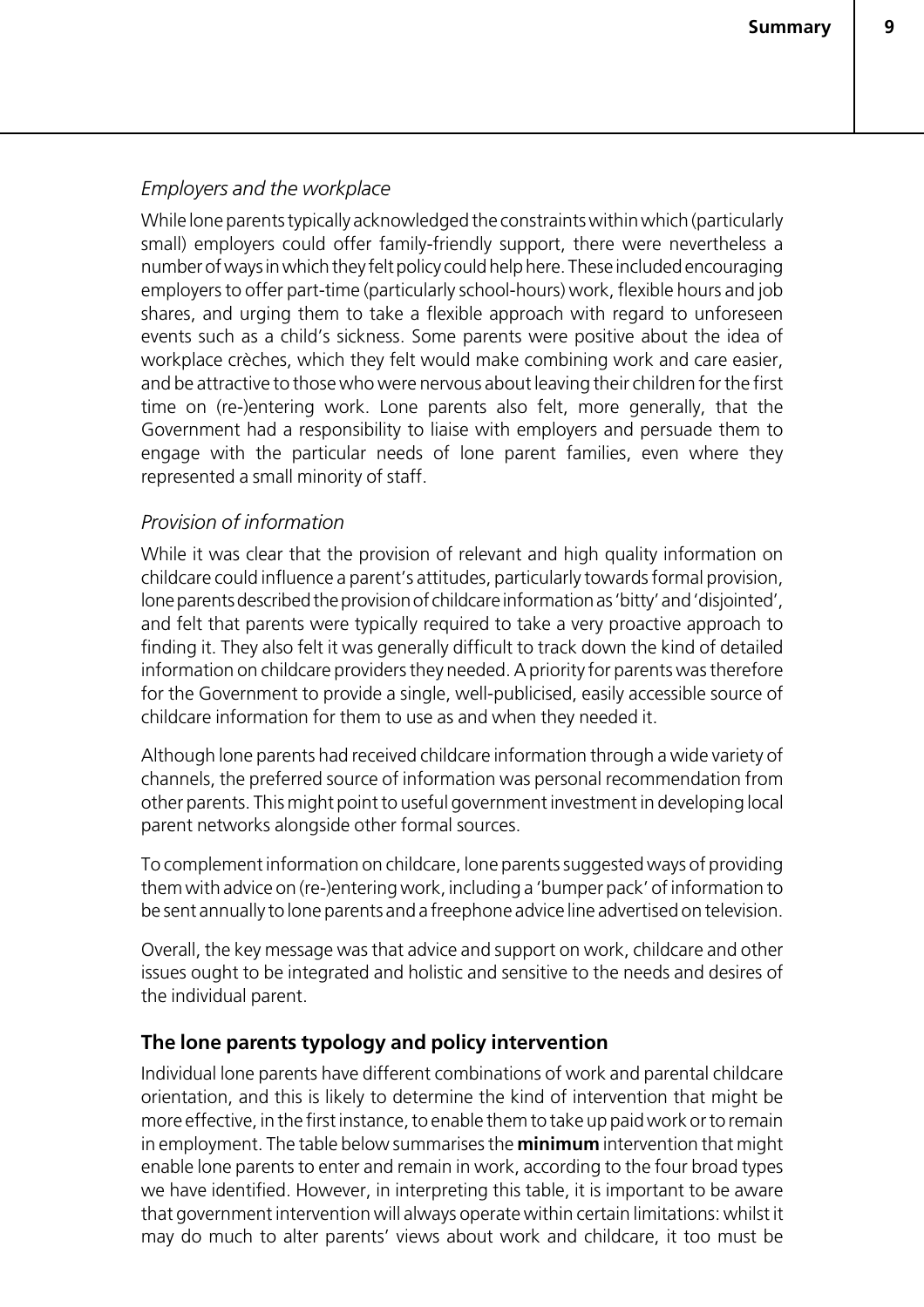*Employers and the workplace*

While lone parents typically acknowledged the constraints within which (particularly small) employers could offer family-friendly support, there were nevertheless a number of ways in which they felt policy could help here. These included encouraging employers to offer part-time (particularly school-hours) work, flexible hours and job shares, and urging them to take a flexible approach with regard to unforeseen events such as a child's sickness. Some parents were positive about the idea of workplace crèches, which they felt would make combining work and care easier, and be attractive to those who were nervous about leaving their children for the first time on (re-)entering work. Lone parents also felt, more generally, that the Government had a responsibility to liaise with employers and persuade them to engage with the particular needs of lone parent families, even where they represented a small minority of staff.

*Provision of information*

While it was clear that the provision of relevant and high quality information on childcare could influence a parent's attitudes, particularly towards formal provision, lone parents described the provision of childcare information as 'bitty' and 'disjointed', and felt that parents were typically required to take a very proactive approach to finding it. They also felt it was generally difficult to track down the kind of detailed information on childcare providers they needed. A priority for parents was therefore for the Government to provide a single, well-publicised, easily accessible source of childcare information for them to use as and when they needed it.

Although lone parents had received childcare information through a wide variety of channels, the preferred source of information was personal recommendation from other parents. This might point to useful government investment in developing local parent networks alongside other formal sources.

To complement information on childcare, lone parents suggested ways of providing them with advice on (re-)entering work, including a 'bumper pack' of information to be sent annually to lone parents and a freephone advice line advertised on television.

Overall, the key message was that advice and support on work, childcare and other issues ought to be integrated and holistic and sensitive to the needs and desires of the individual parent.

### The lone parents typology and policy intervention

Individual lone parents have different combinations of work and parental childcare orientation, and this is likely to determine the kind of intervention that might be more effective, in the first instance, to enable them to take up paid work or to remain in employment. The table below summarises the **minimum** intervention that might enable lone parents to enter and remain in work, according to the four broad types we have identified. However, in interpreting this table, it is important to be aware that government intervention will always operate within certain limitations: whilst it may do much to alter parents' views about work and childcare, it too must be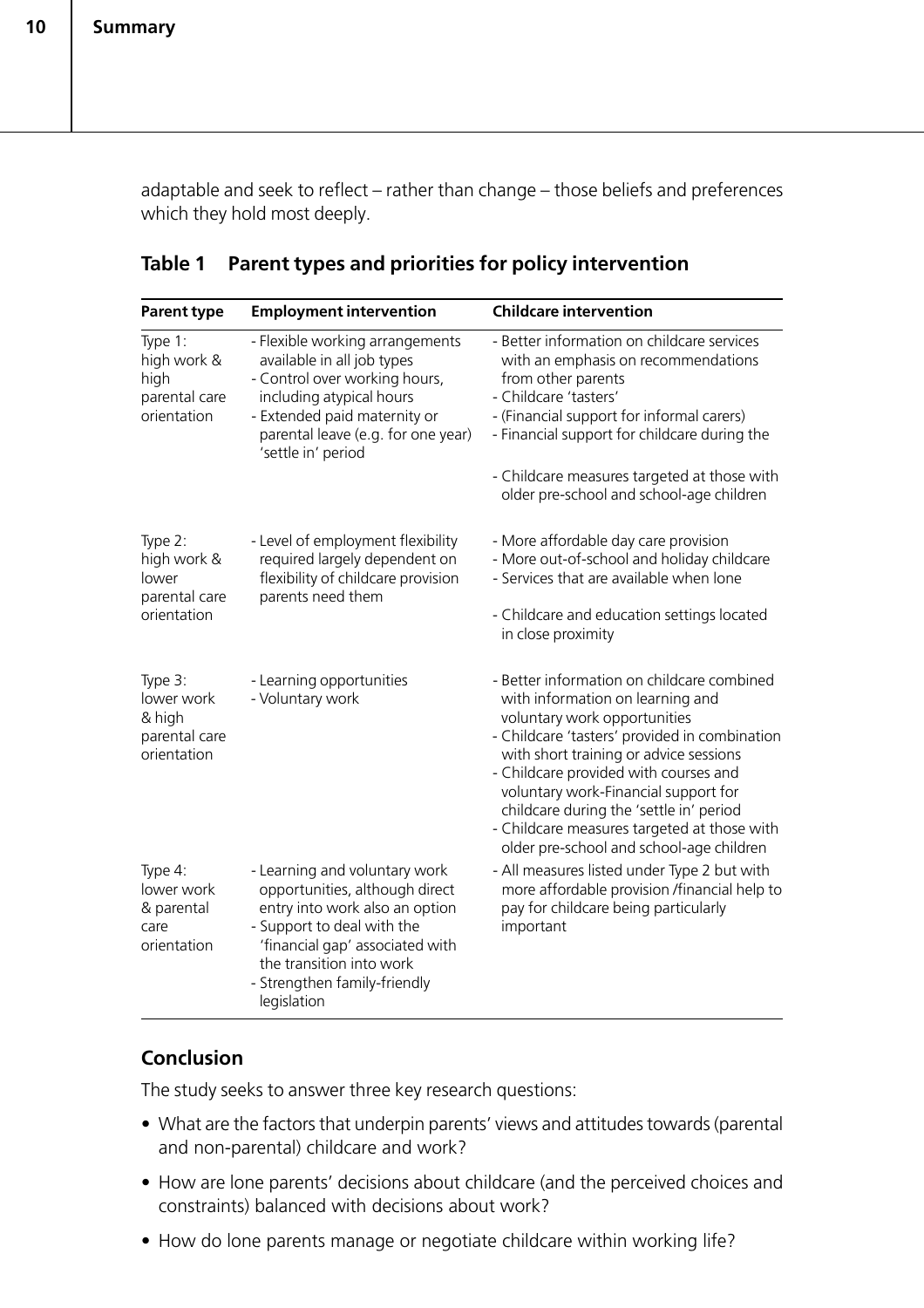adaptable and seek to reflect – rather than change – those beliefs and preferences which they hold most deeply.

**Table 1 Parent types and priorities for policy intervention**

| Parent type | Employment intervention | Childcare intervention |
|---|---|---|
| Type 1: high work & high parental care orientation | - Flexible working arrangements available in all job types<br>- Control over working hours, including atypical hours<br>- Extended paid maternity or parental leave (e.g. for one year) 'settle in' period | - Better information on childcare services with an emphasis on recommendations from other parents<br>- Childcare 'tasters'<br>- (Financial support for informal carers)<br>- Financial support for childcare during the<br>- Childcare measures targeted at those with older pre-school and school-age children |
| Type 2: high work & lower parental care orientation | - Level of employment flexibility required largely dependent on flexibility of childcare provision parents need them | - More affordable day care provision<br>- More out-of-school and holiday childcare<br>- Services that are available when lone<br>- Childcare and education settings located in close proximity |
| Type 3: lower work & high parental care orientation | - Learning opportunities<br>- Voluntary work | - Better information on childcare combined with information on learning and voluntary work opportunities<br>- Childcare 'tasters' provided in combination with short training or advice sessions<br>- Childcare provided with courses and voluntary work-Financial support for childcare during the 'settle in' period<br>- Childcare measures targeted at those with older pre-school and school-age children |
| Type 4: lower work & parental care orientation | - Learning and voluntary work opportunities, although direct entry into work also an option<br>- Support to deal with the 'financial gap' associated with the transition into work<br>- Strengthen family-friendly legislation | - All measures listed under Type 2 but with more affordable provision /financial help to pay for childcare being particularly important |

## Conclusion

The study seeks to answer three key research questions:

- What are the factors that underpin parents' views and attitudes towards (parental and non-parental) childcare and work?
- How are lone parents' decisions about childcare (and the perceived choices and constraints) balanced with decisions about work?
- How do lone parents manage or negotiate childcare within working life?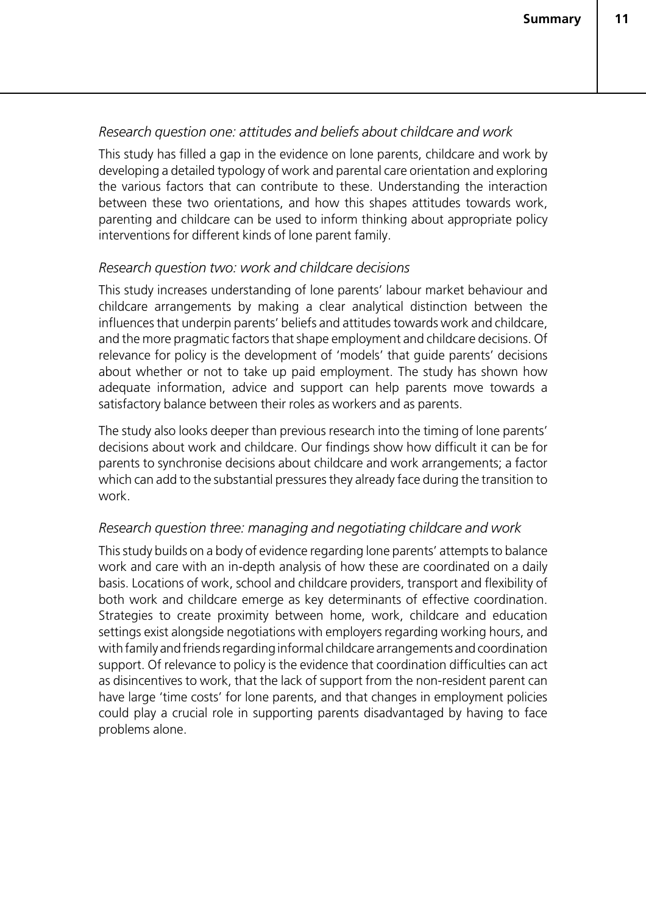*Research question one: attitudes and beliefs about childcare and work*

This study has filled a gap in the evidence on lone parents, childcare and work by developing a detailed typology of work and parental care orientation and exploring the various factors that can contribute to these. Understanding the interaction between these two orientations, and how this shapes attitudes towards work, parenting and childcare can be used to inform thinking about appropriate policy interventions for different kinds of lone parent family.

*Research question two: work and childcare decisions*

This study increases understanding of lone parents' labour market behaviour and childcare arrangements by making a clear analytical distinction between the influences that underpin parents' beliefs and attitudes towards work and childcare, and the more pragmatic factors that shape employment and childcare decisions. Of relevance for policy is the development of 'models' that guide parents' decisions about whether or not to take up paid employment. The study has shown how adequate information, advice and support can help parents move towards a satisfactory balance between their roles as workers and as parents.

The study also looks deeper than previous research into the timing of lone parents' decisions about work and childcare. Our findings show how difficult it can be for parents to synchronise decisions about childcare and work arrangements; a factor which can add to the substantial pressures they already face during the transition to work.

*Research question three: managing and negotiating childcare and work*

This study builds on a body of evidence regarding lone parents' attempts to balance work and care with an in-depth analysis of how these are coordinated on a daily basis. Locations of work, school and childcare providers, transport and flexibility of both work and childcare emerge as key determinants of effective coordination. Strategies to create proximity between home, work, childcare and education settings exist alongside negotiations with employers regarding working hours, and with family and friends regarding informal childcare arrangements and coordination support. Of relevance to policy is the evidence that coordination difficulties can act as disincentives to work, that the lack of support from the non-resident parent can have large 'time costs' for lone parents, and that changes in employment policies could play a crucial role in supporting parents disadvantaged by having to face problems alone.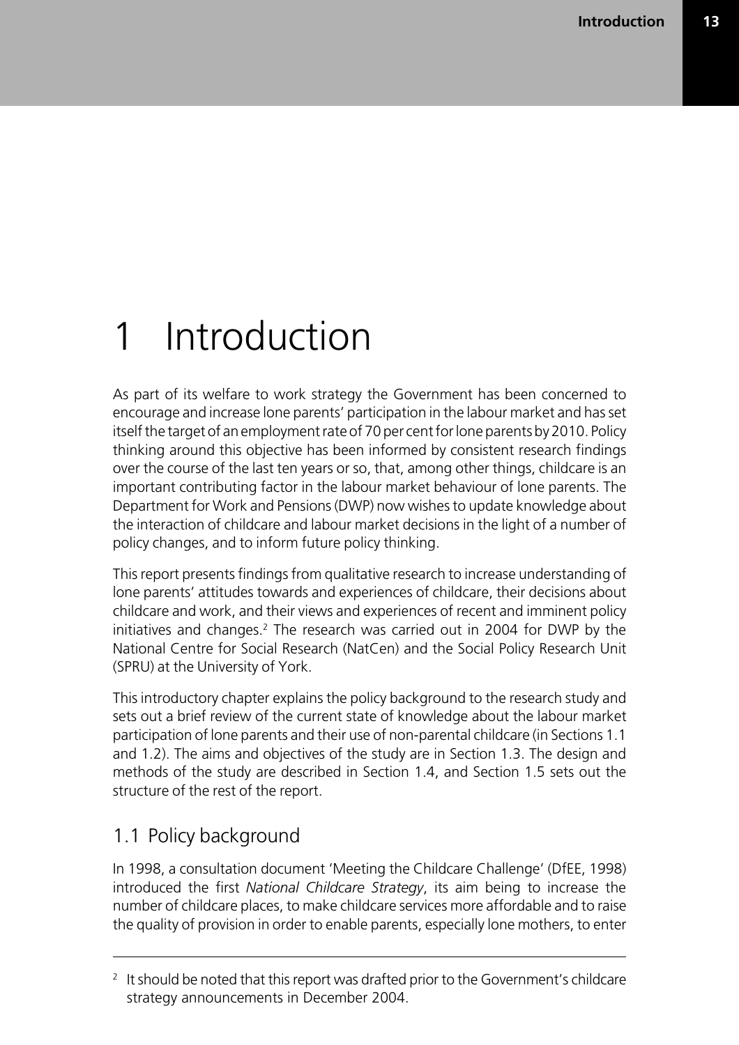# 1 Introduction

As part of its welfare to work strategy the Government has been concerned to encourage and increase lone parents' participation in the labour market and has set itself the target of an employment rate of 70 per cent for lone parents by 2010. Policy thinking around this objective has been informed by consistent research findings over the course of the last ten years or so, that, among other things, childcare is an important contributing factor in the labour market behaviour of lone parents. The Department for Work and Pensions (DWP) now wishes to update knowledge about the interaction of childcare and labour market decisions in the light of a number of policy changes, and to inform future policy thinking.

This report presents findings from qualitative research to increase understanding of lone parents' attitudes towards and experiences of childcare, their decisions about childcare and work, and their views and experiences of recent and imminent policy initiatives and changes.[2] The research was carried out in 2004 for DWP by the National Centre for Social Research (NatCen) and the Social Policy Research Unit (SPRU) at the University of York.

This introductory chapter explains the policy background to the research study and sets out a brief review of the current state of knowledge about the labour market participation of lone parents and their use of non-parental childcare (in Sections 1.1 and 1.2). The aims and objectives of the study are in Section 1.3. The design and methods of the study are described in Section 1.4, and Section 1.5 sets out the structure of the rest of the report.

## 1.1 Policy background

In 1998, a consultation document 'Meeting the Childcare Challenge' (DfEE, 1998) introduced the first *National Childcare Strategy*, its aim being to increase the number of childcare places, to make childcare services more affordable and to raise the quality of provision in order to enable parents, especially lone mothers, to enter

---

[2] It should be noted that this report was drafted prior to the Government's childcare strategy announcements in December 2004.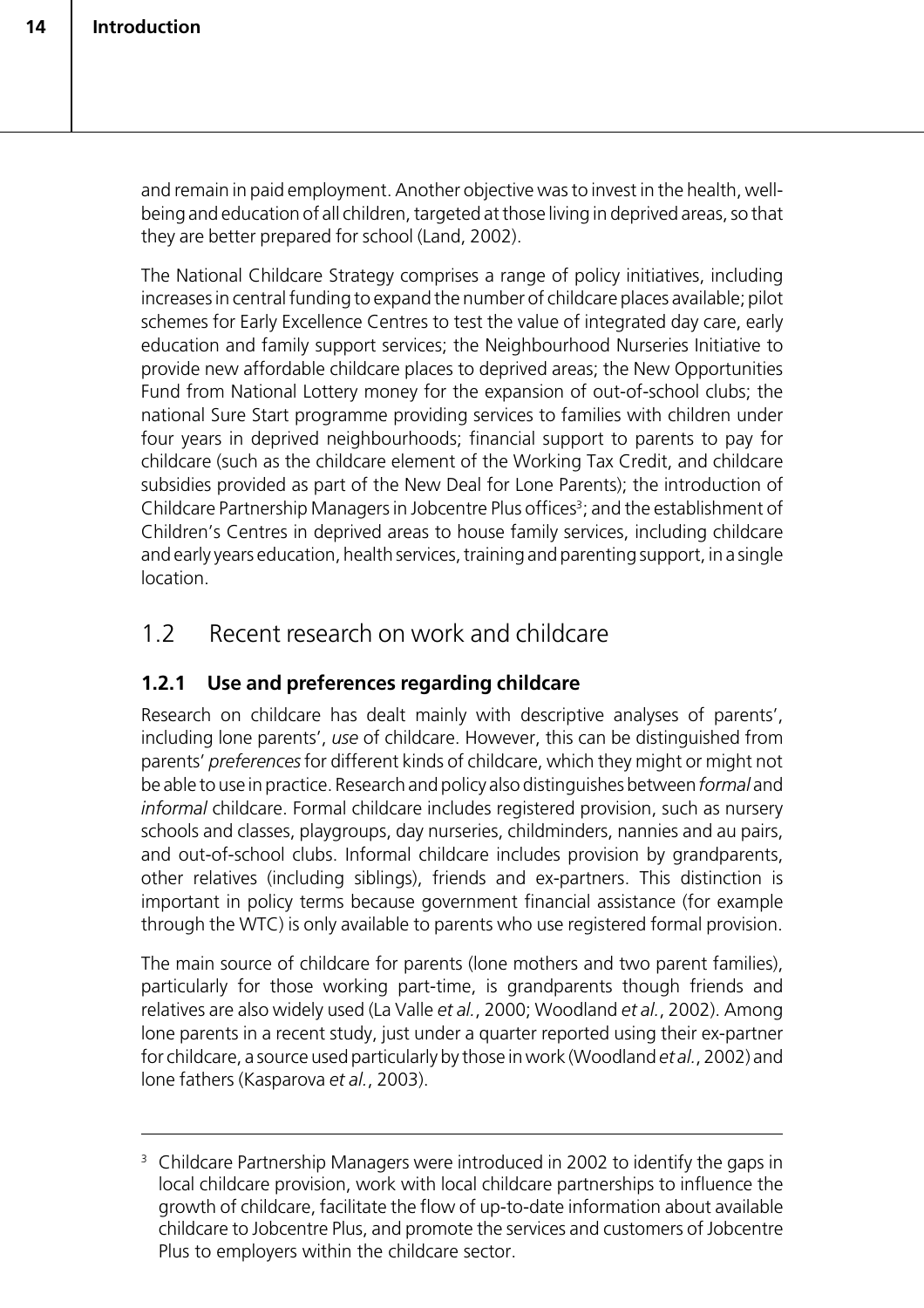and remain in paid employment. Another objective was to invest in the health, well-being and education of all children, targeted at those living in deprived areas, so that they are better prepared for school (Land, 2002).

The National Childcare Strategy comprises a range of policy initiatives, including increases in central funding to expand the number of childcare places available; pilot schemes for Early Excellence Centres to test the value of integrated day care, early education and family support services; the Neighbourhood Nurseries Initiative to provide new affordable childcare places to deprived areas; the New Opportunities Fund from National Lottery money for the expansion of out-of-school clubs; the national Sure Start programme providing services to families with children under four years in deprived neighbourhoods; financial support to parents to pay for childcare (such as the childcare element of the Working Tax Credit, and childcare subsidies provided as part of the New Deal for Lone Parents); the introduction of Childcare Partnership Managers in Jobcentre Plus offices[3]; and the establishment of Children's Centres in deprived areas to house family services, including childcare and early years education, health services, training and parenting support, in a single location.

## 1.2 Recent research on work and childcare

### 1.2.1 Use and preferences regarding childcare

Research on childcare has dealt mainly with descriptive analyses of parents', including lone parents', *use* of childcare. However, this can be distinguished from parents' *preferences* for different kinds of childcare, which they might or might not be able to use in practice. Research and policy also distinguishes between *formal* and *informal* childcare. Formal childcare includes registered provision, such as nursery schools and classes, playgroups, day nurseries, childminders, nannies and au pairs, and out-of-school clubs. Informal childcare includes provision by grandparents, other relatives (including siblings), friends and ex-partners. This distinction is important in policy terms because government financial assistance (for example through the WTC) is only available to parents who use registered formal provision.

The main source of childcare for parents (lone mothers and two parent families), particularly for those working part-time, is grandparents though friends and relatives are also widely used (La Valle *et al.*, 2000; Woodland *et al.*, 2002). Among lone parents in a recent study, just under a quarter reported using their ex-partner for childcare, a source used particularly by those in work (Woodland *et al.*, 2002) and lone fathers (Kasparova *et al.*, 2003).

---

[3] Childcare Partnership Managers were introduced in 2002 to identify the gaps in local childcare provision, work with local childcare partnerships to influence the growth of childcare, facilitate the flow of up-to-date information about available childcare to Jobcentre Plus, and promote the services and customers of Jobcentre Plus to employers within the childcare sector.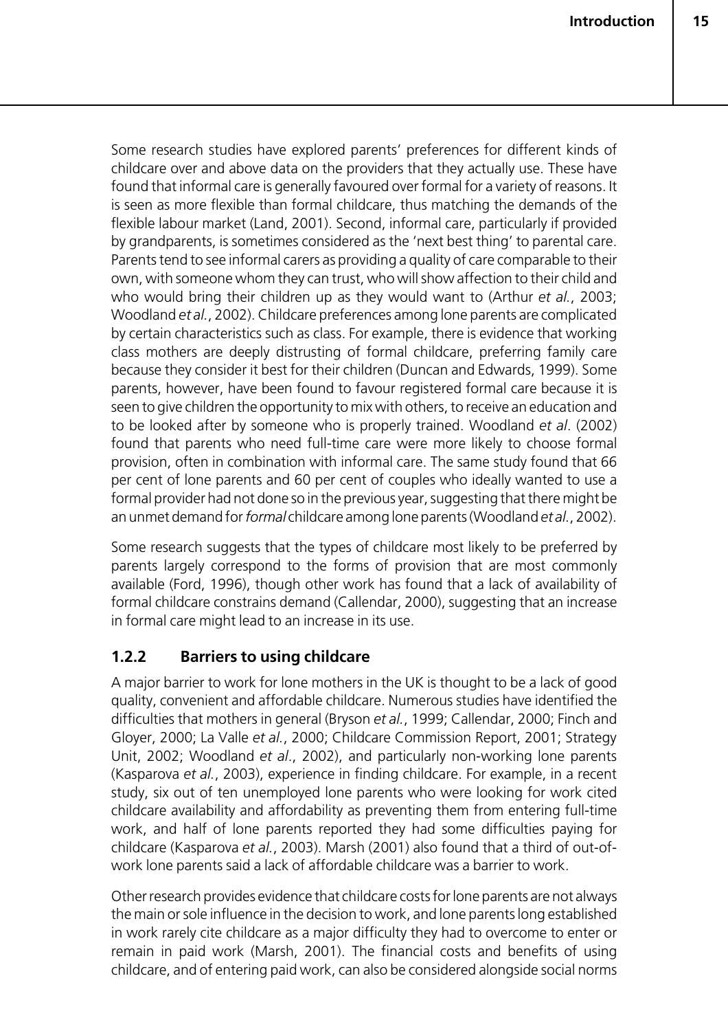Some research studies have explored parents' preferences for different kinds of childcare over and above data on the providers that they actually use. These have found that informal care is generally favoured over formal for a variety of reasons. It is seen as more flexible than formal childcare, thus matching the demands of the flexible labour market (Land, 2001). Second, informal care, particularly if provided by grandparents, is sometimes considered as the 'next best thing' to parental care. Parents tend to see informal carers as providing a quality of care comparable to their own, with someone whom they can trust, who will show affection to their child and who would bring their children up as they would want to (Arthur *et al.*, 2003; Woodland *et al.*, 2002). Childcare preferences among lone parents are complicated by certain characteristics such as class. For example, there is evidence that working class mothers are deeply distrusting of formal childcare, preferring family care because they consider it best for their children (Duncan and Edwards, 1999). Some parents, however, have been found to favour registered formal care because it is seen to give children the opportunity to mix with others, to receive an education and to be looked after by someone who is properly trained. Woodland *et al*. (2002) found that parents who need full-time care were more likely to choose formal provision, often in combination with informal care. The same study found that 66 per cent of lone parents and 60 per cent of couples who ideally wanted to use a formal provider had not done so in the previous year, suggesting that there might be an unmet demand for *formal* childcare among lone parents (Woodland *et al.*, 2002).

Some research suggests that the types of childcare most likely to be preferred by parents largely correspond to the forms of provision that are most commonly available (Ford, 1996), though other work has found that a lack of availability of formal childcare constrains demand (Callendar, 2000), suggesting that an increase in formal care might lead to an increase in its use.

### 1.2.2 Barriers to using childcare

A major barrier to work for lone mothers in the UK is thought to be a lack of good quality, convenient and affordable childcare. Numerous studies have identified the difficulties that mothers in general (Bryson *et al.*, 1999; Callendar, 2000; Finch and Gloyer, 2000; La Valle *et al.*, 2000; Childcare Commission Report, 2001; Strategy Unit, 2002; Woodland *et al*., 2002), and particularly non-working lone parents (Kasparova *et al.*, 2003), experience in finding childcare. For example, in a recent study, six out of ten unemployed lone parents who were looking for work cited childcare availability and affordability as preventing them from entering full-time work, and half of lone parents reported they had some difficulties paying for childcare (Kasparova *et al.*, 2003). Marsh (2001) also found that a third of out-of-work lone parents said a lack of affordable childcare was a barrier to work.

Other research provides evidence that childcare costs for lone parents are not always the main or sole influence in the decision to work, and lone parents long established in work rarely cite childcare as a major difficulty they had to overcome to enter or remain in paid work (Marsh, 2001). The financial costs and benefits of using childcare, and of entering paid work, can also be considered alongside social norms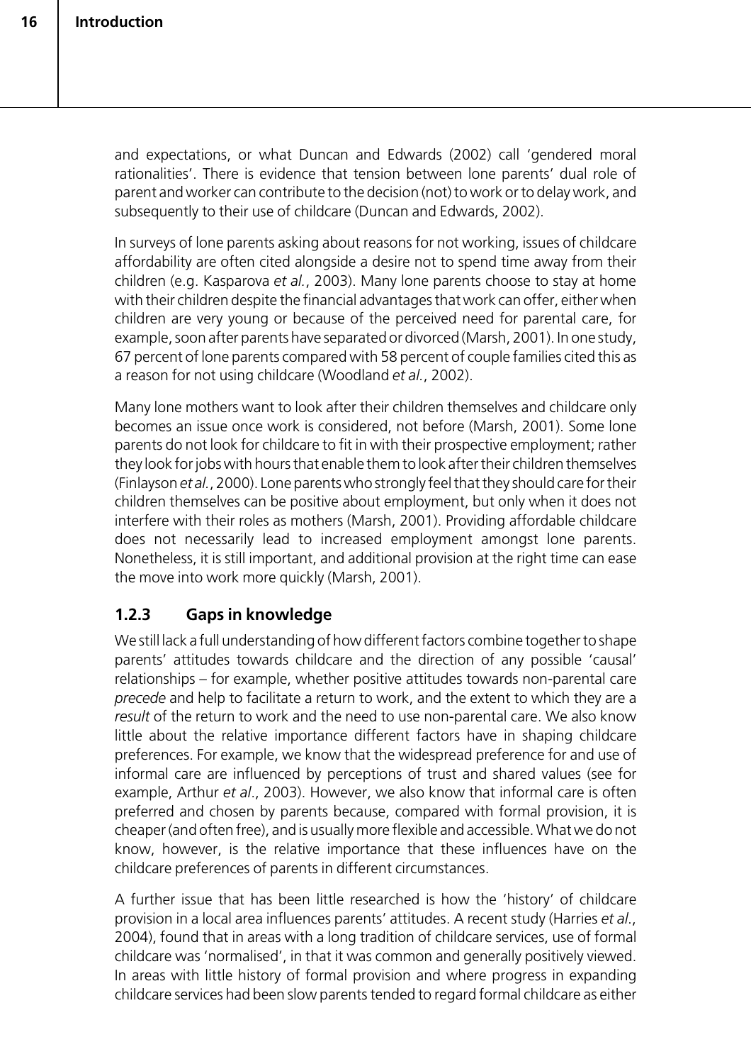and expectations, or what Duncan and Edwards (2002) call 'gendered moral rationalities'. There is evidence that tension between lone parents' dual role of parent and worker can contribute to the decision (not) to work or to delay work, and subsequently to their use of childcare (Duncan and Edwards, 2002).

In surveys of lone parents asking about reasons for not working, issues of childcare affordability are often cited alongside a desire not to spend time away from their children (e.g. Kasparova *et al.*, 2003). Many lone parents choose to stay at home with their children despite the financial advantages that work can offer, either when children are very young or because of the perceived need for parental care, for example, soon after parents have separated or divorced (Marsh, 2001). In one study, 67 percent of lone parents compared with 58 percent of couple families cited this as a reason for not using childcare (Woodland *et al.*, 2002).

Many lone mothers want to look after their children themselves and childcare only becomes an issue once work is considered, not before (Marsh, 2001). Some lone parents do not look for childcare to fit in with their prospective employment; rather they look for jobs with hours that enable them to look after their children themselves (Finlayson *et al.*, 2000). Lone parents who strongly feel that they should care for their children themselves can be positive about employment, but only when it does not interfere with their roles as mothers (Marsh, 2001). Providing affordable childcare does not necessarily lead to increased employment amongst lone parents. Nonetheless, it is still important, and additional provision at the right time can ease the move into work more quickly (Marsh, 2001).

### 1.2.3 Gaps in knowledge

We still lack a full understanding of how different factors combine together to shape parents' attitudes towards childcare and the direction of any possible 'causal' relationships – for example, whether positive attitudes towards non-parental care *precede* and help to facilitate a return to work, and the extent to which they are a *result* of the return to work and the need to use non-parental care. We also know little about the relative importance different factors have in shaping childcare preferences. For example, we know that the widespread preference for and use of informal care are influenced by perceptions of trust and shared values (see for example, Arthur *et al*., 2003). However, we also know that informal care is often preferred and chosen by parents because, compared with formal provision, it is cheaper (and often free), and is usually more flexible and accessible. What we do not know, however, is the relative importance that these influences have on the childcare preferences of parents in different circumstances.

A further issue that has been little researched is how the 'history' of childcare provision in a local area influences parents' attitudes. A recent study (Harries *et al*., 2004), found that in areas with a long tradition of childcare services, use of formal childcare was 'normalised', in that it was common and generally positively viewed. In areas with little history of formal provision and where progress in expanding childcare services had been slow parents tended to regard formal childcare as either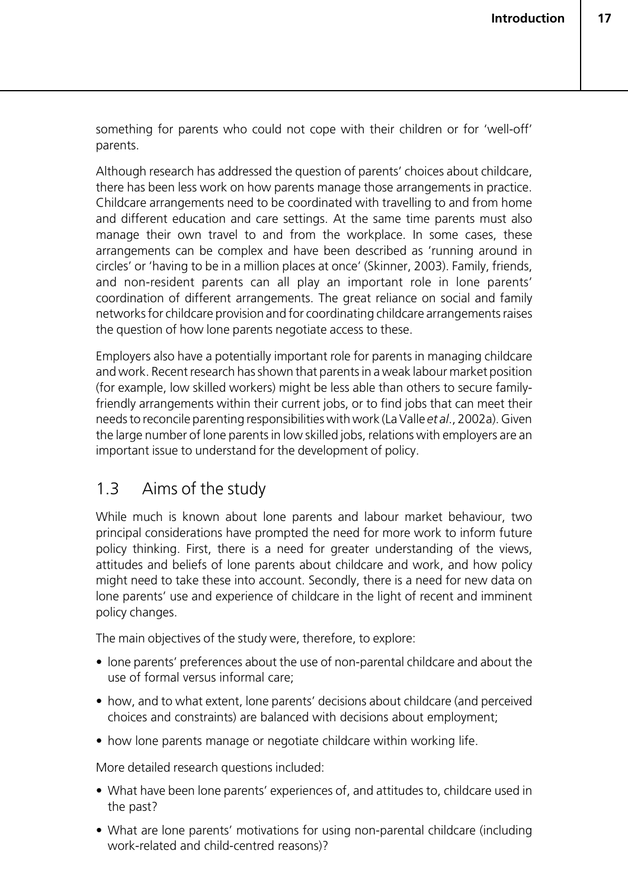something for parents who could not cope with their children or for 'well-off' parents.

Although research has addressed the question of parents' choices about childcare, there has been less work on how parents manage those arrangements in practice. Childcare arrangements need to be coordinated with travelling to and from home and different education and care settings. At the same time parents must also manage their own travel to and from the workplace. In some cases, these arrangements can be complex and have been described as 'running around in circles' or 'having to be in a million places at once' (Skinner, 2003). Family, friends, and non-resident parents can all play an important role in lone parents' coordination of different arrangements. The great reliance on social and family networks for childcare provision and for coordinating childcare arrangements raises the question of how lone parents negotiate access to these.

Employers also have a potentially important role for parents in managing childcare and work. Recent research has shown that parents in a weak labour market position (for example, low skilled workers) might be less able than others to secure family-friendly arrangements within their current jobs, or to find jobs that can meet their needs to reconcile parenting responsibilities with work (La Valle *et al*., 2002a). Given the large number of lone parents in low skilled jobs, relations with employers are an important issue to understand for the development of policy.

## 1.3 Aims of the study

While much is known about lone parents and labour market behaviour, two principal considerations have prompted the need for more work to inform future policy thinking. First, there is a need for greater understanding of the views, attitudes and beliefs of lone parents about childcare and work, and how policy might need to take these into account. Secondly, there is a need for new data on lone parents' use and experience of childcare in the light of recent and imminent policy changes.

The main objectives of the study were, therefore, to explore:

- lone parents' preferences about the use of non-parental childcare and about the use of formal versus informal care;
- how, and to what extent, lone parents' decisions about childcare (and perceived choices and constraints) are balanced with decisions about employment;
- how lone parents manage or negotiate childcare within working life.

More detailed research questions included:

- What have been lone parents' experiences of, and attitudes to, childcare used in the past?
- What are lone parents' motivations for using non-parental childcare (including work-related and child-centred reasons)?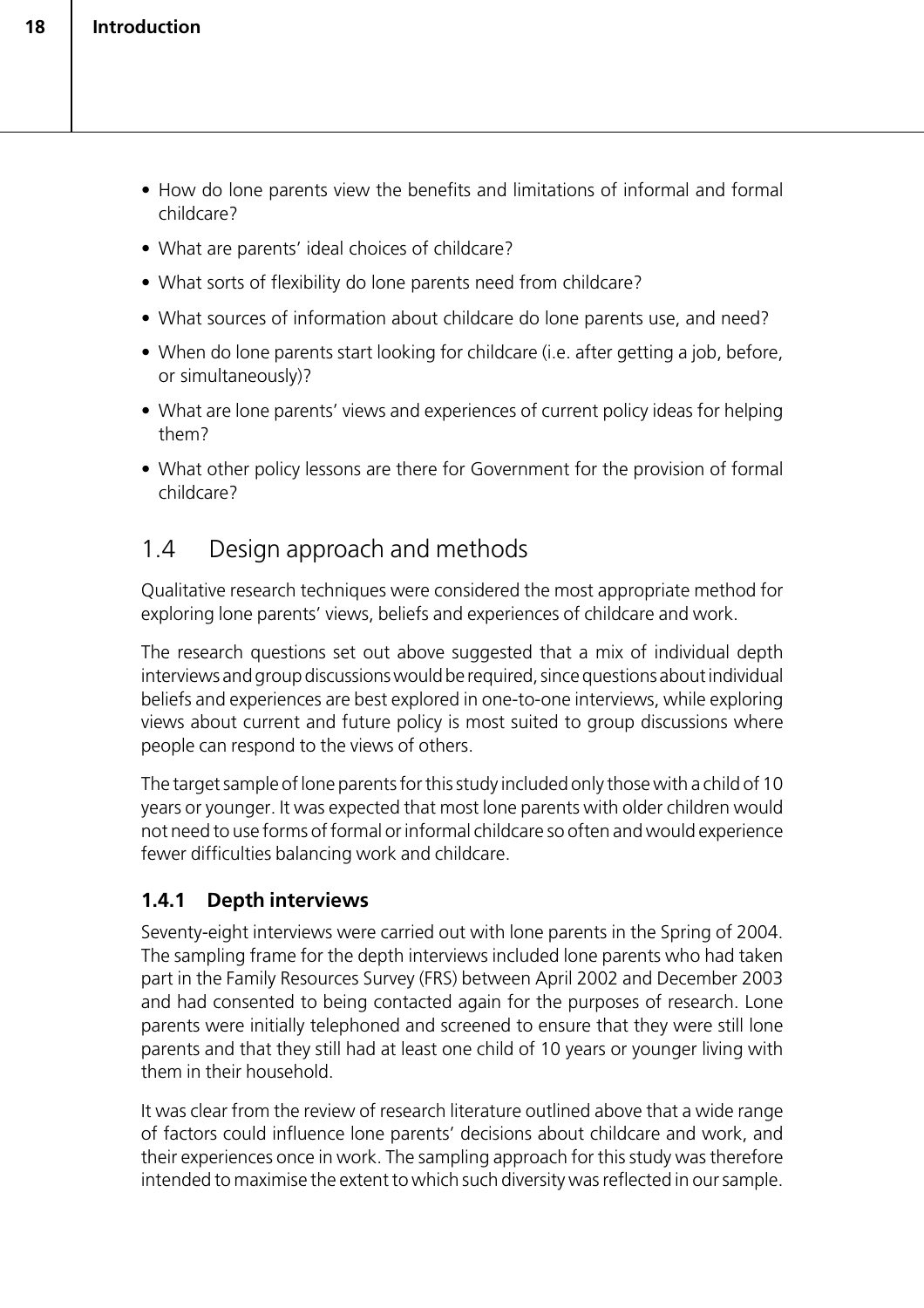- How do lone parents view the benefits and limitations of informal and formal childcare?
- What are parents' ideal choices of childcare?
- What sorts of flexibility do lone parents need from childcare?
- What sources of information about childcare do lone parents use, and need?
- When do lone parents start looking for childcare (i.e. after getting a job, before, or simultaneously)?
- What are lone parents' views and experiences of current policy ideas for helping them?
- What other policy lessons are there for Government for the provision of formal childcare?

## 1.4 Design approach and methods

Qualitative research techniques were considered the most appropriate method for exploring lone parents' views, beliefs and experiences of childcare and work.

The research questions set out above suggested that a mix of individual depth interviews and group discussions would be required, since questions about individual beliefs and experiences are best explored in one-to-one interviews, while exploring views about current and future policy is most suited to group discussions where people can respond to the views of others.

The target sample of lone parents for this study included only those with a child of 10 years or younger. It was expected that most lone parents with older children would not need to use forms of formal or informal childcare so often and would experience fewer difficulties balancing work and childcare.

### 1.4.1 Depth interviews

Seventy-eight interviews were carried out with lone parents in the Spring of 2004. The sampling frame for the depth interviews included lone parents who had taken part in the Family Resources Survey (FRS) between April 2002 and December 2003 and had consented to being contacted again for the purposes of research. Lone parents were initially telephoned and screened to ensure that they were still lone parents and that they still had at least one child of 10 years or younger living with them in their household.

It was clear from the review of research literature outlined above that a wide range of factors could influence lone parents' decisions about childcare and work, and their experiences once in work. The sampling approach for this study was therefore intended to maximise the extent to which such diversity was reflected in our sample.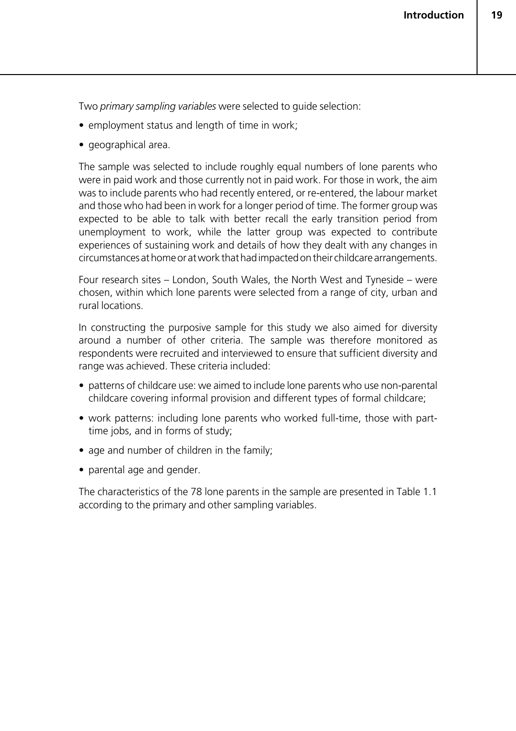Two *primary sampling variables* were selected to guide selection:

- employment status and length of time in work;
- geographical area.

The sample was selected to include roughly equal numbers of lone parents who were in paid work and those currently not in paid work. For those in work, the aim was to include parents who had recently entered, or re-entered, the labour market and those who had been in work for a longer period of time. The former group was expected to be able to talk with better recall the early transition period from unemployment to work, while the latter group was expected to contribute experiences of sustaining work and details of how they dealt with any changes in circumstances at home or at work that had impacted on their childcare arrangements.

Four research sites – London, South Wales, the North West and Tyneside – were chosen, within which lone parents were selected from a range of city, urban and rural locations.

In constructing the purposive sample for this study we also aimed for diversity around a number of other criteria. The sample was therefore monitored as respondents were recruited and interviewed to ensure that sufficient diversity and range was achieved. These criteria included:

- patterns of childcare use: we aimed to include lone parents who use non-parental childcare covering informal provision and different types of formal childcare;
- work patterns: including lone parents who worked full-time, those with part-time jobs, and in forms of study;
- age and number of children in the family;
- parental age and gender.

The characteristics of the 78 lone parents in the sample are presented in Table 1.1 according to the primary and other sampling variables.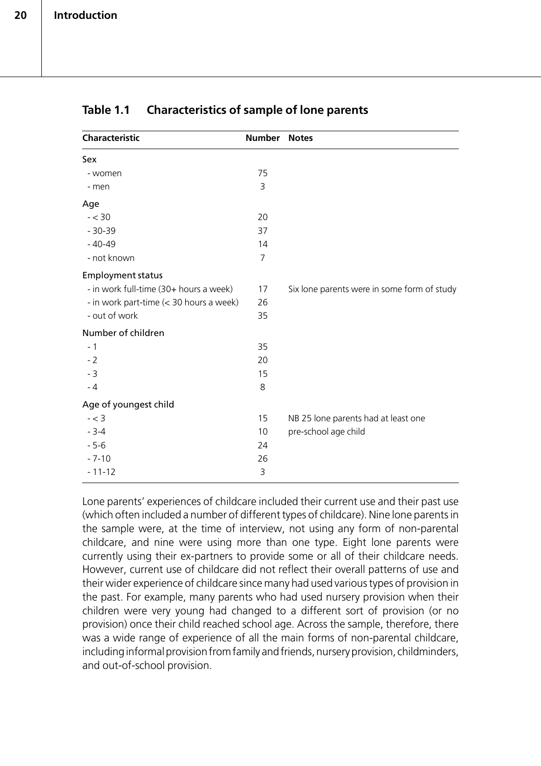**Table 1.1 Characteristics of sample of lone parents**

| Characteristic | Number | Notes |
|---|---|---|
| Sex | | |
| - women | 75 | |
| - men | 3 | |
| Age | | |
| - < 30 | 20 | |
| - 30-39 | 37 | |
| - 40-49 | 14 | |
| - not known | 7 | |
| Employment status | | |
| - in work full-time (30+ hours a week) | 17 | Six lone parents were in some form of study |
| - in work part-time (< 30 hours a week) | 26 | |
| - out of work | 35 | |
| Number of children | | |
| - 1 | 35 | |
| - 2 | 20 | |
| - 3 | 15 | |
| - 4 | 8 | |
| Age of youngest child | | |
| - < 3 | 15 | NB 25 lone parents had at least one |
| - 3-4 | 10 | pre-school age child |
| - 5-6 | 24 | |
| - 7-10 | 26 | |
| - 11-12 | 3 | |

Lone parents' experiences of childcare included their current use and their past use (which often included a number of different types of childcare). Nine lone parents in the sample were, at the time of interview, not using any form of non-parental childcare, and nine were using more than one type. Eight lone parents were currently using their ex-partners to provide some or all of their childcare needs. However, current use of childcare did not reflect their overall patterns of use and their wider experience of childcare since many had used various types of provision in the past. For example, many parents who had used nursery provision when their children were very young had changed to a different sort of provision (or no provision) once their child reached school age. Across the sample, therefore, there was a wide range of experience of all the main forms of non-parental childcare, including informal provision from family and friends, nursery provision, childminders, and out-of-school provision.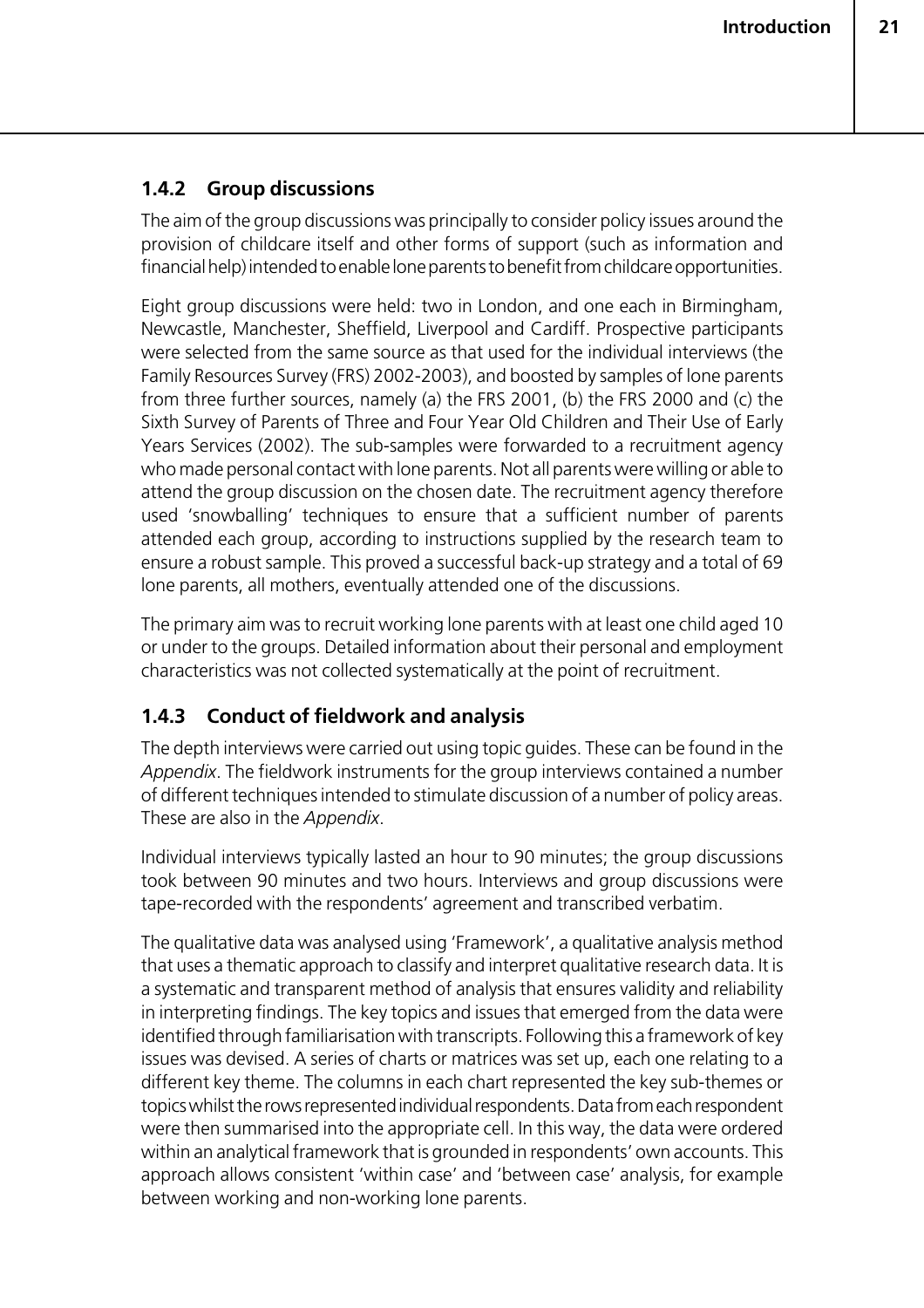### 1.4.2 Group discussions

The aim of the group discussions was principally to consider policy issues around the provision of childcare itself and other forms of support (such as information and financial help) intended to enable lone parents to benefit from childcare opportunities.

Eight group discussions were held: two in London, and one each in Birmingham, Newcastle, Manchester, Sheffield, Liverpool and Cardiff. Prospective participants were selected from the same source as that used for the individual interviews (the Family Resources Survey (FRS) 2002-2003), and boosted by samples of lone parents from three further sources, namely (a) the FRS 2001, (b) the FRS 2000 and (c) the Sixth Survey of Parents of Three and Four Year Old Children and Their Use of Early Years Services (2002). The sub-samples were forwarded to a recruitment agency who made personal contact with lone parents. Not all parents were willing or able to attend the group discussion on the chosen date. The recruitment agency therefore used 'snowballing' techniques to ensure that a sufficient number of parents attended each group, according to instructions supplied by the research team to ensure a robust sample. This proved a successful back-up strategy and a total of 69 lone parents, all mothers, eventually attended one of the discussions.

The primary aim was to recruit working lone parents with at least one child aged 10 or under to the groups. Detailed information about their personal and employment characteristics was not collected systematically at the point of recruitment.

### 1.4.3 Conduct of fieldwork and analysis

The depth interviews were carried out using topic guides. These can be found in the *Appendix*. The fieldwork instruments for the group interviews contained a number of different techniques intended to stimulate discussion of a number of policy areas. These are also in the *Appendix*.

Individual interviews typically lasted an hour to 90 minutes; the group discussions took between 90 minutes and two hours. Interviews and group discussions were tape-recorded with the respondents' agreement and transcribed verbatim.

The qualitative data was analysed using 'Framework', a qualitative analysis method that uses a thematic approach to classify and interpret qualitative research data. It is a systematic and transparent method of analysis that ensures validity and reliability in interpreting findings. The key topics and issues that emerged from the data were identified through familiarisation with transcripts. Following this a framework of key issues was devised. A series of charts or matrices was set up, each one relating to a different key theme. The columns in each chart represented the key sub-themes or topics whilst the rows represented individual respondents. Data from each respondent were then summarised into the appropriate cell. In this way, the data were ordered within an analytical framework that is grounded in respondents' own accounts. This approach allows consistent 'within case' and 'between case' analysis, for example between working and non-working lone parents.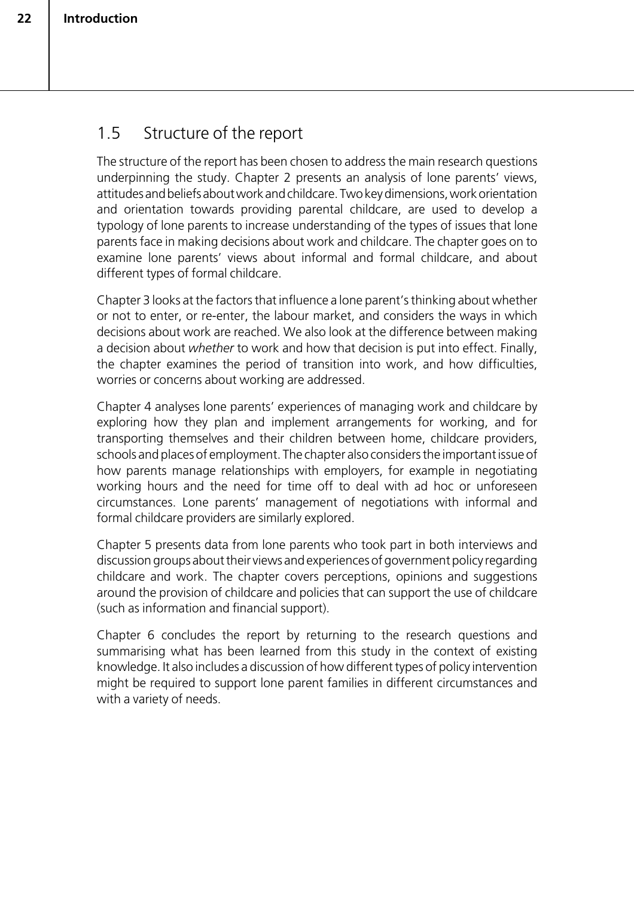## 1.5 Structure of the report

The structure of the report has been chosen to address the main research questions underpinning the study. Chapter 2 presents an analysis of lone parents' views, attitudes and beliefs about work and childcare. Two key dimensions, work orientation and orientation towards providing parental childcare, are used to develop a typology of lone parents to increase understanding of the types of issues that lone parents face in making decisions about work and childcare. The chapter goes on to examine lone parents' views about informal and formal childcare, and about different types of formal childcare.

Chapter 3 looks at the factors that influence a lone parent's thinking about whether or not to enter, or re-enter, the labour market, and considers the ways in which decisions about work are reached. We also look at the difference between making a decision about *whether* to work and how that decision is put into effect. Finally, the chapter examines the period of transition into work, and how difficulties, worries or concerns about working are addressed.

Chapter 4 analyses lone parents' experiences of managing work and childcare by exploring how they plan and implement arrangements for working, and for transporting themselves and their children between home, childcare providers, schools and places of employment. The chapter also considers the important issue of how parents manage relationships with employers, for example in negotiating working hours and the need for time off to deal with ad hoc or unforeseen circumstances. Lone parents' management of negotiations with informal and formal childcare providers are similarly explored.

Chapter 5 presents data from lone parents who took part in both interviews and discussion groups about their views and experiences of government policy regarding childcare and work. The chapter covers perceptions, opinions and suggestions around the provision of childcare and policies that can support the use of childcare (such as information and financial support).

Chapter 6 concludes the report by returning to the research questions and summarising what has been learned from this study in the context of existing knowledge. It also includes a discussion of how different types of policy intervention might be required to support lone parent families in different circumstances and with a variety of needs.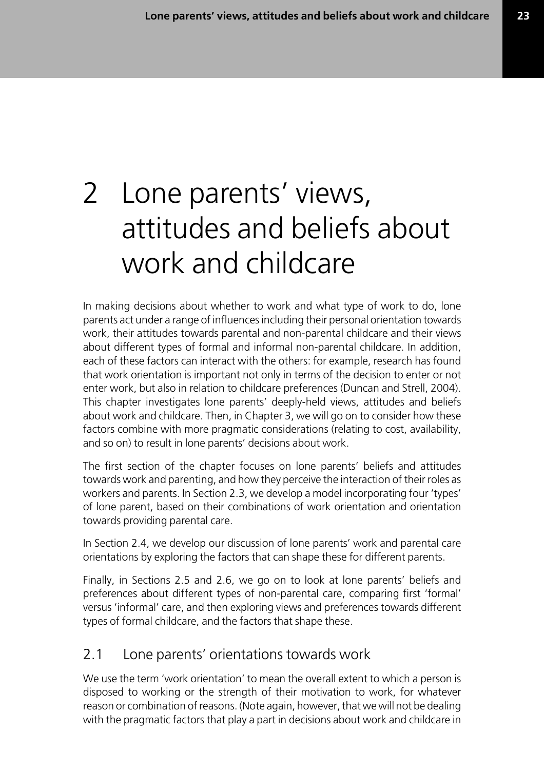# 2 Lone parents' views, attitudes and beliefs about work and childcare

In making decisions about whether to work and what type of work to do, lone parents act under a range of influences including their personal orientation towards work, their attitudes towards parental and non-parental childcare and their views about different types of formal and informal non-parental childcare. In addition, each of these factors can interact with the others: for example, research has found that work orientation is important not only in terms of the decision to enter or not enter work, but also in relation to childcare preferences (Duncan and Strell, 2004). This chapter investigates lone parents' deeply-held views, attitudes and beliefs about work and childcare. Then, in Chapter 3, we will go on to consider how these factors combine with more pragmatic considerations (relating to cost, availability, and so on) to result in lone parents' decisions about work.

The first section of the chapter focuses on lone parents' beliefs and attitudes towards work and parenting, and how they perceive the interaction of their roles as workers and parents. In Section 2.3, we develop a model incorporating four 'types' of lone parent, based on their combinations of work orientation and orientation towards providing parental care.

In Section 2.4, we develop our discussion of lone parents' work and parental care orientations by exploring the factors that can shape these for different parents.

Finally, in Sections 2.5 and 2.6, we go on to look at lone parents' beliefs and preferences about different types of non-parental care, comparing first 'formal' versus 'informal' care, and then exploring views and preferences towards different types of formal childcare, and the factors that shape these.

## 2.1 Lone parents' orientations towards work

We use the term 'work orientation' to mean the overall extent to which a person is disposed to working or the strength of their motivation to work, for whatever reason or combination of reasons. (Note again, however, that we will not be dealing with the pragmatic factors that play a part in decisions about work and childcare in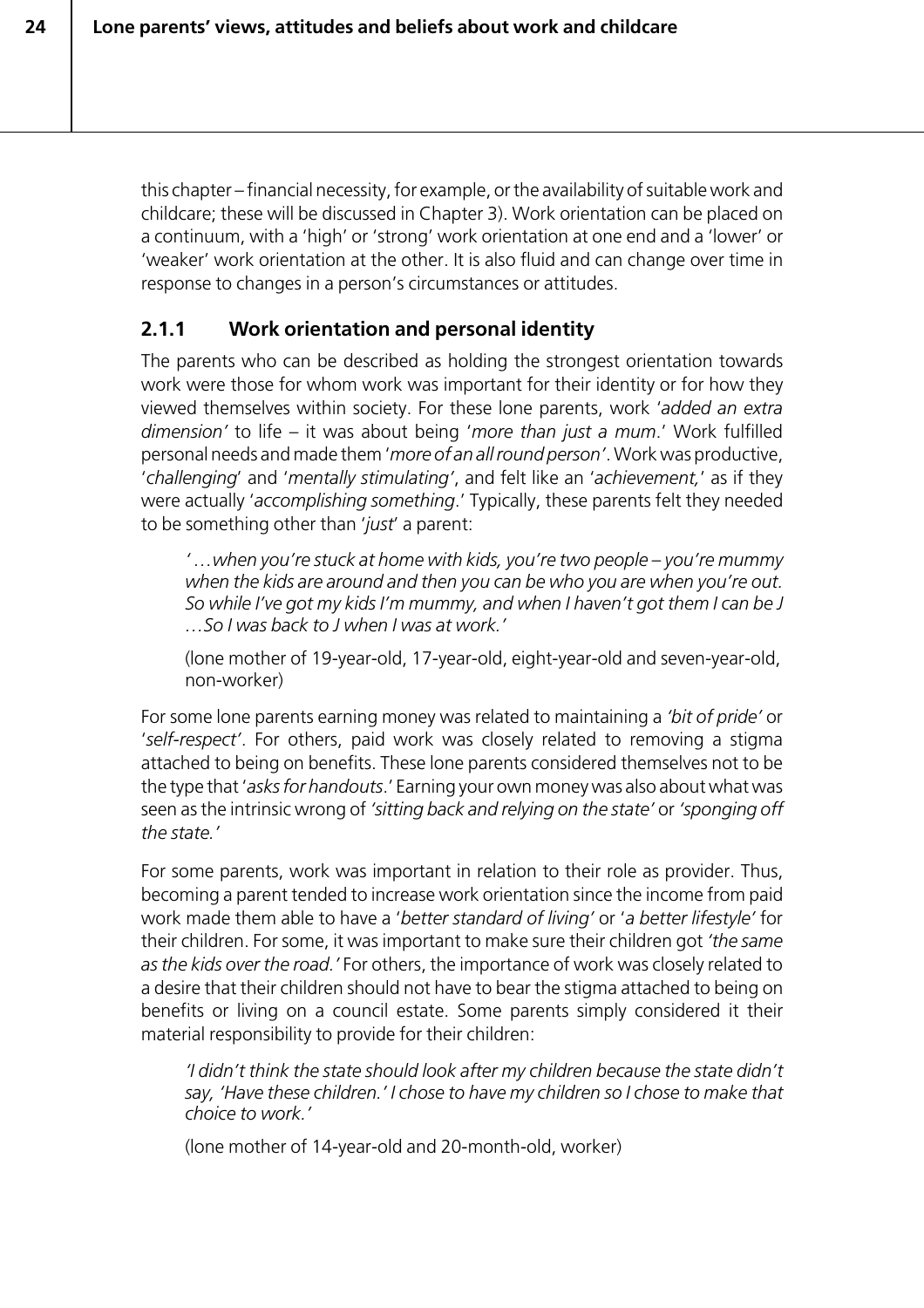this chapter – financial necessity, for example, or the availability of suitable work and childcare; these will be discussed in Chapter 3). Work orientation can be placed on a continuum, with a 'high' or 'strong' work orientation at one end and a 'lower' or 'weaker' work orientation at the other. It is also fluid and can change over time in response to changes in a person's circumstances or attitudes.

### 2.1.1 Work orientation and personal identity

The parents who can be described as holding the strongest orientation towards work were those for whom work was important for their identity or for how they viewed themselves within society. For these lone parents, work '*added an extra dimension*' to life – it was about being '*more than just a mum*.' Work fulfilled personal needs and made them '*more of an all round person*'. Work was productive, '*challenging*' and '*mentally stimulating*', and felt like an '*achievement,*' as if they were actually '*accomplishing something*.' Typically, these parents felt they needed to be something other than '*just*' a parent:

> *'…when you're stuck at home with kids, you're two people – you're mummy when the kids are around and then you can be who you are when you're out. So while I've got my kids I'm mummy, and when I haven't got them I can be J …So I was back to J when I was at work.'*
>
> (lone mother of 19-year-old, 17-year-old, eight-year-old and seven-year-old, non-worker)

For some lone parents earning money was related to maintaining a *'bit of pride'* or '*self-respect*'. For others, paid work was closely related to removing a stigma attached to being on benefits. These lone parents considered themselves not to be the type that '*asks for handouts*.' Earning your own money was also about what was seen as the intrinsic wrong of *'sitting back and relying on the state'* or *'sponging off the state.'*

For some parents, work was important in relation to their role as provider. Thus, becoming a parent tended to increase work orientation since the income from paid work made them able to have a '*better standard of living*' or '*a better lifestyle*' for their children. For some, it was important to make sure their children got *'the same as the kids over the road.'* For others, the importance of work was closely related to a desire that their children should not have to bear the stigma attached to being on benefits or living on a council estate. Some parents simply considered it their material responsibility to provide for their children:

> *'I didn't think the state should look after my children because the state didn't say, 'Have these children.' I chose to have my children so I chose to make that choice to work.'*
>
> (lone mother of 14-year-old and 20-month-old, worker)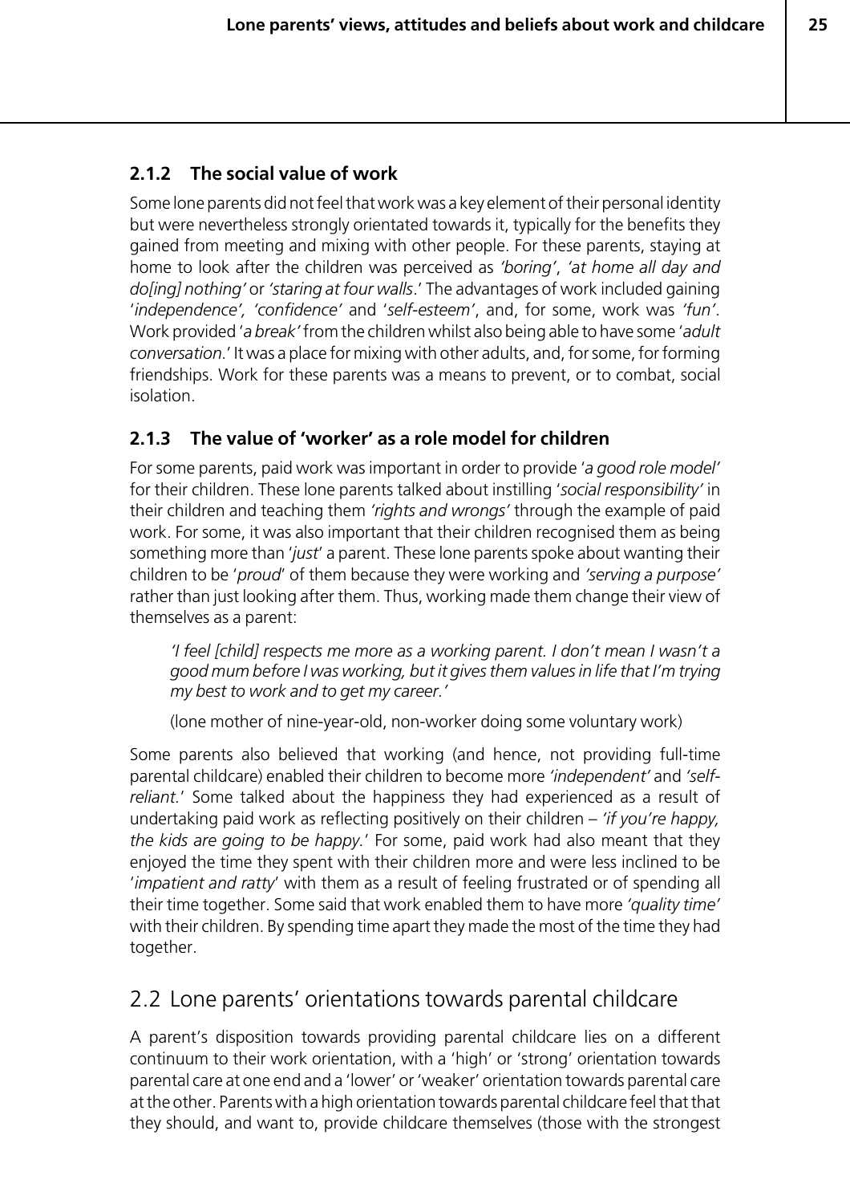### 2.1.2 The social value of work

Some lone parents did not feel that work was a key element of their personal identity but were nevertheless strongly orientated towards it, typically for the benefits they gained from meeting and mixing with other people. For these parents, staying at home to look after the children was perceived as *'boring'*, *'at home all day and do[ing] nothing'* or *'staring at four walls*.' The advantages of work included gaining '*independence', 'confidence'* and '*self-esteem'*, and, for some, work was *'fun'*. Work provided '*a break'* from the children whilst also being able to have some '*adult conversation*.' It was a place for mixing with other adults, and, for some, for forming friendships. Work for these parents was a means to prevent, or to combat, social isolation.

### 2.1.3 The value of 'worker' as a role model for children

For some parents, paid work was important in order to provide '*a good role model'* for their children. These lone parents talked about instilling '*social responsibility'* in their children and teaching them *'rights and wrongs'* through the example of paid work. For some, it was also important that their children recognised them as being something more than '*just*' a parent. These lone parents spoke about wanting their children to be '*proud*' of them because they were working and *'serving a purpose'* rather than just looking after them. Thus, working made them change their view of themselves as a parent:

> *'I feel [child] respects me more as a working parent. I don't mean I wasn't a good mum before I was working, but it gives them values in life that I'm trying my best to work and to get my career.'*
>
> (lone mother of nine-year-old, non-worker doing some voluntary work)

Some parents also believed that working (and hence, not providing full-time parental childcare) enabled their children to become more *'independent'* and *'self-reliant*.' Some talked about the happiness they had experienced as a result of undertaking paid work as reflecting positively on their children – *'if you're happy, the kids are going to be happy*.' For some, paid work had also meant that they enjoyed the time they spent with their children more and were less inclined to be '*impatient and ratty*' with them as a result of feeling frustrated or of spending all their time together. Some said that work enabled them to have more *'quality time'* with their children. By spending time apart they made the most of the time they had together.

## 2.2 Lone parents' orientations towards parental childcare

A parent's disposition towards providing parental childcare lies on a different continuum to their work orientation, with a 'high' or 'strong' orientation towards parental care at one end and a 'lower' or 'weaker' orientation towards parental care at the other. Parents with a high orientation towards parental childcare feel that that they should, and want to, provide childcare themselves (those with the strongest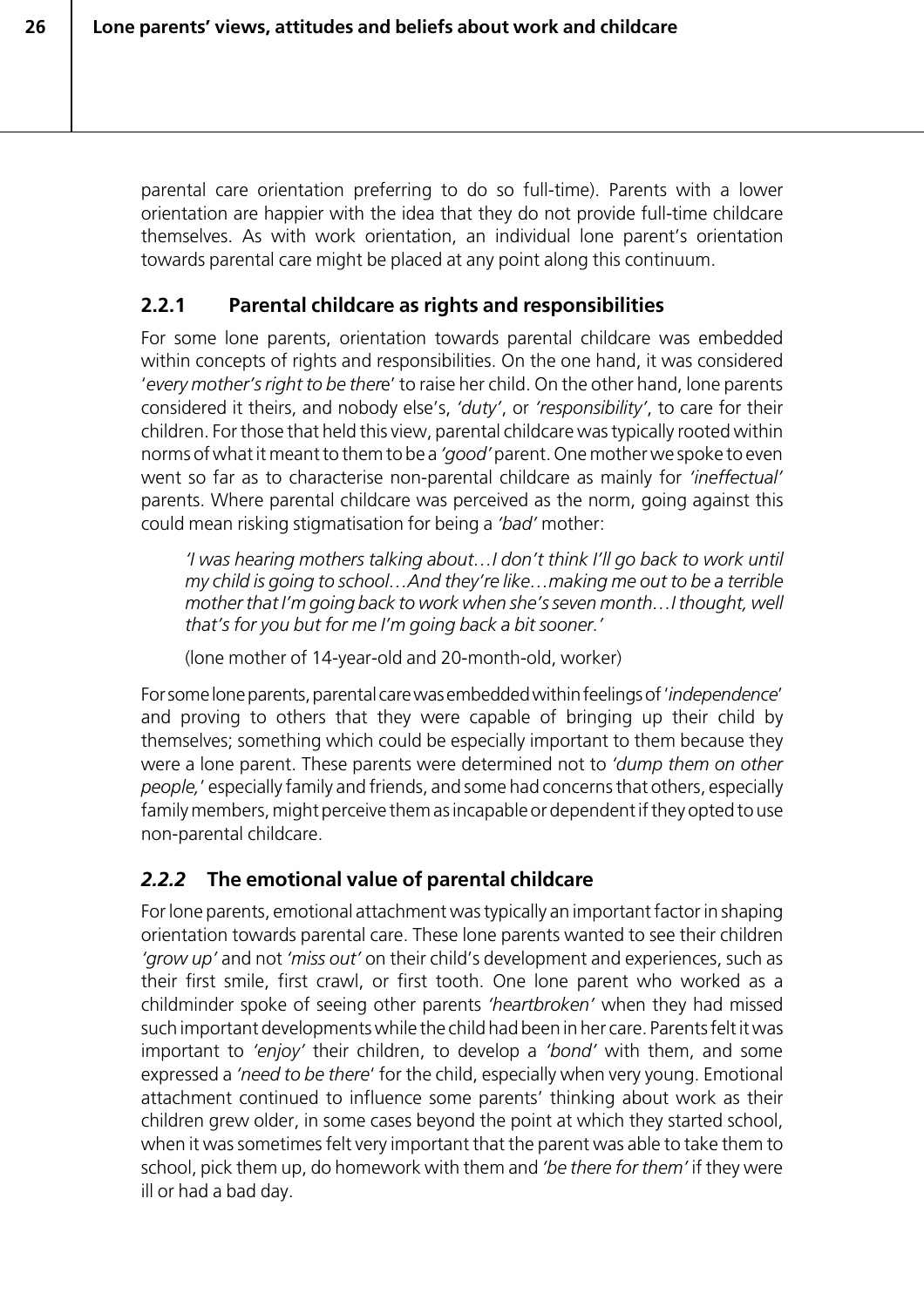parental care orientation preferring to do so full-time). Parents with a lower orientation are happier with the idea that they do not provide full-time childcare themselves. As with work orientation, an individual lone parent's orientation towards parental care might be placed at any point along this continuum.

### 2.2.1 Parental childcare as rights and responsibilities

For some lone parents, orientation towards parental childcare was embedded within concepts of rights and responsibilities. On the one hand, it was considered '*every mother's right to be there*' to raise her child. On the other hand, lone parents considered it theirs, and nobody else's, *'duty'*, or *'responsibility'*, to care for their children. For those that held this view, parental childcare was typically rooted within norms of what it meant to them to be a *'good'* parent. One mother we spoke to even went so far as to characterise non-parental childcare as mainly for *'ineffectual'* parents. Where parental childcare was perceived as the norm, going against this could mean risking stigmatisation for being a *'bad'* mother:

> *'I was hearing mothers talking about…I don't think I'll go back to work until my child is going to school…And they're like…making me out to be a terrible mother that I'm going back to work when she's seven month…I thought, well that's for you but for me I'm going back a bit sooner.'*
>
> (lone mother of 14-year-old and 20-month-old, worker)

For some lone parents, parental care was embedded within feelings of '*independence*' and proving to others that they were capable of bringing up their child by themselves; something which could be especially important to them because they were a lone parent. These parents were determined not to *'dump them on other people,'* especially family and friends, and some had concerns that others, especially family members, might perceive them as incapable or dependent if they opted to use non-parental childcare.

### *2.2.2* The emotional value of parental childcare

For lone parents, emotional attachment was typically an important factor in shaping orientation towards parental care. These lone parents wanted to see their children *'grow up'* and not *'miss out'* on their child's development and experiences, such as their first smile, first crawl, or first tooth. One lone parent who worked as a childminder spoke of seeing other parents *'heartbroken'* when they had missed such important developments while the child had been in her care. Parents felt it was important to *'enjoy'* their children, to develop a *'bond'* with them, and some expressed a *'need to be there*' for the child, especially when very young. Emotional attachment continued to influence some parents' thinking about work as their children grew older, in some cases beyond the point at which they started school, when it was sometimes felt very important that the parent was able to take them to school, pick them up, do homework with them and *'be there for them'* if they were ill or had a bad day.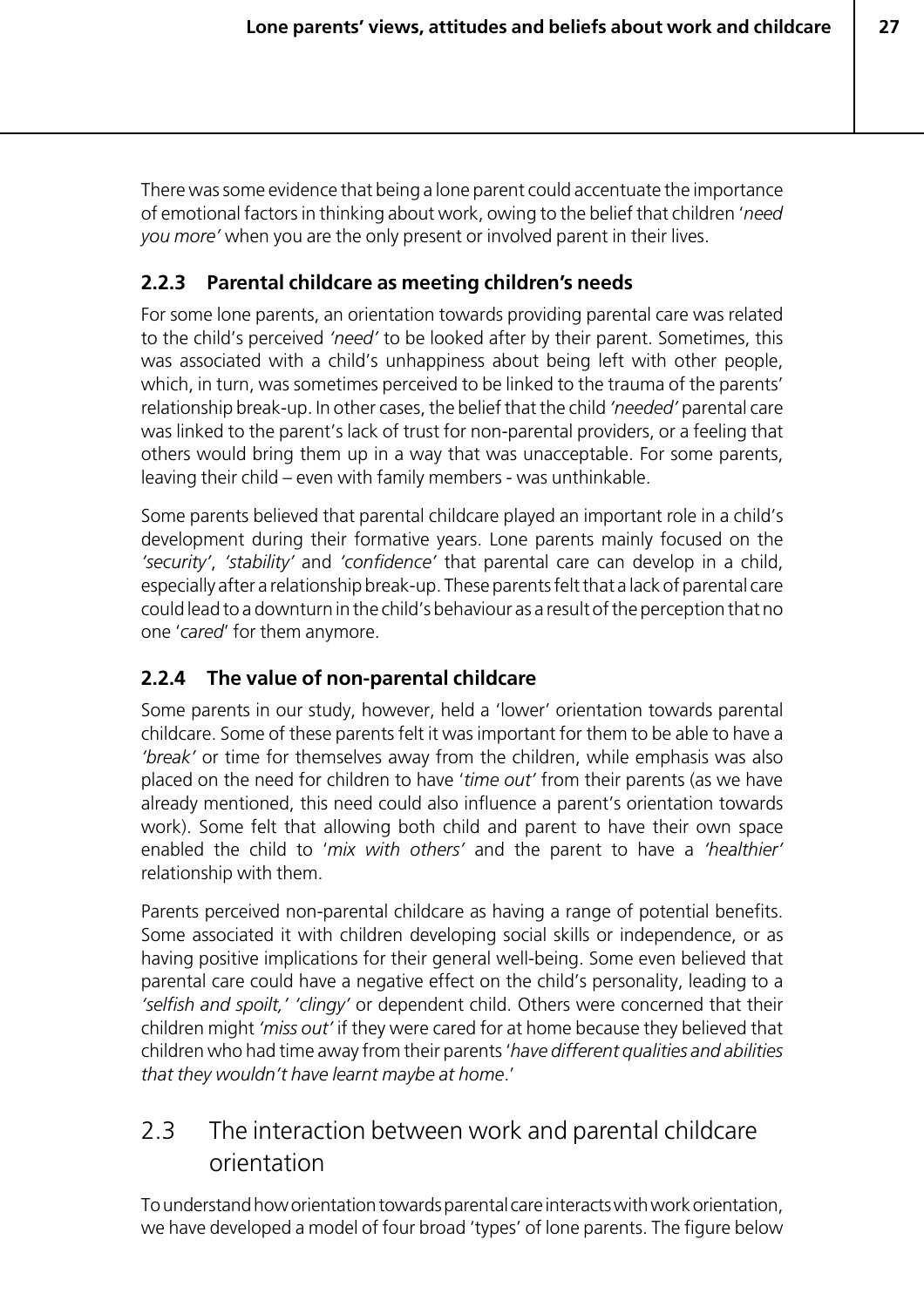There was some evidence that being a lone parent could accentuate the importance of emotional factors in thinking about work, owing to the belief that children '*need you more*' when you are the only present or involved parent in their lives.

### 2.2.3 Parental childcare as meeting children's needs

For some lone parents, an orientation towards providing parental care was related to the child's perceived *'need'* to be looked after by their parent. Sometimes, this was associated with a child's unhappiness about being left with other people, which, in turn, was sometimes perceived to be linked to the trauma of the parents' relationship break-up. In other cases, the belief that the child *'needed'* parental care was linked to the parent's lack of trust for non-parental providers, or a feeling that others would bring them up in a way that was unacceptable. For some parents, leaving their child – even with family members - was unthinkable.

Some parents believed that parental childcare played an important role in a child's development during their formative years. Lone parents mainly focused on the *'security'*, *'stability'* and *'confidence'* that parental care can develop in a child, especially after a relationship break-up. These parents felt that a lack of parental care could lead to a downturn in the child's behaviour as a result of the perception that no one '*cared*' for them anymore.

### 2.2.4 The value of non-parental childcare

Some parents in our study, however, held a 'lower' orientation towards parental childcare. Some of these parents felt it was important for them to be able to have a *'break'* or time for themselves away from the children, while emphasis was also placed on the need for children to have '*time out*' from their parents (as we have already mentioned, this need could also influence a parent's orientation towards work). Some felt that allowing both child and parent to have their own space enabled the child to '*mix with others*' and the parent to have a *'healthier'* relationship with them.

Parents perceived non-parental childcare as having a range of potential benefits. Some associated it with children developing social skills or independence, or as having positive implications for their general well-being. Some even believed that parental care could have a negative effect on the child's personality, leading to a *'selfish and spoilt,' 'clingy'* or dependent child. Others were concerned that their children might *'miss out'* if they were cared for at home because they believed that children who had time away from their parents '*have different qualities and abilities that they wouldn't have learnt maybe at home*.'

## 2.3 The interaction between work and parental childcare orientation

To understand how orientation towards parental care interacts with work orientation, we have developed a model of four broad 'types' of lone parents. The figure below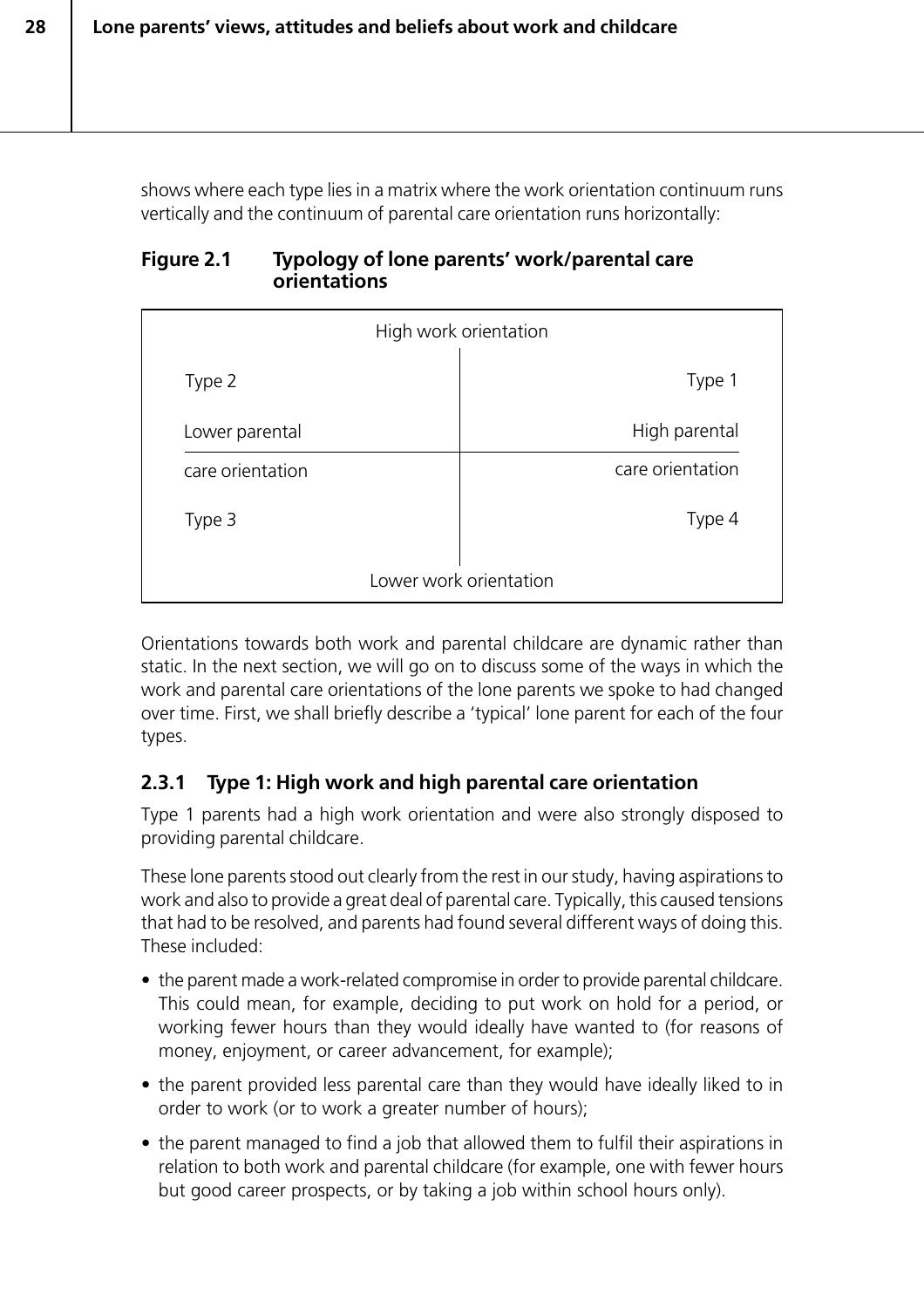shows where each type lies in a matrix where the work orientation continuum runs vertically and the continuum of parental care orientation runs horizontally:

**Figure 2.1 Typology of lone parents' work/parental care orientations**

| High work orientation | |
|---|---|
| Type 2 | Type 1 |
| Lower parental care orientation | High parental care orientation |
| Type 3 | Type 4 |
| Lower work orientation | |

Orientations towards both work and parental childcare are dynamic rather than static. In the next section, we will go on to discuss some of the ways in which the work and parental care orientations of the lone parents we spoke to had changed over time. First, we shall briefly describe a 'typical' lone parent for each of the four types.

### 2.3.1 Type 1: High work and high parental care orientation

Type 1 parents had a high work orientation and were also strongly disposed to providing parental childcare.

These lone parents stood out clearly from the rest in our study, having aspirations to work and also to provide a great deal of parental care. Typically, this caused tensions that had to be resolved, and parents had found several different ways of doing this. These included:

- the parent made a work-related compromise in order to provide parental childcare. This could mean, for example, deciding to put work on hold for a period, or working fewer hours than they would ideally have wanted to (for reasons of money, enjoyment, or career advancement, for example);
- the parent provided less parental care than they would have ideally liked to in order to work (or to work a greater number of hours);
- the parent managed to find a job that allowed them to fulfil their aspirations in relation to both work and parental childcare (for example, one with fewer hours but good career prospects, or by taking a job within school hours only).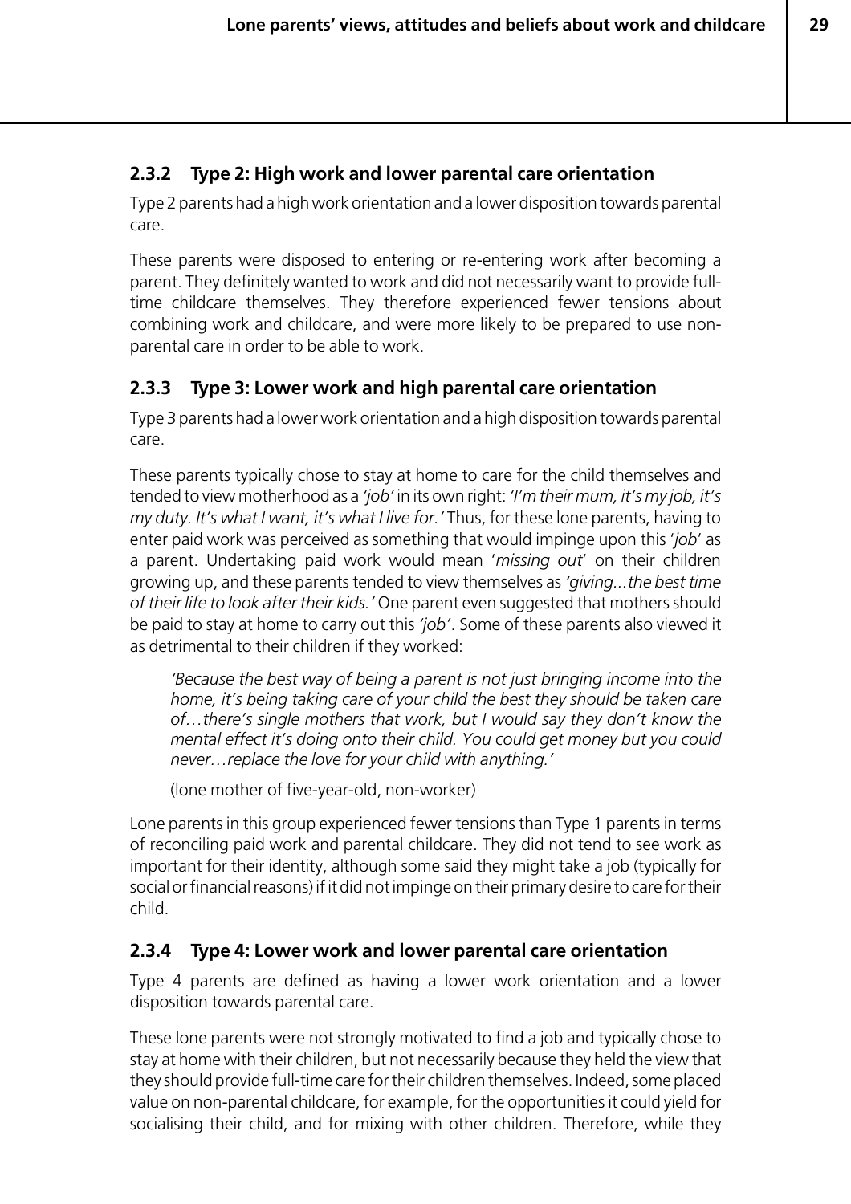### 2.3.2 Type 2: High work and lower parental care orientation

Type 2 parents had a high work orientation and a lower disposition towards parental care.

These parents were disposed to entering or re-entering work after becoming a parent. They definitely wanted to work and did not necessarily want to provide full-time childcare themselves. They therefore experienced fewer tensions about combining work and childcare, and were more likely to be prepared to use non-parental care in order to be able to work.

### 2.3.3 Type 3: Lower work and high parental care orientation

Type 3 parents had a lower work orientation and a high disposition towards parental care.

These parents typically chose to stay at home to care for the child themselves and tended to view motherhood as a *'job'* in its own right: *'I'm their mum, it's my job, it's my duty. It's what I want, it's what I live for.'* Thus, for these lone parents, having to enter paid work was perceived as something that would impinge upon this '*job*' as a parent. Undertaking paid work would mean '*missing out*' on their children growing up, and these parents tended to view themselves as *'giving...the best time of their life to look after their kids.'* One parent even suggested that mothers should be paid to stay at home to carry out this *'job'*. Some of these parents also viewed it as detrimental to their children if they worked:

> *'Because the best way of being a parent is not just bringing income into the home, it's being taking care of your child the best they should be taken care of…there's single mothers that work, but I would say they don't know the mental effect it's doing onto their child. You could get money but you could never…replace the love for your child with anything.'*
>
> (lone mother of five-year-old, non-worker)

Lone parents in this group experienced fewer tensions than Type 1 parents in terms of reconciling paid work and parental childcare. They did not tend to see work as important for their identity, although some said they might take a job (typically for social or financial reasons) if it did not impinge on their primary desire to care for their child.

### 2.3.4 Type 4: Lower work and lower parental care orientation

Type 4 parents are defined as having a lower work orientation and a lower disposition towards parental care.

These lone parents were not strongly motivated to find a job and typically chose to stay at home with their children, but not necessarily because they held the view that they should provide full-time care for their children themselves. Indeed, some placed value on non-parental childcare, for example, for the opportunities it could yield for socialising their child, and for mixing with other children. Therefore, while they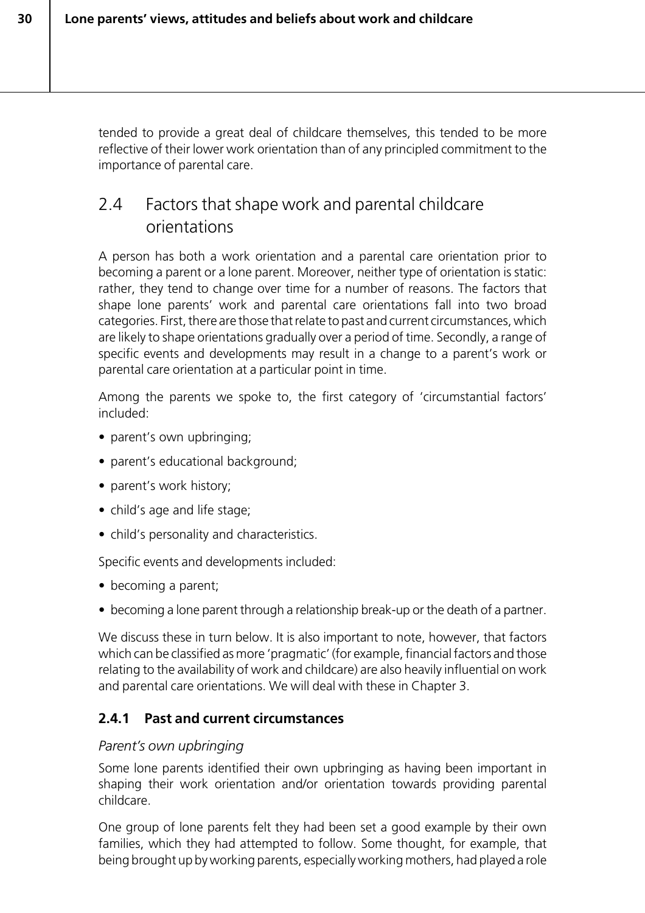tended to provide a great deal of childcare themselves, this tended to be more reflective of their lower work orientation than of any principled commitment to the importance of parental care.

## 2.4 Factors that shape work and parental childcare orientations

A person has both a work orientation and a parental care orientation prior to becoming a parent or a lone parent. Moreover, neither type of orientation is static: rather, they tend to change over time for a number of reasons. The factors that shape lone parents' work and parental care orientations fall into two broad categories. First, there are those that relate to past and current circumstances, which are likely to shape orientations gradually over a period of time. Secondly, a range of specific events and developments may result in a change to a parent's work or parental care orientation at a particular point in time.

Among the parents we spoke to, the first category of 'circumstantial factors' included:

- parent's own upbringing;
- parent's educational background;
- parent's work history;
- child's age and life stage;
- child's personality and characteristics.

Specific events and developments included:

- becoming a parent;
- becoming a lone parent through a relationship break-up or the death of a partner.

We discuss these in turn below. It is also important to note, however, that factors which can be classified as more 'pragmatic' (for example, financial factors and those relating to the availability of work and childcare) are also heavily influential on work and parental care orientations. We will deal with these in Chapter 3.

### 2.4.1 Past and current circumstances

*Parent's own upbringing*

Some lone parents identified their own upbringing as having been important in shaping their work orientation and/or orientation towards providing parental childcare.

One group of lone parents felt they had been set a good example by their own families, which they had attempted to follow. Some thought, for example, that being brought up by working parents, especially working mothers, had played a role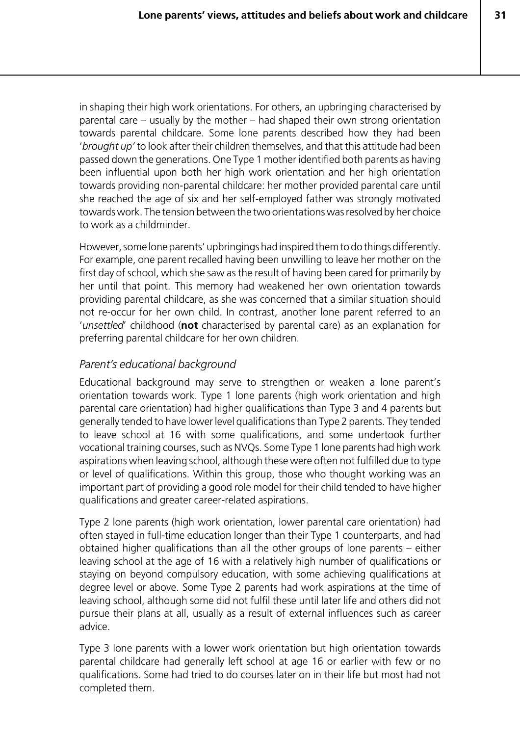in shaping their high work orientations. For others, an upbringing characterised by parental care – usually by the mother – had shaped their own strong orientation towards parental childcare. Some lone parents described how they had been '*brought up'* to look after their children themselves, and that this attitude had been passed down the generations. One Type 1 mother identified both parents as having been influential upon both her high work orientation and her high orientation towards providing non-parental childcare: her mother provided parental care until she reached the age of six and her self-employed father was strongly motivated towards work. The tension between the two orientations was resolved by her choice to work as a childminder.

However, some lone parents' upbringings had inspired them to do things differently. For example, one parent recalled having been unwilling to leave her mother on the first day of school, which she saw as the result of having been cared for primarily by her until that point. This memory had weakened her own orientation towards providing parental childcare, as she was concerned that a similar situation should not re-occur for her own child. In contrast, another lone parent referred to an '*unsettled*' childhood (**not** characterised by parental care) as an explanation for preferring parental childcare for her own children.

### *Parent's educational background*

Educational background may serve to strengthen or weaken a lone parent's orientation towards work. Type 1 lone parents (high work orientation and high parental care orientation) had higher qualifications than Type 3 and 4 parents but generally tended to have lower level qualifications than Type 2 parents. They tended to leave school at 16 with some qualifications, and some undertook further vocational training courses, such as NVQs. Some Type 1 lone parents had high work aspirations when leaving school, although these were often not fulfilled due to type or level of qualifications. Within this group, those who thought working was an important part of providing a good role model for their child tended to have higher qualifications and greater career-related aspirations.

Type 2 lone parents (high work orientation, lower parental care orientation) had often stayed in full-time education longer than their Type 1 counterparts, and had obtained higher qualifications than all the other groups of lone parents – either leaving school at the age of 16 with a relatively high number of qualifications or staying on beyond compulsory education, with some achieving qualifications at degree level or above. Some Type 2 parents had work aspirations at the time of leaving school, although some did not fulfil these until later life and others did not pursue their plans at all, usually as a result of external influences such as career advice.

Type 3 lone parents with a lower work orientation but high orientation towards parental childcare had generally left school at age 16 or earlier with few or no qualifications. Some had tried to do courses later on in their life but most had not completed them.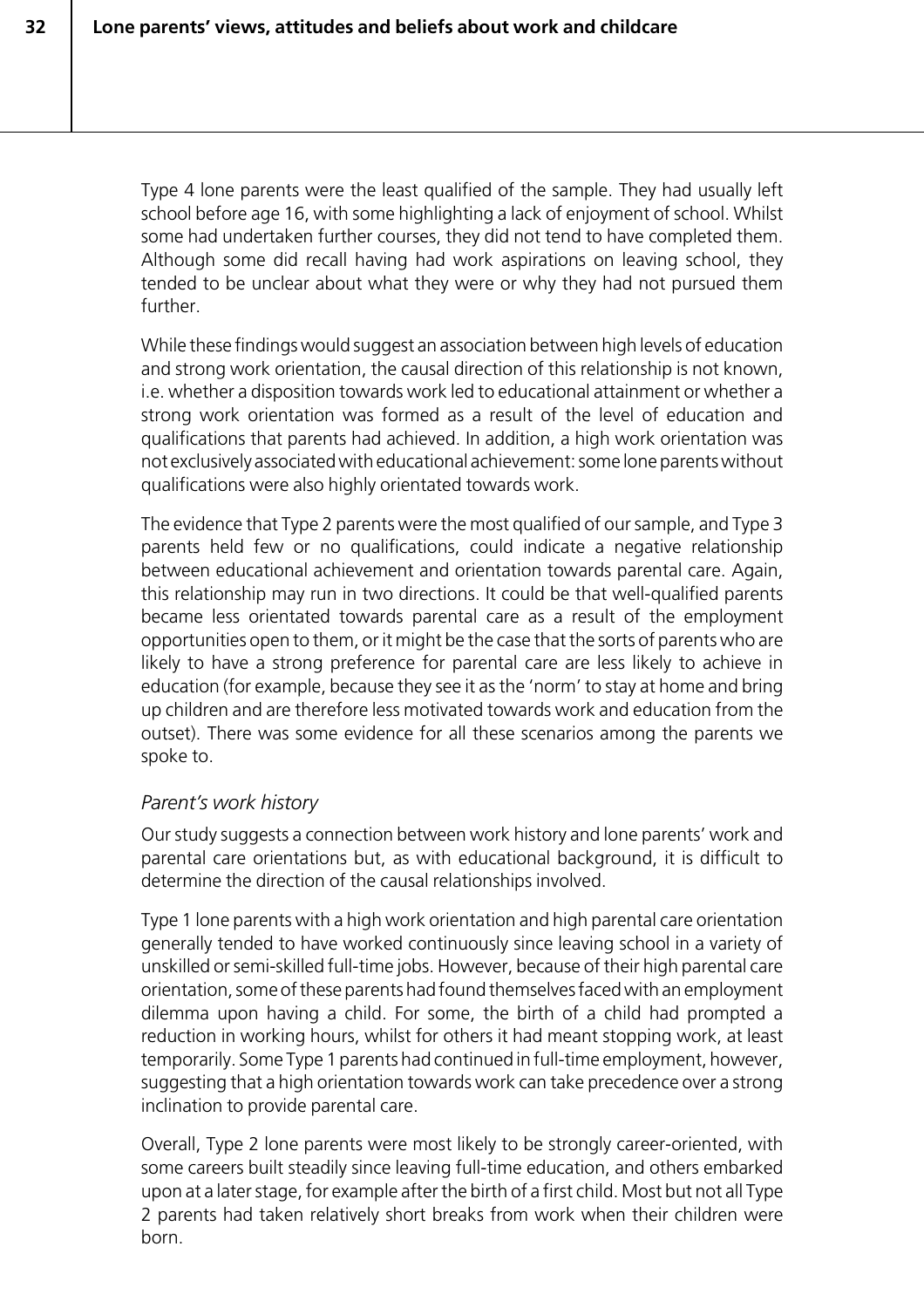Type 4 lone parents were the least qualified of the sample. They had usually left school before age 16, with some highlighting a lack of enjoyment of school. Whilst some had undertaken further courses, they did not tend to have completed them. Although some did recall having had work aspirations on leaving school, they tended to be unclear about what they were or why they had not pursued them further.

While these findings would suggest an association between high levels of education and strong work orientation, the causal direction of this relationship is not known, i.e. whether a disposition towards work led to educational attainment or whether a strong work orientation was formed as a result of the level of education and qualifications that parents had achieved. In addition, a high work orientation was not exclusively associated with educational achievement: some lone parents without qualifications were also highly orientated towards work.

The evidence that Type 2 parents were the most qualified of our sample, and Type 3 parents held few or no qualifications, could indicate a negative relationship between educational achievement and orientation towards parental care. Again, this relationship may run in two directions. It could be that well-qualified parents became less orientated towards parental care as a result of the employment opportunities open to them, or it might be the case that the sorts of parents who are likely to have a strong preference for parental care are less likely to achieve in education (for example, because they see it as the 'norm' to stay at home and bring up children and are therefore less motivated towards work and education from the outset). There was some evidence for all these scenarios among the parents we spoke to.

### *Parent's work history*

Our study suggests a connection between work history and lone parents' work and parental care orientations but, as with educational background, it is difficult to determine the direction of the causal relationships involved.

Type 1 lone parents with a high work orientation and high parental care orientation generally tended to have worked continuously since leaving school in a variety of unskilled or semi-skilled full-time jobs. However, because of their high parental care orientation, some of these parents had found themselves faced with an employment dilemma upon having a child. For some, the birth of a child had prompted a reduction in working hours, whilst for others it had meant stopping work, at least temporarily. Some Type 1 parents had continued in full-time employment, however, suggesting that a high orientation towards work can take precedence over a strong inclination to provide parental care.

Overall, Type 2 lone parents were most likely to be strongly career-oriented, with some careers built steadily since leaving full-time education, and others embarked upon at a later stage, for example after the birth of a first child. Most but not all Type 2 parents had taken relatively short breaks from work when their children were born.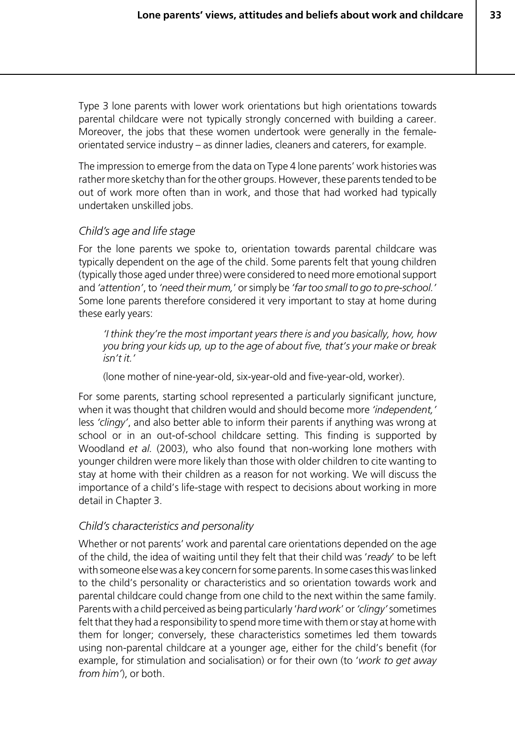Type 3 lone parents with lower work orientations but high orientations towards parental childcare were not typically strongly concerned with building a career. Moreover, the jobs that these women undertook were generally in the female-orientated service industry – as dinner ladies, cleaners and caterers, for example.

The impression to emerge from the data on Type 4 lone parents' work histories was rather more sketchy than for the other groups. However, these parents tended to be out of work more often than in work, and those that had worked had typically undertaken unskilled jobs.

### *Child's age and life stage*

For the lone parents we spoke to, orientation towards parental childcare was typically dependent on the age of the child. Some parents felt that young children (typically those aged under three) were considered to need more emotional support and *'attention'*, to *'need their mum,'* or simply be *'far too small to go to pre-school.'* Some lone parents therefore considered it very important to stay at home during these early years:

> *'I think they're the most important years there is and you basically, how, how you bring your kids up, up to the age of about five, that's your make or break isn't it.'*
>
> (lone mother of nine-year-old, six-year-old and five-year-old, worker).

For some parents, starting school represented a particularly significant juncture, when it was thought that children would and should become more *'independent,'* less *'clingy'*, and also better able to inform their parents if anything was wrong at school or in an out-of-school childcare setting. This finding is supported by Woodland *et al.* (2003), who also found that non-working lone mothers with younger children were more likely than those with older children to cite wanting to stay at home with their children as a reason for not working. We will discuss the importance of a child's life-stage with respect to decisions about working in more detail in Chapter 3.

### *Child's characteristics and personality*

Whether or not parents' work and parental care orientations depended on the age of the child, the idea of waiting until they felt that their child was '*ready*' to be left with someone else was a key concern for some parents. In some cases this was linked to the child's personality or characteristics and so orientation towards work and parental childcare could change from one child to the next within the same family. Parents with a child perceived as being particularly '*hard work*' or *'clingy'* sometimes felt that they had a responsibility to spend more time with them or stay at home with them for longer; conversely, these characteristics sometimes led them towards using non-parental childcare at a younger age, either for the child's benefit (for example, for stimulation and socialisation) or for their own (to '*work to get away from him'*), or both.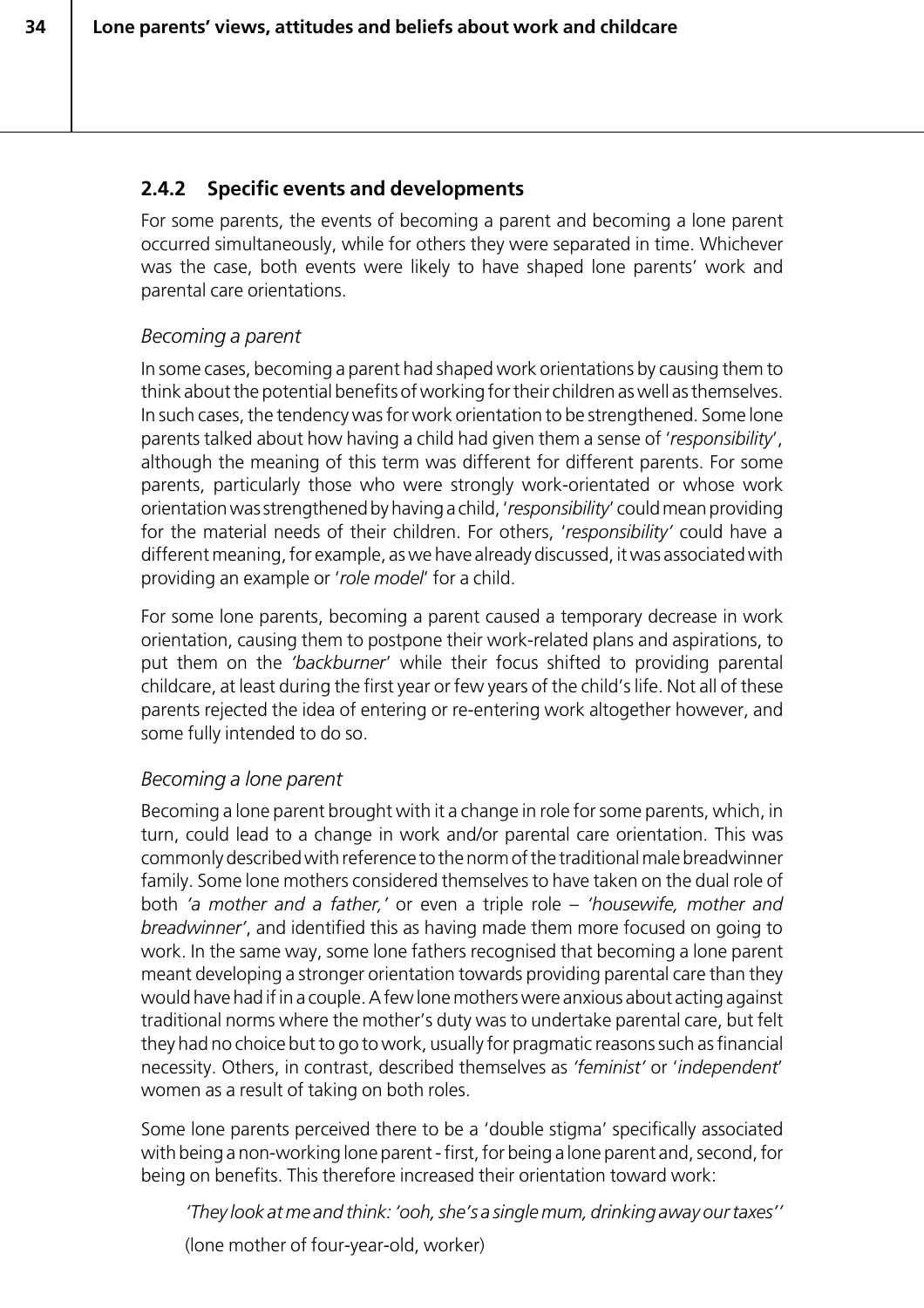### 2.4.2 Specific events and developments

For some parents, the events of becoming a parent and becoming a lone parent occurred simultaneously, while for others they were separated in time. Whichever was the case, both events were likely to have shaped lone parents' work and parental care orientations.

*Becoming a parent*

In some cases, becoming a parent had shaped work orientations by causing them to think about the potential benefits of working for their children as well as themselves. In such cases, the tendency was for work orientation to be strengthened. Some lone parents talked about how having a child had given them a sense of '*responsibility*', although the meaning of this term was different for different parents. For some parents, particularly those who were strongly work-orientated or whose work orientation was strengthened by having a child, '*responsibility*' could mean providing for the material needs of their children. For others, '*responsibility'* could have a different meaning, for example, as we have already discussed, it was associated with providing an example or '*role model*' for a child.

For some lone parents, becoming a parent caused a temporary decrease in work orientation, causing them to postpone their work-related plans and aspirations, to put them on the *'backburner*' while their focus shifted to providing parental childcare, at least during the first year or few years of the child's life. Not all of these parents rejected the idea of entering or re-entering work altogether however, and some fully intended to do so.

*Becoming a lone parent*

Becoming a lone parent brought with it a change in role for some parents, which, in turn, could lead to a change in work and/or parental care orientation. This was commonly described with reference to the norm of the traditional male breadwinner family. Some lone mothers considered themselves to have taken on the dual role of both *'a mother and a father,'* or even a triple role – *'housewife, mother and breadwinner'*, and identified this as having made them more focused on going to work. In the same way, some lone fathers recognised that becoming a lone parent meant developing a stronger orientation towards providing parental care than they would have had if in a couple. A few lone mothers were anxious about acting against traditional norms where the mother's duty was to undertake parental care, but felt they had no choice but to go to work, usually for pragmatic reasons such as financial necessity. Others, in contrast, described themselves as *'feminist'* or '*independent*' women as a result of taking on both roles.

Some lone parents perceived there to be a 'double stigma' specifically associated with being a non-working lone parent - first, for being a lone parent and, second, for being on benefits. This therefore increased their orientation toward work:

> *'They look at me and think: 'ooh, she's a single mum, drinking away our taxes''*
>
> (lone mother of four-year-old, worker)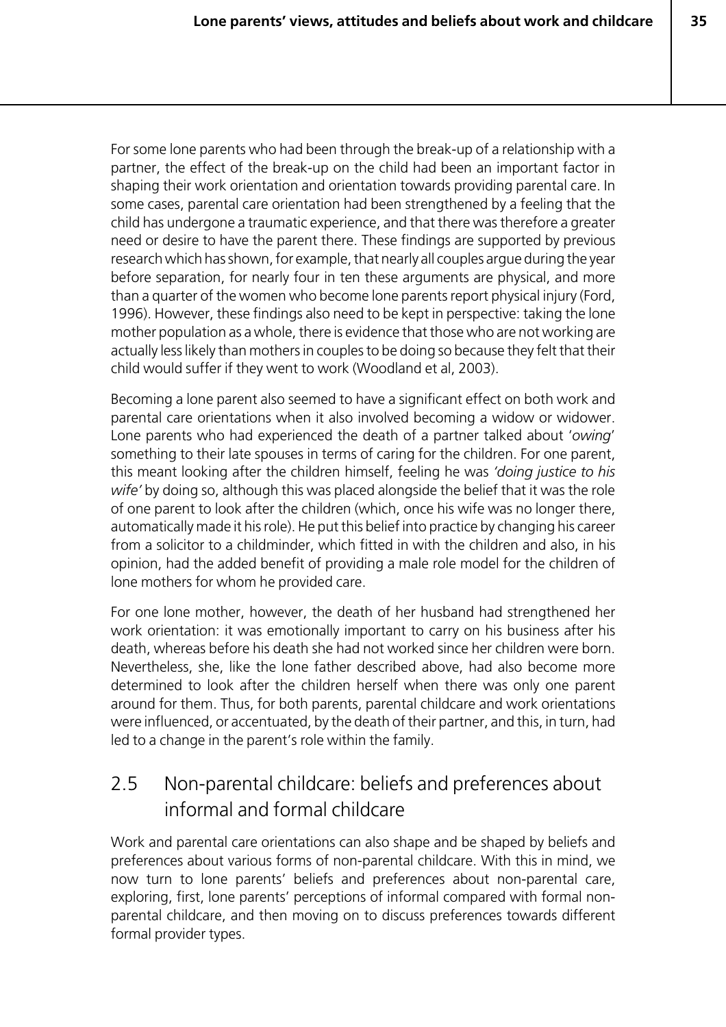For some lone parents who had been through the break-up of a relationship with a partner, the effect of the break-up on the child had been an important factor in shaping their work orientation and orientation towards providing parental care. In some cases, parental care orientation had been strengthened by a feeling that the child has undergone a traumatic experience, and that there was therefore a greater need or desire to have the parent there. These findings are supported by previous research which has shown, for example, that nearly all couples argue during the year before separation, for nearly four in ten these arguments are physical, and more than a quarter of the women who become lone parents report physical injury (Ford, 1996). However, these findings also need to be kept in perspective: taking the lone mother population as a whole, there is evidence that those who are not working are actually less likely than mothers in couples to be doing so because they felt that their child would suffer if they went to work (Woodland et al, 2003).

Becoming a lone parent also seemed to have a significant effect on both work and parental care orientations when it also involved becoming a widow or widower. Lone parents who had experienced the death of a partner talked about '*owing*' something to their late spouses in terms of caring for the children. For one parent, this meant looking after the children himself, feeling he was *'doing justice to his wife'* by doing so, although this was placed alongside the belief that it was the role of one parent to look after the children (which, once his wife was no longer there, automatically made it his role). He put this belief into practice by changing his career from a solicitor to a childminder, which fitted in with the children and also, in his opinion, had the added benefit of providing a male role model for the children of lone mothers for whom he provided care.

For one lone mother, however, the death of her husband had strengthened her work orientation: it was emotionally important to carry on his business after his death, whereas before his death she had not worked since her children were born. Nevertheless, she, like the lone father described above, had also become more determined to look after the children herself when there was only one parent around for them. Thus, for both parents, parental childcare and work orientations were influenced, or accentuated, by the death of their partner, and this, in turn, had led to a change in the parent's role within the family.

## 2.5 Non-parental childcare: beliefs and preferences about informal and formal childcare

Work and parental care orientations can also shape and be shaped by beliefs and preferences about various forms of non-parental childcare. With this in mind, we now turn to lone parents' beliefs and preferences about non-parental care, exploring, first, lone parents' perceptions of informal compared with formal non-parental childcare, and then moving on to discuss preferences towards different formal provider types.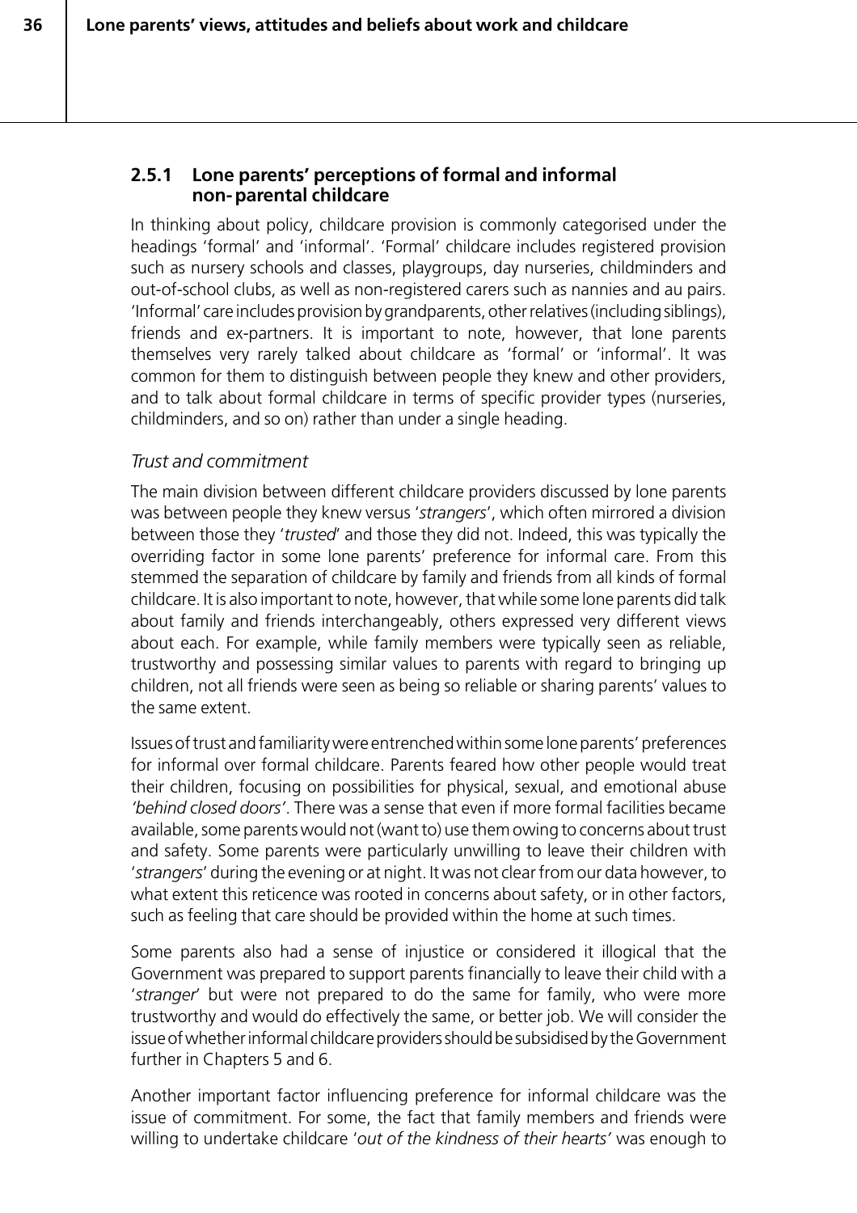### 2.5.1 Lone parents' perceptions of formal and informal non-parental childcare

In thinking about policy, childcare provision is commonly categorised under the headings 'formal' and 'informal'. 'Formal' childcare includes registered provision such as nursery schools and classes, playgroups, day nurseries, childminders and out-of-school clubs, as well as non-registered carers such as nannies and au pairs. 'Informal' care includes provision by grandparents, other relatives (including siblings), friends and ex-partners. It is important to note, however, that lone parents themselves very rarely talked about childcare as 'formal' or 'informal'. It was common for them to distinguish between people they knew and other providers, and to talk about formal childcare in terms of specific provider types (nurseries, childminders, and so on) rather than under a single heading.

*Trust and commitment*

The main division between different childcare providers discussed by lone parents was between people they knew versus '*strangers*', which often mirrored a division between those they '*trusted*' and those they did not. Indeed, this was typically the overriding factor in some lone parents' preference for informal care. From this stemmed the separation of childcare by family and friends from all kinds of formal childcare. It is also important to note, however, that while some lone parents did talk about family and friends interchangeably, others expressed very different views about each. For example, while family members were typically seen as reliable, trustworthy and possessing similar values to parents with regard to bringing up children, not all friends were seen as being so reliable or sharing parents' values to the same extent.

Issues of trust and familiarity were entrenched within some lone parents' preferences for informal over formal childcare. Parents feared how other people would treat their children, focusing on possibilities for physical, sexual, and emotional abuse *'behind closed doors'*. There was a sense that even if more formal facilities became available, some parents would not (want to) use them owing to concerns about trust and safety. Some parents were particularly unwilling to leave their children with '*strangers*' during the evening or at night. It was not clear from our data however, to what extent this reticence was rooted in concerns about safety, or in other factors, such as feeling that care should be provided within the home at such times.

Some parents also had a sense of injustice or considered it illogical that the Government was prepared to support parents financially to leave their child with a '*stranger*' but were not prepared to do the same for family, who were more trustworthy and would do effectively the same, or better job. We will consider the issue of whether informal childcare providers should be subsidised by the Government further in Chapters 5 and 6.

Another important factor influencing preference for informal childcare was the issue of commitment. For some, the fact that family members and friends were willing to undertake childcare '*out of the kindness of their hearts'* was enough to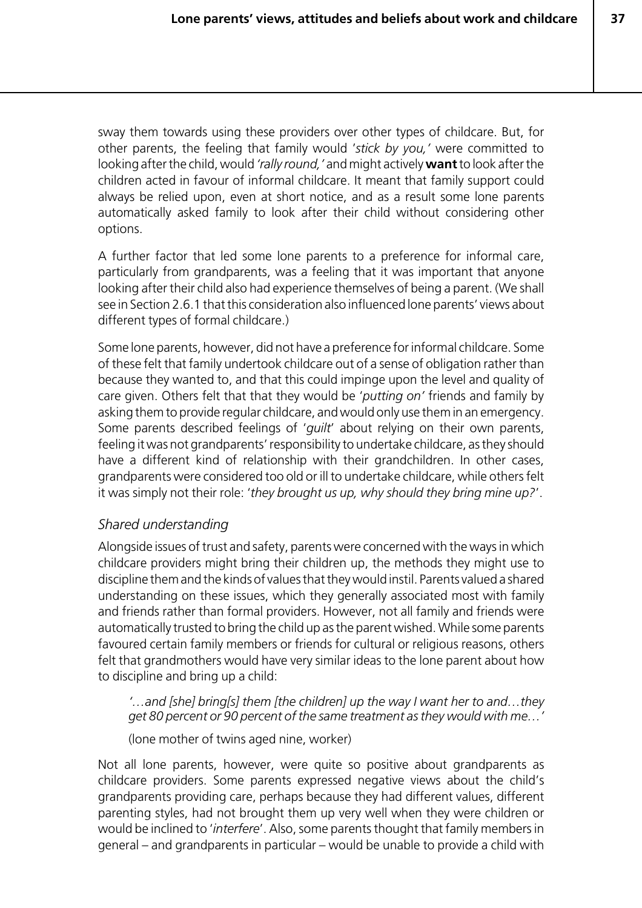sway them towards using these providers over other types of childcare. But, for other parents, the feeling that family would '*stick by you,*' were committed to looking after the child, would *'rally round,'* and might actively **want** to look after the children acted in favour of informal childcare. It meant that family support could always be relied upon, even at short notice, and as a result some lone parents automatically asked family to look after their child without considering other options.

A further factor that led some lone parents to a preference for informal care, particularly from grandparents, was a feeling that it was important that anyone looking after their child also had experience themselves of being a parent. (We shall see in Section 2.6.1 that this consideration also influenced lone parents' views about different types of formal childcare.)

Some lone parents, however, did not have a preference for informal childcare. Some of these felt that family undertook childcare out of a sense of obligation rather than because they wanted to, and that this could impinge upon the level and quality of care given. Others felt that that they would be '*putting on*' friends and family by asking them to provide regular childcare, and would only use them in an emergency. Some parents described feelings of '*guilt*' about relying on their own parents, feeling it was not grandparents' responsibility to undertake childcare, as they should have a different kind of relationship with their grandchildren. In other cases, grandparents were considered too old or ill to undertake childcare, while others felt it was simply not their role: '*they brought us up, why should they bring mine up?*'.

### *Shared understanding*

Alongside issues of trust and safety, parents were concerned with the ways in which childcare providers might bring their children up, the methods they might use to discipline them and the kinds of values that they would instil. Parents valued a shared understanding on these issues, which they generally associated most with family and friends rather than formal providers. However, not all family and friends were automatically trusted to bring the child up as the parent wished. While some parents favoured certain family members or friends for cultural or religious reasons, others felt that grandmothers would have very similar ideas to the lone parent about how to discipline and bring up a child:

> *'…and [she] bring[s] them [the children] up the way I want her to and…they get 80 percent or 90 percent of the same treatment as they would with me…'*
>
> (lone mother of twins aged nine, worker)

Not all lone parents, however, were quite so positive about grandparents as childcare providers. Some parents expressed negative views about the child's grandparents providing care, perhaps because they had different values, different parenting styles, had not brought them up very well when they were children or would be inclined to '*interfere*'. Also, some parents thought that family members in general – and grandparents in particular – would be unable to provide a child with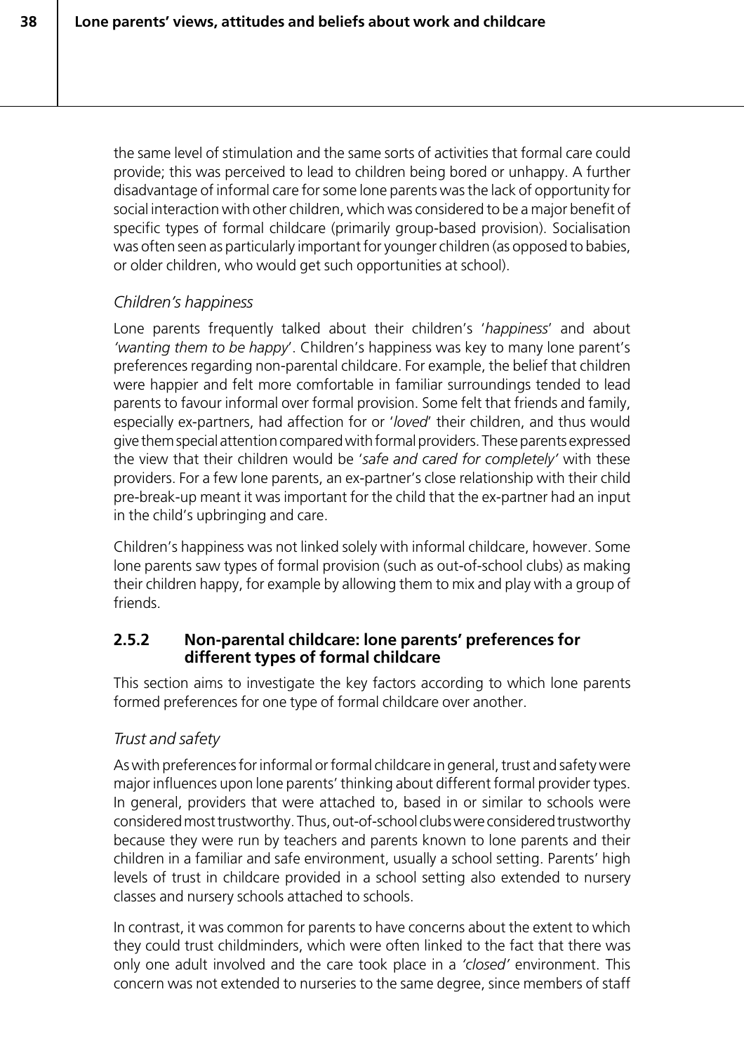the same level of stimulation and the same sorts of activities that formal care could provide; this was perceived to lead to children being bored or unhappy. A further disadvantage of informal care for some lone parents was the lack of opportunity for social interaction with other children, which was considered to be a major benefit of specific types of formal childcare (primarily group-based provision). Socialisation was often seen as particularly important for younger children (as opposed to babies, or older children, who would get such opportunities at school).

*Children's happiness*

Lone parents frequently talked about their children's '*happiness*' and about *'wanting them to be happy*'. Children's happiness was key to many lone parent's preferences regarding non-parental childcare. For example, the belief that children were happier and felt more comfortable in familiar surroundings tended to lead parents to favour informal over formal provision. Some felt that friends and family, especially ex-partners, had affection for or '*loved*' their children, and thus would give them special attention compared with formal providers. These parents expressed the view that their children would be '*safe and cared for completely'* with these providers. For a few lone parents, an ex-partner's close relationship with their child pre-break-up meant it was important for the child that the ex-partner had an input in the child's upbringing and care.

Children's happiness was not linked solely with informal childcare, however. Some lone parents saw types of formal provision (such as out-of-school clubs) as making their children happy, for example by allowing them to mix and play with a group of friends.

### 2.5.2 Non-parental childcare: lone parents' preferences for different types of formal childcare

This section aims to investigate the key factors according to which lone parents formed preferences for one type of formal childcare over another.

*Trust and safety*

As with preferences for informal or formal childcare in general, trust and safety were major influences upon lone parents' thinking about different formal provider types. In general, providers that were attached to, based in or similar to schools were considered most trustworthy. Thus, out-of-school clubs were considered trustworthy because they were run by teachers and parents known to lone parents and their children in a familiar and safe environment, usually a school setting. Parents' high levels of trust in childcare provided in a school setting also extended to nursery classes and nursery schools attached to schools.

In contrast, it was common for parents to have concerns about the extent to which they could trust childminders, which were often linked to the fact that there was only one adult involved and the care took place in a *'closed'* environment. This concern was not extended to nurseries to the same degree, since members of staff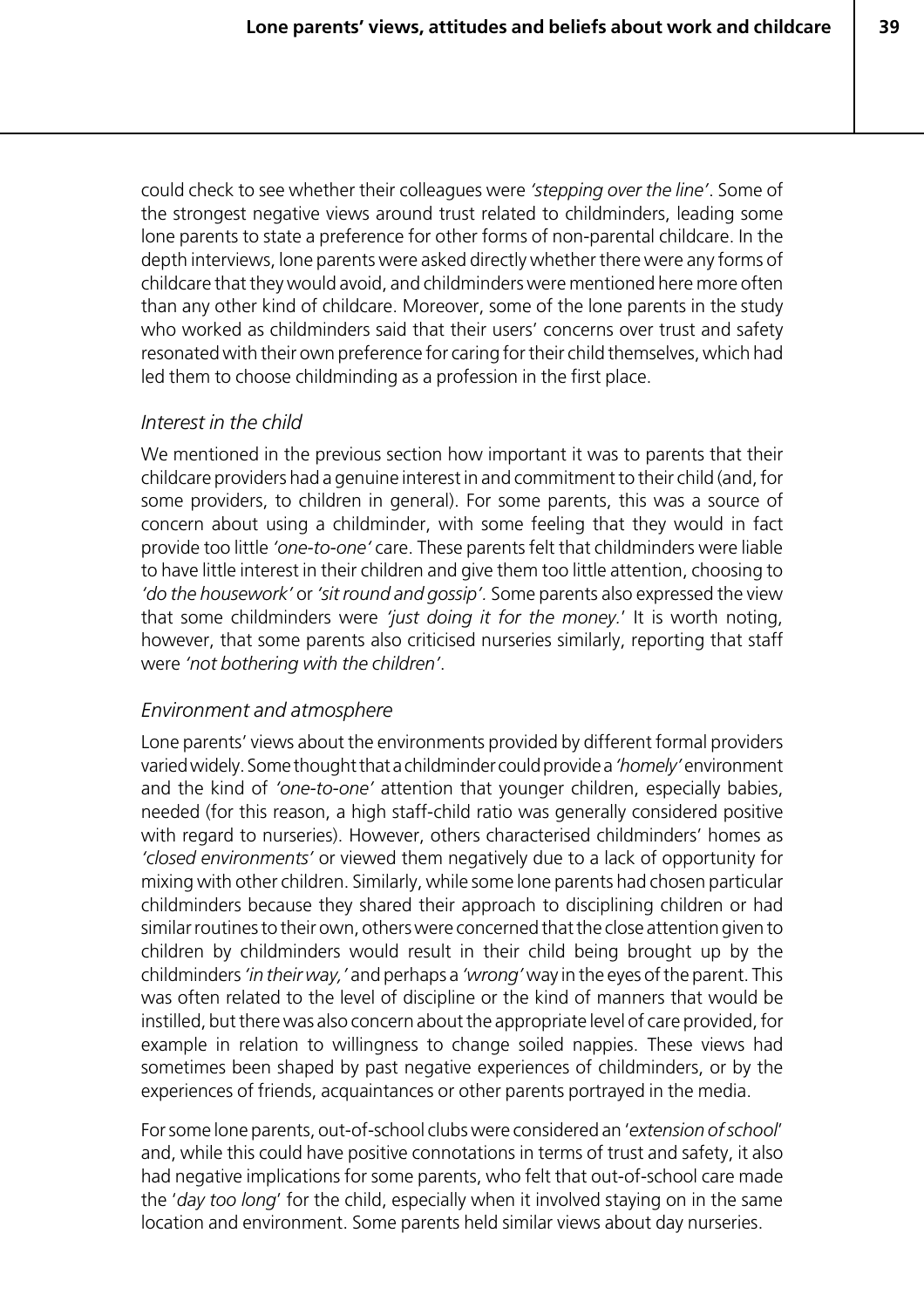could check to see whether their colleagues were *'stepping over the line'*. Some of the strongest negative views around trust related to childminders, leading some lone parents to state a preference for other forms of non-parental childcare. In the depth interviews, lone parents were asked directly whether there were any forms of childcare that they would avoid, and childminders were mentioned here more often than any other kind of childcare. Moreover, some of the lone parents in the study who worked as childminders said that their users' concerns over trust and safety resonated with their own preference for caring for their child themselves, which had led them to choose childminding as a profession in the first place.

### *Interest in the child*

We mentioned in the previous section how important it was to parents that their childcare providers had a genuine interest in and commitment to their child (and, for some providers, to children in general). For some parents, this was a source of concern about using a childminder, with some feeling that they would in fact provide too little *'one-to-one'* care. These parents felt that childminders were liable to have little interest in their children and give them too little attention, choosing to *'do the housework'* or *'sit round and gossip'*. Some parents also expressed the view that some childminders were *'just doing it for the money.'* It is worth noting, however, that some parents also criticised nurseries similarly, reporting that staff were *'not bothering with the children'*.

### *Environment and atmosphere*

Lone parents' views about the environments provided by different formal providers varied widely. Some thought that a childminder could provide a *'homely'* environment and the kind of *'one-to-one'* attention that younger children, especially babies, needed (for this reason, a high staff-child ratio was generally considered positive with regard to nurseries). However, others characterised childminders' homes as *'closed environments'* or viewed them negatively due to a lack of opportunity for mixing with other children. Similarly, while some lone parents had chosen particular childminders because they shared their approach to disciplining children or had similar routines to their own, others were concerned that the close attention given to children by childminders would result in their child being brought up by the childminders *'in their way,'* and perhaps a *'wrong'* way in the eyes of the parent. This was often related to the level of discipline or the kind of manners that would be instilled, but there was also concern about the appropriate level of care provided, for example in relation to willingness to change soiled nappies. These views had sometimes been shaped by past negative experiences of childminders, or by the experiences of friends, acquaintances or other parents portrayed in the media.

For some lone parents, out-of-school clubs were considered an '*extension of school*' and, while this could have positive connotations in terms of trust and safety, it also had negative implications for some parents, who felt that out-of-school care made the '*day too long*' for the child, especially when it involved staying on in the same location and environment. Some parents held similar views about day nurseries.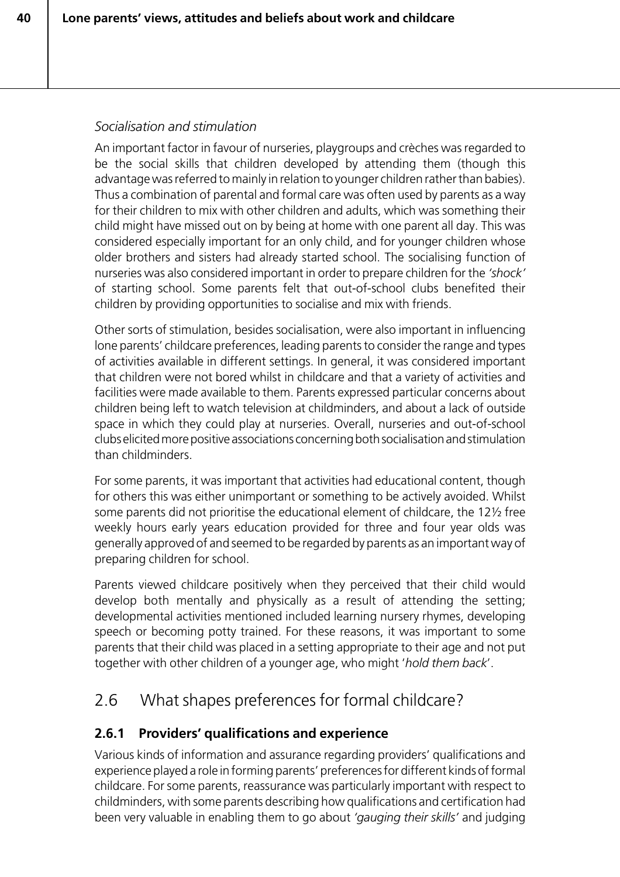*Socialisation and stimulation*

An important factor in favour of nurseries, playgroups and crèches was regarded to be the social skills that children developed by attending them (though this advantage was referred to mainly in relation to younger children rather than babies). Thus a combination of parental and formal care was often used by parents as a way for their children to mix with other children and adults, which was something their child might have missed out on by being at home with one parent all day. This was considered especially important for an only child, and for younger children whose older brothers and sisters had already started school. The socialising function of nurseries was also considered important in order to prepare children for the *'shock'* of starting school. Some parents felt that out-of-school clubs benefited their children by providing opportunities to socialise and mix with friends.

Other sorts of stimulation, besides socialisation, were also important in influencing lone parents' childcare preferences, leading parents to consider the range and types of activities available in different settings. In general, it was considered important that children were not bored whilst in childcare and that a variety of activities and facilities were made available to them. Parents expressed particular concerns about children being left to watch television at childminders, and about a lack of outside space in which they could play at nurseries. Overall, nurseries and out-of-school clubs elicited more positive associations concerning both socialisation and stimulation than childminders.

For some parents, it was important that activities had educational content, though for others this was either unimportant or something to be actively avoided. Whilst some parents did not prioritise the educational element of childcare, the 12½ free weekly hours early years education provided for three and four year olds was generally approved of and seemed to be regarded by parents as an important way of preparing children for school.

Parents viewed childcare positively when they perceived that their child would develop both mentally and physically as a result of attending the setting; developmental activities mentioned included learning nursery rhymes, developing speech or becoming potty trained. For these reasons, it was important to some parents that their child was placed in a setting appropriate to their age and not put together with other children of a younger age, who might '*hold them back*'.

## 2.6 What shapes preferences for formal childcare?

### 2.6.1 Providers' qualifications and experience

Various kinds of information and assurance regarding providers' qualifications and experience played a role in forming parents' preferences for different kinds of formal childcare. For some parents, reassurance was particularly important with respect to childminders, with some parents describing how qualifications and certification had been very valuable in enabling them to go about *'gauging their skills'* and judging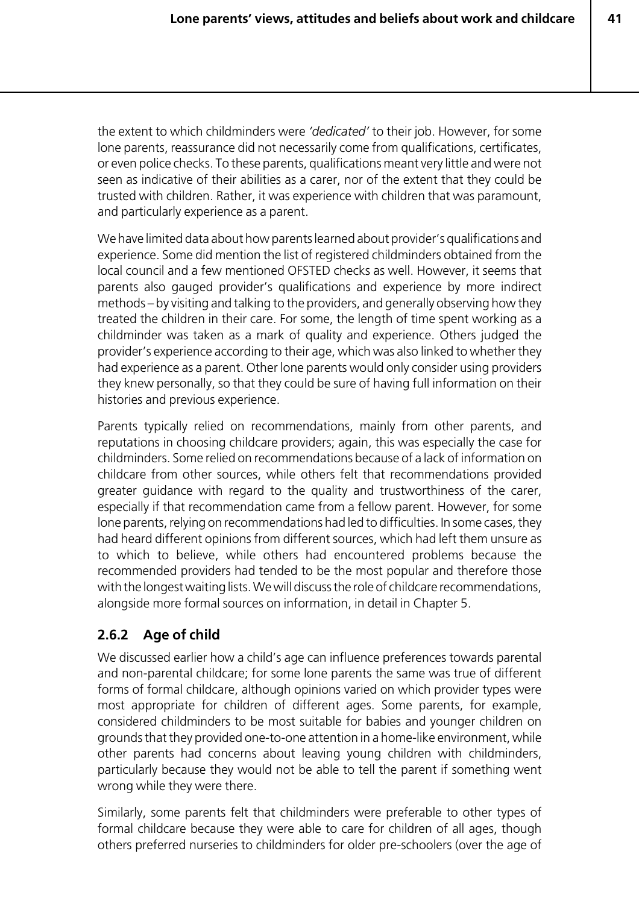the extent to which childminders were *'dedicated'* to their job. However, for some lone parents, reassurance did not necessarily come from qualifications, certificates, or even police checks. To these parents, qualifications meant very little and were not seen as indicative of their abilities as a carer, nor of the extent that they could be trusted with children. Rather, it was experience with children that was paramount, and particularly experience as a parent.

We have limited data about how parents learned about provider's qualifications and experience. Some did mention the list of registered childminders obtained from the local council and a few mentioned OFSTED checks as well. However, it seems that parents also gauged provider's qualifications and experience by more indirect methods – by visiting and talking to the providers, and generally observing how they treated the children in their care. For some, the length of time spent working as a childminder was taken as a mark of quality and experience. Others judged the provider's experience according to their age, which was also linked to whether they had experience as a parent. Other lone parents would only consider using providers they knew personally, so that they could be sure of having full information on their histories and previous experience.

Parents typically relied on recommendations, mainly from other parents, and reputations in choosing childcare providers; again, this was especially the case for childminders. Some relied on recommendations because of a lack of information on childcare from other sources, while others felt that recommendations provided greater guidance with regard to the quality and trustworthiness of the carer, especially if that recommendation came from a fellow parent. However, for some lone parents, relying on recommendations had led to difficulties. In some cases, they had heard different opinions from different sources, which had left them unsure as to which to believe, while others had encountered problems because the recommended providers had tended to be the most popular and therefore those with the longest waiting lists. We will discuss the role of childcare recommendations, alongside more formal sources on information, in detail in Chapter 5.

### 2.6.2 Age of child

We discussed earlier how a child's age can influence preferences towards parental and non-parental childcare; for some lone parents the same was true of different forms of formal childcare, although opinions varied on which provider types were most appropriate for children of different ages. Some parents, for example, considered childminders to be most suitable for babies and younger children on grounds that they provided one-to-one attention in a home-like environment, while other parents had concerns about leaving young children with childminders, particularly because they would not be able to tell the parent if something went wrong while they were there.

Similarly, some parents felt that childminders were preferable to other types of formal childcare because they were able to care for children of all ages, though others preferred nurseries to childminders for older pre-schoolers (over the age of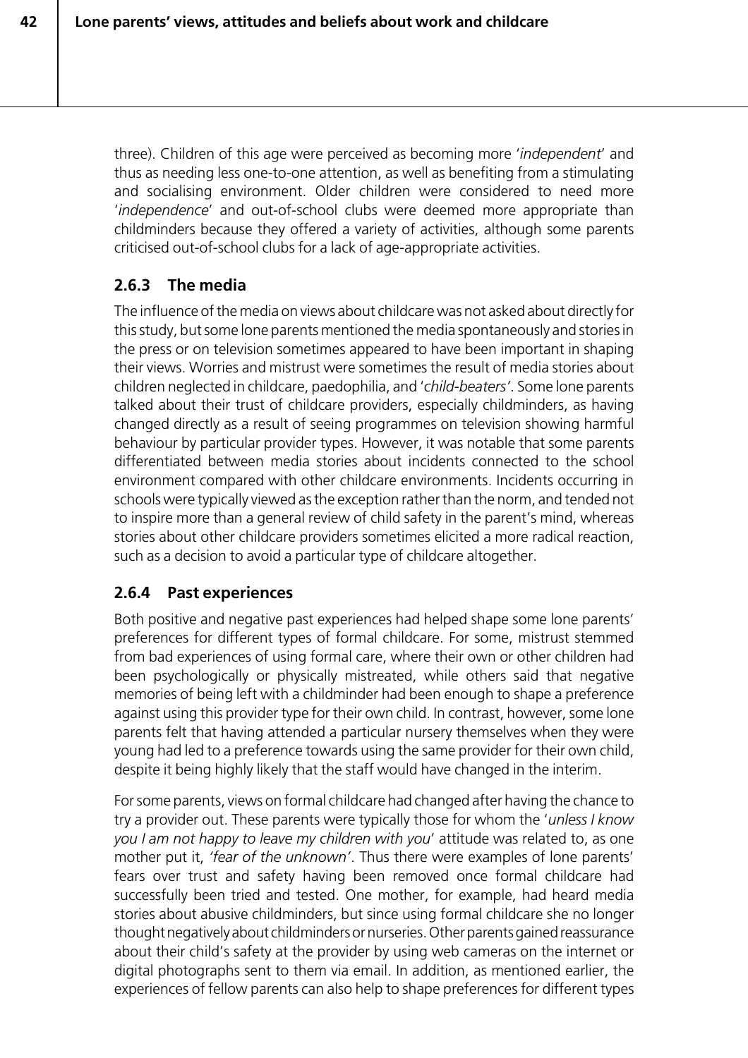three). Children of this age were perceived as becoming more '*independent*' and thus as needing less one-to-one attention, as well as benefiting from a stimulating and socialising environment. Older children were considered to need more '*independence*' and out-of-school clubs were deemed more appropriate than childminders because they offered a variety of activities, although some parents criticised out-of-school clubs for a lack of age-appropriate activities.

### 2.6.3 The media

The influence of the media on views about childcare was not asked about directly for this study, but some lone parents mentioned the media spontaneously and stories in the press or on television sometimes appeared to have been important in shaping their views. Worries and mistrust were sometimes the result of media stories about children neglected in childcare, paedophilia, and '*child-beaters'*. Some lone parents talked about their trust of childcare providers, especially childminders, as having changed directly as a result of seeing programmes on television showing harmful behaviour by particular provider types. However, it was notable that some parents differentiated between media stories about incidents connected to the school environment compared with other childcare environments. Incidents occurring in schools were typically viewed as the exception rather than the norm, and tended not to inspire more than a general review of child safety in the parent's mind, whereas stories about other childcare providers sometimes elicited a more radical reaction, such as a decision to avoid a particular type of childcare altogether.

### 2.6.4 Past experiences

Both positive and negative past experiences had helped shape some lone parents' preferences for different types of formal childcare. For some, mistrust stemmed from bad experiences of using formal care, where their own or other children had been psychologically or physically mistreated, while others said that negative memories of being left with a childminder had been enough to shape a preference against using this provider type for their own child. In contrast, however, some lone parents felt that having attended a particular nursery themselves when they were young had led to a preference towards using the same provider for their own child, despite it being highly likely that the staff would have changed in the interim.

For some parents, views on formal childcare had changed after having the chance to try a provider out. These parents were typically those for whom the '*unless I know you I am not happy to leave my children with you*' attitude was related to, as one mother put it, *'fear of the unknown'*. Thus there were examples of lone parents' fears over trust and safety having been removed once formal childcare had successfully been tried and tested. One mother, for example, had heard media stories about abusive childminders, but since using formal childcare she no longer thought negatively about childminders or nurseries. Other parents gained reassurance about their child's safety at the provider by using web cameras on the internet or digital photographs sent to them via email. In addition, as mentioned earlier, the experiences of fellow parents can also help to shape preferences for different types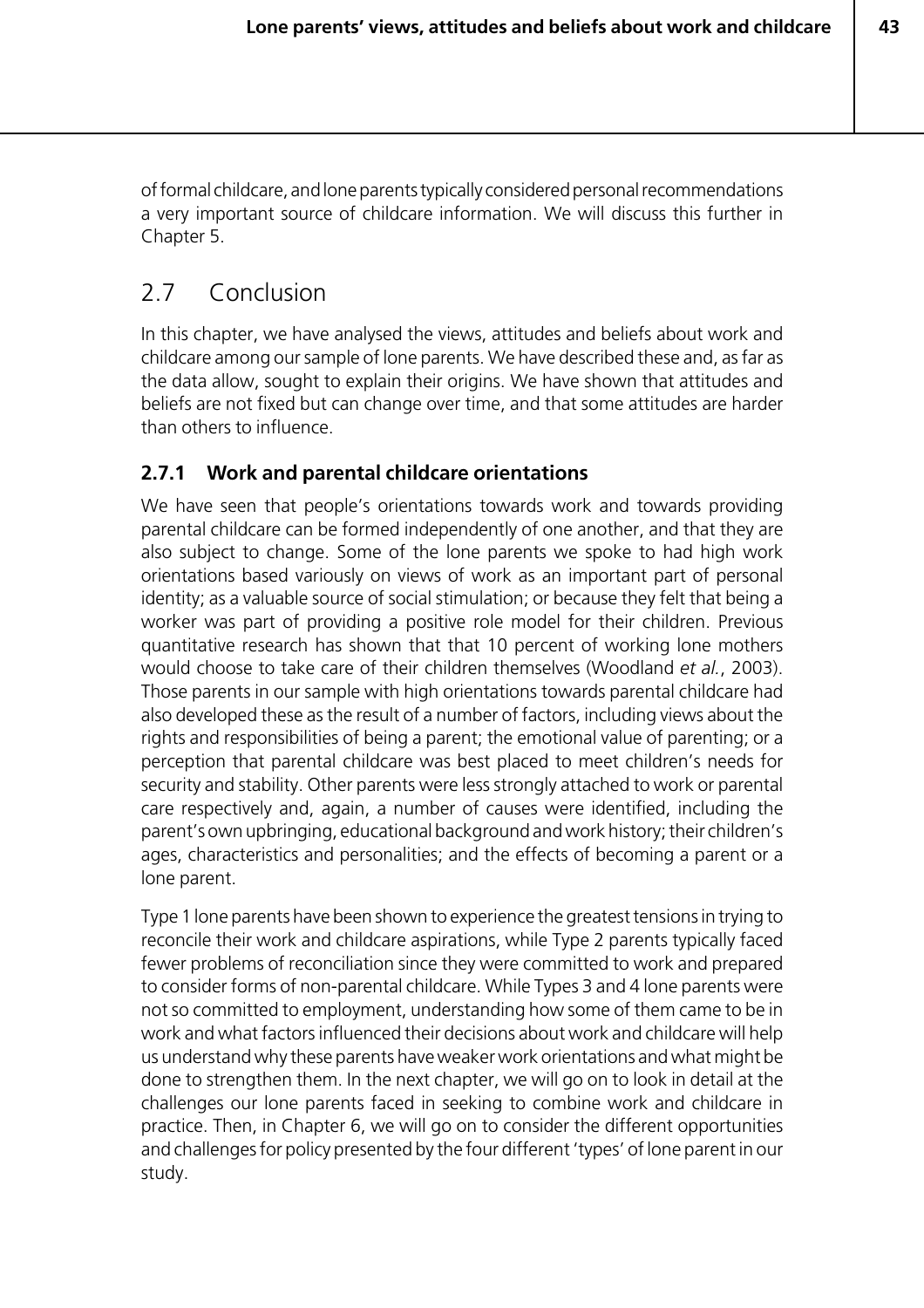of formal childcare, and lone parents typically considered personal recommendations a very important source of childcare information. We will discuss this further in Chapter 5.

## 2.7 Conclusion

In this chapter, we have analysed the views, attitudes and beliefs about work and childcare among our sample of lone parents. We have described these and, as far as the data allow, sought to explain their origins. We have shown that attitudes and beliefs are not fixed but can change over time, and that some attitudes are harder than others to influence.

### 2.7.1 Work and parental childcare orientations

We have seen that people's orientations towards work and towards providing parental childcare can be formed independently of one another, and that they are also subject to change. Some of the lone parents we spoke to had high work orientations based variously on views of work as an important part of personal identity; as a valuable source of social stimulation; or because they felt that being a worker was part of providing a positive role model for their children. Previous quantitative research has shown that that 10 percent of working lone mothers would choose to take care of their children themselves (Woodland *et al.*, 2003). Those parents in our sample with high orientations towards parental childcare had also developed these as the result of a number of factors, including views about the rights and responsibilities of being a parent; the emotional value of parenting; or a perception that parental childcare was best placed to meet children's needs for security and stability. Other parents were less strongly attached to work or parental care respectively and, again, a number of causes were identified, including the parent's own upbringing, educational background and work history; their children's ages, characteristics and personalities; and the effects of becoming a parent or a lone parent.

Type 1 lone parents have been shown to experience the greatest tensions in trying to reconcile their work and childcare aspirations, while Type 2 parents typically faced fewer problems of reconciliation since they were committed to work and prepared to consider forms of non-parental childcare. While Types 3 and 4 lone parents were not so committed to employment, understanding how some of them came to be in work and what factors influenced their decisions about work and childcare will help us understand why these parents have weaker work orientations and what might be done to strengthen them. In the next chapter, we will go on to look in detail at the challenges our lone parents faced in seeking to combine work and childcare in practice. Then, in Chapter 6, we will go on to consider the different opportunities and challenges for policy presented by the four different 'types' of lone parent in our study.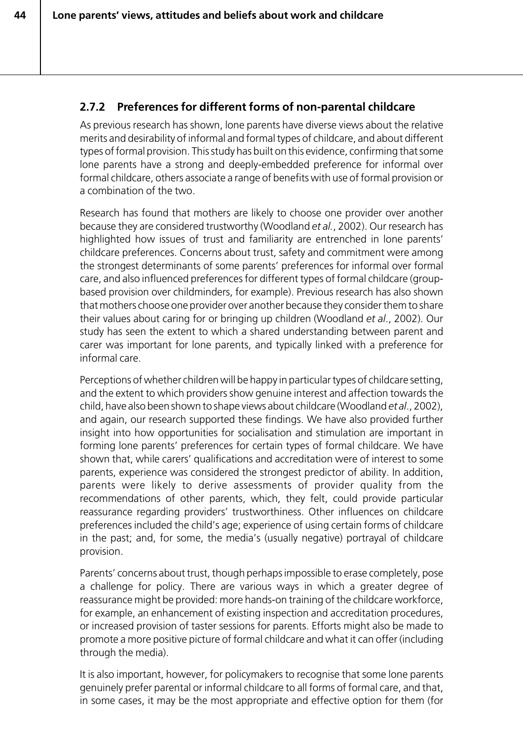### 2.7.2 Preferences for different forms of non-parental childcare

As previous research has shown, lone parents have diverse views about the relative merits and desirability of informal and formal types of childcare, and about different types of formal provision. This study has built on this evidence, confirming that some lone parents have a strong and deeply-embedded preference for informal over formal childcare, others associate a range of benefits with use of formal provision or a combination of the two.

Research has found that mothers are likely to choose one provider over another because they are considered trustworthy (Woodland *et al.*, 2002). Our research has highlighted how issues of trust and familiarity are entrenched in lone parents' childcare preferences. Concerns about trust, safety and commitment were among the strongest determinants of some parents' preferences for informal over formal care, and also influenced preferences for different types of formal childcare (group-based provision over childminders, for example). Previous research has also shown that mothers choose one provider over another because they consider them to share their values about caring for or bringing up children (Woodland *et al*., 2002). Our study has seen the extent to which a shared understanding between parent and carer was important for lone parents, and typically linked with a preference for informal care.

Perceptions of whether children will be happy in particular types of childcare setting, and the extent to which providers show genuine interest and affection towards the child, have also been shown to shape views about childcare (Woodland *et al*., 2002), and again, our research supported these findings. We have also provided further insight into how opportunities for socialisation and stimulation are important in forming lone parents' preferences for certain types of formal childcare. We have shown that, while carers' qualifications and accreditation were of interest to some parents, experience was considered the strongest predictor of ability. In addition, parents were likely to derive assessments of provider quality from the recommendations of other parents, which, they felt, could provide particular reassurance regarding providers' trustworthiness. Other influences on childcare preferences included the child's age; experience of using certain forms of childcare in the past; and, for some, the media's (usually negative) portrayal of childcare provision.

Parents' concerns about trust, though perhaps impossible to erase completely, pose a challenge for policy. There are various ways in which a greater degree of reassurance might be provided: more hands-on training of the childcare workforce, for example, an enhancement of existing inspection and accreditation procedures, or increased provision of taster sessions for parents. Efforts might also be made to promote a more positive picture of formal childcare and what it can offer (including through the media).

It is also important, however, for policymakers to recognise that some lone parents genuinely prefer parental or informal childcare to all forms of formal care, and that, in some cases, it may be the most appropriate and effective option for them (for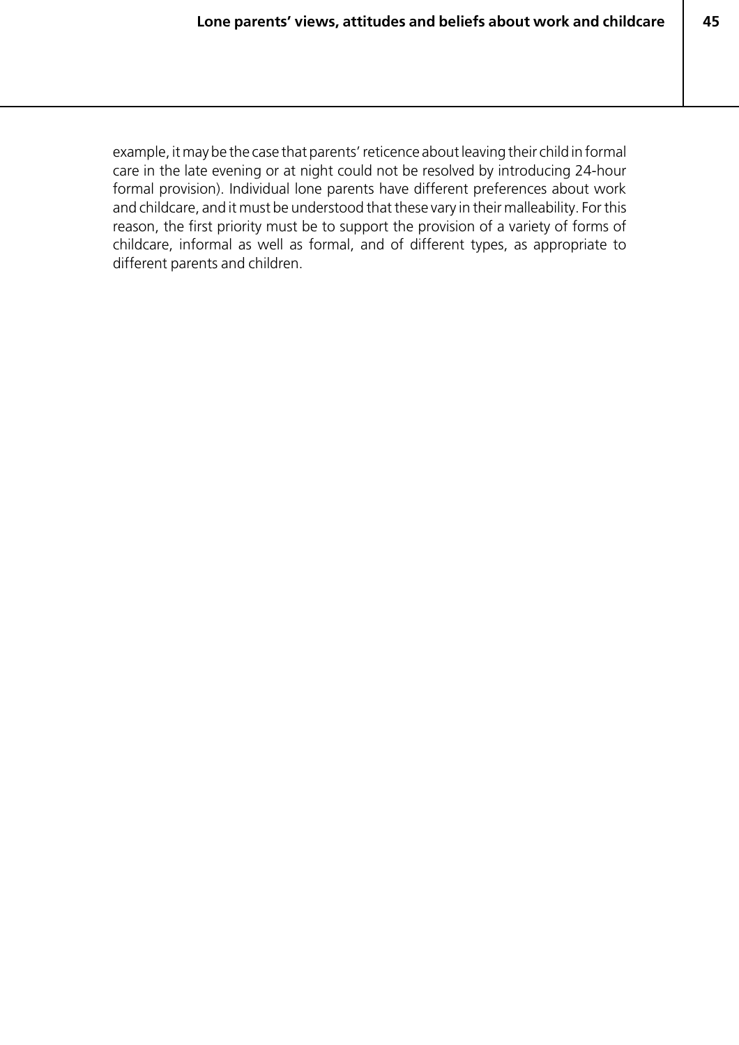example, it may be the case that parents' reticence about leaving their child in formal care in the late evening or at night could not be resolved by introducing 24-hour formal provision). Individual lone parents have different preferences about work and childcare, and it must be understood that these vary in their malleability. For this reason, the first priority must be to support the provision of a variety of forms of childcare, informal as well as formal, and of different types, as appropriate to different parents and children.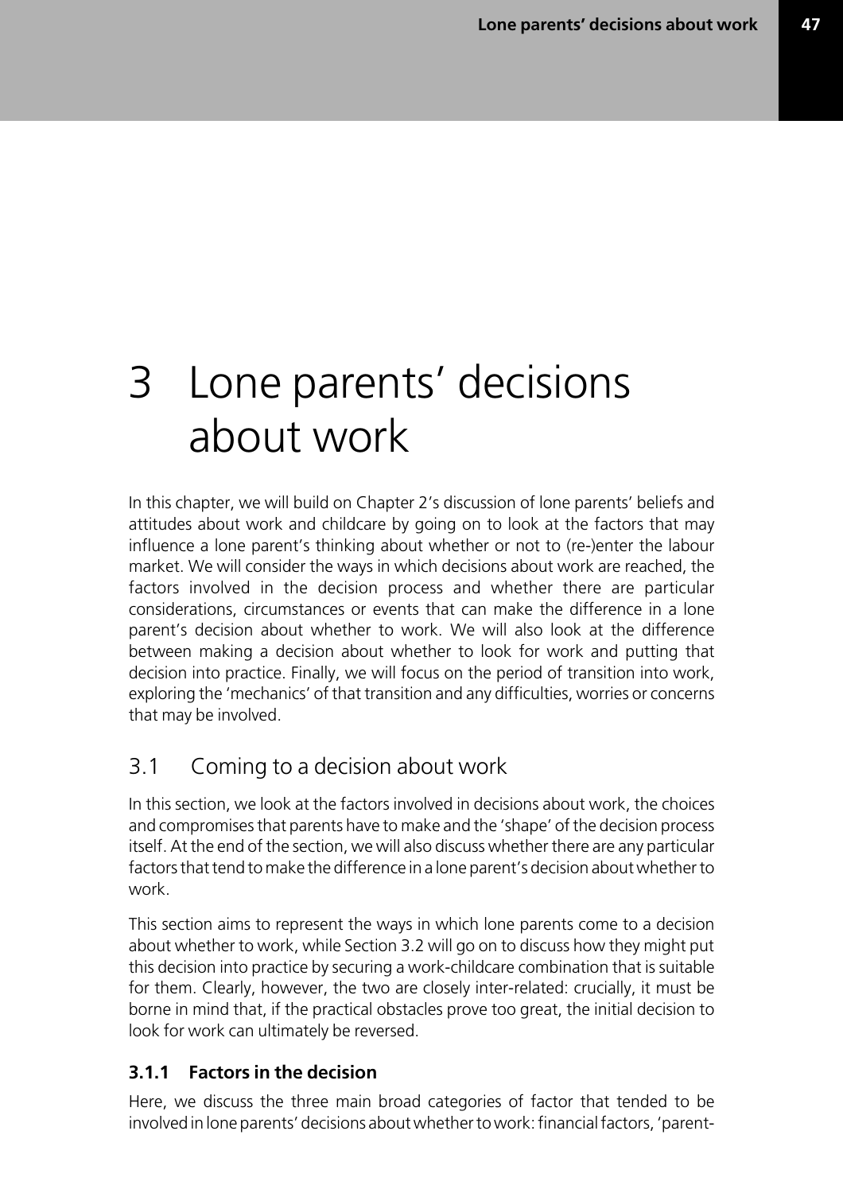# 3 Lone parents' decisions about work

In this chapter, we will build on Chapter 2's discussion of lone parents' beliefs and attitudes about work and childcare by going on to look at the factors that may influence a lone parent's thinking about whether or not to (re-)enter the labour market. We will consider the ways in which decisions about work are reached, the factors involved in the decision process and whether there are particular considerations, circumstances or events that can make the difference in a lone parent's decision about whether to work. We will also look at the difference between making a decision about whether to look for work and putting that decision into practice. Finally, we will focus on the period of transition into work, exploring the 'mechanics' of that transition and any difficulties, worries or concerns that may be involved.

## 3.1 Coming to a decision about work

In this section, we look at the factors involved in decisions about work, the choices and compromises that parents have to make and the 'shape' of the decision process itself. At the end of the section, we will also discuss whether there are any particular factors that tend to make the difference in a lone parent's decision about whether to work.

This section aims to represent the ways in which lone parents come to a decision about whether to work, while Section 3.2 will go on to discuss how they might put this decision into practice by securing a work-childcare combination that is suitable for them. Clearly, however, the two are closely inter-related: crucially, it must be borne in mind that, if the practical obstacles prove too great, the initial decision to look for work can ultimately be reversed.

### 3.1.1 Factors in the decision

Here, we discuss the three main broad categories of factor that tended to be involved in lone parents' decisions about whether to work: financial factors, 'parent-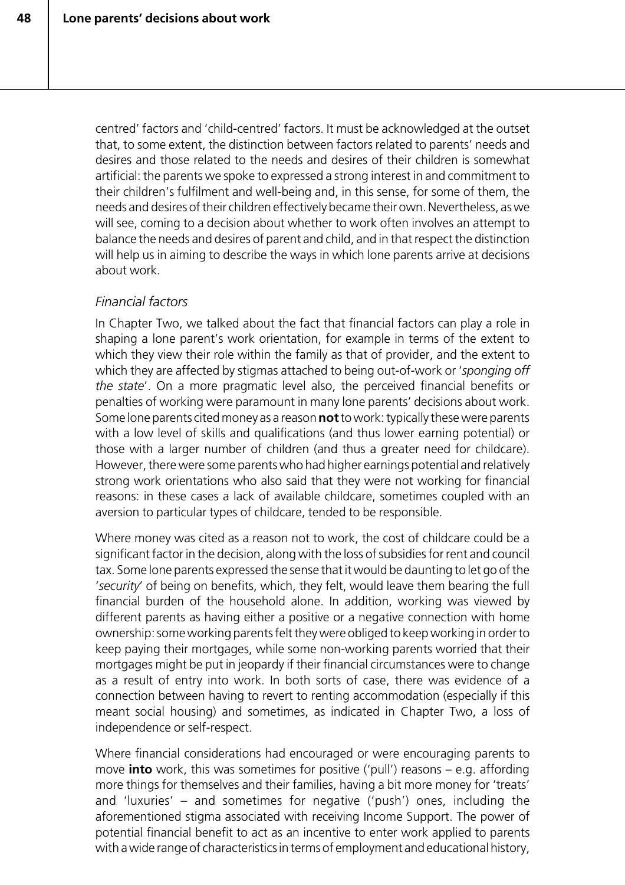centred' factors and 'child-centred' factors. It must be acknowledged at the outset that, to some extent, the distinction between factors related to parents' needs and desires and those related to the needs and desires of their children is somewhat artificial: the parents we spoke to expressed a strong interest in and commitment to their children's fulfilment and well-being and, in this sense, for some of them, the needs and desires of their children effectively became their own. Nevertheless, as we will see, coming to a decision about whether to work often involves an attempt to balance the needs and desires of parent and child, and in that respect the distinction will help us in aiming to describe the ways in which lone parents arrive at decisions about work.

*Financial factors*

In Chapter Two, we talked about the fact that financial factors can play a role in shaping a lone parent's work orientation, for example in terms of the extent to which they view their role within the family as that of provider, and the extent to which they are affected by stigmas attached to being out-of-work or '*sponging off the state*'. On a more pragmatic level also, the perceived financial benefits or penalties of working were paramount in many lone parents' decisions about work. Some lone parents cited money as a reason **not** to work: typically these were parents with a low level of skills and qualifications (and thus lower earning potential) or those with a larger number of children (and thus a greater need for childcare). However, there were some parents who had higher earnings potential and relatively strong work orientations who also said that they were not working for financial reasons: in these cases a lack of available childcare, sometimes coupled with an aversion to particular types of childcare, tended to be responsible.

Where money was cited as a reason not to work, the cost of childcare could be a significant factor in the decision, along with the loss of subsidies for rent and council tax. Some lone parents expressed the sense that it would be daunting to let go of the '*security*' of being on benefits, which, they felt, would leave them bearing the full financial burden of the household alone. In addition, working was viewed by different parents as having either a positive or a negative connection with home ownership: some working parents felt they were obliged to keep working in order to keep paying their mortgages, while some non-working parents worried that their mortgages might be put in jeopardy if their financial circumstances were to change as a result of entry into work. In both sorts of case, there was evidence of a connection between having to revert to renting accommodation (especially if this meant social housing) and sometimes, as indicated in Chapter Two, a loss of independence or self-respect.

Where financial considerations had encouraged or were encouraging parents to move **into** work, this was sometimes for positive ('pull') reasons – e.g. affording more things for themselves and their families, having a bit more money for 'treats' and 'luxuries' – and sometimes for negative ('push') ones, including the aforementioned stigma associated with receiving Income Support. The power of potential financial benefit to act as an incentive to enter work applied to parents with a wide range of characteristics in terms of employment and educational history,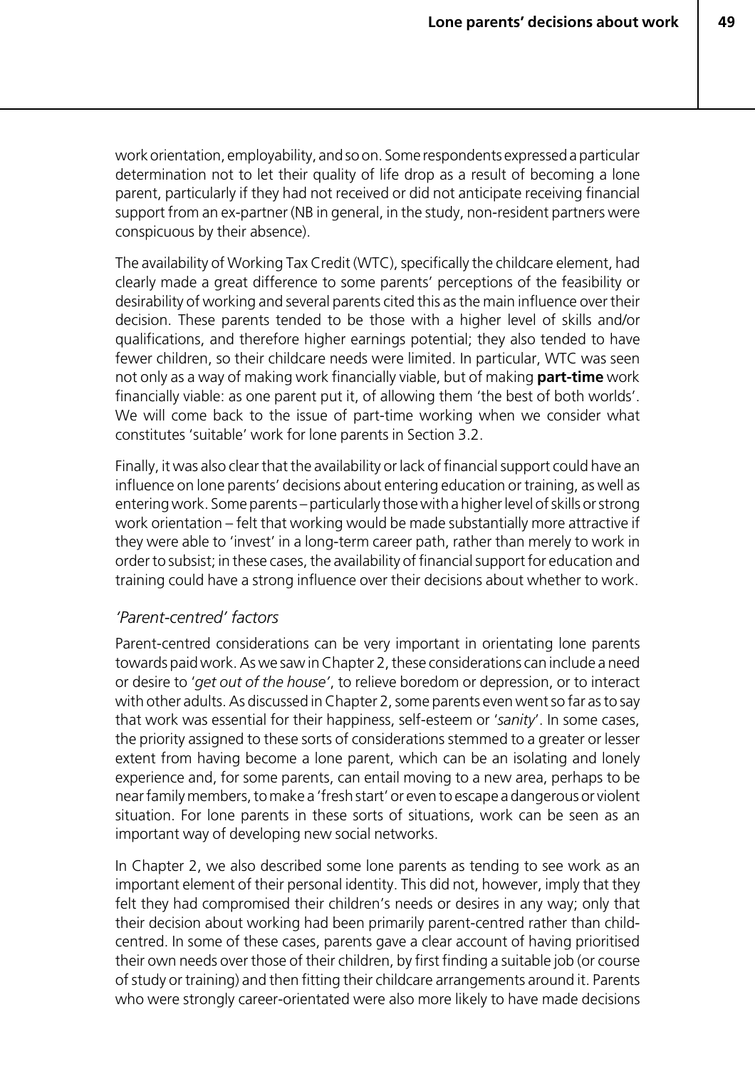work orientation, employability, and so on. Some respondents expressed a particular determination not to let their quality of life drop as a result of becoming a lone parent, particularly if they had not received or did not anticipate receiving financial support from an ex-partner (NB in general, in the study, non-resident partners were conspicuous by their absence).

The availability of Working Tax Credit (WTC), specifically the childcare element, had clearly made a great difference to some parents' perceptions of the feasibility or desirability of working and several parents cited this as the main influence over their decision. These parents tended to be those with a higher level of skills and/or qualifications, and therefore higher earnings potential; they also tended to have fewer children, so their childcare needs were limited. In particular, WTC was seen not only as a way of making work financially viable, but of making **part-time** work financially viable: as one parent put it, of allowing them 'the best of both worlds'. We will come back to the issue of part-time working when we consider what constitutes 'suitable' work for lone parents in Section 3.2.

Finally, it was also clear that the availability or lack of financial support could have an influence on lone parents' decisions about entering education or training, as well as entering work. Some parents – particularly those with a higher level of skills or strong work orientation – felt that working would be made substantially more attractive if they were able to 'invest' in a long-term career path, rather than merely to work in order to subsist; in these cases, the availability of financial support for education and training could have a strong influence over their decisions about whether to work.

### *'Parent-centred' factors*

Parent-centred considerations can be very important in orientating lone parents towards paid work. As we saw in Chapter 2, these considerations can include a need or desire to '*get out of the house*', to relieve boredom or depression, or to interact with other adults. As discussed in Chapter 2, some parents even went so far as to say that work was essential for their happiness, self-esteem or '*sanity*'. In some cases, the priority assigned to these sorts of considerations stemmed to a greater or lesser extent from having become a lone parent, which can be an isolating and lonely experience and, for some parents, can entail moving to a new area, perhaps to be near family members, to make a 'fresh start' or even to escape a dangerous or violent situation. For lone parents in these sorts of situations, work can be seen as an important way of developing new social networks.

In Chapter 2, we also described some lone parents as tending to see work as an important element of their personal identity. This did not, however, imply that they felt they had compromised their children's needs or desires in any way; only that their decision about working had been primarily parent-centred rather than child-centred. In some of these cases, parents gave a clear account of having prioritised their own needs over those of their children, by first finding a suitable job (or course of study or training) and then fitting their childcare arrangements around it. Parents who were strongly career-orientated were also more likely to have made decisions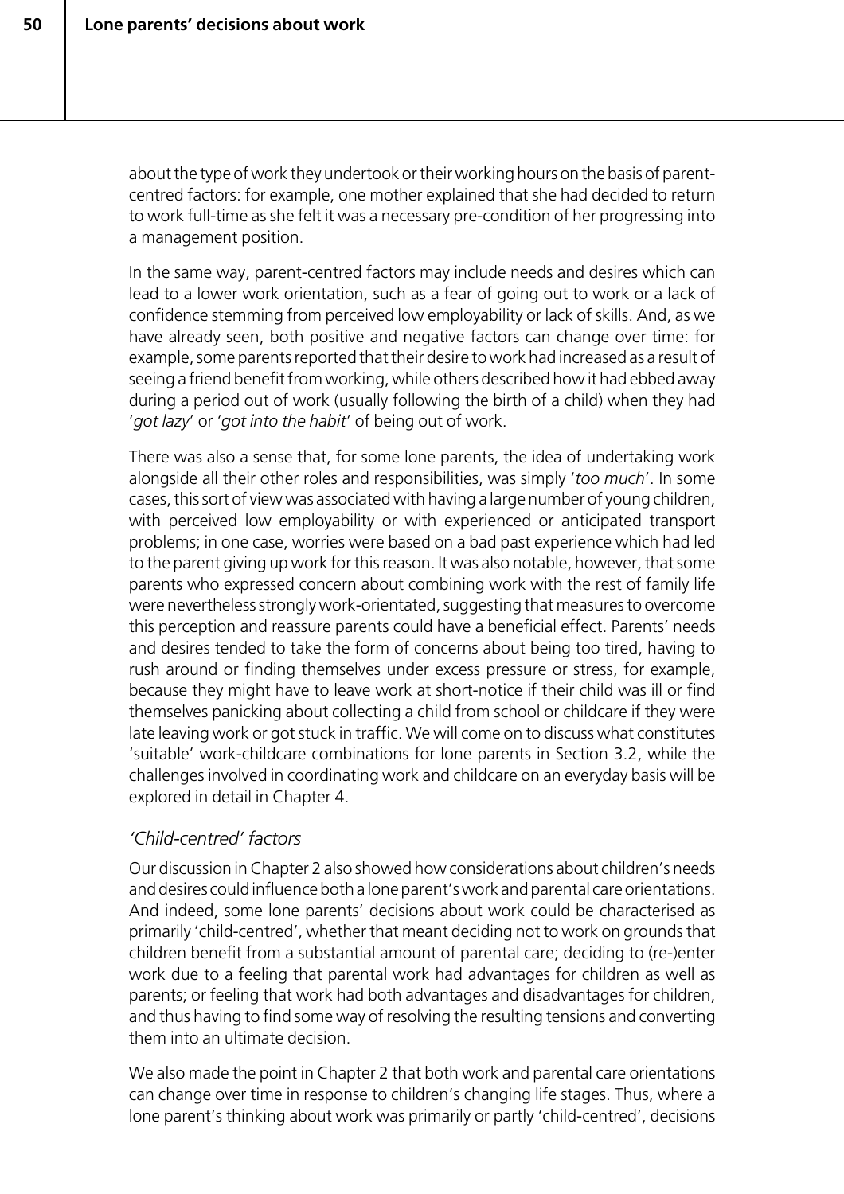about the type of work they undertook or their working hours on the basis of parent-centred factors: for example, one mother explained that she had decided to return to work full-time as she felt it was a necessary pre-condition of her progressing into a management position.

In the same way, parent-centred factors may include needs and desires which can lead to a lower work orientation, such as a fear of going out to work or a lack of confidence stemming from perceived low employability or lack of skills. And, as we have already seen, both positive and negative factors can change over time: for example, some parents reported that their desire to work had increased as a result of seeing a friend benefit from working, while others described how it had ebbed away during a period out of work (usually following the birth of a child) when they had '*got lazy*' or '*got into the habit*' of being out of work.

There was also a sense that, for some lone parents, the idea of undertaking work alongside all their other roles and responsibilities, was simply '*too much*'. In some cases, this sort of view was associated with having a large number of young children, with perceived low employability or with experienced or anticipated transport problems; in one case, worries were based on a bad past experience which had led to the parent giving up work for this reason. It was also notable, however, that some parents who expressed concern about combining work with the rest of family life were nevertheless strongly work-orientated, suggesting that measures to overcome this perception and reassure parents could have a beneficial effect. Parents' needs and desires tended to take the form of concerns about being too tired, having to rush around or finding themselves under excess pressure or stress, for example, because they might have to leave work at short-notice if their child was ill or find themselves panicking about collecting a child from school or childcare if they were late leaving work or got stuck in traffic. We will come on to discuss what constitutes 'suitable' work-childcare combinations for lone parents in Section 3.2, while the challenges involved in coordinating work and childcare on an everyday basis will be explored in detail in Chapter 4.

### *'Child-centred' factors*

Our discussion in Chapter 2 also showed how considerations about children's needs and desires could influence both a lone parent's work and parental care orientations. And indeed, some lone parents' decisions about work could be characterised as primarily 'child-centred', whether that meant deciding not to work on grounds that children benefit from a substantial amount of parental care; deciding to (re-)enter work due to a feeling that parental work had advantages for children as well as parents; or feeling that work had both advantages and disadvantages for children, and thus having to find some way of resolving the resulting tensions and converting them into an ultimate decision.

We also made the point in Chapter 2 that both work and parental care orientations can change over time in response to children's changing life stages. Thus, where a lone parent's thinking about work was primarily or partly 'child-centred', decisions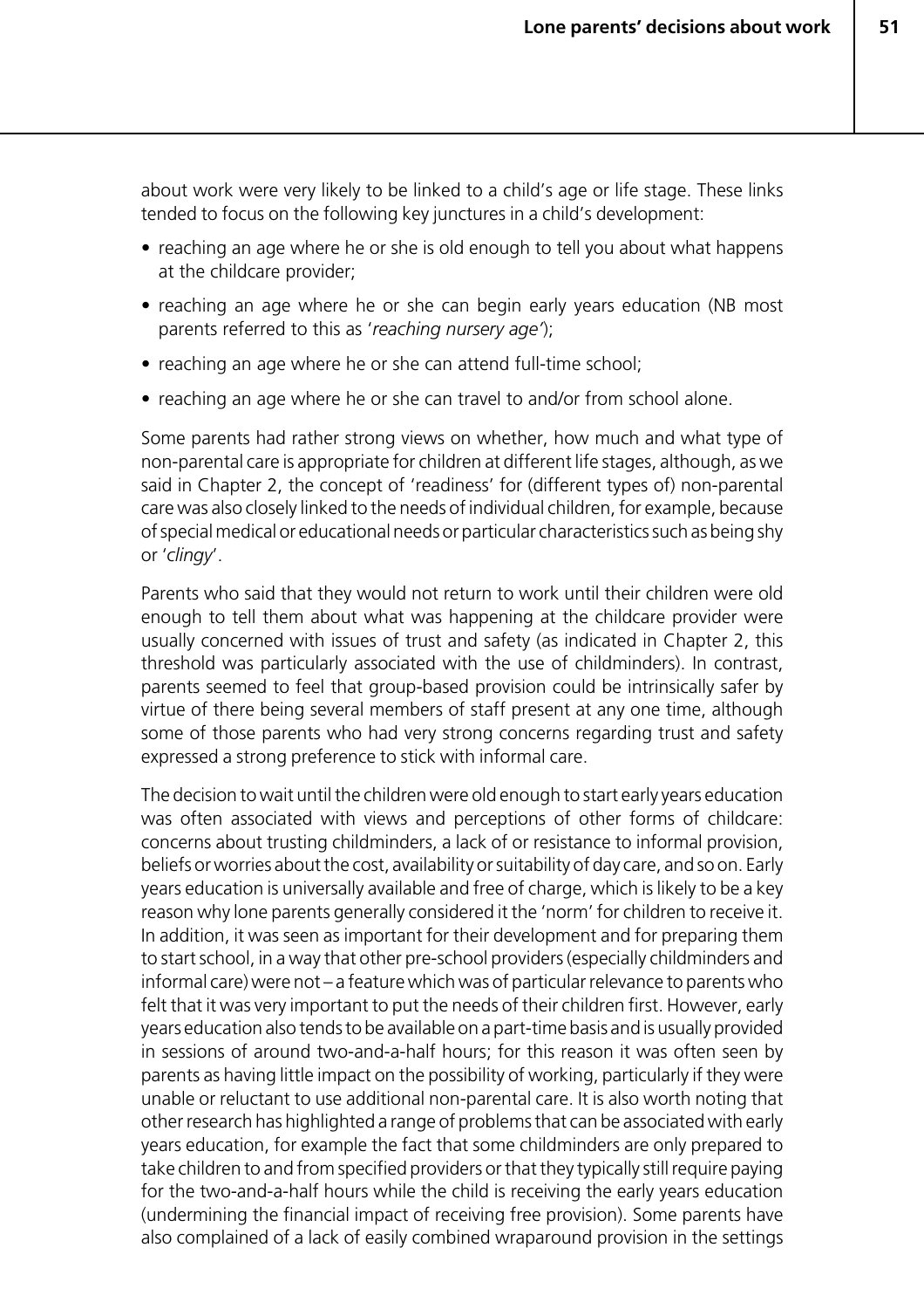about work were very likely to be linked to a child's age or life stage. These links tended to focus on the following key junctures in a child's development:

- reaching an age where he or she is old enough to tell you about what happens at the childcare provider;
- reaching an age where he or she can begin early years education (NB most parents referred to this as '*reaching nursery age*');
- reaching an age where he or she can attend full-time school;
- reaching an age where he or she can travel to and/or from school alone.

Some parents had rather strong views on whether, how much and what type of non-parental care is appropriate for children at different life stages, although, as we said in Chapter 2, the concept of 'readiness' for (different types of) non-parental care was also closely linked to the needs of individual children, for example, because of special medical or educational needs or particular characteristics such as being shy or '*clingy*'.

Parents who said that they would not return to work until their children were old enough to tell them about what was happening at the childcare provider were usually concerned with issues of trust and safety (as indicated in Chapter 2, this threshold was particularly associated with the use of childminders). In contrast, parents seemed to feel that group-based provision could be intrinsically safer by virtue of there being several members of staff present at any one time, although some of those parents who had very strong concerns regarding trust and safety expressed a strong preference to stick with informal care.

The decision to wait until the children were old enough to start early years education was often associated with views and perceptions of other forms of childcare: concerns about trusting childminders, a lack of or resistance to informal provision, beliefs or worries about the cost, availability or suitability of day care, and so on. Early years education is universally available and free of charge, which is likely to be a key reason why lone parents generally considered it the 'norm' for children to receive it. In addition, it was seen as important for their development and for preparing them to start school, in a way that other pre-school providers (especially childminders and informal care) were not – a feature which was of particular relevance to parents who felt that it was very important to put the needs of their children first. However, early years education also tends to be available on a part-time basis and is usually provided in sessions of around two-and-a-half hours; for this reason it was often seen by parents as having little impact on the possibility of working, particularly if they were unable or reluctant to use additional non-parental care. It is also worth noting that other research has highlighted a range of problems that can be associated with early years education, for example the fact that some childminders are only prepared to take children to and from specified providers or that they typically still require paying for the two-and-a-half hours while the child is receiving the early years education (undermining the financial impact of receiving free provision). Some parents have also complained of a lack of easily combined wraparound provision in the settings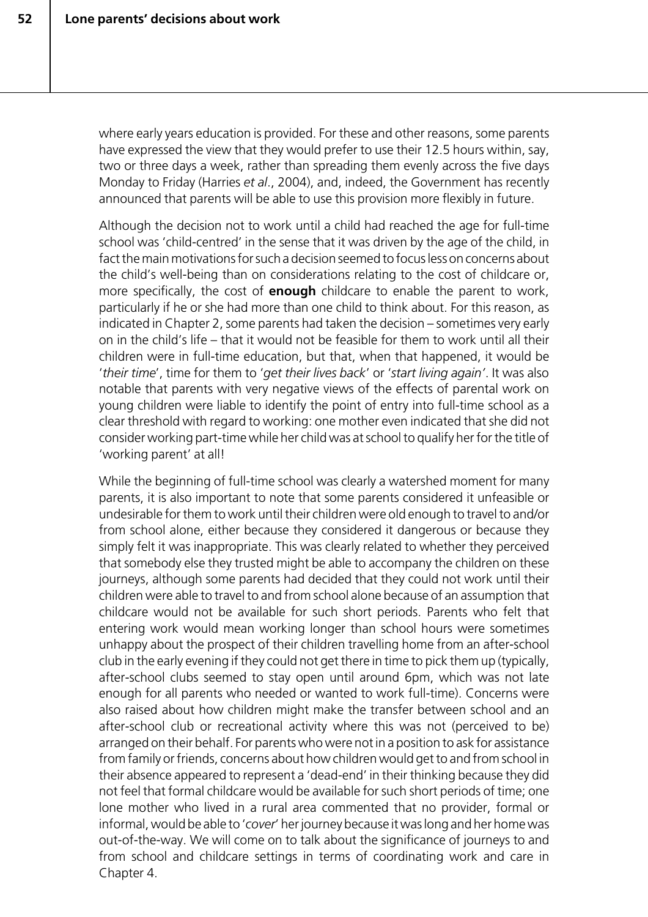where early years education is provided. For these and other reasons, some parents have expressed the view that they would prefer to use their 12.5 hours within, say, two or three days a week, rather than spreading them evenly across the five days Monday to Friday (Harries *et al*., 2004), and, indeed, the Government has recently announced that parents will be able to use this provision more flexibly in future.

Although the decision not to work until a child had reached the age for full-time school was 'child-centred' in the sense that it was driven by the age of the child, in fact the main motivations for such a decision seemed to focus less on concerns about the child's well-being than on considerations relating to the cost of childcare or, more specifically, the cost of **enough** childcare to enable the parent to work, particularly if he or she had more than one child to think about. For this reason, as indicated in Chapter 2, some parents had taken the decision – sometimes very early on in the child's life – that it would not be feasible for them to work until all their children were in full-time education, but that, when that happened, it would be '*their time*', time for them to '*get their lives back*' or '*start living again'*. It was also notable that parents with very negative views of the effects of parental work on young children were liable to identify the point of entry into full-time school as a clear threshold with regard to working: one mother even indicated that she did not consider working part-time while her child was at school to qualify her for the title of 'working parent' at all!

While the beginning of full-time school was clearly a watershed moment for many parents, it is also important to note that some parents considered it unfeasible or undesirable for them to work until their children were old enough to travel to and/or from school alone, either because they considered it dangerous or because they simply felt it was inappropriate. This was clearly related to whether they perceived that somebody else they trusted might be able to accompany the children on these journeys, although some parents had decided that they could not work until their children were able to travel to and from school alone because of an assumption that childcare would not be available for such short periods. Parents who felt that entering work would mean working longer than school hours were sometimes unhappy about the prospect of their children travelling home from an after-school club in the early evening if they could not get there in time to pick them up (typically, after-school clubs seemed to stay open until around 6pm, which was not late enough for all parents who needed or wanted to work full-time). Concerns were also raised about how children might make the transfer between school and an after-school club or recreational activity where this was not (perceived to be) arranged on their behalf. For parents who were not in a position to ask for assistance from family or friends, concerns about how children would get to and from school in their absence appeared to represent a 'dead-end' in their thinking because they did not feel that formal childcare would be available for such short periods of time; one lone mother who lived in a rural area commented that no provider, formal or informal, would be able to '*cover*' her journey because it was long and her home was out-of-the-way. We will come on to talk about the significance of journeys to and from school and childcare settings in terms of coordinating work and care in Chapter 4.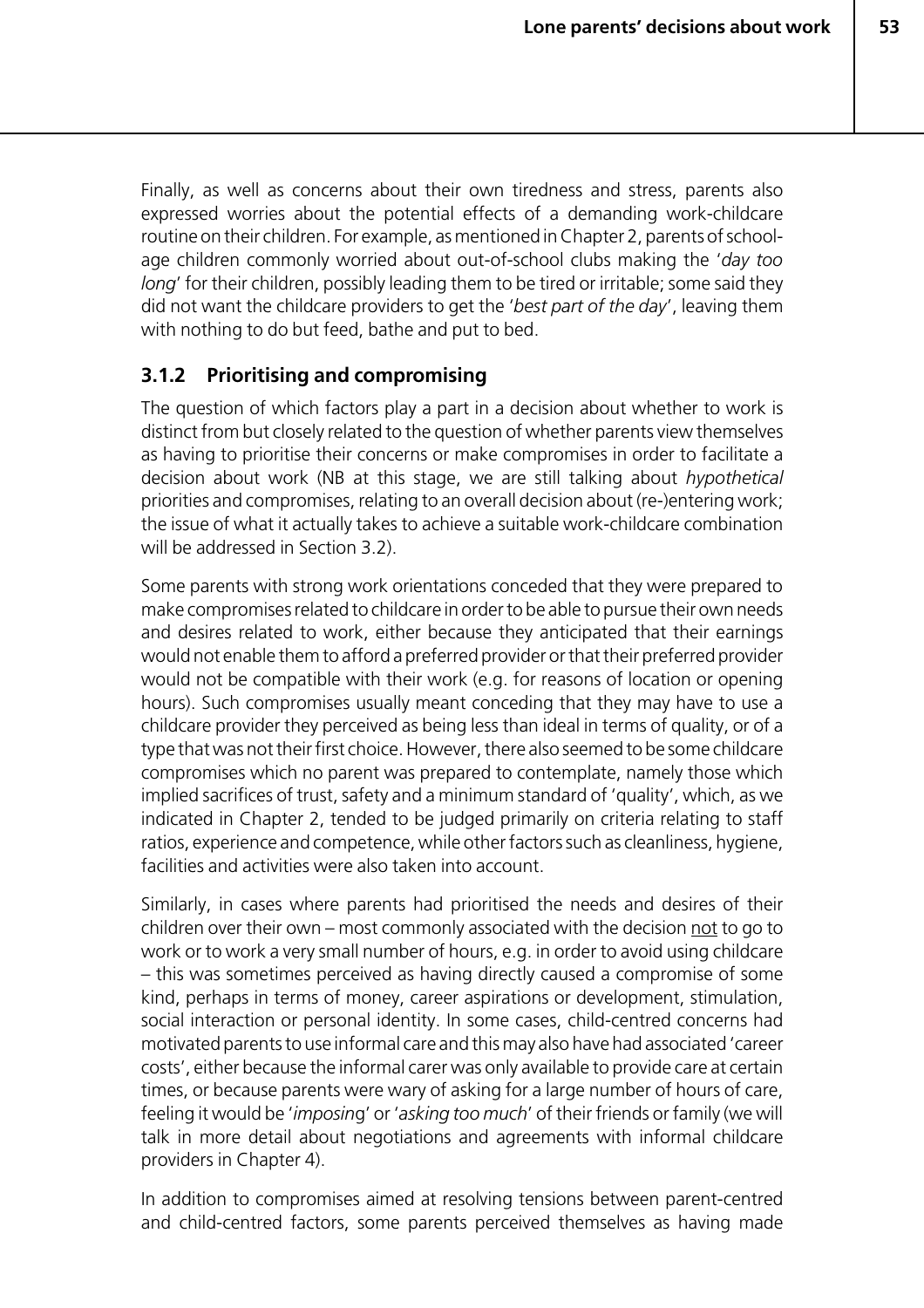Finally, as well as concerns about their own tiredness and stress, parents also expressed worries about the potential effects of a demanding work-childcare routine on their children. For example, as mentioned in Chapter 2, parents of school-age children commonly worried about out-of-school clubs making the '*day too long*' for their children, possibly leading them to be tired or irritable; some said they did not want the childcare providers to get the '*best part of the day*', leaving them with nothing to do but feed, bathe and put to bed.

### 3.1.2 Prioritising and compromising

The question of which factors play a part in a decision about whether to work is distinct from but closely related to the question of whether parents view themselves as having to prioritise their concerns or make compromises in order to facilitate a decision about work (NB at this stage, we are still talking about *hypothetical* priorities and compromises, relating to an overall decision about (re-)entering work; the issue of what it actually takes to achieve a suitable work-childcare combination will be addressed in Section 3.2).

Some parents with strong work orientations conceded that they were prepared to make compromises related to childcare in order to be able to pursue their own needs and desires related to work, either because they anticipated that their earnings would not enable them to afford a preferred provider or that their preferred provider would not be compatible with their work (e.g. for reasons of location or opening hours). Such compromises usually meant conceding that they may have to use a childcare provider they perceived as being less than ideal in terms of quality, or of a type that was not their first choice. However, there also seemed to be some childcare compromises which no parent was prepared to contemplate, namely those which implied sacrifices of trust, safety and a minimum standard of 'quality', which, as we indicated in Chapter 2, tended to be judged primarily on criteria relating to staff ratios, experience and competence, while other factors such as cleanliness, hygiene, facilities and activities were also taken into account.

Similarly, in cases where parents had prioritised the needs and desires of their children over their own – most commonly associated with the decision <u>not</u> to go to work or to work a very small number of hours, e.g. in order to avoid using childcare – this was sometimes perceived as having directly caused a compromise of some kind, perhaps in terms of money, career aspirations or development, stimulation, social interaction or personal identity. In some cases, child-centred concerns had motivated parents to use informal care and this may also have had associated 'career costs', either because the informal carer was only available to provide care at certain times, or because parents were wary of asking for a large number of hours of care, feeling it would be '*imposing*' or '*asking too much*' of their friends or family (we will talk in more detail about negotiations and agreements with informal childcare providers in Chapter 4).

In addition to compromises aimed at resolving tensions between parent-centred and child-centred factors, some parents perceived themselves as having made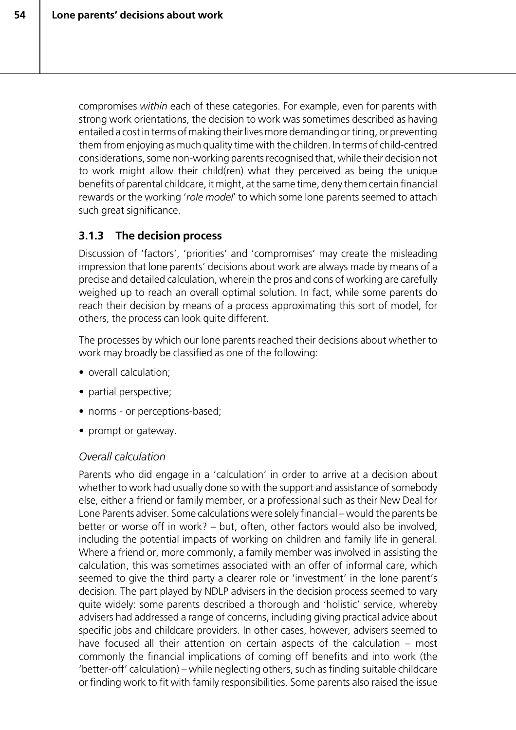compromises *within* each of these categories. For example, even for parents with strong work orientations, the decision to work was sometimes described as having entailed a cost in terms of making their lives more demanding or tiring, or preventing them from enjoying as much quality time with the children. In terms of child-centred considerations, some non-working parents recognised that, while their decision not to work might allow their child(ren) what they perceived as being the unique benefits of parental childcare, it might, at the same time, deny them certain financial rewards or the working '*role model*' to which some lone parents seemed to attach such great significance.

### 3.1.3 The decision process

Discussion of 'factors', 'priorities' and 'compromises' may create the misleading impression that lone parents' decisions about work are always made by means of a precise and detailed calculation, wherein the pros and cons of working are carefully weighed up to reach an overall optimal solution. In fact, while some parents do reach their decision by means of a process approximating this sort of model, for others, the process can look quite different.

The processes by which our lone parents reached their decisions about whether to work may broadly be classified as one of the following:

- overall calculation;
- partial perspective;
- norms - or perceptions-based;
- prompt or gateway.

*Overall calculation*

Parents who did engage in a 'calculation' in order to arrive at a decision about whether to work had usually done so with the support and assistance of somebody else, either a friend or family member, or a professional such as their New Deal for Lone Parents adviser. Some calculations were solely financial – would the parents be better or worse off in work? – but, often, other factors would also be involved, including the potential impacts of working on children and family life in general. Where a friend or, more commonly, a family member was involved in assisting the calculation, this was sometimes associated with an offer of informal care, which seemed to give the third party a clearer role or 'investment' in the lone parent's decision. The part played by NDLP advisers in the decision process seemed to vary quite widely: some parents described a thorough and 'holistic' service, whereby advisers had addressed a range of concerns, including giving practical advice about specific jobs and childcare providers. In other cases, however, advisers seemed to have focused all their attention on certain aspects of the calculation – most commonly the financial implications of coming off benefits and into work (the 'better-off' calculation) – while neglecting others, such as finding suitable childcare or finding work to fit with family responsibilities. Some parents also raised the issue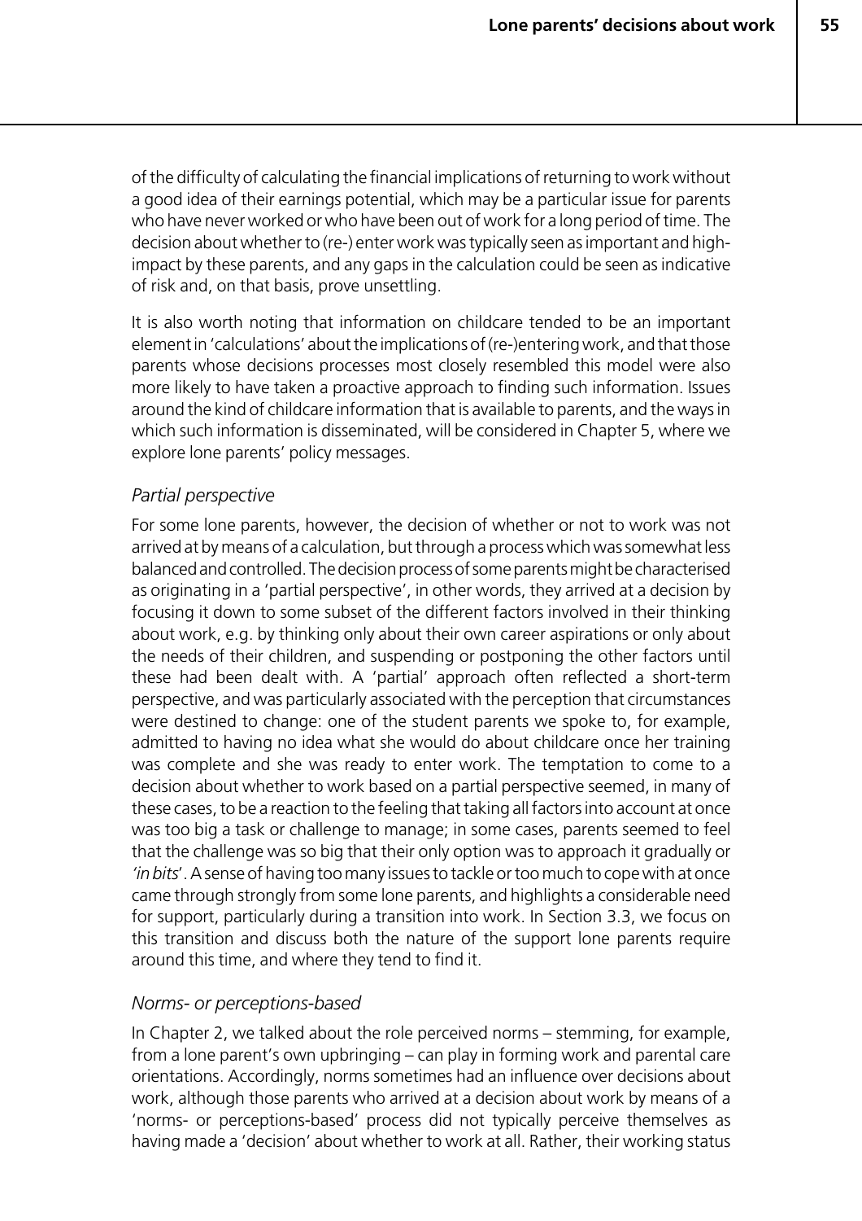of the difficulty of calculating the financial implications of returning to work without a good idea of their earnings potential, which may be a particular issue for parents who have never worked or who have been out of work for a long period of time. The decision about whether to (re-) enter work was typically seen as important and high-impact by these parents, and any gaps in the calculation could be seen as indicative of risk and, on that basis, prove unsettling.

It is also worth noting that information on childcare tended to be an important element in 'calculations' about the implications of (re-)entering work, and that those parents whose decisions processes most closely resembled this model were also more likely to have taken a proactive approach to finding such information. Issues around the kind of childcare information that is available to parents, and the ways in which such information is disseminated, will be considered in Chapter 5, where we explore lone parents' policy messages.

### *Partial perspective*

For some lone parents, however, the decision of whether or not to work was not arrived at by means of a calculation, but through a process which was somewhat less balanced and controlled. The decision process of some parents might be characterised as originating in a 'partial perspective', in other words, they arrived at a decision by focusing it down to some subset of the different factors involved in their thinking about work, e.g. by thinking only about their own career aspirations or only about the needs of their children, and suspending or postponing the other factors until these had been dealt with. A 'partial' approach often reflected a short-term perspective, and was particularly associated with the perception that circumstances were destined to change: one of the student parents we spoke to, for example, admitted to having no idea what she would do about childcare once her training was complete and she was ready to enter work. The temptation to come to a decision about whether to work based on a partial perspective seemed, in many of these cases, to be a reaction to the feeling that taking all factors into account at once was too big a task or challenge to manage; in some cases, parents seemed to feel that the challenge was so big that their only option was to approach it gradually or *'in bits'*. A sense of having too many issues to tackle or too much to cope with at once came through strongly from some lone parents, and highlights a considerable need for support, particularly during a transition into work. In Section 3.3, we focus on this transition and discuss both the nature of the support lone parents require around this time, and where they tend to find it.

### *Norms- or perceptions-based*

In Chapter 2, we talked about the role perceived norms – stemming, for example, from a lone parent's own upbringing – can play in forming work and parental care orientations. Accordingly, norms sometimes had an influence over decisions about work, although those parents who arrived at a decision about work by means of a 'norms- or perceptions-based' process did not typically perceive themselves as having made a 'decision' about whether to work at all. Rather, their working status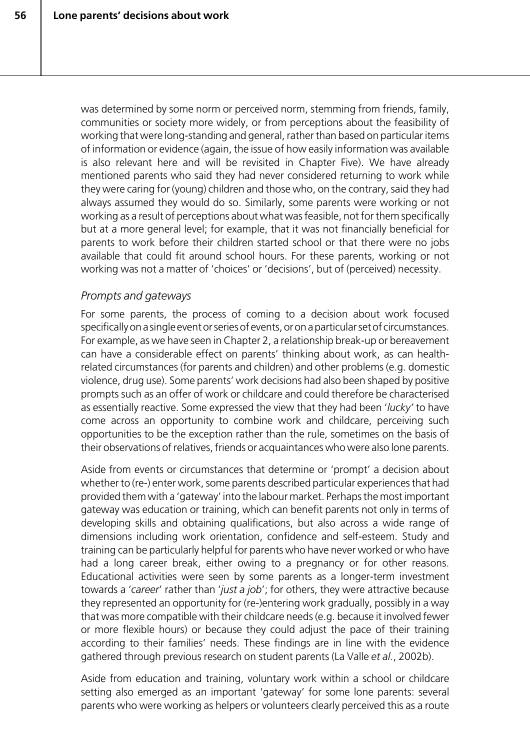was determined by some norm or perceived norm, stemming from friends, family, communities or society more widely, or from perceptions about the feasibility of working that were long-standing and general, rather than based on particular items of information or evidence (again, the issue of how easily information was available is also relevant here and will be revisited in Chapter Five). We have already mentioned parents who said they had never considered returning to work while they were caring for (young) children and those who, on the contrary, said they had always assumed they would do so. Similarly, some parents were working or not working as a result of perceptions about what was feasible, not for them specifically but at a more general level; for example, that it was not financially beneficial for parents to work before their children started school or that there were no jobs available that could fit around school hours. For these parents, working or not working was not a matter of 'choices' or 'decisions', but of (perceived) necessity.

### *Prompts and gateways*

For some parents, the process of coming to a decision about work focused specifically on a single event or series of events, or on a particular set of circumstances. For example, as we have seen in Chapter 2, a relationship break-up or bereavement can have a considerable effect on parents' thinking about work, as can health-related circumstances (for parents and children) and other problems (e.g. domestic violence, drug use). Some parents' work decisions had also been shaped by positive prompts such as an offer of work or childcare and could therefore be characterised as essentially reactive. Some expressed the view that they had been '*lucky*' to have come across an opportunity to combine work and childcare, perceiving such opportunities to be the exception rather than the rule, sometimes on the basis of their observations of relatives, friends or acquaintances who were also lone parents.

Aside from events or circumstances that determine or 'prompt' a decision about whether to (re-) enter work, some parents described particular experiences that had provided them with a 'gateway' into the labour market. Perhaps the most important gateway was education or training, which can benefit parents not only in terms of developing skills and obtaining qualifications, but also across a wide range of dimensions including work orientation, confidence and self-esteem. Study and training can be particularly helpful for parents who have never worked or who have had a long career break, either owing to a pregnancy or for other reasons. Educational activities were seen by some parents as a longer-term investment towards a '*career*' rather than '*just a job*'; for others, they were attractive because they represented an opportunity for (re-)entering work gradually, possibly in a way that was more compatible with their childcare needs (e.g. because it involved fewer or more flexible hours) or because they could adjust the pace of their training according to their families' needs. These findings are in line with the evidence gathered through previous research on student parents (La Valle *et al.*, 2002b).

Aside from education and training, voluntary work within a school or childcare setting also emerged as an important 'gateway' for some lone parents: several parents who were working as helpers or volunteers clearly perceived this as a route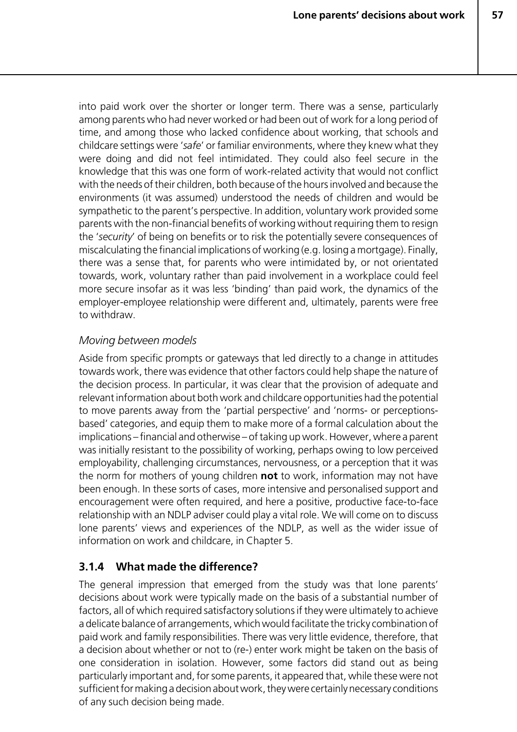into paid work over the shorter or longer term. There was a sense, particularly among parents who had never worked or had been out of work for a long period of time, and among those who lacked confidence about working, that schools and childcare settings were '*safe*' or familiar environments, where they knew what they were doing and did not feel intimidated. They could also feel secure in the knowledge that this was one form of work-related activity that would not conflict with the needs of their children, both because of the hours involved and because the environments (it was assumed) understood the needs of children and would be sympathetic to the parent's perspective. In addition, voluntary work provided some parents with the non-financial benefits of working without requiring them to resign the '*security*' of being on benefits or to risk the potentially severe consequences of miscalculating the financial implications of working (e.g. losing a mortgage). Finally, there was a sense that, for parents who were intimidated by, or not orientated towards, work, voluntary rather than paid involvement in a workplace could feel more secure insofar as it was less 'binding' than paid work, the dynamics of the employer-employee relationship were different and, ultimately, parents were free to withdraw.

*Moving between models*

Aside from specific prompts or gateways that led directly to a change in attitudes towards work, there was evidence that other factors could help shape the nature of the decision process. In particular, it was clear that the provision of adequate and relevant information about both work and childcare opportunities had the potential to move parents away from the 'partial perspective' and 'norms- or perceptions-based' categories, and equip them to make more of a formal calculation about the implications – financial and otherwise – of taking up work. However, where a parent was initially resistant to the possibility of working, perhaps owing to low perceived employability, challenging circumstances, nervousness, or a perception that it was the norm for mothers of young children **not** to work, information may not have been enough. In these sorts of cases, more intensive and personalised support and encouragement were often required, and here a positive, productive face-to-face relationship with an NDLP adviser could play a vital role. We will come on to discuss lone parents' views and experiences of the NDLP, as well as the wider issue of information on work and childcare, in Chapter 5.

### 3.1.4 What made the difference?

The general impression that emerged from the study was that lone parents' decisions about work were typically made on the basis of a substantial number of factors, all of which required satisfactory solutions if they were ultimately to achieve a delicate balance of arrangements, which would facilitate the tricky combination of paid work and family responsibilities. There was very little evidence, therefore, that a decision about whether or not to (re-) enter work might be taken on the basis of one consideration in isolation. However, some factors did stand out as being particularly important and, for some parents, it appeared that, while these were not sufficient for making a decision about work, they were certainly necessary conditions of any such decision being made.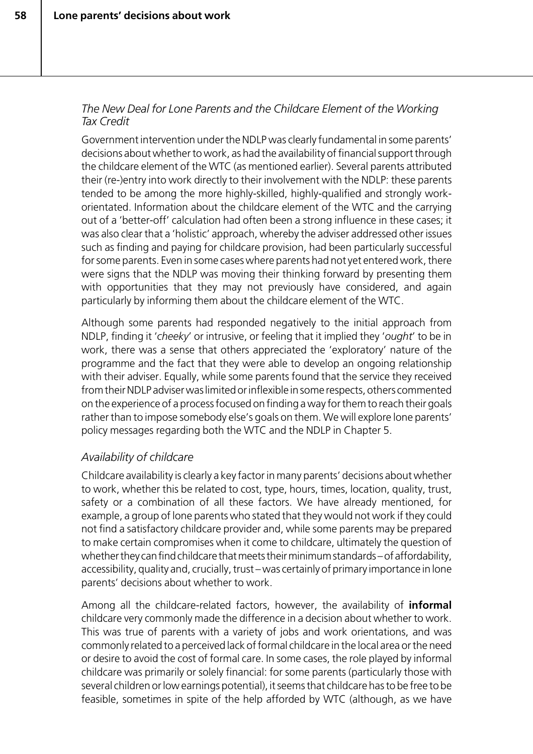*The New Deal for Lone Parents and the Childcare Element of the Working Tax Credit*

Government intervention under the NDLP was clearly fundamental in some parents' decisions about whether to work, as had the availability of financial support through the childcare element of the WTC (as mentioned earlier). Several parents attributed their (re-)entry into work directly to their involvement with the NDLP: these parents tended to be among the more highly-skilled, highly-qualified and strongly work-orientated. Information about the childcare element of the WTC and the carrying out of a 'better-off' calculation had often been a strong influence in these cases; it was also clear that a 'holistic' approach, whereby the adviser addressed other issues such as finding and paying for childcare provision, had been particularly successful for some parents. Even in some cases where parents had not yet entered work, there were signs that the NDLP was moving their thinking forward by presenting them with opportunities that they may not previously have considered, and again particularly by informing them about the childcare element of the WTC.

Although some parents had responded negatively to the initial approach from NDLP, finding it '*cheeky*' or intrusive, or feeling that it implied they '*ought*' to be in work, there was a sense that others appreciated the 'exploratory' nature of the programme and the fact that they were able to develop an ongoing relationship with their adviser. Equally, while some parents found that the service they received from their NDLP adviser was limited or inflexible in some respects, others commented on the experience of a process focused on finding a way for them to reach their goals rather than to impose somebody else's goals on them. We will explore lone parents' policy messages regarding both the WTC and the NDLP in Chapter 5.

*Availability of childcare*

Childcare availability is clearly a key factor in many parents' decisions about whether to work, whether this be related to cost, type, hours, times, location, quality, trust, safety or a combination of all these factors. We have already mentioned, for example, a group of lone parents who stated that they would not work if they could not find a satisfactory childcare provider and, while some parents may be prepared to make certain compromises when it come to childcare, ultimately the question of whether they can find childcare that meets their minimum standards – of affordability, accessibility, quality and, crucially, trust – was certainly of primary importance in lone parents' decisions about whether to work.

Among all the childcare-related factors, however, the availability of **informal** childcare very commonly made the difference in a decision about whether to work. This was true of parents with a variety of jobs and work orientations, and was commonly related to a perceived lack of formal childcare in the local area or the need or desire to avoid the cost of formal care. In some cases, the role played by informal childcare was primarily or solely financial: for some parents (particularly those with several children or low earnings potential), it seems that childcare has to be free to be feasible, sometimes in spite of the help afforded by WTC (although, as we have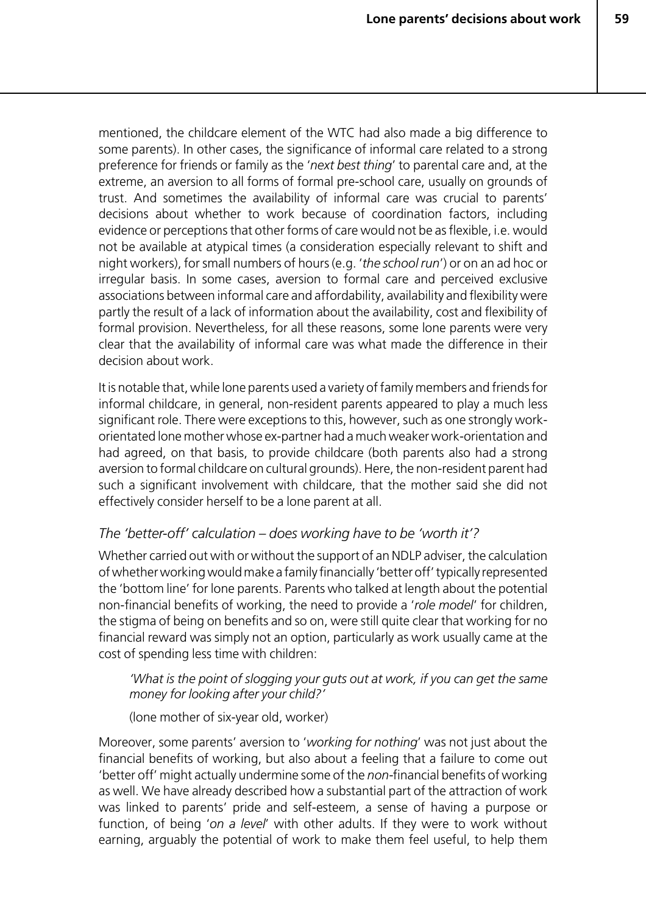mentioned, the childcare element of the WTC had also made a big difference to some parents). In other cases, the significance of informal care related to a strong preference for friends or family as the '*next best thing*' to parental care and, at the extreme, an aversion to all forms of formal pre-school care, usually on grounds of trust. And sometimes the availability of informal care was crucial to parents' decisions about whether to work because of coordination factors, including evidence or perceptions that other forms of care would not be as flexible, i.e. would not be available at atypical times (a consideration especially relevant to shift and night workers), for small numbers of hours (e.g. '*the school run*') or on an ad hoc or irregular basis. In some cases, aversion to formal care and perceived exclusive associations between informal care and affordability, availability and flexibility were partly the result of a lack of information about the availability, cost and flexibility of formal provision. Nevertheless, for all these reasons, some lone parents were very clear that the availability of informal care was what made the difference in their decision about work.

It is notable that, while lone parents used a variety of family members and friends for informal childcare, in general, non-resident parents appeared to play a much less significant role. There were exceptions to this, however, such as one strongly work-orientated lone mother whose ex-partner had a much weaker work-orientation and had agreed, on that basis, to provide childcare (both parents also had a strong aversion to formal childcare on cultural grounds). Here, the non-resident parent had such a significant involvement with childcare, that the mother said she did not effectively consider herself to be a lone parent at all.

### *The 'better-off' calculation – does working have to be 'worth it'?*

Whether carried out with or without the support of an NDLP adviser, the calculation of whether working would make a family financially 'better off' typically represented the 'bottom line' for lone parents. Parents who talked at length about the potential non-financial benefits of working, the need to provide a '*role model*' for children, the stigma of being on benefits and so on, were still quite clear that working for no financial reward was simply not an option, particularly as work usually came at the cost of spending less time with children:

> *'What is the point of slogging your guts out at work, if you can get the same money for looking after your child?'*
>
> (lone mother of six-year old, worker)

Moreover, some parents' aversion to '*working for nothing*' was not just about the financial benefits of working, but also about a feeling that a failure to come out 'better off' might actually undermine some of the *non*-financial benefits of working as well. We have already described how a substantial part of the attraction of work was linked to parents' pride and self-esteem, a sense of having a purpose or function, of being '*on a level*' with other adults. If they were to work without earning, arguably the potential of work to make them feel useful, to help them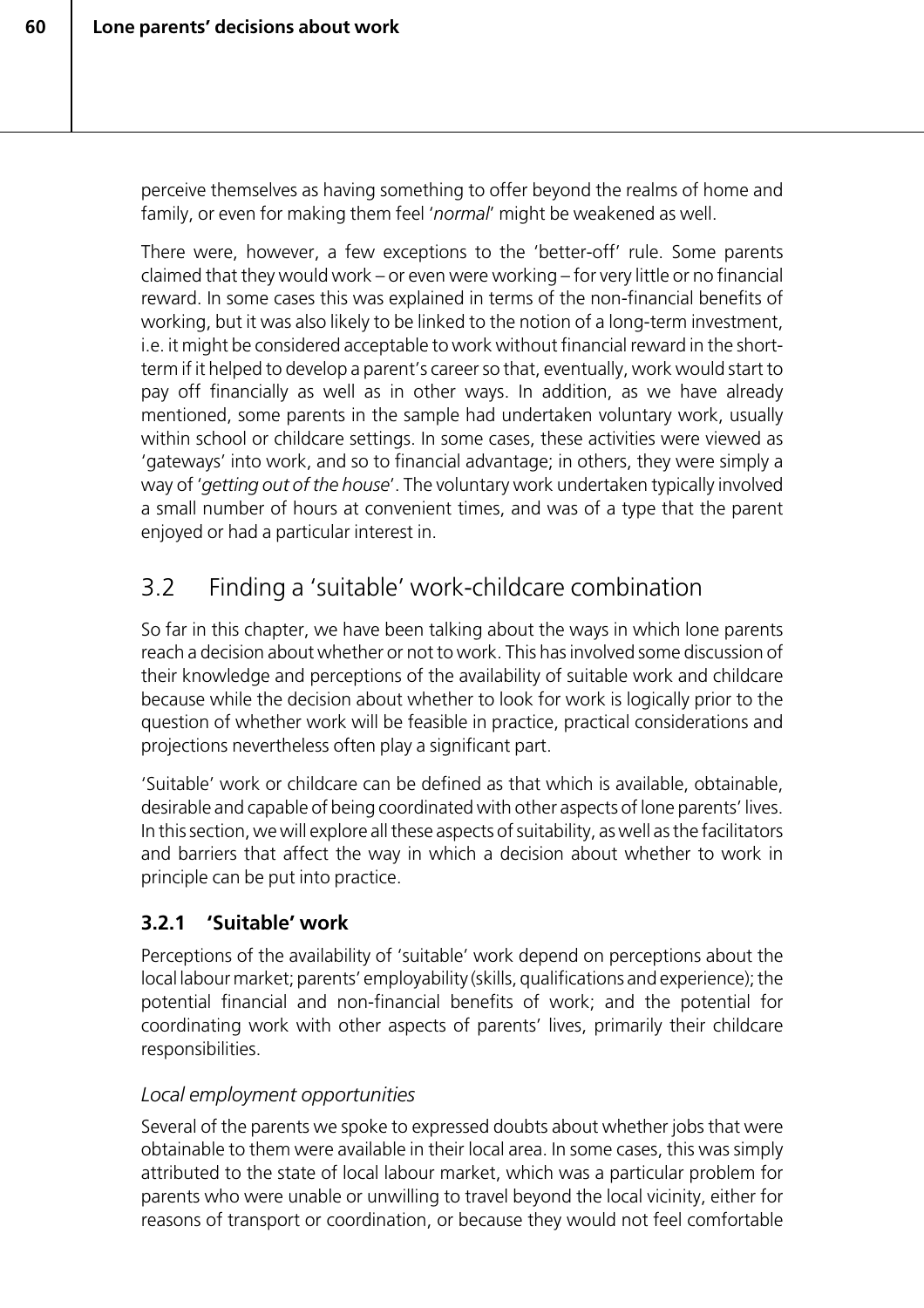perceive themselves as having something to offer beyond the realms of home and family, or even for making them feel '*normal*' might be weakened as well.

There were, however, a few exceptions to the 'better-off' rule. Some parents claimed that they would work – or even were working – for very little or no financial reward. In some cases this was explained in terms of the non-financial benefits of working, but it was also likely to be linked to the notion of a long-term investment, i.e. it might be considered acceptable to work without financial reward in the short-term if it helped to develop a parent's career so that, eventually, work would start to pay off financially as well as in other ways. In addition, as we have already mentioned, some parents in the sample had undertaken voluntary work, usually within school or childcare settings. In some cases, these activities were viewed as 'gateways' into work, and so to financial advantage; in others, they were simply a way of '*getting out of the house*'. The voluntary work undertaken typically involved a small number of hours at convenient times, and was of a type that the parent enjoyed or had a particular interest in.

## 3.2 Finding a 'suitable' work-childcare combination

So far in this chapter, we have been talking about the ways in which lone parents reach a decision about whether or not to work. This has involved some discussion of their knowledge and perceptions of the availability of suitable work and childcare because while the decision about whether to look for work is logically prior to the question of whether work will be feasible in practice, practical considerations and projections nevertheless often play a significant part.

'Suitable' work or childcare can be defined as that which is available, obtainable, desirable and capable of being coordinated with other aspects of lone parents' lives. In this section, we will explore all these aspects of suitability, as well as the facilitators and barriers that affect the way in which a decision about whether to work in principle can be put into practice.

### 3.2.1 'Suitable' work

Perceptions of the availability of 'suitable' work depend on perceptions about the local labour market; parents' employability (skills, qualifications and experience); the potential financial and non-financial benefits of work; and the potential for coordinating work with other aspects of parents' lives, primarily their childcare responsibilities.

*Local employment opportunities*

Several of the parents we spoke to expressed doubts about whether jobs that were obtainable to them were available in their local area. In some cases, this was simply attributed to the state of local labour market, which was a particular problem for parents who were unable or unwilling to travel beyond the local vicinity, either for reasons of transport or coordination, or because they would not feel comfortable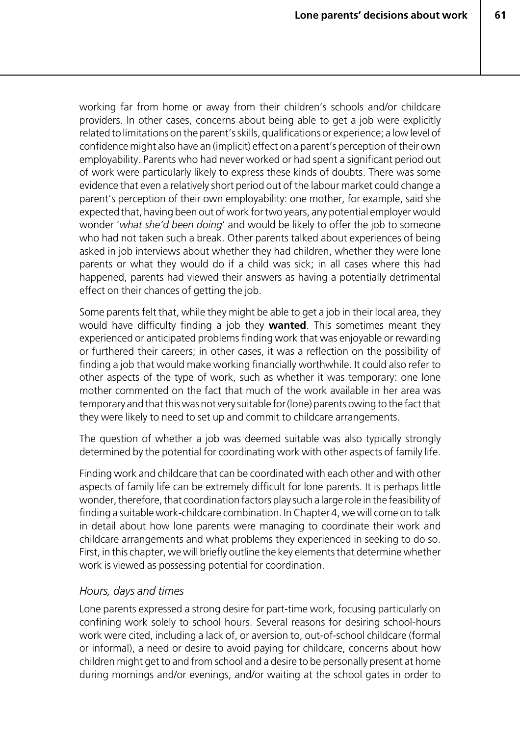working far from home or away from their children's schools and/or childcare providers. In other cases, concerns about being able to get a job were explicitly related to limitations on the parent's skills, qualifications or experience; a low level of confidence might also have an (implicit) effect on a parent's perception of their own employability. Parents who had never worked or had spent a significant period out of work were particularly likely to express these kinds of doubts. There was some evidence that even a relatively short period out of the labour market could change a parent's perception of their own employability: one mother, for example, said she expected that, having been out of work for two years, any potential employer would wonder '*what she'd been doing*' and would be likely to offer the job to someone who had not taken such a break. Other parents talked about experiences of being asked in job interviews about whether they had children, whether they were lone parents or what they would do if a child was sick; in all cases where this had happened, parents had viewed their answers as having a potentially detrimental effect on their chances of getting the job.

Some parents felt that, while they might be able to get a job in their local area, they would have difficulty finding a job they **wanted**. This sometimes meant they experienced or anticipated problems finding work that was enjoyable or rewarding or furthered their careers; in other cases, it was a reflection on the possibility of finding a job that would make working financially worthwhile. It could also refer to other aspects of the type of work, such as whether it was temporary: one lone mother commented on the fact that much of the work available in her area was temporary and that this was not very suitable for (lone) parents owing to the fact that they were likely to need to set up and commit to childcare arrangements.

The question of whether a job was deemed suitable was also typically strongly determined by the potential for coordinating work with other aspects of family life.

Finding work and childcare that can be coordinated with each other and with other aspects of family life can be extremely difficult for lone parents. It is perhaps little wonder, therefore, that coordination factors play such a large role in the feasibility of finding a suitable work-childcare combination. In Chapter 4, we will come on to talk in detail about how lone parents were managing to coordinate their work and childcare arrangements and what problems they experienced in seeking to do so. First, in this chapter, we will briefly outline the key elements that determine whether work is viewed as possessing potential for coordination.

*Hours, days and times*

Lone parents expressed a strong desire for part-time work, focusing particularly on confining work solely to school hours. Several reasons for desiring school-hours work were cited, including a lack of, or aversion to, out-of-school childcare (formal or informal), a need or desire to avoid paying for childcare, concerns about how children might get to and from school and a desire to be personally present at home during mornings and/or evenings, and/or waiting at the school gates in order to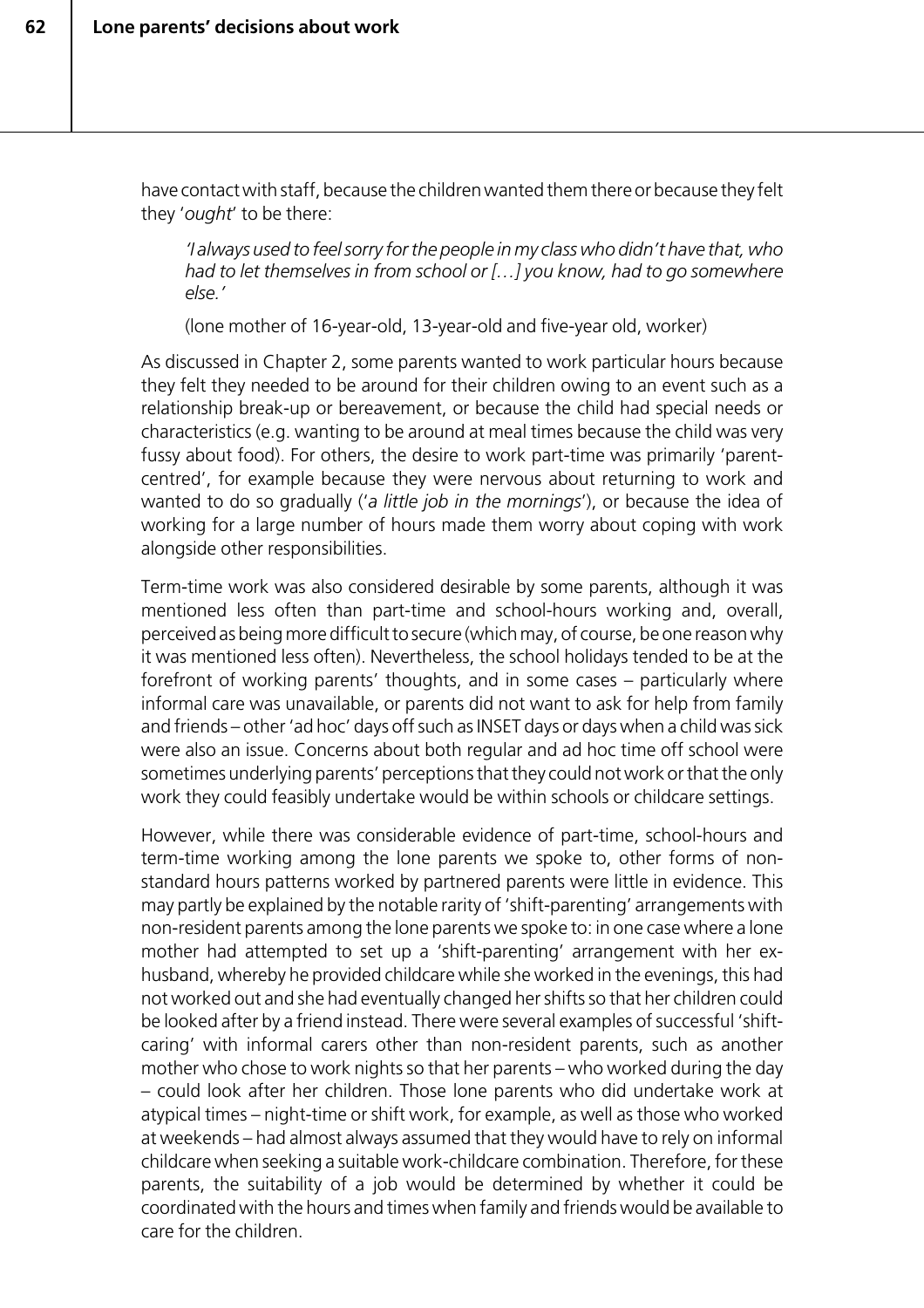have contact with staff, because the children wanted them there or because they felt they '*ought*' to be there:

> *'I always used to feel sorry for the people in my class who didn't have that, who had to let themselves in from school or […] you know, had to go somewhere else.'*
>
> (lone mother of 16-year-old, 13-year-old and five-year old, worker)

As discussed in Chapter 2, some parents wanted to work particular hours because they felt they needed to be around for their children owing to an event such as a relationship break-up or bereavement, or because the child had special needs or characteristics (e.g. wanting to be around at meal times because the child was very fussy about food). For others, the desire to work part-time was primarily 'parent-centred', for example because they were nervous about returning to work and wanted to do so gradually ('*a little job in the mornings*'), or because the idea of working for a large number of hours made them worry about coping with work alongside other responsibilities.

Term-time work was also considered desirable by some parents, although it was mentioned less often than part-time and school-hours working and, overall, perceived as being more difficult to secure (which may, of course, be one reason why it was mentioned less often). Nevertheless, the school holidays tended to be at the forefront of working parents' thoughts, and in some cases – particularly where informal care was unavailable, or parents did not want to ask for help from family and friends – other 'ad hoc' days off such as INSET days or days when a child was sick were also an issue. Concerns about both regular and ad hoc time off school were sometimes underlying parents' perceptions that they could not work or that the only work they could feasibly undertake would be within schools or childcare settings.

However, while there was considerable evidence of part-time, school-hours and term-time working among the lone parents we spoke to, other forms of non-standard hours patterns worked by partnered parents were little in evidence. This may partly be explained by the notable rarity of 'shift-parenting' arrangements with non-resident parents among the lone parents we spoke to: in one case where a lone mother had attempted to set up a 'shift-parenting' arrangement with her ex-husband, whereby he provided childcare while she worked in the evenings, this had not worked out and she had eventually changed her shifts so that her children could be looked after by a friend instead. There were several examples of successful 'shift-caring' with informal carers other than non-resident parents, such as another mother who chose to work nights so that her parents – who worked during the day – could look after her children. Those lone parents who did undertake work at atypical times – night-time or shift work, for example, as well as those who worked at weekends – had almost always assumed that they would have to rely on informal childcare when seeking a suitable work-childcare combination. Therefore, for these parents, the suitability of a job would be determined by whether it could be coordinated with the hours and times when family and friends would be available to care for the children.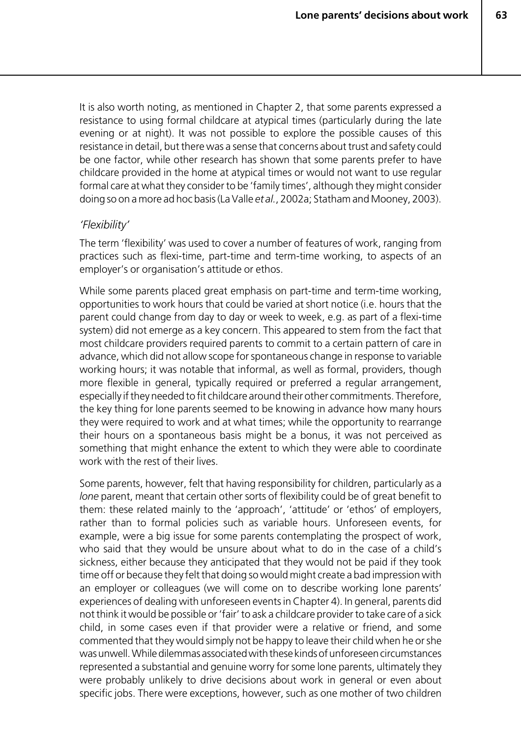It is also worth noting, as mentioned in Chapter 2, that some parents expressed a resistance to using formal childcare at atypical times (particularly during the late evening or at night). It was not possible to explore the possible causes of this resistance in detail, but there was a sense that concerns about trust and safety could be one factor, while other research has shown that some parents prefer to have childcare provided in the home at atypical times or would not want to use regular formal care at what they consider to be 'family times', although they might consider doing so on a more ad hoc basis (La Valle *et al.*, 2002a; Statham and Mooney, 2003).

### *'Flexibility'*

The term 'flexibility' was used to cover a number of features of work, ranging from practices such as flexi-time, part-time and term-time working, to aspects of an employer's or organisation's attitude or ethos.

While some parents placed great emphasis on part-time and term-time working, opportunities to work hours that could be varied at short notice (i.e. hours that the parent could change from day to day or week to week, e.g. as part of a flexi-time system) did not emerge as a key concern. This appeared to stem from the fact that most childcare providers required parents to commit to a certain pattern of care in advance, which did not allow scope for spontaneous change in response to variable working hours; it was notable that informal, as well as formal, providers, though more flexible in general, typically required or preferred a regular arrangement, especially if they needed to fit childcare around their other commitments. Therefore, the key thing for lone parents seemed to be knowing in advance how many hours they were required to work and at what times; while the opportunity to rearrange their hours on a spontaneous basis might be a bonus, it was not perceived as something that might enhance the extent to which they were able to coordinate work with the rest of their lives.

Some parents, however, felt that having responsibility for children, particularly as a *lone* parent, meant that certain other sorts of flexibility could be of great benefit to them: these related mainly to the 'approach', 'attitude' or 'ethos' of employers, rather than to formal policies such as variable hours. Unforeseen events, for example, were a big issue for some parents contemplating the prospect of work, who said that they would be unsure about what to do in the case of a child's sickness, either because they anticipated that they would not be paid if they took time off or because they felt that doing so would might create a bad impression with an employer or colleagues (we will come on to describe working lone parents' experiences of dealing with unforeseen events in Chapter 4). In general, parents did not think it would be possible or 'fair' to ask a childcare provider to take care of a sick child, in some cases even if that provider were a relative or friend, and some commented that they would simply not be happy to leave their child when he or she was unwell. While dilemmas associated with these kinds of unforeseen circumstances represented a substantial and genuine worry for some lone parents, ultimately they were probably unlikely to drive decisions about work in general or even about specific jobs. There were exceptions, however, such as one mother of two children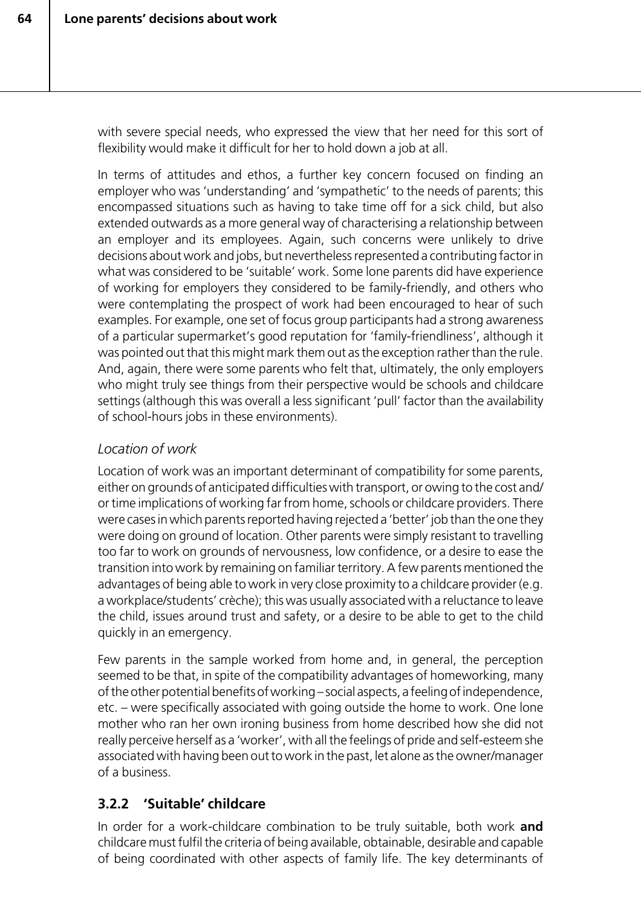with severe special needs, who expressed the view that her need for this sort of flexibility would make it difficult for her to hold down a job at all.

In terms of attitudes and ethos, a further key concern focused on finding an employer who was 'understanding' and 'sympathetic' to the needs of parents; this encompassed situations such as having to take time off for a sick child, but also extended outwards as a more general way of characterising a relationship between an employer and its employees. Again, such concerns were unlikely to drive decisions about work and jobs, but nevertheless represented a contributing factor in what was considered to be 'suitable' work. Some lone parents did have experience of working for employers they considered to be family-friendly, and others who were contemplating the prospect of work had been encouraged to hear of such examples. For example, one set of focus group participants had a strong awareness of a particular supermarket's good reputation for 'family-friendliness', although it was pointed out that this might mark them out as the exception rather than the rule. And, again, there were some parents who felt that, ultimately, the only employers who might truly see things from their perspective would be schools and childcare settings (although this was overall a less significant 'pull' factor than the availability of school-hours jobs in these environments).

*Location of work*

Location of work was an important determinant of compatibility for some parents, either on grounds of anticipated difficulties with transport, or owing to the cost and/or time implications of working far from home, schools or childcare providers. There were cases in which parents reported having rejected a 'better' job than the one they were doing on ground of location. Other parents were simply resistant to travelling too far to work on grounds of nervousness, low confidence, or a desire to ease the transition into work by remaining on familiar territory. A few parents mentioned the advantages of being able to work in very close proximity to a childcare provider (e.g. a workplace/students' crèche); this was usually associated with a reluctance to leave the child, issues around trust and safety, or a desire to be able to get to the child quickly in an emergency.

Few parents in the sample worked from home and, in general, the perception seemed to be that, in spite of the compatibility advantages of homeworking, many of the other potential benefits of working – social aspects, a feeling of independence, etc. – were specifically associated with going outside the home to work. One lone mother who ran her own ironing business from home described how she did not really perceive herself as a 'worker', with all the feelings of pride and self-esteem she associated with having been out to work in the past, let alone as the owner/manager of a business.

### 3.2.2 'Suitable' childcare

In order for a work-childcare combination to be truly suitable, both work **and** childcare must fulfil the criteria of being available, obtainable, desirable and capable of being coordinated with other aspects of family life. The key determinants of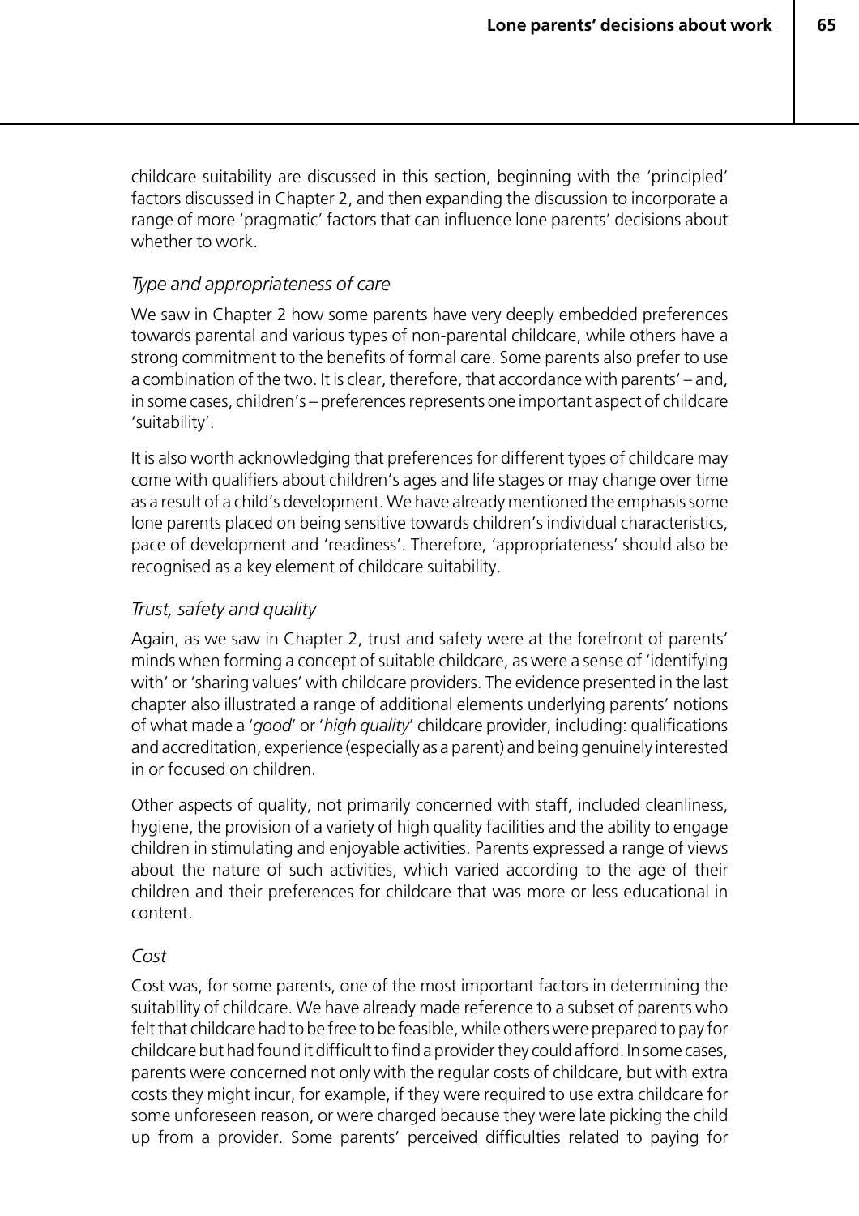childcare suitability are discussed in this section, beginning with the 'principled' factors discussed in Chapter 2, and then expanding the discussion to incorporate a range of more 'pragmatic' factors that can influence lone parents' decisions about whether to work.

*Type and appropriateness of care*

We saw in Chapter 2 how some parents have very deeply embedded preferences towards parental and various types of non-parental childcare, while others have a strong commitment to the benefits of formal care. Some parents also prefer to use a combination of the two. It is clear, therefore, that accordance with parents' – and, in some cases, children's – preferences represents one important aspect of childcare 'suitability'.

It is also worth acknowledging that preferences for different types of childcare may come with qualifiers about children's ages and life stages or may change over time as a result of a child's development. We have already mentioned the emphasis some lone parents placed on being sensitive towards children's individual characteristics, pace of development and 'readiness'. Therefore, 'appropriateness' should also be recognised as a key element of childcare suitability.

*Trust, safety and quality*

Again, as we saw in Chapter 2, trust and safety were at the forefront of parents' minds when forming a concept of suitable childcare, as were a sense of 'identifying with' or 'sharing values' with childcare providers. The evidence presented in the last chapter also illustrated a range of additional elements underlying parents' notions of what made a '*good*' or '*high quality*' childcare provider, including: qualifications and accreditation, experience (especially as a parent) and being genuinely interested in or focused on children.

Other aspects of quality, not primarily concerned with staff, included cleanliness, hygiene, the provision of a variety of high quality facilities and the ability to engage children in stimulating and enjoyable activities. Parents expressed a range of views about the nature of such activities, which varied according to the age of their children and their preferences for childcare that was more or less educational in content.

*Cost*

Cost was, for some parents, one of the most important factors in determining the suitability of childcare. We have already made reference to a subset of parents who felt that childcare had to be free to be feasible, while others were prepared to pay for childcare but had found it difficult to find a provider they could afford. In some cases, parents were concerned not only with the regular costs of childcare, but with extra costs they might incur, for example, if they were required to use extra childcare for some unforeseen reason, or were charged because they were late picking the child up from a provider. Some parents' perceived difficulties related to paying for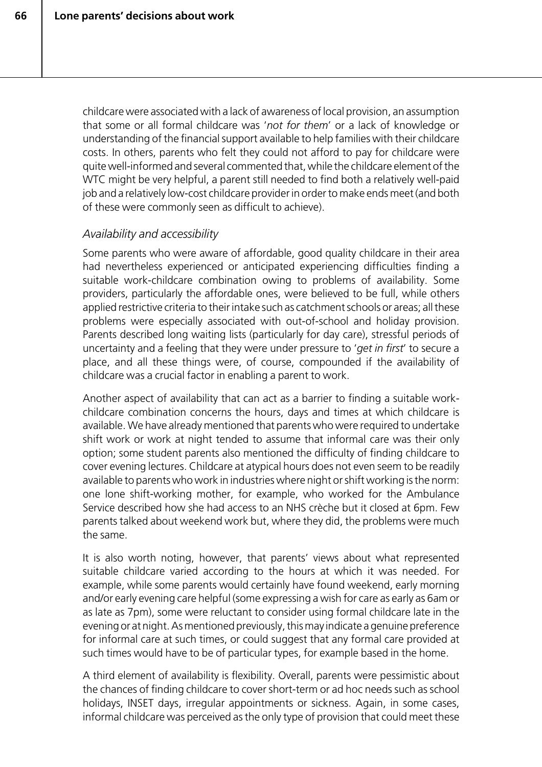childcare were associated with a lack of awareness of local provision, an assumption that some or all formal childcare was '*not for them*' or a lack of knowledge or understanding of the financial support available to help families with their childcare costs. In others, parents who felt they could not afford to pay for childcare were quite well-informed and several commented that, while the childcare element of the WTC might be very helpful, a parent still needed to find both a relatively well-paid job and a relatively low-cost childcare provider in order to make ends meet (and both of these were commonly seen as difficult to achieve).

### *Availability and accessibility*

Some parents who were aware of affordable, good quality childcare in their area had nevertheless experienced or anticipated experiencing difficulties finding a suitable work-childcare combination owing to problems of availability. Some providers, particularly the affordable ones, were believed to be full, while others applied restrictive criteria to their intake such as catchment schools or areas; all these problems were especially associated with out-of-school and holiday provision. Parents described long waiting lists (particularly for day care), stressful periods of uncertainty and a feeling that they were under pressure to '*get in first*' to secure a place, and all these things were, of course, compounded if the availability of childcare was a crucial factor in enabling a parent to work.

Another aspect of availability that can act as a barrier to finding a suitable work-childcare combination concerns the hours, days and times at which childcare is available. We have already mentioned that parents who were required to undertake shift work or work at night tended to assume that informal care was their only option; some student parents also mentioned the difficulty of finding childcare to cover evening lectures. Childcare at atypical hours does not even seem to be readily available to parents who work in industries where night or shift working is the norm: one lone shift-working mother, for example, who worked for the Ambulance Service described how she had access to an NHS crèche but it closed at 6pm. Few parents talked about weekend work but, where they did, the problems were much the same.

It is also worth noting, however, that parents' views about what represented suitable childcare varied according to the hours at which it was needed. For example, while some parents would certainly have found weekend, early morning and/or early evening care helpful (some expressing a wish for care as early as 6am or as late as 7pm), some were reluctant to consider using formal childcare late in the evening or at night. As mentioned previously, this may indicate a genuine preference for informal care at such times, or could suggest that any formal care provided at such times would have to be of particular types, for example based in the home.

A third element of availability is flexibility. Overall, parents were pessimistic about the chances of finding childcare to cover short-term or ad hoc needs such as school holidays, INSET days, irregular appointments or sickness. Again, in some cases, informal childcare was perceived as the only type of provision that could meet these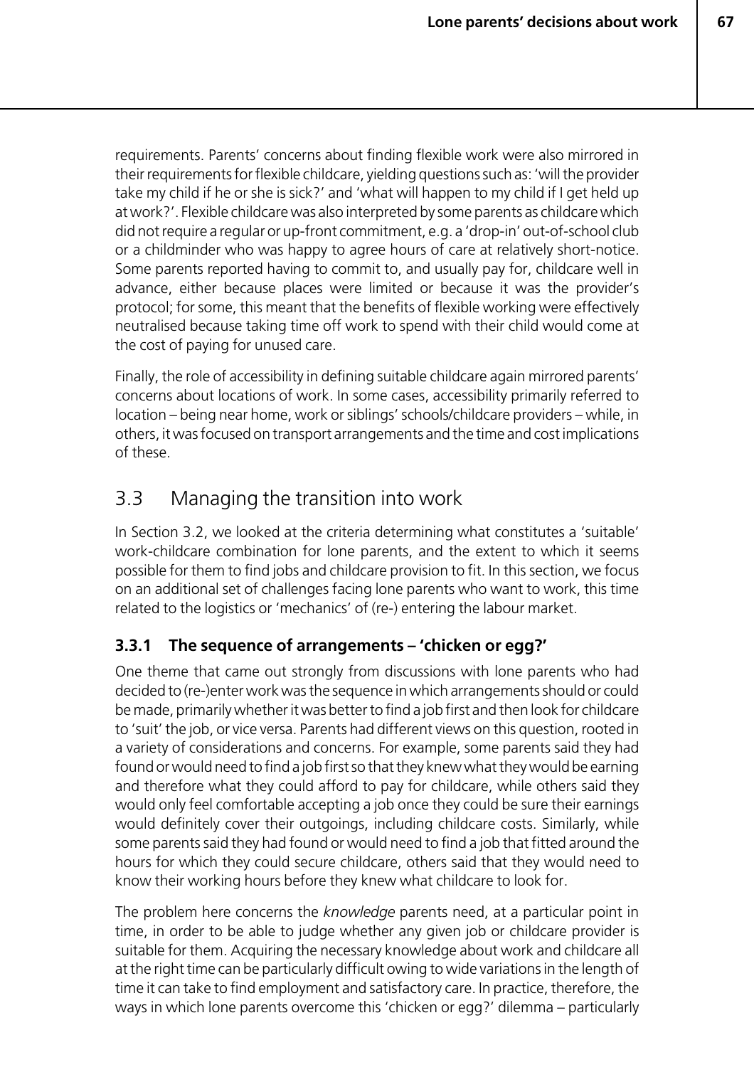requirements. Parents' concerns about finding flexible work were also mirrored in their requirements for flexible childcare, yielding questions such as: 'will the provider take my child if he or she is sick?' and 'what will happen to my child if I get held up at work?'. Flexible childcare was also interpreted by some parents as childcare which did not require a regular or up-front commitment, e.g. a 'drop-in' out-of-school club or a childminder who was happy to agree hours of care at relatively short-notice. Some parents reported having to commit to, and usually pay for, childcare well in advance, either because places were limited or because it was the provider's protocol; for some, this meant that the benefits of flexible working were effectively neutralised because taking time off work to spend with their child would come at the cost of paying for unused care.

Finally, the role of accessibility in defining suitable childcare again mirrored parents' concerns about locations of work. In some cases, accessibility primarily referred to location – being near home, work or siblings' schools/childcare providers – while, in others, it was focused on transport arrangements and the time and cost implications of these.

## 3.3 Managing the transition into work

In Section 3.2, we looked at the criteria determining what constitutes a 'suitable' work-childcare combination for lone parents, and the extent to which it seems possible for them to find jobs and childcare provision to fit. In this section, we focus on an additional set of challenges facing lone parents who want to work, this time related to the logistics or 'mechanics' of (re-) entering the labour market.

### 3.3.1 The sequence of arrangements – 'chicken or egg?'

One theme that came out strongly from discussions with lone parents who had decided to (re-)enter work was the sequence in which arrangements should or could be made, primarily whether it was better to find a job first and then look for childcare to 'suit' the job, or vice versa. Parents had different views on this question, rooted in a variety of considerations and concerns. For example, some parents said they had found or would need to find a job first so that they knew what they would be earning and therefore what they could afford to pay for childcare, while others said they would only feel comfortable accepting a job once they could be sure their earnings would definitely cover their outgoings, including childcare costs. Similarly, while some parents said they had found or would need to find a job that fitted around the hours for which they could secure childcare, others said that they would need to know their working hours before they knew what childcare to look for.

The problem here concerns the *knowledge* parents need, at a particular point in time, in order to be able to judge whether any given job or childcare provider is suitable for them. Acquiring the necessary knowledge about work and childcare all at the right time can be particularly difficult owing to wide variations in the length of time it can take to find employment and satisfactory care. In practice, therefore, the ways in which lone parents overcome this 'chicken or egg?' dilemma – particularly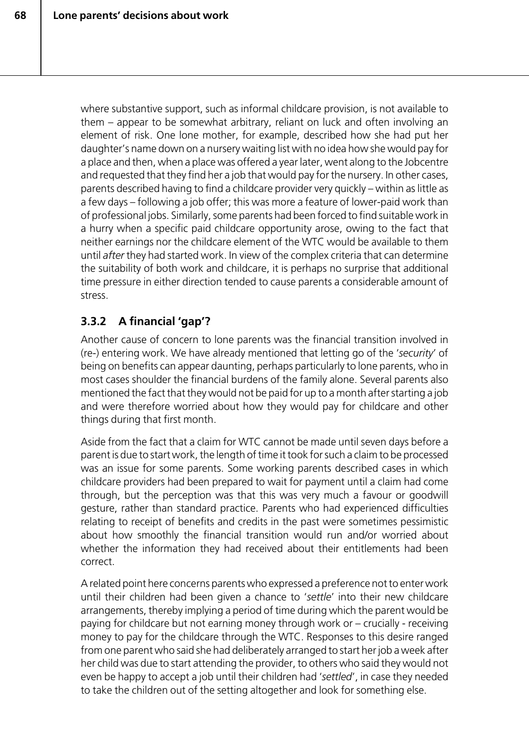where substantive support, such as informal childcare provision, is not available to them – appear to be somewhat arbitrary, reliant on luck and often involving an element of risk. One lone mother, for example, described how she had put her daughter's name down on a nursery waiting list with no idea how she would pay for a place and then, when a place was offered a year later, went along to the Jobcentre and requested that they find her a job that would pay for the nursery. In other cases, parents described having to find a childcare provider very quickly – within as little as a few days – following a job offer; this was more a feature of lower-paid work than of professional jobs. Similarly, some parents had been forced to find suitable work in a hurry when a specific paid childcare opportunity arose, owing to the fact that neither earnings nor the childcare element of the WTC would be available to them until *after* they had started work. In view of the complex criteria that can determine the suitability of both work and childcare, it is perhaps no surprise that additional time pressure in either direction tended to cause parents a considerable amount of stress.

### 3.3.2 A financial 'gap'?

Another cause of concern to lone parents was the financial transition involved in (re-) entering work. We have already mentioned that letting go of the '*security*' of being on benefits can appear daunting, perhaps particularly to lone parents, who in most cases shoulder the financial burdens of the family alone. Several parents also mentioned the fact that they would not be paid for up to a month after starting a job and were therefore worried about how they would pay for childcare and other things during that first month.

Aside from the fact that a claim for WTC cannot be made until seven days before a parent is due to start work, the length of time it took for such a claim to be processed was an issue for some parents. Some working parents described cases in which childcare providers had been prepared to wait for payment until a claim had come through, but the perception was that this was very much a favour or goodwill gesture, rather than standard practice. Parents who had experienced difficulties relating to receipt of benefits and credits in the past were sometimes pessimistic about how smoothly the financial transition would run and/or worried about whether the information they had received about their entitlements had been correct.

A related point here concerns parents who expressed a preference not to enter work until their children had been given a chance to '*settle*' into their new childcare arrangements, thereby implying a period of time during which the parent would be paying for childcare but not earning money through work or – crucially - receiving money to pay for the childcare through the WTC. Responses to this desire ranged from one parent who said she had deliberately arranged to start her job a week after her child was due to start attending the provider, to others who said they would not even be happy to accept a job until their children had '*settled*', in case they needed to take the children out of the setting altogether and look for something else.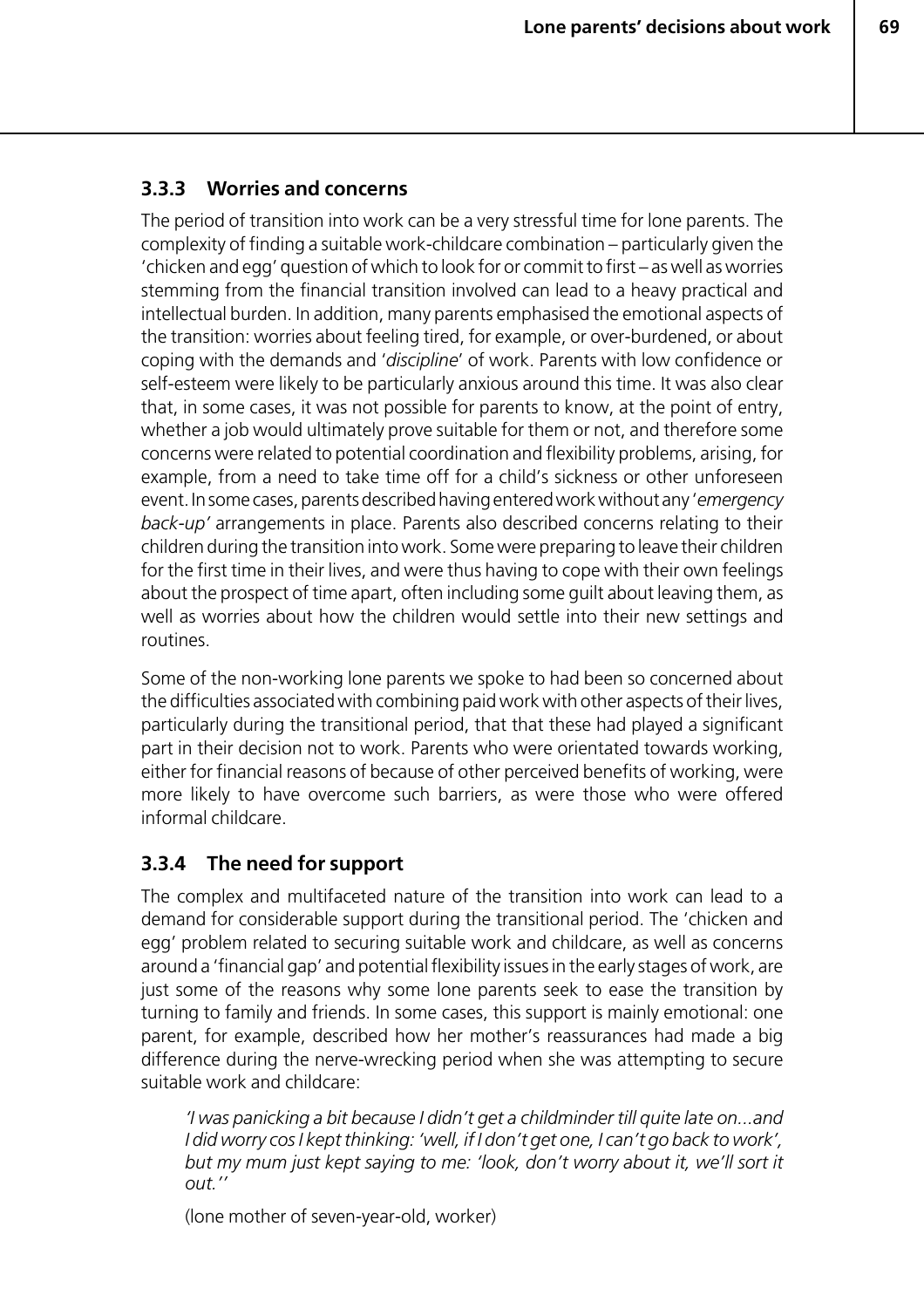### 3.3.3 Worries and concerns

The period of transition into work can be a very stressful time for lone parents. The complexity of finding a suitable work-childcare combination – particularly given the 'chicken and egg' question of which to look for or commit to first – as well as worries stemming from the financial transition involved can lead to a heavy practical and intellectual burden. In addition, many parents emphasised the emotional aspects of the transition: worries about feeling tired, for example, or over-burdened, or about coping with the demands and '*discipline*' of work. Parents with low confidence or self-esteem were likely to be particularly anxious around this time. It was also clear that, in some cases, it was not possible for parents to know, at the point of entry, whether a job would ultimately prove suitable for them or not, and therefore some concerns were related to potential coordination and flexibility problems, arising, for example, from a need to take time off for a child's sickness or other unforeseen event. In some cases, parents described having entered work without any '*emergency back-up'* arrangements in place. Parents also described concerns relating to their children during the transition into work. Some were preparing to leave their children for the first time in their lives, and were thus having to cope with their own feelings about the prospect of time apart, often including some guilt about leaving them, as well as worries about how the children would settle into their new settings and routines.

Some of the non-working lone parents we spoke to had been so concerned about the difficulties associated with combining paid work with other aspects of their lives, particularly during the transitional period, that that these had played a significant part in their decision not to work. Parents who were orientated towards working, either for financial reasons of because of other perceived benefits of working, were more likely to have overcome such barriers, as were those who were offered informal childcare.

### 3.3.4 The need for support

The complex and multifaceted nature of the transition into work can lead to a demand for considerable support during the transitional period. The 'chicken and egg' problem related to securing suitable work and childcare, as well as concerns around a 'financial gap' and potential flexibility issues in the early stages of work, are just some of the reasons why some lone parents seek to ease the transition by turning to family and friends. In some cases, this support is mainly emotional: one parent, for example, described how her mother's reassurances had made a big difference during the nerve-wrecking period when she was attempting to secure suitable work and childcare:

> *'I was panicking a bit because I didn't get a childminder till quite late on...and I did worry cos I kept thinking: 'well, if I don't get one, I can't go back to work', but my mum just kept saying to me: 'look, don't worry about it, we'll sort it out.''*
>
> (lone mother of seven-year-old, worker)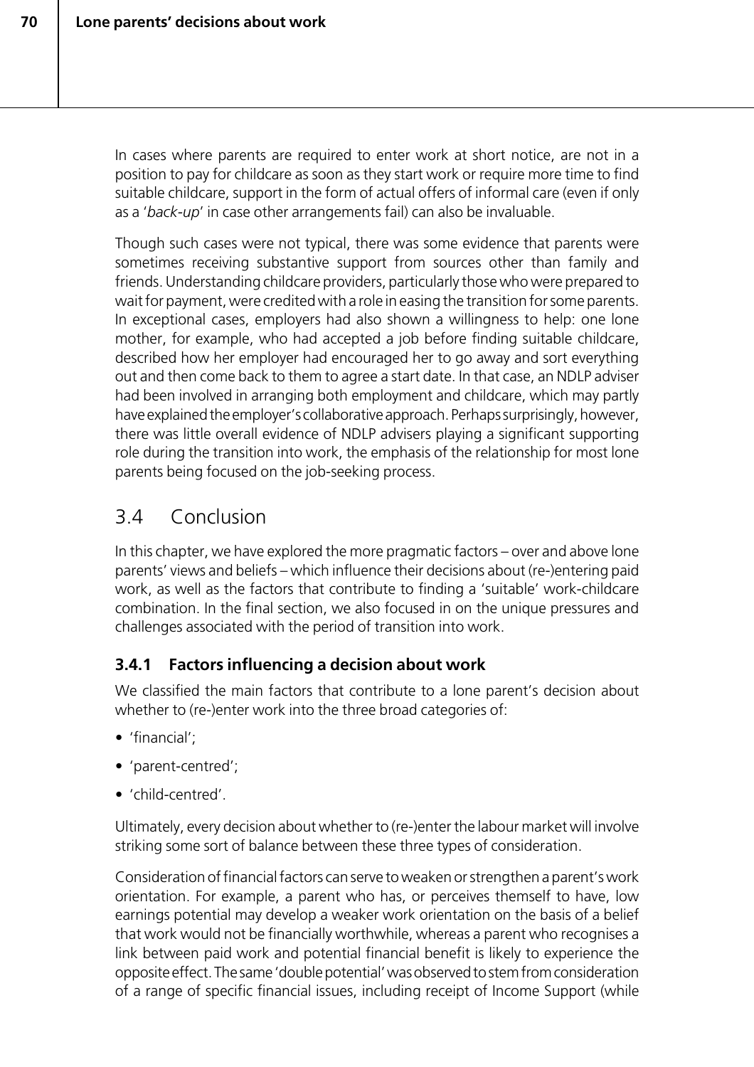In cases where parents are required to enter work at short notice, are not in a position to pay for childcare as soon as they start work or require more time to find suitable childcare, support in the form of actual offers of informal care (even if only as a '*back-up*' in case other arrangements fail) can also be invaluable.

Though such cases were not typical, there was some evidence that parents were sometimes receiving substantive support from sources other than family and friends. Understanding childcare providers, particularly those who were prepared to wait for payment, were credited with a role in easing the transition for some parents. In exceptional cases, employers had also shown a willingness to help: one lone mother, for example, who had accepted a job before finding suitable childcare, described how her employer had encouraged her to go away and sort everything out and then come back to them to agree a start date. In that case, an NDLP adviser had been involved in arranging both employment and childcare, which may partly have explained the employer's collaborative approach. Perhaps surprisingly, however, there was little overall evidence of NDLP advisers playing a significant supporting role during the transition into work, the emphasis of the relationship for most lone parents being focused on the job-seeking process.

## 3.4 Conclusion

In this chapter, we have explored the more pragmatic factors – over and above lone parents' views and beliefs – which influence their decisions about (re-)entering paid work, as well as the factors that contribute to finding a 'suitable' work-childcare combination. In the final section, we also focused in on the unique pressures and challenges associated with the period of transition into work.

### 3.4.1 Factors influencing a decision about work

We classified the main factors that contribute to a lone parent's decision about whether to (re-)enter work into the three broad categories of:

- 'financial';
- 'parent-centred';
- 'child-centred'.

Ultimately, every decision about whether to (re-)enter the labour market will involve striking some sort of balance between these three types of consideration.

Consideration of financial factors can serve to weaken or strengthen a parent's work orientation. For example, a parent who has, or perceives themself to have, low earnings potential may develop a weaker work orientation on the basis of a belief that work would not be financially worthwhile, whereas a parent who recognises a link between paid work and potential financial benefit is likely to experience the opposite effect. The same 'double potential' was observed to stem from consideration of a range of specific financial issues, including receipt of Income Support (while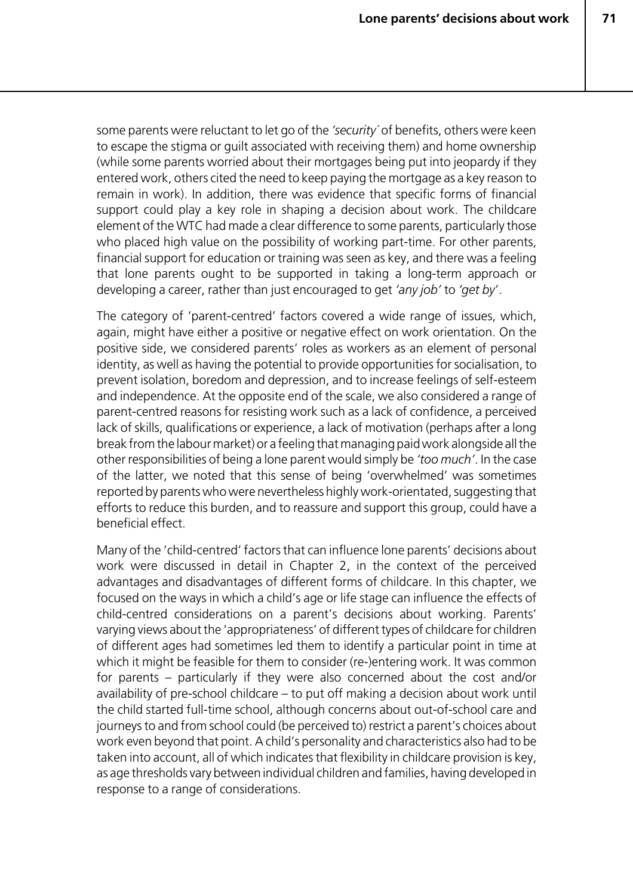some parents were reluctant to let go of the *'security'* of benefits, others were keen to escape the stigma or guilt associated with receiving them) and home ownership (while some parents worried about their mortgages being put into jeopardy if they entered work, others cited the need to keep paying the mortgage as a key reason to remain in work). In addition, there was evidence that specific forms of financial support could play a key role in shaping a decision about work. The childcare element of the WTC had made a clear difference to some parents, particularly those who placed high value on the possibility of working part-time. For other parents, financial support for education or training was seen as key, and there was a feeling that lone parents ought to be supported in taking a long-term approach or developing a career, rather than just encouraged to get *'any job'* to *'get by'*.

The category of 'parent-centred' factors covered a wide range of issues, which, again, might have either a positive or negative effect on work orientation. On the positive side, we considered parents' roles as workers as an element of personal identity, as well as having the potential to provide opportunities for socialisation, to prevent isolation, boredom and depression, and to increase feelings of self-esteem and independence. At the opposite end of the scale, we also considered a range of parent-centred reasons for resisting work such as a lack of confidence, a perceived lack of skills, qualifications or experience, a lack of motivation (perhaps after a long break from the labour market) or a feeling that managing paid work alongside all the other responsibilities of being a lone parent would simply be *'too much'*. In the case of the latter, we noted that this sense of being 'overwhelmed' was sometimes reported by parents who were nevertheless highly work-orientated, suggesting that efforts to reduce this burden, and to reassure and support this group, could have a beneficial effect.

Many of the 'child-centred' factors that can influence lone parents' decisions about work were discussed in detail in Chapter 2, in the context of the perceived advantages and disadvantages of different forms of childcare. In this chapter, we focused on the ways in which a child's age or life stage can influence the effects of child-centred considerations on a parent's decisions about working. Parents' varying views about the 'appropriateness' of different types of childcare for children of different ages had sometimes led them to identify a particular point in time at which it might be feasible for them to consider (re-)entering work. It was common for parents – particularly if they were also concerned about the cost and/or availability of pre-school childcare – to put off making a decision about work until the child started full-time school, although concerns about out-of-school care and journeys to and from school could (be perceived to) restrict a parent's choices about work even beyond that point. A child's personality and characteristics also had to be taken into account, all of which indicates that flexibility in childcare provision is key, as age thresholds vary between individual children and families, having developed in response to a range of considerations.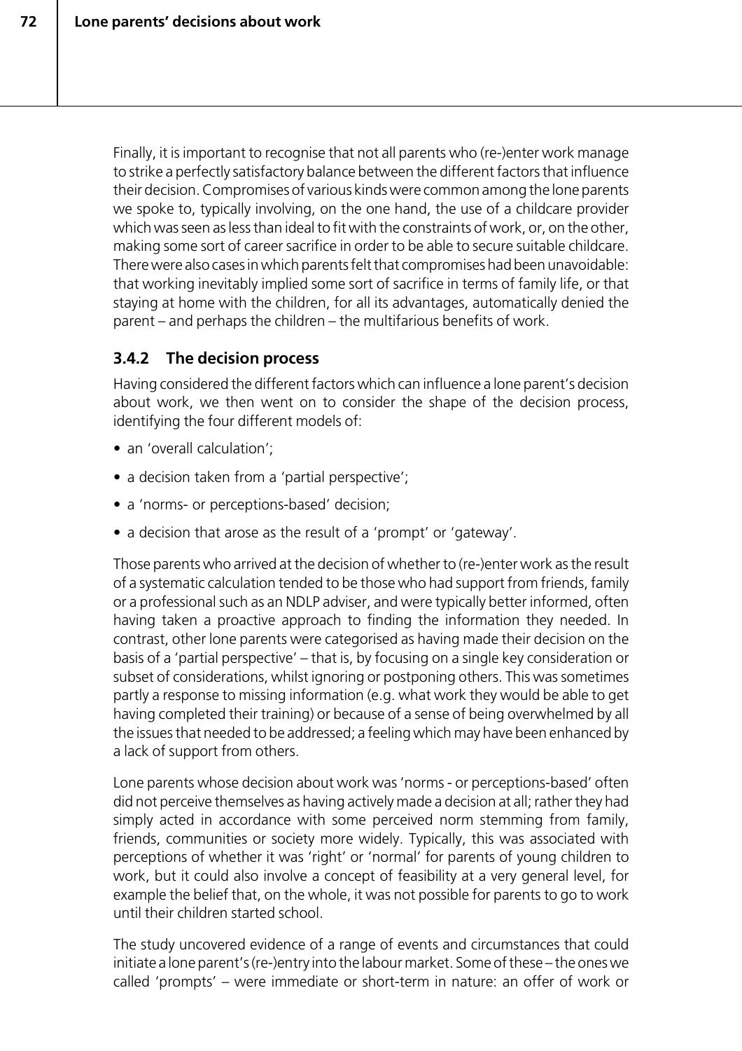Finally, it is important to recognise that not all parents who (re-)enter work manage to strike a perfectly satisfactory balance between the different factors that influence their decision. Compromises of various kinds were common among the lone parents we spoke to, typically involving, on the one hand, the use of a childcare provider which was seen as less than ideal to fit with the constraints of work, or, on the other, making some sort of career sacrifice in order to be able to secure suitable childcare. There were also cases in which parents felt that compromises had been unavoidable: that working inevitably implied some sort of sacrifice in terms of family life, or that staying at home with the children, for all its advantages, automatically denied the parent – and perhaps the children – the multifarious benefits of work.

### 3.4.2 The decision process

Having considered the different factors which can influence a lone parent's decision about work, we then went on to consider the shape of the decision process, identifying the four different models of:

- an 'overall calculation';
- a decision taken from a 'partial perspective';
- a 'norms- or perceptions-based' decision;
- a decision that arose as the result of a 'prompt' or 'gateway'.

Those parents who arrived at the decision of whether to (re-)enter work as the result of a systematic calculation tended to be those who had support from friends, family or a professional such as an NDLP adviser, and were typically better informed, often having taken a proactive approach to finding the information they needed. In contrast, other lone parents were categorised as having made their decision on the basis of a 'partial perspective' – that is, by focusing on a single key consideration or subset of considerations, whilst ignoring or postponing others. This was sometimes partly a response to missing information (e.g. what work they would be able to get having completed their training) or because of a sense of being overwhelmed by all the issues that needed to be addressed; a feeling which may have been enhanced by a lack of support from others.

Lone parents whose decision about work was 'norms - or perceptions-based' often did not perceive themselves as having actively made a decision at all; rather they had simply acted in accordance with some perceived norm stemming from family, friends, communities or society more widely. Typically, this was associated with perceptions of whether it was 'right' or 'normal' for parents of young children to work, but it could also involve a concept of feasibility at a very general level, for example the belief that, on the whole, it was not possible for parents to go to work until their children started school.

The study uncovered evidence of a range of events and circumstances that could initiate a lone parent's (re-)entry into the labour market. Some of these – the ones we called 'prompts' – were immediate or short-term in nature: an offer of work or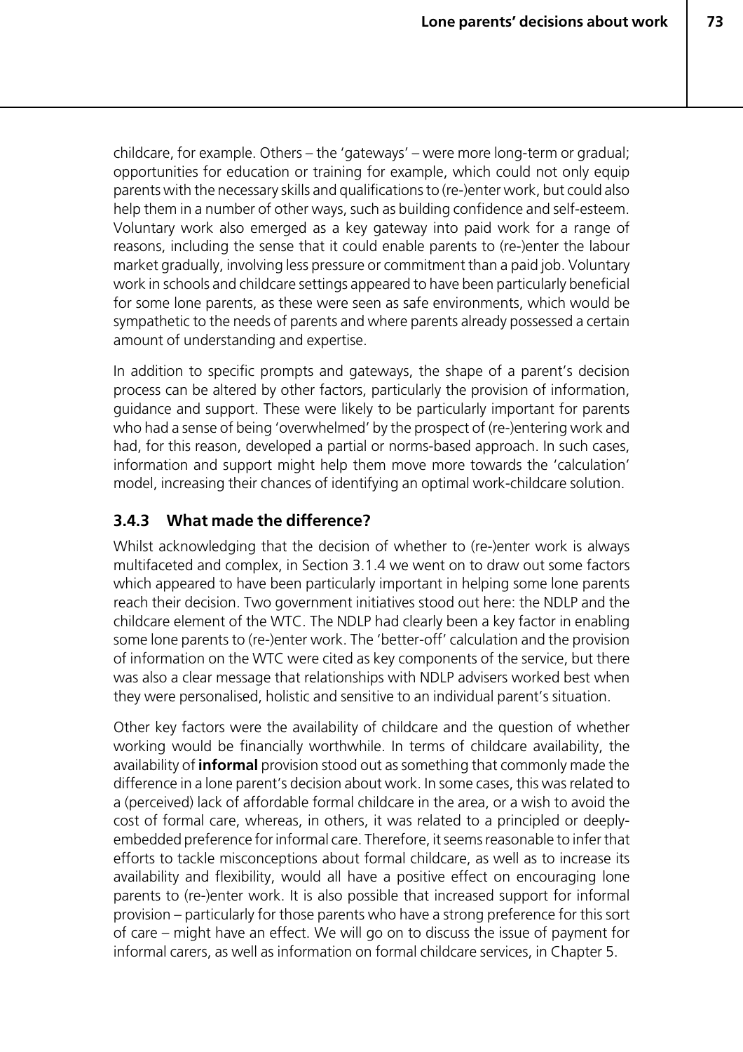childcare, for example. Others – the 'gateways' – were more long-term or gradual; opportunities for education or training for example, which could not only equip parents with the necessary skills and qualifications to (re-)enter work, but could also help them in a number of other ways, such as building confidence and self-esteem. Voluntary work also emerged as a key gateway into paid work for a range of reasons, including the sense that it could enable parents to (re-)enter the labour market gradually, involving less pressure or commitment than a paid job. Voluntary work in schools and childcare settings appeared to have been particularly beneficial for some lone parents, as these were seen as safe environments, which would be sympathetic to the needs of parents and where parents already possessed a certain amount of understanding and expertise.

In addition to specific prompts and gateways, the shape of a parent's decision process can be altered by other factors, particularly the provision of information, guidance and support. These were likely to be particularly important for parents who had a sense of being 'overwhelmed' by the prospect of (re-)entering work and had, for this reason, developed a partial or norms-based approach. In such cases, information and support might help them move more towards the 'calculation' model, increasing their chances of identifying an optimal work-childcare solution.

### 3.4.3 What made the difference?

Whilst acknowledging that the decision of whether to (re-)enter work is always multifaceted and complex, in Section 3.1.4 we went on to draw out some factors which appeared to have been particularly important in helping some lone parents reach their decision. Two government initiatives stood out here: the NDLP and the childcare element of the WTC. The NDLP had clearly been a key factor in enabling some lone parents to (re-)enter work. The 'better-off' calculation and the provision of information on the WTC were cited as key components of the service, but there was also a clear message that relationships with NDLP advisers worked best when they were personalised, holistic and sensitive to an individual parent's situation.

Other key factors were the availability of childcare and the question of whether working would be financially worthwhile. In terms of childcare availability, the availability of **informal** provision stood out as something that commonly made the difference in a lone parent's decision about work. In some cases, this was related to a (perceived) lack of affordable formal childcare in the area, or a wish to avoid the cost of formal care, whereas, in others, it was related to a principled or deeply-embedded preference for informal care. Therefore, it seems reasonable to infer that efforts to tackle misconceptions about formal childcare, as well as to increase its availability and flexibility, would all have a positive effect on encouraging lone parents to (re-)enter work. It is also possible that increased support for informal provision – particularly for those parents who have a strong preference for this sort of care – might have an effect. We will go on to discuss the issue of payment for informal carers, as well as information on formal childcare services, in Chapter 5.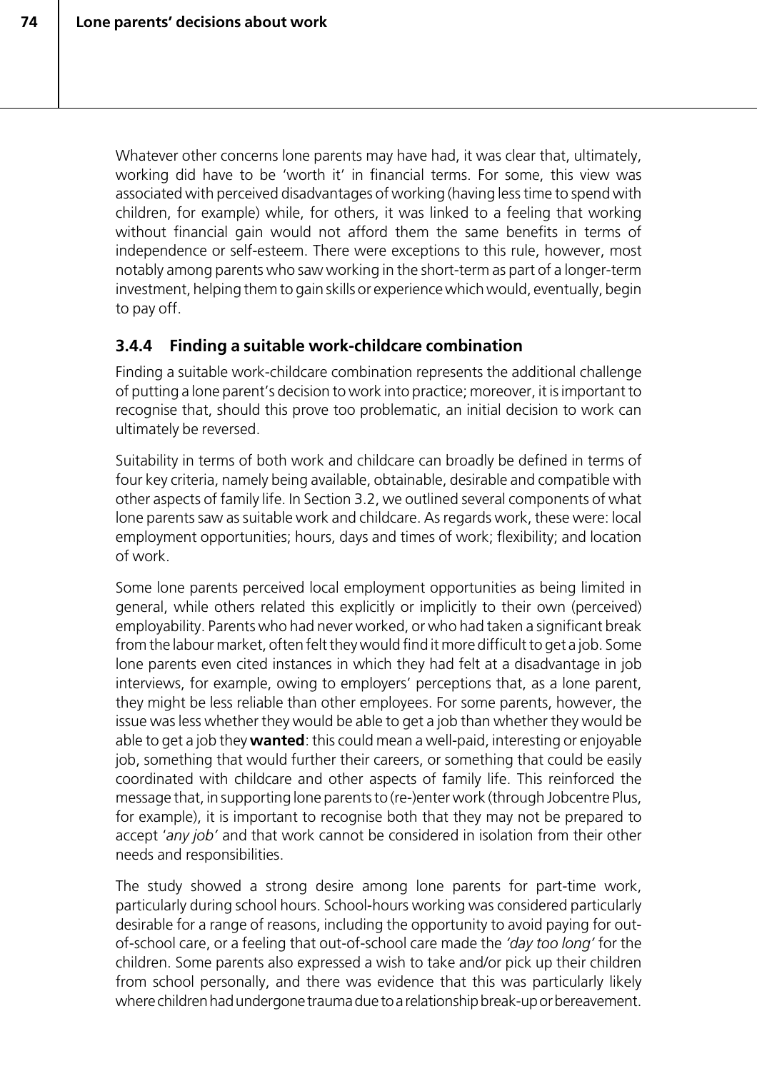Whatever other concerns lone parents may have had, it was clear that, ultimately, working did have to be 'worth it' in financial terms. For some, this view was associated with perceived disadvantages of working (having less time to spend with children, for example) while, for others, it was linked to a feeling that working without financial gain would not afford them the same benefits in terms of independence or self-esteem. There were exceptions to this rule, however, most notably among parents who saw working in the short-term as part of a longer-term investment, helping them to gain skills or experience which would, eventually, begin to pay off.

### 3.4.4 Finding a suitable work-childcare combination

Finding a suitable work-childcare combination represents the additional challenge of putting a lone parent's decision to work into practice; moreover, it is important to recognise that, should this prove too problematic, an initial decision to work can ultimately be reversed.

Suitability in terms of both work and childcare can broadly be defined in terms of four key criteria, namely being available, obtainable, desirable and compatible with other aspects of family life. In Section 3.2, we outlined several components of what lone parents saw as suitable work and childcare. As regards work, these were: local employment opportunities; hours, days and times of work; flexibility; and location of work.

Some lone parents perceived local employment opportunities as being limited in general, while others related this explicitly or implicitly to their own (perceived) employability. Parents who had never worked, or who had taken a significant break from the labour market, often felt they would find it more difficult to get a job. Some lone parents even cited instances in which they had felt at a disadvantage in job interviews, for example, owing to employers' perceptions that, as a lone parent, they might be less reliable than other employees. For some parents, however, the issue was less whether they would be able to get a job than whether they would be able to get a job they **wanted**: this could mean a well-paid, interesting or enjoyable job, something that would further their careers, or something that could be easily coordinated with childcare and other aspects of family life. This reinforced the message that, in supporting lone parents to (re-)enter work (through Jobcentre Plus, for example), it is important to recognise both that they may not be prepared to accept '*any job*' and that work cannot be considered in isolation from their other needs and responsibilities.

The study showed a strong desire among lone parents for part-time work, particularly during school hours. School-hours working was considered particularly desirable for a range of reasons, including the opportunity to avoid paying for out-of-school care, or a feeling that out-of-school care made the *'day too long'* for the children. Some parents also expressed a wish to take and/or pick up their children from school personally, and there was evidence that this was particularly likely where children had undergone trauma due to a relationship break-up or bereavement.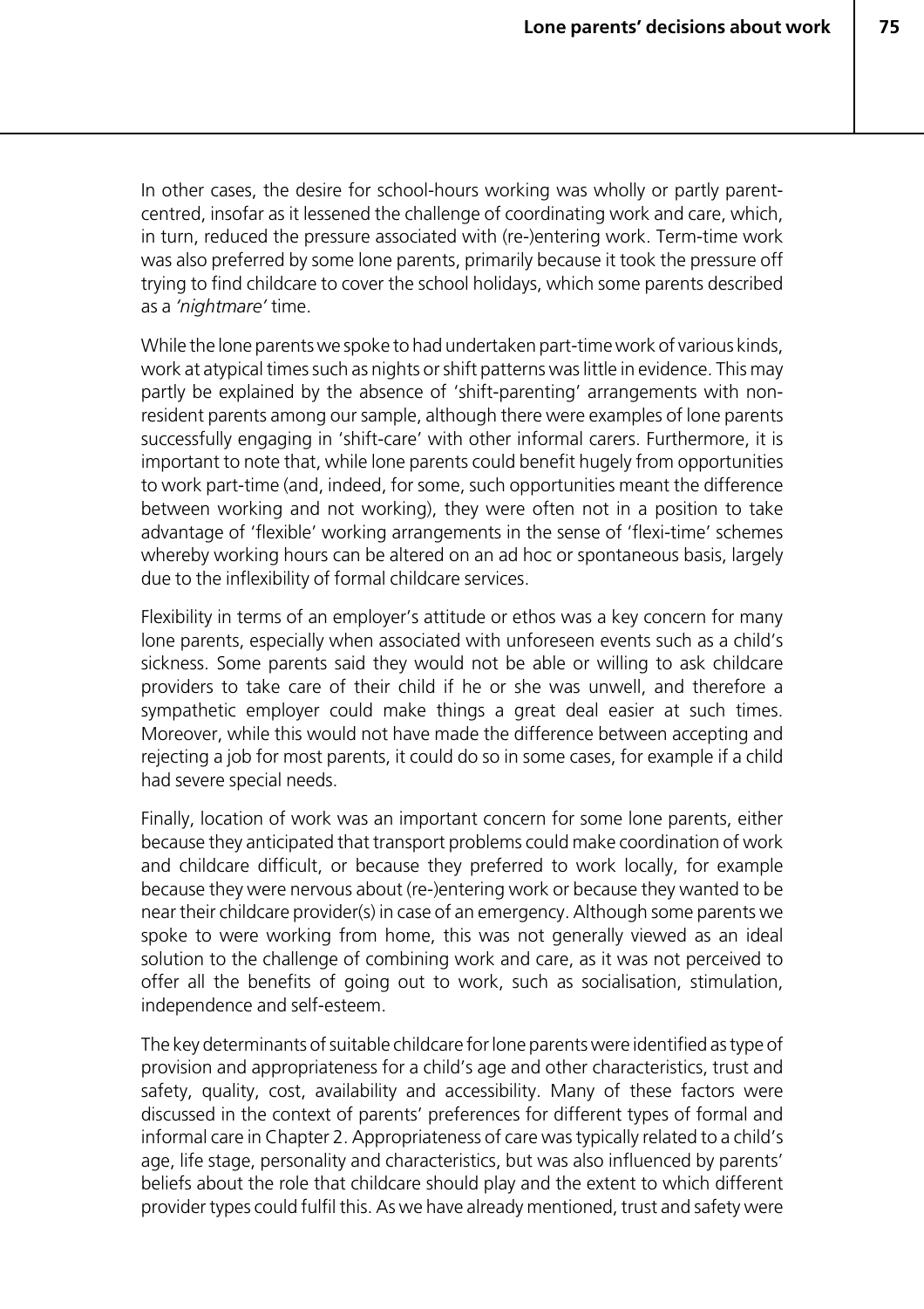In other cases, the desire for school-hours working was wholly or partly parent-centred, insofar as it lessened the challenge of coordinating work and care, which, in turn, reduced the pressure associated with (re-)entering work. Term-time work was also preferred by some lone parents, primarily because it took the pressure off trying to find childcare to cover the school holidays, which some parents described as a *'nightmare'* time.

While the lone parents we spoke to had undertaken part-time work of various kinds, work at atypical times such as nights or shift patterns was little in evidence. This may partly be explained by the absence of 'shift-parenting' arrangements with non-resident parents among our sample, although there were examples of lone parents successfully engaging in 'shift-care' with other informal carers. Furthermore, it is important to note that, while lone parents could benefit hugely from opportunities to work part-time (and, indeed, for some, such opportunities meant the difference between working and not working), they were often not in a position to take advantage of 'flexible' working arrangements in the sense of 'flexi-time' schemes whereby working hours can be altered on an ad hoc or spontaneous basis, largely due to the inflexibility of formal childcare services.

Flexibility in terms of an employer's attitude or ethos was a key concern for many lone parents, especially when associated with unforeseen events such as a child's sickness. Some parents said they would not be able or willing to ask childcare providers to take care of their child if he or she was unwell, and therefore a sympathetic employer could make things a great deal easier at such times. Moreover, while this would not have made the difference between accepting and rejecting a job for most parents, it could do so in some cases, for example if a child had severe special needs.

Finally, location of work was an important concern for some lone parents, either because they anticipated that transport problems could make coordination of work and childcare difficult, or because they preferred to work locally, for example because they were nervous about (re-)entering work or because they wanted to be near their childcare provider(s) in case of an emergency. Although some parents we spoke to were working from home, this was not generally viewed as an ideal solution to the challenge of combining work and care, as it was not perceived to offer all the benefits of going out to work, such as socialisation, stimulation, independence and self-esteem.

The key determinants of suitable childcare for lone parents were identified as type of provision and appropriateness for a child's age and other characteristics, trust and safety, quality, cost, availability and accessibility. Many of these factors were discussed in the context of parents' preferences for different types of formal and informal care in Chapter 2. Appropriateness of care was typically related to a child's age, life stage, personality and characteristics, but was also influenced by parents' beliefs about the role that childcare should play and the extent to which different provider types could fulfil this. As we have already mentioned, trust and safety were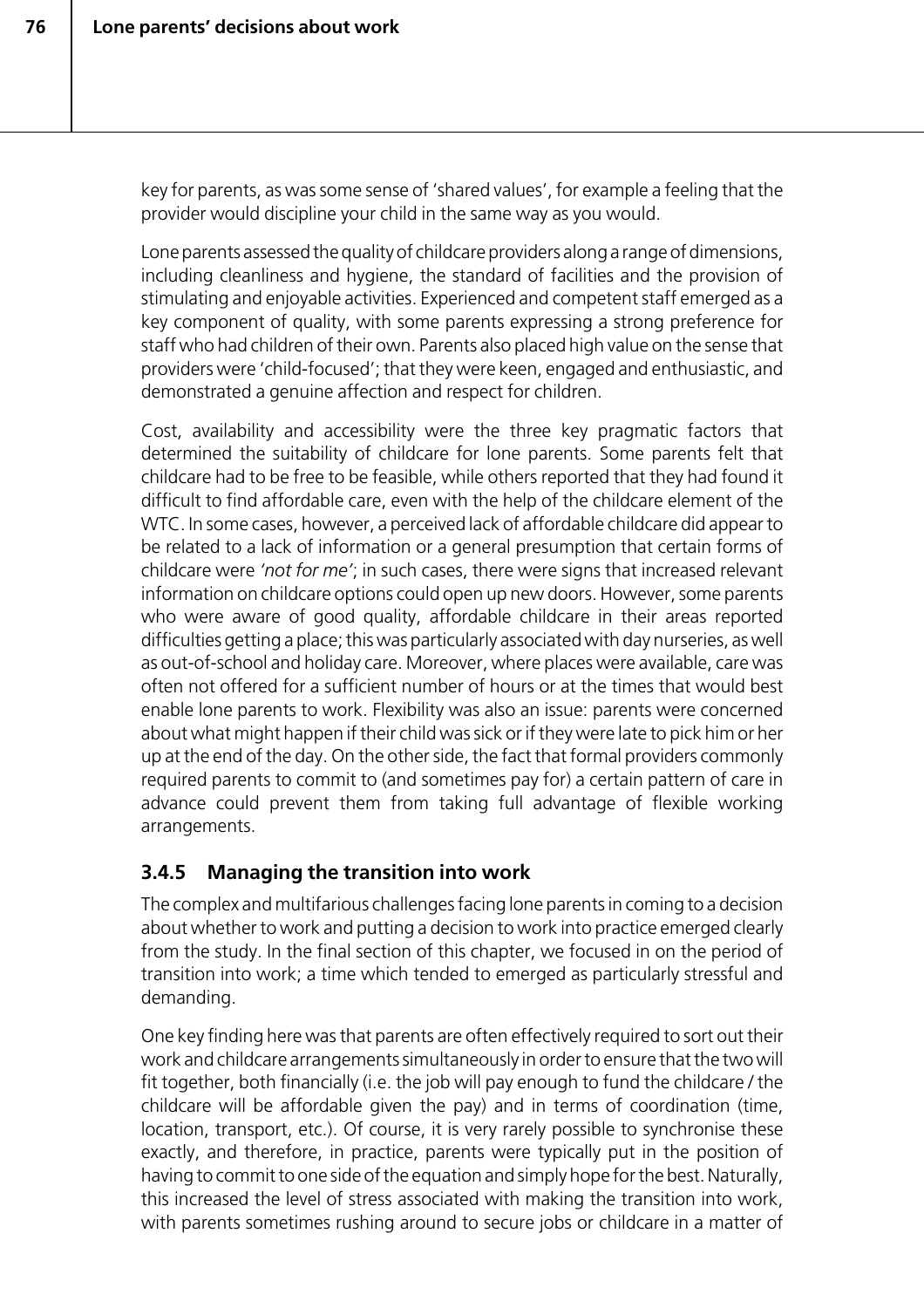key for parents, as was some sense of 'shared values', for example a feeling that the provider would discipline your child in the same way as you would.

Lone parents assessed the quality of childcare providers along a range of dimensions, including cleanliness and hygiene, the standard of facilities and the provision of stimulating and enjoyable activities. Experienced and competent staff emerged as a key component of quality, with some parents expressing a strong preference for staff who had children of their own. Parents also placed high value on the sense that providers were 'child-focused'; that they were keen, engaged and enthusiastic, and demonstrated a genuine affection and respect for children.

Cost, availability and accessibility were the three key pragmatic factors that determined the suitability of childcare for lone parents. Some parents felt that childcare had to be free to be feasible, while others reported that they had found it difficult to find affordable care, even with the help of the childcare element of the WTC. In some cases, however, a perceived lack of affordable childcare did appear to be related to a lack of information or a general presumption that certain forms of childcare were *'not for me'*; in such cases, there were signs that increased relevant information on childcare options could open up new doors. However, some parents who were aware of good quality, affordable childcare in their areas reported difficulties getting a place; this was particularly associated with day nurseries, as well as out-of-school and holiday care. Moreover, where places were available, care was often not offered for a sufficient number of hours or at the times that would best enable lone parents to work. Flexibility was also an issue: parents were concerned about what might happen if their child was sick or if they were late to pick him or her up at the end of the day. On the other side, the fact that formal providers commonly required parents to commit to (and sometimes pay for) a certain pattern of care in advance could prevent them from taking full advantage of flexible working arrangements.

### 3.4.5 Managing the transition into work

The complex and multifarious challenges facing lone parents in coming to a decision about whether to work and putting a decision to work into practice emerged clearly from the study. In the final section of this chapter, we focused in on the period of transition into work; a time which tended to emerged as particularly stressful and demanding.

One key finding here was that parents are often effectively required to sort out their work and childcare arrangements simultaneously in order to ensure that the two will fit together, both financially (i.e. the job will pay enough to fund the childcare / the childcare will be affordable given the pay) and in terms of coordination (time, location, transport, etc.). Of course, it is very rarely possible to synchronise these exactly, and therefore, in practice, parents were typically put in the position of having to commit to one side of the equation and simply hope for the best. Naturally, this increased the level of stress associated with making the transition into work, with parents sometimes rushing around to secure jobs or childcare in a matter of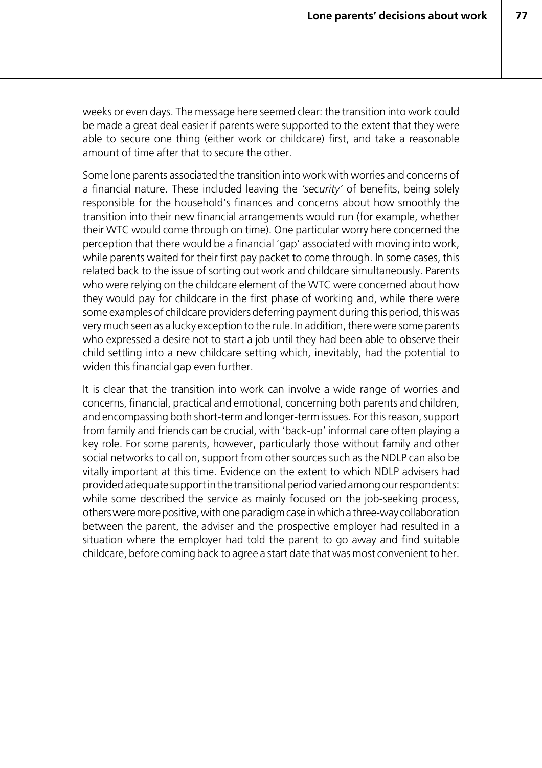weeks or even days. The message here seemed clear: the transition into work could be made a great deal easier if parents were supported to the extent that they were able to secure one thing (either work or childcare) first, and take a reasonable amount of time after that to secure the other.

Some lone parents associated the transition into work with worries and concerns of a financial nature. These included leaving the *'security'* of benefits, being solely responsible for the household's finances and concerns about how smoothly the transition into their new financial arrangements would run (for example, whether their WTC would come through on time). One particular worry here concerned the perception that there would be a financial 'gap' associated with moving into work, while parents waited for their first pay packet to come through. In some cases, this related back to the issue of sorting out work and childcare simultaneously. Parents who were relying on the childcare element of the WTC were concerned about how they would pay for childcare in the first phase of working and, while there were some examples of childcare providers deferring payment during this period, this was very much seen as a lucky exception to the rule. In addition, there were some parents who expressed a desire not to start a job until they had been able to observe their child settling into a new childcare setting which, inevitably, had the potential to widen this financial gap even further.

It is clear that the transition into work can involve a wide range of worries and concerns, financial, practical and emotional, concerning both parents and children, and encompassing both short-term and longer-term issues. For this reason, support from family and friends can be crucial, with 'back-up' informal care often playing a key role. For some parents, however, particularly those without family and other social networks to call on, support from other sources such as the NDLP can also be vitally important at this time. Evidence on the extent to which NDLP advisers had provided adequate support in the transitional period varied among our respondents: while some described the service as mainly focused on the job-seeking process, others were more positive, with one paradigm case in which a three-way collaboration between the parent, the adviser and the prospective employer had resulted in a situation where the employer had told the parent to go away and find suitable childcare, before coming back to agree a start date that was most convenient to her.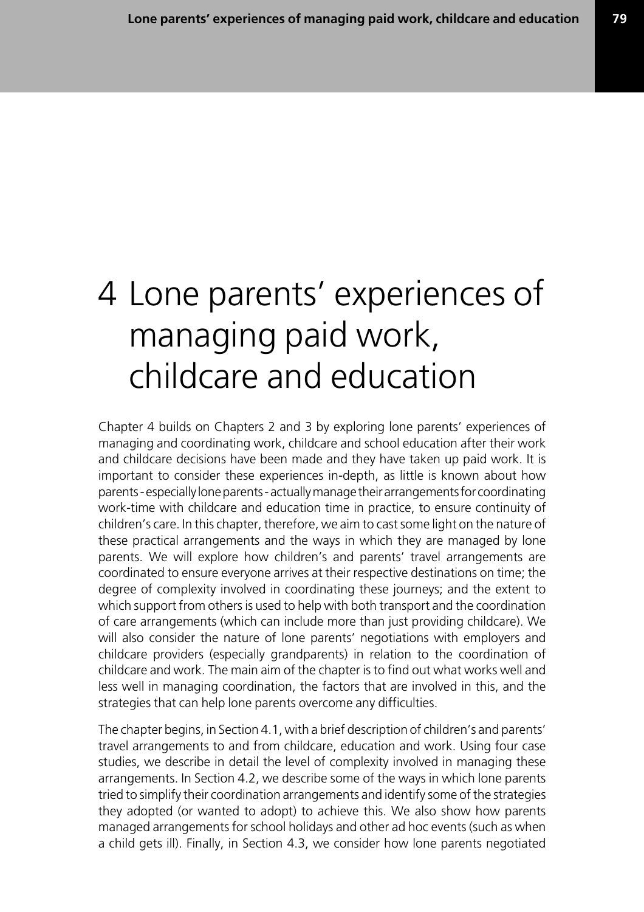# 4 Lone parents' experiences of managing paid work, childcare and education

Chapter 4 builds on Chapters 2 and 3 by exploring lone parents' experiences of managing and coordinating work, childcare and school education after their work and childcare decisions have been made and they have taken up paid work. It is important to consider these experiences in-depth, as little is known about how parents - especially lone parents - actually manage their arrangements for coordinating work-time with childcare and education time in practice, to ensure continuity of children's care. In this chapter, therefore, we aim to cast some light on the nature of these practical arrangements and the ways in which they are managed by lone parents. We will explore how children's and parents' travel arrangements are coordinated to ensure everyone arrives at their respective destinations on time; the degree of complexity involved in coordinating these journeys; and the extent to which support from others is used to help with both transport and the coordination of care arrangements (which can include more than just providing childcare). We will also consider the nature of lone parents' negotiations with employers and childcare providers (especially grandparents) in relation to the coordination of childcare and work. The main aim of the chapter is to find out what works well and less well in managing coordination, the factors that are involved in this, and the strategies that can help lone parents overcome any difficulties.

The chapter begins, in Section 4.1, with a brief description of children's and parents' travel arrangements to and from childcare, education and work. Using four case studies, we describe in detail the level of complexity involved in managing these arrangements. In Section 4.2, we describe some of the ways in which lone parents tried to simplify their coordination arrangements and identify some of the strategies they adopted (or wanted to adopt) to achieve this. We also show how parents managed arrangements for school holidays and other ad hoc events (such as when a child gets ill). Finally, in Section 4.3, we consider how lone parents negotiated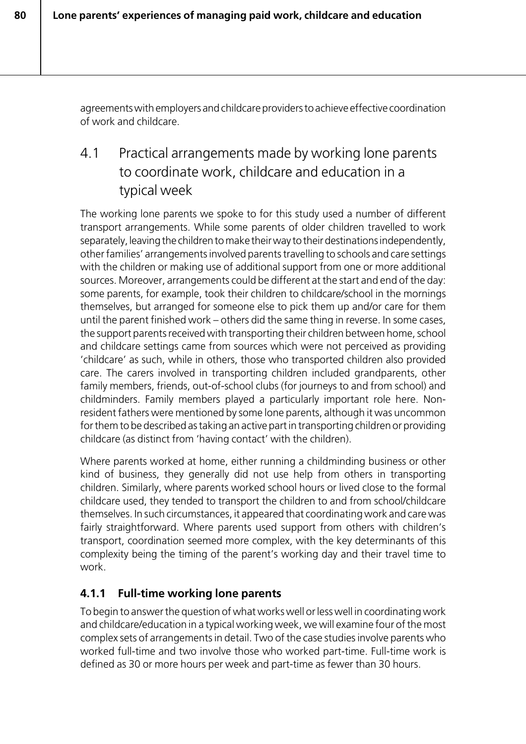agreements with employers and childcare providers to achieve effective coordination of work and childcare.

## 4.1 Practical arrangements made by working lone parents to coordinate work, childcare and education in a typical week

The working lone parents we spoke to for this study used a number of different transport arrangements. While some parents of older children travelled to work separately, leaving the children to make their way to their destinations independently, other families' arrangements involved parents travelling to schools and care settings with the children or making use of additional support from one or more additional sources. Moreover, arrangements could be different at the start and end of the day: some parents, for example, took their children to childcare/school in the mornings themselves, but arranged for someone else to pick them up and/or care for them until the parent finished work – others did the same thing in reverse. In some cases, the support parents received with transporting their children between home, school and childcare settings came from sources which were not perceived as providing 'childcare' as such, while in others, those who transported children also provided care. The carers involved in transporting children included grandparents, other family members, friends, out-of-school clubs (for journeys to and from school) and childminders. Family members played a particularly important role here. Non-resident fathers were mentioned by some lone parents, although it was uncommon for them to be described as taking an active part in transporting children or providing childcare (as distinct from 'having contact' with the children).

Where parents worked at home, either running a childminding business or other kind of business, they generally did not use help from others in transporting children. Similarly, where parents worked school hours or lived close to the formal childcare used, they tended to transport the children to and from school/childcare themselves. In such circumstances, it appeared that coordinating work and care was fairly straightforward. Where parents used support from others with children's transport, coordination seemed more complex, with the key determinants of this complexity being the timing of the parent's working day and their travel time to work.

### 4.1.1 Full-time working lone parents

To begin to answer the question of what works well or less well in coordinating work and childcare/education in a typical working week, we will examine four of the most complex sets of arrangements in detail. Two of the case studies involve parents who worked full-time and two involve those who worked part-time. Full-time work is defined as 30 or more hours per week and part-time as fewer than 30 hours.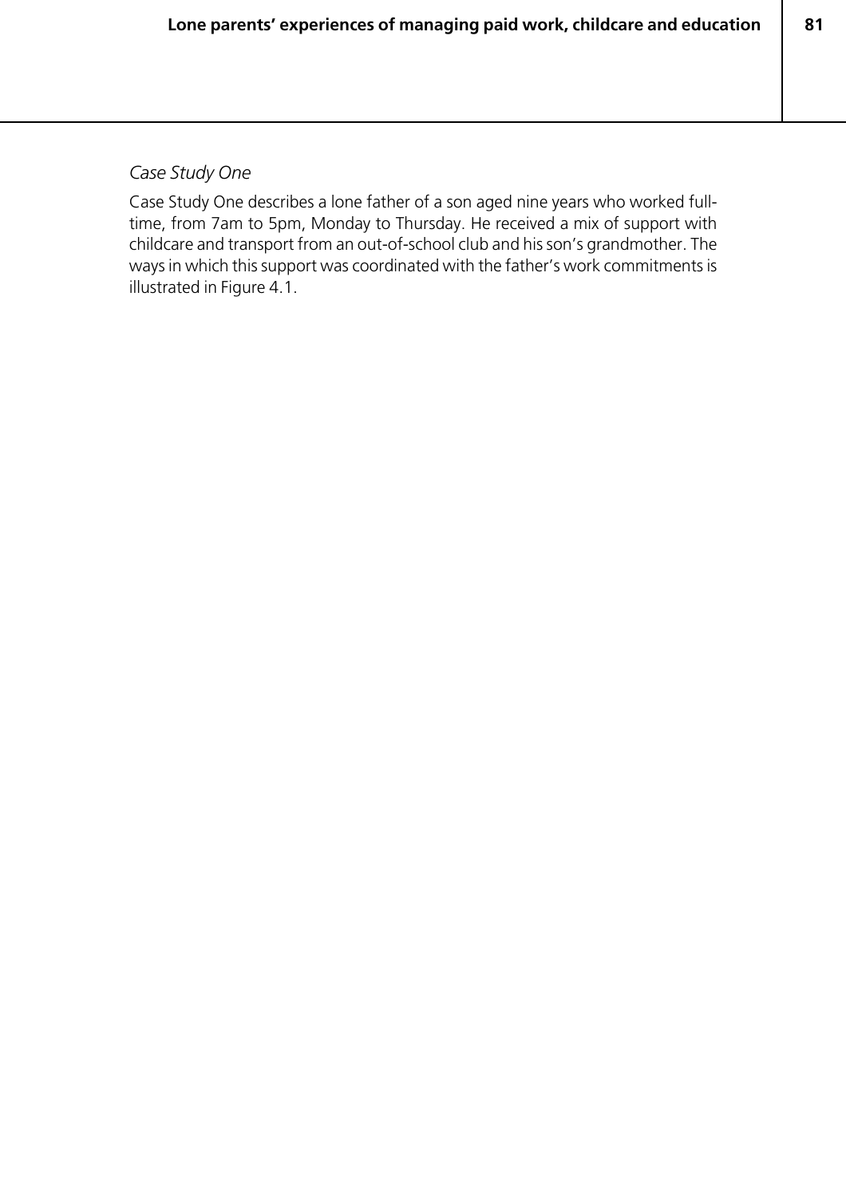*Case Study One*

Case Study One describes a lone father of a son aged nine years who worked full-time, from 7am to 5pm, Monday to Thursday. He received a mix of support with childcare and transport from an out-of-school club and his son's grandmother. The ways in which this support was coordinated with the father's work commitments is illustrated in Figure 4.1.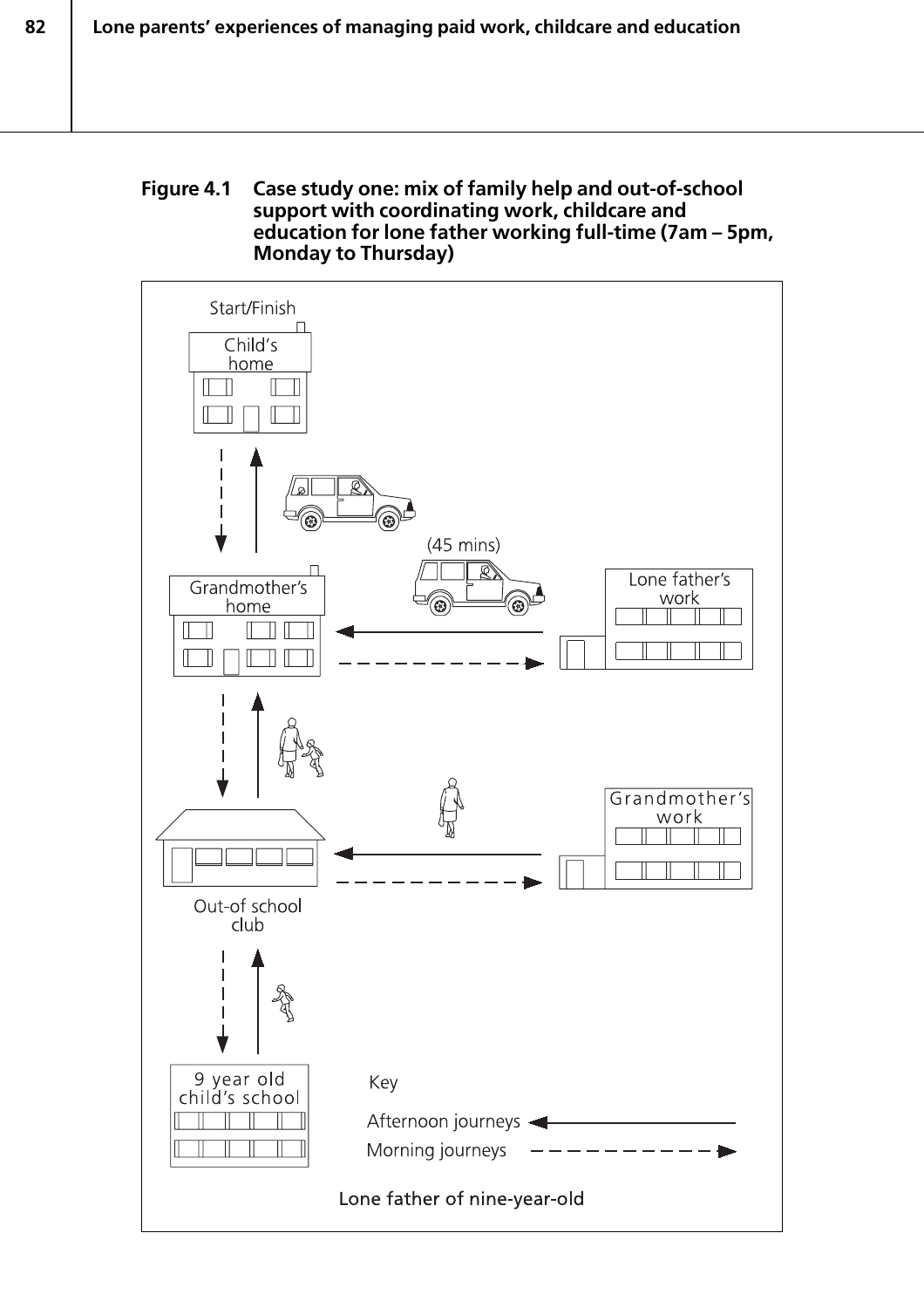**Figure 4.1 Case study one: mix of family help and out-of-school support with coordinating work, childcare and education for lone father working full-time (7am – 5pm, Monday to Thursday)**

Start/Finish

Child's home

(45 mins)

Grandmother's home

Lone father's work

Grandmother's work

Out-of school club

9 year old child's school

Key

Afternoon journeys

Morning journeys

Lone father of nine-year-old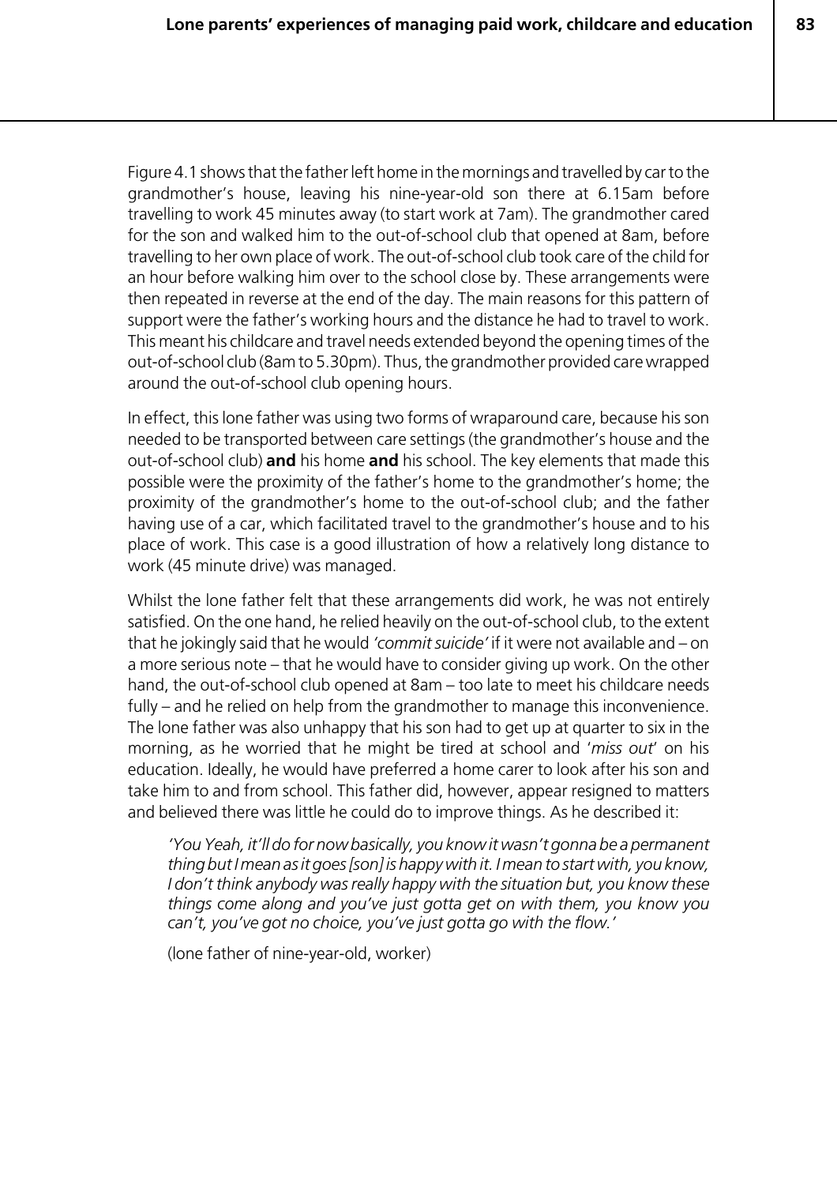Figure 4.1 shows that the father left home in the mornings and travelled by car to the grandmother's house, leaving his nine-year-old son there at 6.15am before travelling to work 45 minutes away (to start work at 7am). The grandmother cared for the son and walked him to the out-of-school club that opened at 8am, before travelling to her own place of work. The out-of-school club took care of the child for an hour before walking him over to the school close by. These arrangements were then repeated in reverse at the end of the day. The main reasons for this pattern of support were the father's working hours and the distance he had to travel to work. This meant his childcare and travel needs extended beyond the opening times of the out-of-school club (8am to 5.30pm). Thus, the grandmother provided care wrapped around the out-of-school club opening hours.

In effect, this lone father was using two forms of wraparound care, because his son needed to be transported between care settings (the grandmother's house and the out-of-school club) **and** his home **and** his school. The key elements that made this possible were the proximity of the father's home to the grandmother's home; the proximity of the grandmother's home to the out-of-school club; and the father having use of a car, which facilitated travel to the grandmother's house and to his place of work. This case is a good illustration of how a relatively long distance to work (45 minute drive) was managed.

Whilst the lone father felt that these arrangements did work, he was not entirely satisfied. On the one hand, he relied heavily on the out-of-school club, to the extent that he jokingly said that he would *'commit suicide'* if it were not available and – on a more serious note – that he would have to consider giving up work. On the other hand, the out-of-school club opened at 8am – too late to meet his childcare needs fully – and he relied on help from the grandmother to manage this inconvenience. The lone father was also unhappy that his son had to get up at quarter to six in the morning, as he worried that he might be tired at school and '*miss out*' on his education. Ideally, he would have preferred a home carer to look after his son and take him to and from school. This father did, however, appear resigned to matters and believed there was little he could do to improve things. As he described it:

> *'You Yeah, it'll do for now basically, you know it wasn't gonna be a permanent thing but I mean as it goes [son] is happy with it. I mean to start with, you know, I don't think anybody was really happy with the situation but, you know these things come along and you've just gotta get on with them, you know you can't, you've got no choice, you've just gotta go with the flow.'*
>
> (lone father of nine-year-old, worker)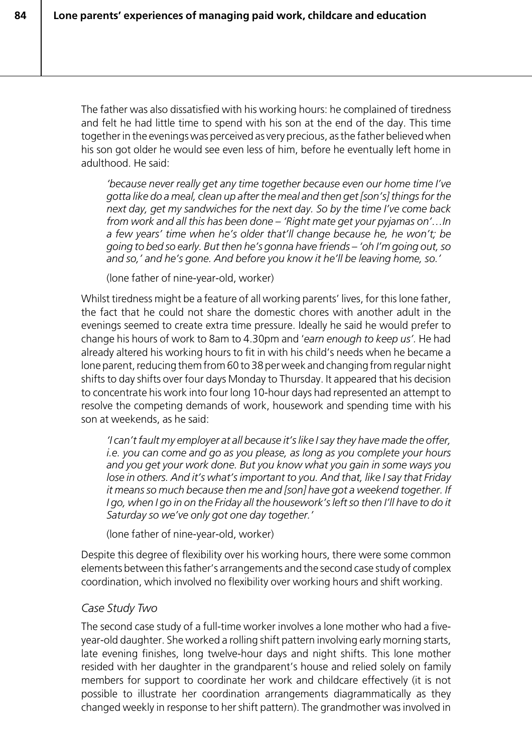The father was also dissatisfied with his working hours: he complained of tiredness and felt he had little time to spend with his son at the end of the day. This time together in the evenings was perceived as very precious, as the father believed when his son got older he would see even less of him, before he eventually left home in adulthood. He said:

> *'because never really get any time together because even our home time I've gotta like do a meal, clean up after the meal and then get [son's] things for the next day, get my sandwiches for the next day. So by the time I've come back from work and all this has been done – 'Right mate get your pyjamas on'…In a few years' time when he's older that'll change because he, he won't; be going to bed so early. But then he's gonna have friends – 'oh I'm going out, so and so,' and he's gone. And before you know it he'll be leaving home, so.'*
>
> (lone father of nine-year-old, worker)

Whilst tiredness might be a feature of all working parents' lives, for this lone father, the fact that he could not share the domestic chores with another adult in the evenings seemed to create extra time pressure. Ideally he said he would prefer to change his hours of work to 8am to 4.30pm and '*earn enough to keep us'.* He had already altered his working hours to fit in with his child's needs when he became a lone parent, reducing them from 60 to 38 per week and changing from regular night shifts to day shifts over four days Monday to Thursday. It appeared that his decision to concentrate his work into four long 10-hour days had represented an attempt to resolve the competing demands of work, housework and spending time with his son at weekends, as he said:

> *'I can't fault my employer at all because it's like I say they have made the offer, i.e. you can come and go as you please, as long as you complete your hours and you get your work done. But you know what you gain in some ways you lose in others. And it's what's important to you. And that, like I say that Friday it means so much because then me and [son] have got a weekend together. If I go, when I go in on the Friday all the housework's left so then I'll have to do it Saturday so we've only got one day together.'*
>
> (lone father of nine-year-old, worker)

Despite this degree of flexibility over his working hours, there were some common elements between this father's arrangements and the second case study of complex coordination, which involved no flexibility over working hours and shift working.

*Case Study Two*

The second case study of a full-time worker involves a lone mother who had a five-year-old daughter. She worked a rolling shift pattern involving early morning starts, late evening finishes, long twelve-hour days and night shifts. This lone mother resided with her daughter in the grandparent's house and relied solely on family members for support to coordinate her work and childcare effectively (it is not possible to illustrate her coordination arrangements diagrammatically as they changed weekly in response to her shift pattern). The grandmother was involved in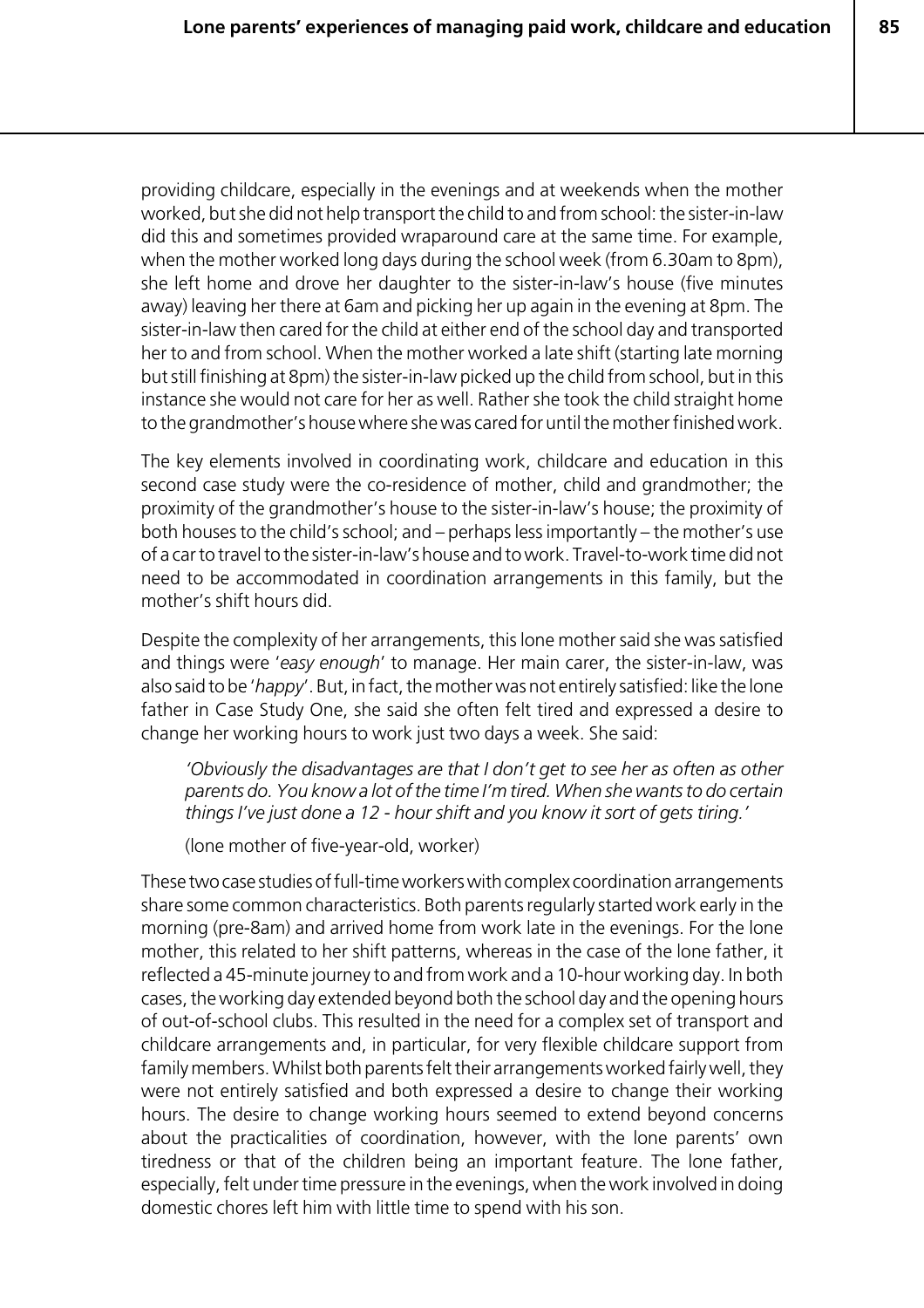providing childcare, especially in the evenings and at weekends when the mother worked, but she did not help transport the child to and from school: the sister-in-law did this and sometimes provided wraparound care at the same time. For example, when the mother worked long days during the school week (from 6.30am to 8pm), she left home and drove her daughter to the sister-in-law's house (five minutes away) leaving her there at 6am and picking her up again in the evening at 8pm. The sister-in-law then cared for the child at either end of the school day and transported her to and from school. When the mother worked a late shift (starting late morning but still finishing at 8pm) the sister-in-law picked up the child from school, but in this instance she would not care for her as well. Rather she took the child straight home to the grandmother's house where she was cared for until the mother finished work.

The key elements involved in coordinating work, childcare and education in this second case study were the co-residence of mother, child and grandmother; the proximity of the grandmother's house to the sister-in-law's house; the proximity of both houses to the child's school; and – perhaps less importantly – the mother's use of a car to travel to the sister-in-law's house and to work. Travel-to-work time did not need to be accommodated in coordination arrangements in this family, but the mother's shift hours did.

Despite the complexity of her arrangements, this lone mother said she was satisfied and things were '*easy enough*' to manage. Her main carer, the sister-in-law, was also said to be '*happy*'. But, in fact, the mother was not entirely satisfied: like the lone father in Case Study One, she said she often felt tired and expressed a desire to change her working hours to work just two days a week. She said:

> *'Obviously the disadvantages are that I don't get to see her as often as other parents do. You know a lot of the time I'm tired. When she wants to do certain things I've just done a 12 - hour shift and you know it sort of gets tiring.'*
>
> (lone mother of five-year-old, worker)

These two case studies of full-time workers with complex coordination arrangements share some common characteristics. Both parents regularly started work early in the morning (pre-8am) and arrived home from work late in the evenings. For the lone mother, this related to her shift patterns, whereas in the case of the lone father, it reflected a 45-minute journey to and from work and a 10-hour working day. In both cases, the working day extended beyond both the school day and the opening hours of out-of-school clubs. This resulted in the need for a complex set of transport and childcare arrangements and, in particular, for very flexible childcare support from family members. Whilst both parents felt their arrangements worked fairly well, they were not entirely satisfied and both expressed a desire to change their working hours. The desire to change working hours seemed to extend beyond concerns about the practicalities of coordination, however, with the lone parents' own tiredness or that of the children being an important feature. The lone father, especially, felt under time pressure in the evenings, when the work involved in doing domestic chores left him with little time to spend with his son.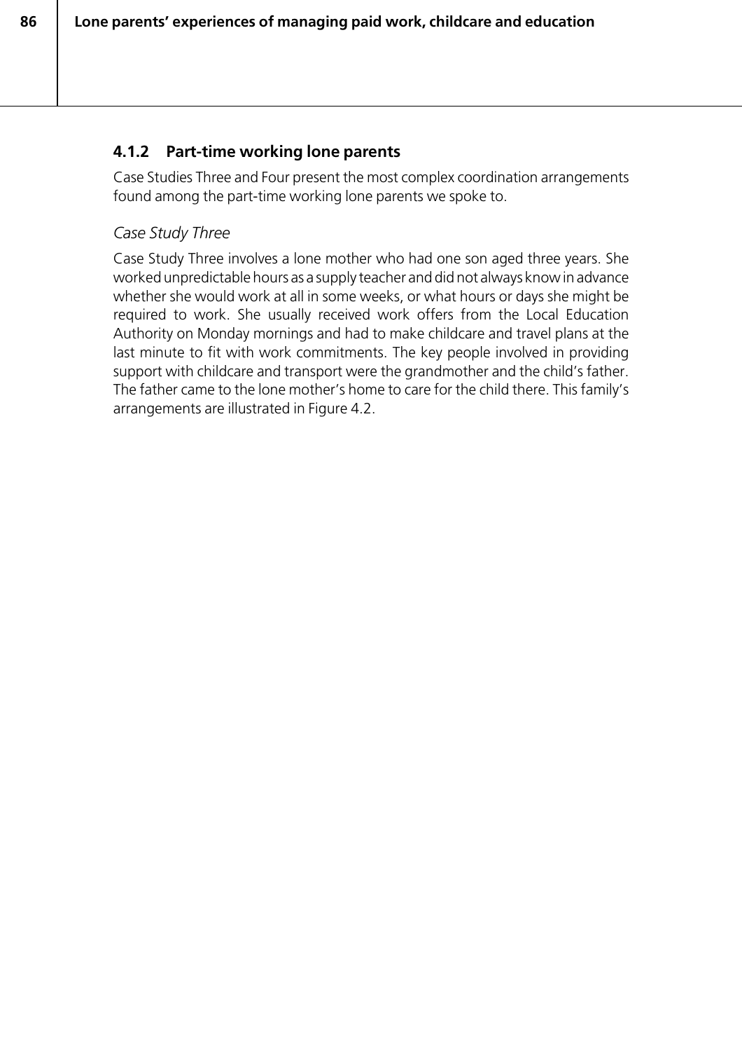### 4.1.2 Part-time working lone parents

Case Studies Three and Four present the most complex coordination arrangements found among the part-time working lone parents we spoke to.

*Case Study Three*

Case Study Three involves a lone mother who had one son aged three years. She worked unpredictable hours as a supply teacher and did not always know in advance whether she would work at all in some weeks, or what hours or days she might be required to work. She usually received work offers from the Local Education Authority on Monday mornings and had to make childcare and travel plans at the last minute to fit with work commitments. The key people involved in providing support with childcare and transport were the grandmother and the child's father. The father came to the lone mother's home to care for the child there. This family's arrangements are illustrated in Figure 4.2.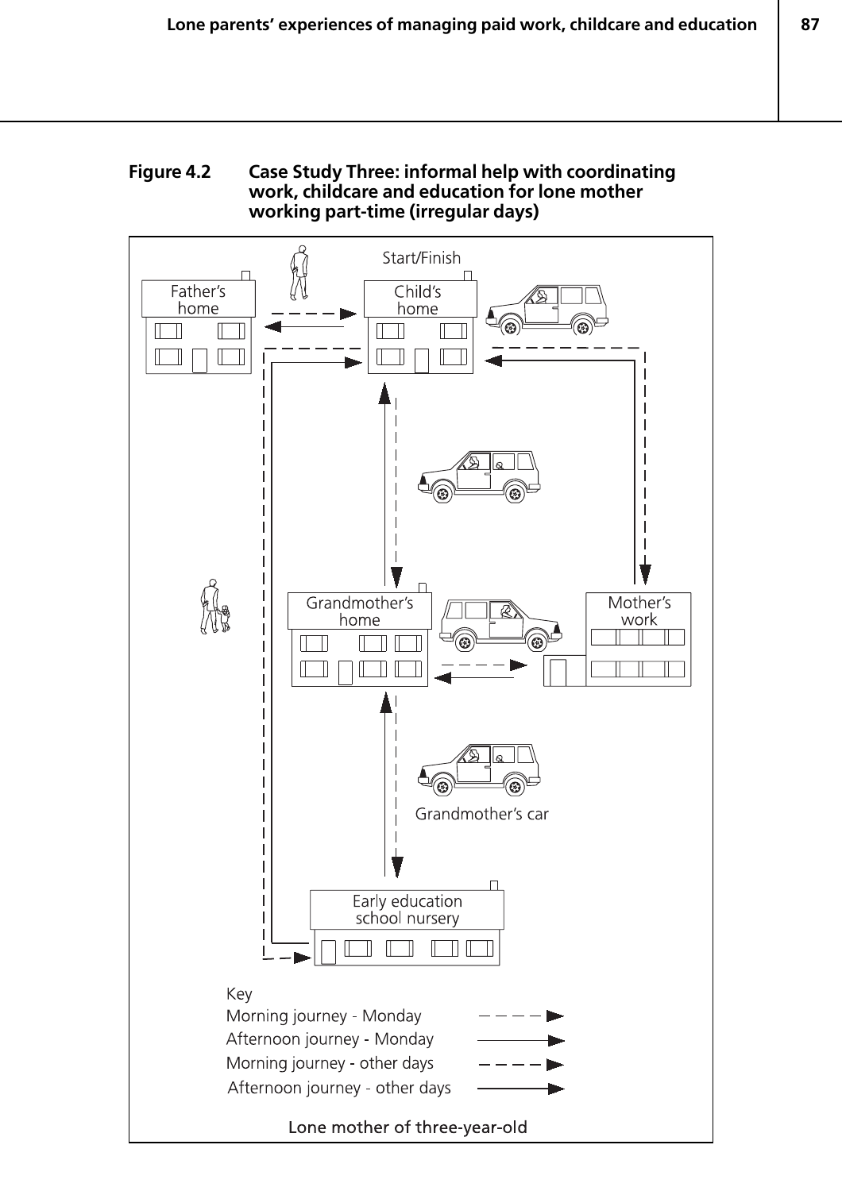**Figure 4.2 Case Study Three: informal help with coordinating work, childcare and education for lone mother working part-time (irregular days)**

Start/Finish

Father's home

Child's home

Grandmother's home

Mother's work

Grandmother's car

Early education school nursery

Key

Morning journey - Monday

Afternoon journey - Monday

Morning journey - other days

Afternoon journey - other days

Lone mother of three-year-old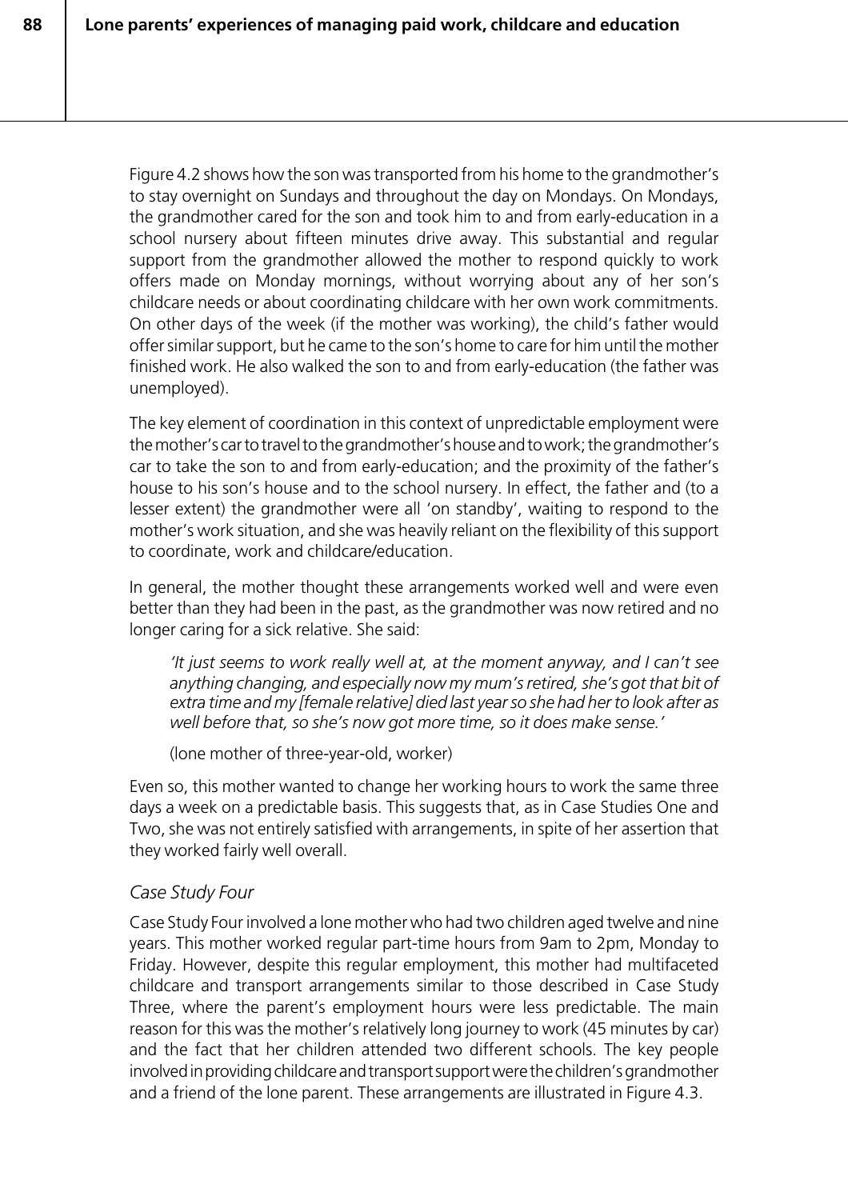Figure 4.2 shows how the son was transported from his home to the grandmother's to stay overnight on Sundays and throughout the day on Mondays. On Mondays, the grandmother cared for the son and took him to and from early-education in a school nursery about fifteen minutes drive away. This substantial and regular support from the grandmother allowed the mother to respond quickly to work offers made on Monday mornings, without worrying about any of her son's childcare needs or about coordinating childcare with her own work commitments. On other days of the week (if the mother was working), the child's father would offer similar support, but he came to the son's home to care for him until the mother finished work. He also walked the son to and from early-education (the father was unemployed).

The key element of coordination in this context of unpredictable employment were the mother's car to travel to the grandmother's house and to work; the grandmother's car to take the son to and from early-education; and the proximity of the father's house to his son's house and to the school nursery. In effect, the father and (to a lesser extent) the grandmother were all 'on standby', waiting to respond to the mother's work situation, and she was heavily reliant on the flexibility of this support to coordinate, work and childcare/education.

In general, the mother thought these arrangements worked well and were even better than they had been in the past, as the grandmother was now retired and no longer caring for a sick relative. She said:

> *'It just seems to work really well at, at the moment anyway, and I can't see anything changing, and especially now my mum's retired, she's got that bit of extra time and my [female relative] died last year so she had her to look after as well before that, so she's now got more time, so it does make sense.'*
>
> (lone mother of three-year-old, worker)

Even so, this mother wanted to change her working hours to work the same three days a week on a predictable basis. This suggests that, as in Case Studies One and Two, she was not entirely satisfied with arrangements, in spite of her assertion that they worked fairly well overall.

### *Case Study Four*

Case Study Four involved a lone mother who had two children aged twelve and nine years. This mother worked regular part-time hours from 9am to 2pm, Monday to Friday. However, despite this regular employment, this mother had multifaceted childcare and transport arrangements similar to those described in Case Study Three, where the parent's employment hours were less predictable. The main reason for this was the mother's relatively long journey to work (45 minutes by car) and the fact that her children attended two different schools. The key people involved in providing childcare and transport support were the children's grandmother and a friend of the lone parent. These arrangements are illustrated in Figure 4.3.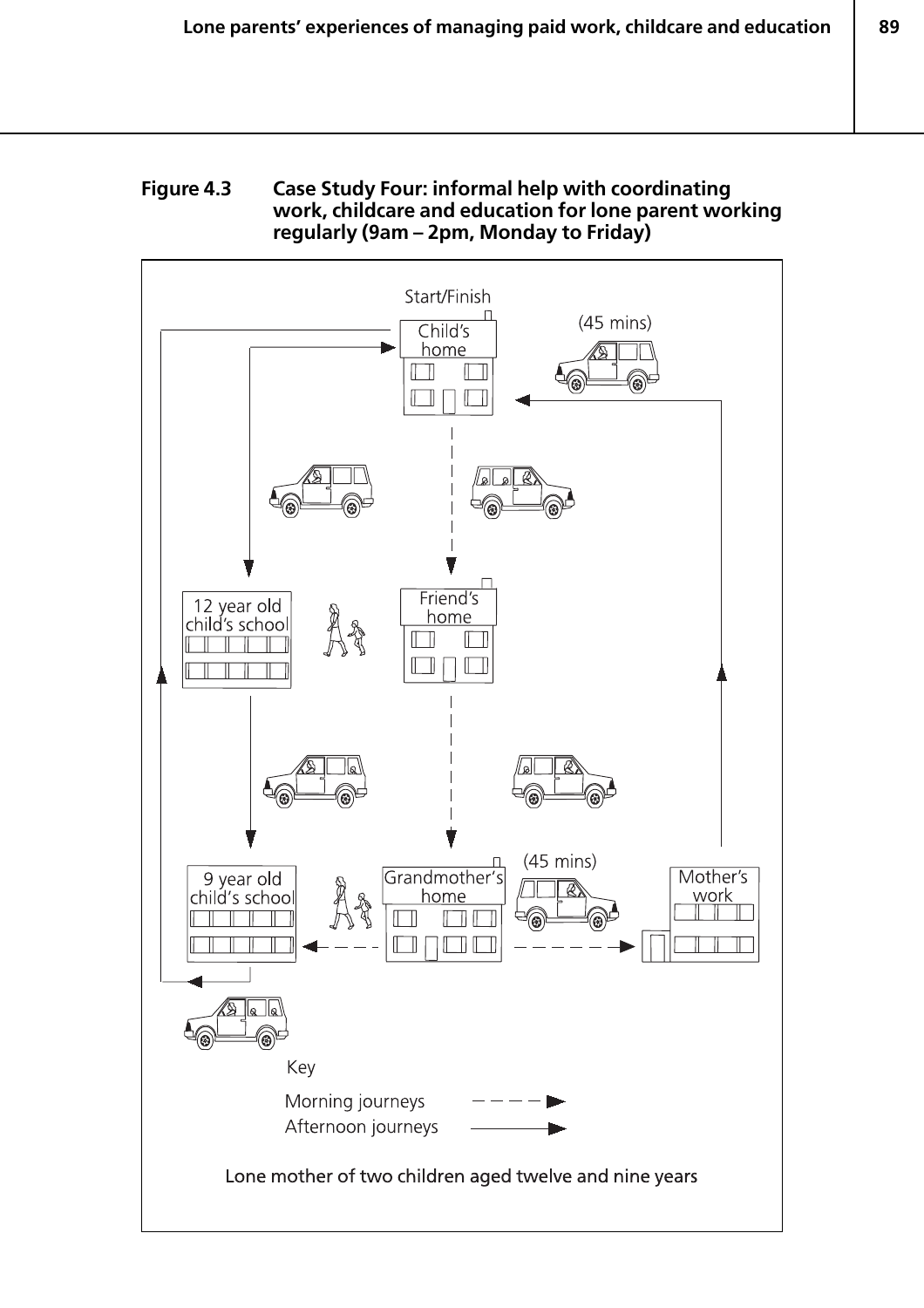**Figure 4.3 Case Study Four: informal help with coordinating work, childcare and education for lone parent working regularly (9am – 2pm, Monday to Friday)**

Start/Finish

Child's home

(45 mins)

12 year old child's school

Friend's home

9 year old child's school

Grandmother's home

(45 mins)

Mother's work

Key

Morning journeys

Afternoon journeys

Lone mother of two children aged twelve and nine years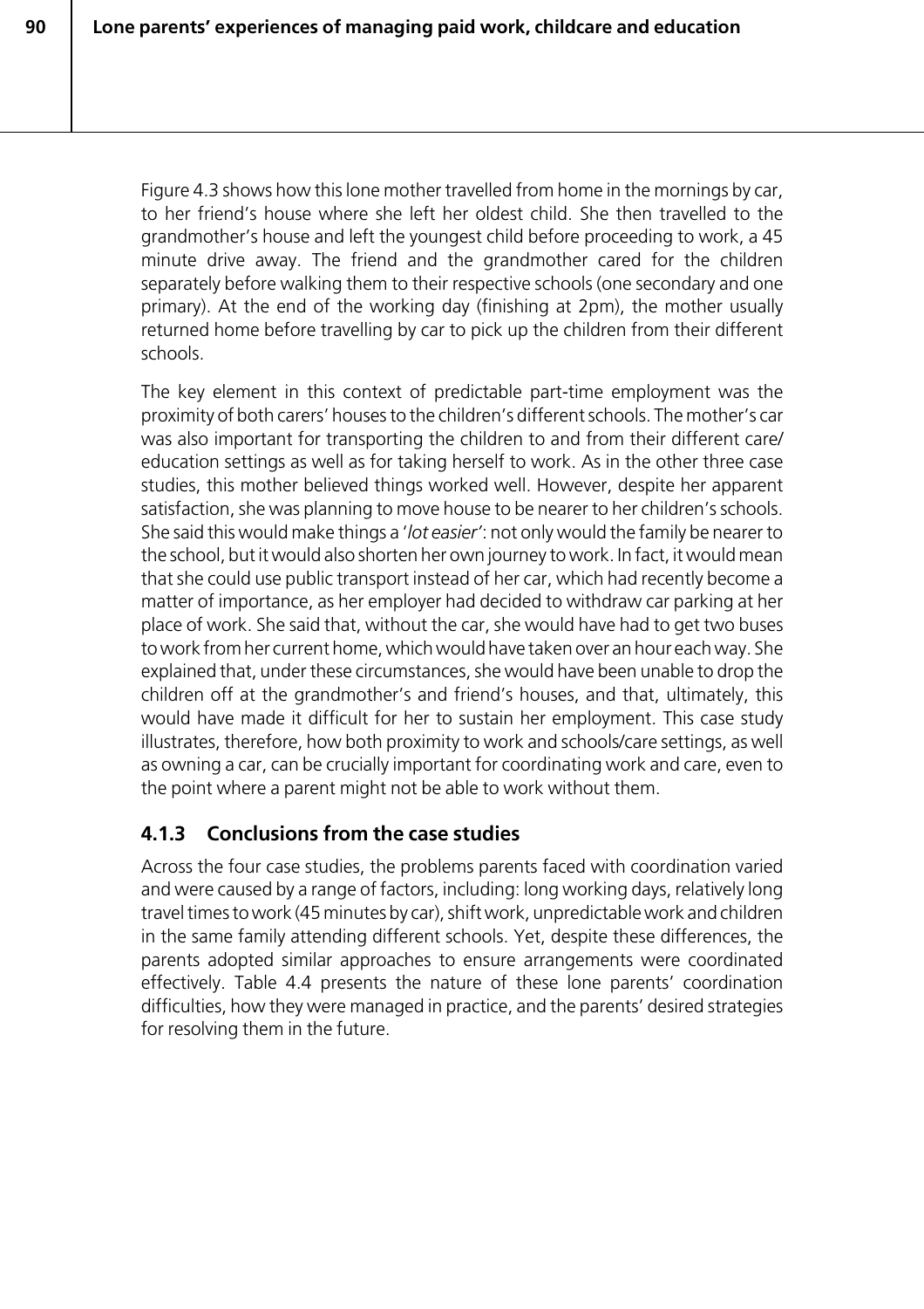Figure 4.3 shows how this lone mother travelled from home in the mornings by car, to her friend's house where she left her oldest child. She then travelled to the grandmother's house and left the youngest child before proceeding to work, a 45 minute drive away. The friend and the grandmother cared for the children separately before walking them to their respective schools (one secondary and one primary). At the end of the working day (finishing at 2pm), the mother usually returned home before travelling by car to pick up the children from their different schools.

The key element in this context of predictable part-time employment was the proximity of both carers' houses to the children's different schools. The mother's car was also important for transporting the children to and from their different care/education settings as well as for taking herself to work. As in the other three case studies, this mother believed things worked well. However, despite her apparent satisfaction, she was planning to move house to be nearer to her children's schools. She said this would make things a '*lot easier*': not only would the family be nearer to the school, but it would also shorten her own journey to work. In fact, it would mean that she could use public transport instead of her car, which had recently become a matter of importance, as her employer had decided to withdraw car parking at her place of work. She said that, without the car, she would have had to get two buses to work from her current home, which would have taken over an hour each way. She explained that, under these circumstances, she would have been unable to drop the children off at the grandmother's and friend's houses, and that, ultimately, this would have made it difficult for her to sustain her employment. This case study illustrates, therefore, how both proximity to work and schools/care settings, as well as owning a car, can be crucially important for coordinating work and care, even to the point where a parent might not be able to work without them.

### 4.1.3 Conclusions from the case studies

Across the four case studies, the problems parents faced with coordination varied and were caused by a range of factors, including: long working days, relatively long travel times to work (45 minutes by car), shift work, unpredictable work and children in the same family attending different schools. Yet, despite these differences, the parents adopted similar approaches to ensure arrangements were coordinated effectively. Table 4.4 presents the nature of these lone parents' coordination difficulties, how they were managed in practice, and the parents' desired strategies for resolving them in the future.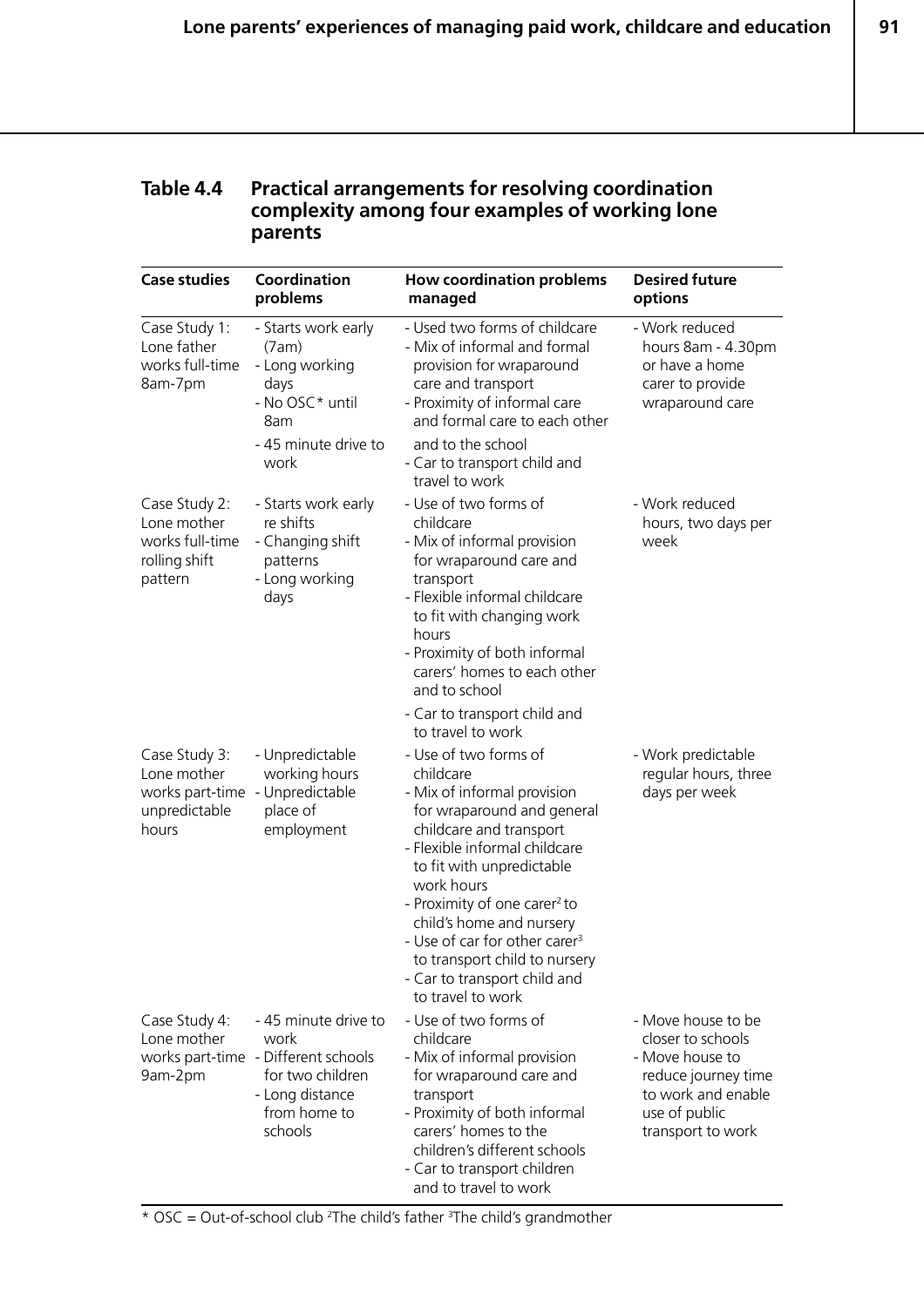**Table 4.4 Practical arrangements for resolving coordination complexity among four examples of working lone parents**

| Case studies | Coordination problems | How coordination problems managed | Desired future options |
|---|---|---|---|
| Case Study 1: Lone father works full-time 8am-7pm | - Starts work early (7am)<br>- Long working days<br>- No OSC* until 8am<br>- 45 minute drive to work | - Used two forms of childcare<br>- Mix of informal and formal provision for wraparound care and transport<br>- Proximity of informal care and formal care to each other and to the school<br>- Car to transport child and travel to work | - Work reduced hours 8am - 4.30pm or have a home carer to provide wraparound care |
| Case Study 2: Lone mother works full-time rolling shift pattern | - Starts work early re shifts<br>- Changing shift patterns<br>- Long working days | - Use of two forms of childcare<br>- Mix of informal provision for wraparound care and transport<br>- Flexible informal childcare to fit with changing work hours<br>- Proximity of both informal carers' homes to each other and to school<br>- Car to transport child and to travel to work | - Work reduced hours, two days per week |
| Case Study 3: Lone mother works part-time unpredictable hours | - Unpredictable working hours<br>- Unpredictable place of employment | - Use of two forms of childcare<br>- Mix of informal provision for wraparound and general childcare and transport<br>- Flexible informal childcare to fit with unpredictable work hours<br>- Proximity of one carer[2] to child's home and nursery<br>- Use of car for other carer[3] to transport child to nursery<br>- Car to transport child and to travel to work | - Work predictable regular hours, three days per week |
| Case Study 4: Lone mother works part-time 9am-2pm | - 45 minute drive to work<br>- Different schools for two children<br>- Long distance from home to schools | - Use of two forms of childcare<br>- Mix of informal provision for wraparound care and transport<br>- Proximity of both informal carers' homes to the children's different schools<br>- Car to transport children and to travel to work | - Move house to be closer to schools<br>- Move house to reduce journey time to work and enable use of public transport to work |

* OSC = Out-of-school club [2]The child's father [3]The child's grandmother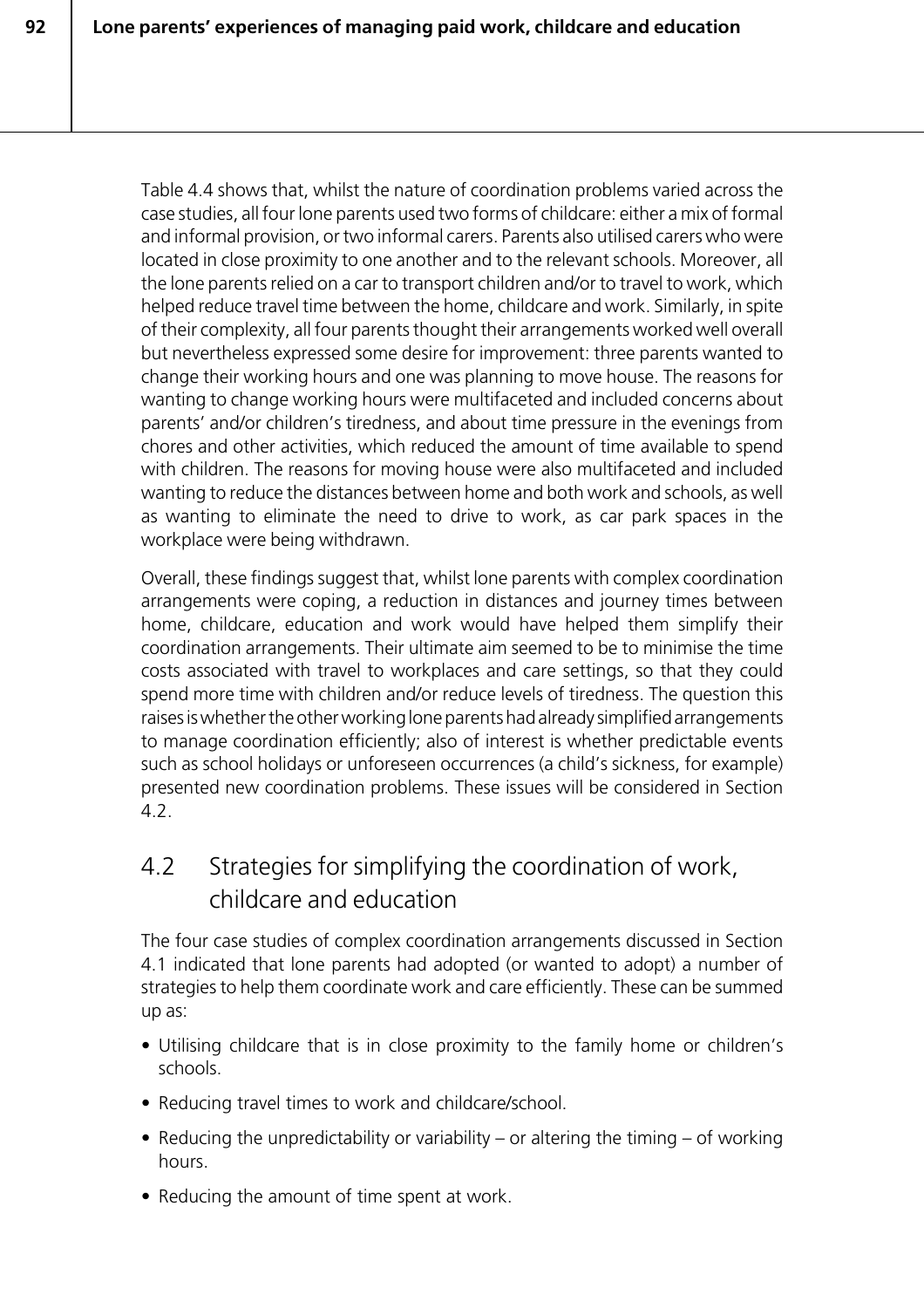Table 4.4 shows that, whilst the nature of coordination problems varied across the case studies, all four lone parents used two forms of childcare: either a mix of formal and informal provision, or two informal carers. Parents also utilised carers who were located in close proximity to one another and to the relevant schools. Moreover, all the lone parents relied on a car to transport children and/or to travel to work, which helped reduce travel time between the home, childcare and work. Similarly, in spite of their complexity, all four parents thought their arrangements worked well overall but nevertheless expressed some desire for improvement: three parents wanted to change their working hours and one was planning to move house. The reasons for wanting to change working hours were multifaceted and included concerns about parents' and/or children's tiredness, and about time pressure in the evenings from chores and other activities, which reduced the amount of time available to spend with children. The reasons for moving house were also multifaceted and included wanting to reduce the distances between home and both work and schools, as well as wanting to eliminate the need to drive to work, as car park spaces in the workplace were being withdrawn.

Overall, these findings suggest that, whilst lone parents with complex coordination arrangements were coping, a reduction in distances and journey times between home, childcare, education and work would have helped them simplify their coordination arrangements. Their ultimate aim seemed to be to minimise the time costs associated with travel to workplaces and care settings, so that they could spend more time with children and/or reduce levels of tiredness. The question this raises is whether the other working lone parents had already simplified arrangements to manage coordination efficiently; also of interest is whether predictable events such as school holidays or unforeseen occurrences (a child's sickness, for example) presented new coordination problems. These issues will be considered in Section 4.2.

## 4.2 Strategies for simplifying the coordination of work, childcare and education

The four case studies of complex coordination arrangements discussed in Section 4.1 indicated that lone parents had adopted (or wanted to adopt) a number of strategies to help them coordinate work and care efficiently. These can be summed up as:

- Utilising childcare that is in close proximity to the family home or children's schools.
- Reducing travel times to work and childcare/school.
- Reducing the unpredictability or variability – or altering the timing – of working hours.
- Reducing the amount of time spent at work.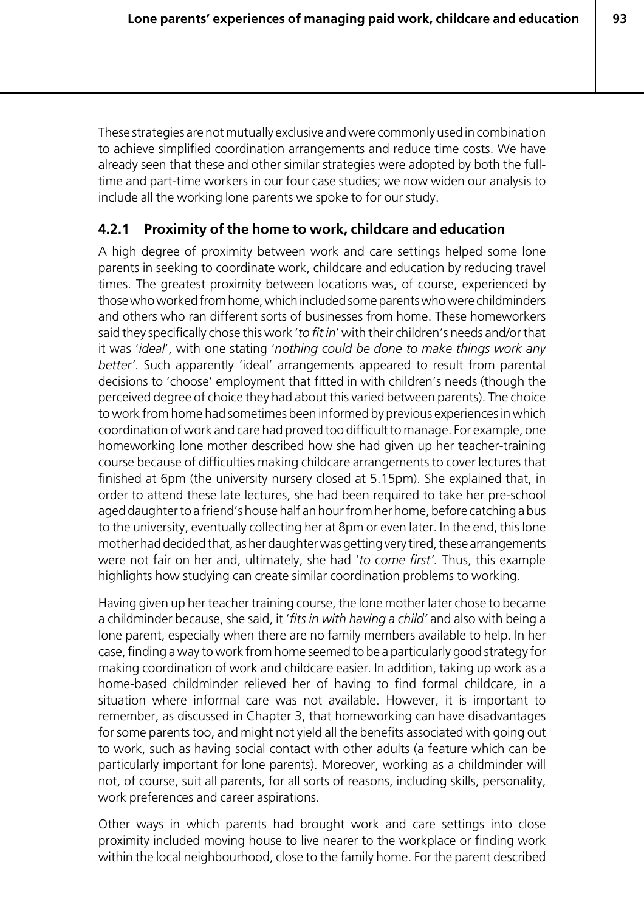These strategies are not mutually exclusive and were commonly used in combination to achieve simplified coordination arrangements and reduce time costs. We have already seen that these and other similar strategies were adopted by both the full-time and part-time workers in our four case studies; we now widen our analysis to include all the working lone parents we spoke to for our study.

### 4.2.1 Proximity of the home to work, childcare and education

A high degree of proximity between work and care settings helped some lone parents in seeking to coordinate work, childcare and education by reducing travel times. The greatest proximity between locations was, of course, experienced by those who worked from home, which included some parents who were childminders and others who ran different sorts of businesses from home. These homeworkers said they specifically chose this work '*to fit in*' with their children's needs and/or that it was '*ideal*', with one stating '*nothing could be done to make things work any better'*. Such apparently 'ideal' arrangements appeared to result from parental decisions to 'choose' employment that fitted in with children's needs (though the perceived degree of choice they had about this varied between parents). The choice to work from home had sometimes been informed by previous experiences in which coordination of work and care had proved too difficult to manage. For example, one homeworking lone mother described how she had given up her teacher-training course because of difficulties making childcare arrangements to cover lectures that finished at 6pm (the university nursery closed at 5.15pm). She explained that, in order to attend these late lectures, she had been required to take her pre-school aged daughter to a friend's house half an hour from her home, before catching a bus to the university, eventually collecting her at 8pm or even later. In the end, this lone mother had decided that, as her daughter was getting very tired, these arrangements were not fair on her and, ultimately, she had '*to come first'.* Thus, this example highlights how studying can create similar coordination problems to working.

Having given up her teacher training course, the lone mother later chose to became a childminder because, she said, it '*fits in with having a child'* and also with being a lone parent, especially when there are no family members available to help. In her case, finding a way to work from home seemed to be a particularly good strategy for making coordination of work and childcare easier. In addition, taking up work as a home-based childminder relieved her of having to find formal childcare, in a situation where informal care was not available. However, it is important to remember, as discussed in Chapter 3, that homeworking can have disadvantages for some parents too, and might not yield all the benefits associated with going out to work, such as having social contact with other adults (a feature which can be particularly important for lone parents). Moreover, working as a childminder will not, of course, suit all parents, for all sorts of reasons, including skills, personality, work preferences and career aspirations.

Other ways in which parents had brought work and care settings into close proximity included moving house to live nearer to the workplace or finding work within the local neighbourhood, close to the family home. For the parent described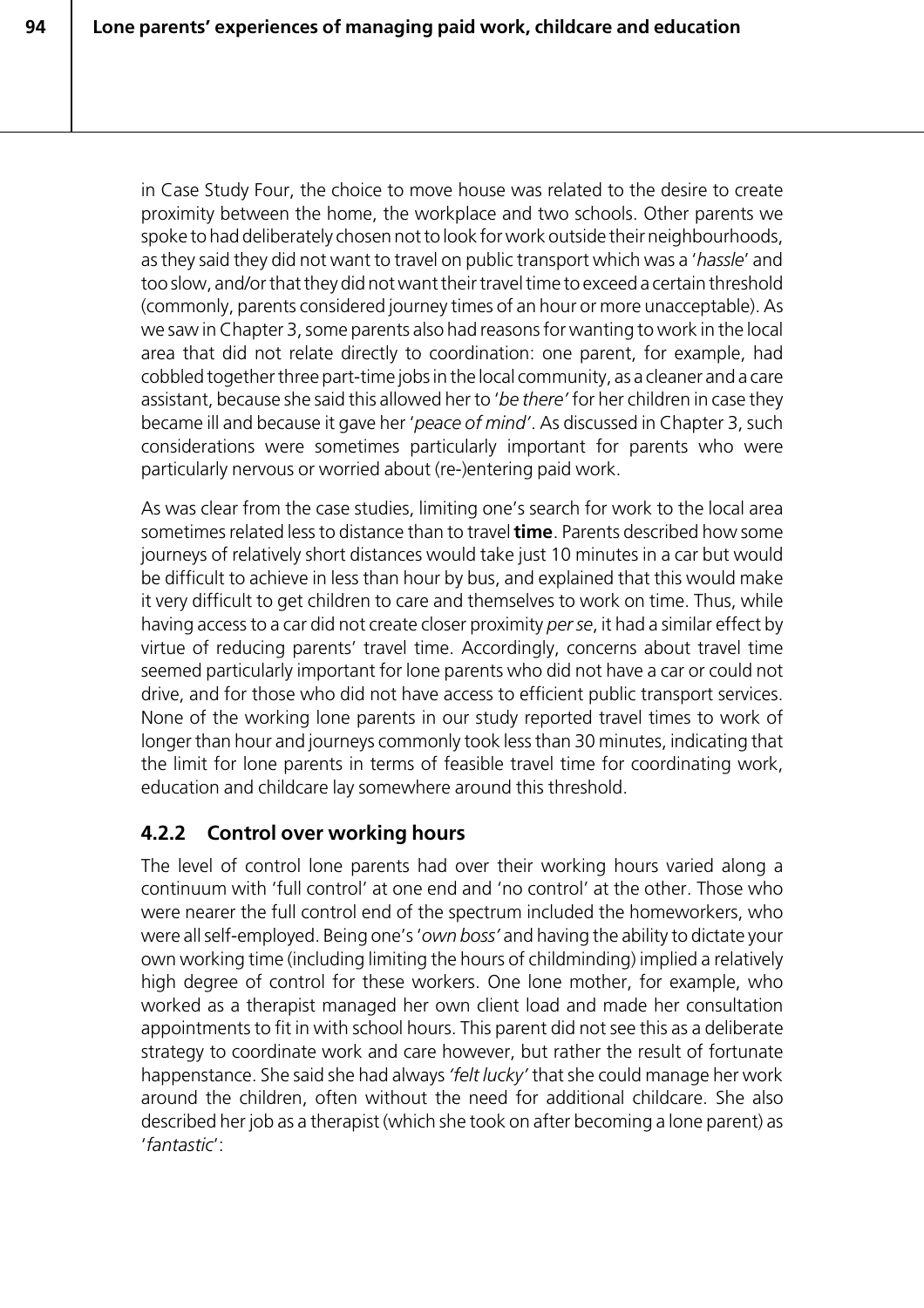in Case Study Four, the choice to move house was related to the desire to create proximity between the home, the workplace and two schools. Other parents we spoke to had deliberately chosen not to look for work outside their neighbourhoods, as they said they did not want to travel on public transport which was a '*hassle*' and too slow, and/or that they did not want their travel time to exceed a certain threshold (commonly, parents considered journey times of an hour or more unacceptable). As we saw in Chapter 3, some parents also had reasons for wanting to work in the local area that did not relate directly to coordination: one parent, for example, had cobbled together three part-time jobs in the local community, as a cleaner and a care assistant, because she said this allowed her to '*be there*' for her children in case they became ill and because it gave her '*peace of mind*'. As discussed in Chapter 3, such considerations were sometimes particularly important for parents who were particularly nervous or worried about (re-)entering paid work.

As was clear from the case studies, limiting one's search for work to the local area sometimes related less to distance than to travel **time**. Parents described how some journeys of relatively short distances would take just 10 minutes in a car but would be difficult to achieve in less than hour by bus, and explained that this would make it very difficult to get children to care and themselves to work on time. Thus, while having access to a car did not create closer proximity *per se*, it had a similar effect by virtue of reducing parents' travel time. Accordingly, concerns about travel time seemed particularly important for lone parents who did not have a car or could not drive, and for those who did not have access to efficient public transport services. None of the working lone parents in our study reported travel times to work of longer than hour and journeys commonly took less than 30 minutes, indicating that the limit for lone parents in terms of feasible travel time for coordinating work, education and childcare lay somewhere around this threshold.

### 4.2.2 Control over working hours

The level of control lone parents had over their working hours varied along a continuum with 'full control' at one end and 'no control' at the other. Those who were nearer the full control end of the spectrum included the homeworkers, who were all self-employed. Being one's '*own boss*' and having the ability to dictate your own working time (including limiting the hours of childminding) implied a relatively high degree of control for these workers. One lone mother, for example, who worked as a therapist managed her own client load and made her consultation appointments to fit in with school hours. This parent did not see this as a deliberate strategy to coordinate work and care however, but rather the result of fortunate happenstance. She said she had always *'felt lucky'* that she could manage her work around the children, often without the need for additional childcare. She also described her job as a therapist (which she took on after becoming a lone parent) as '*fantastic*':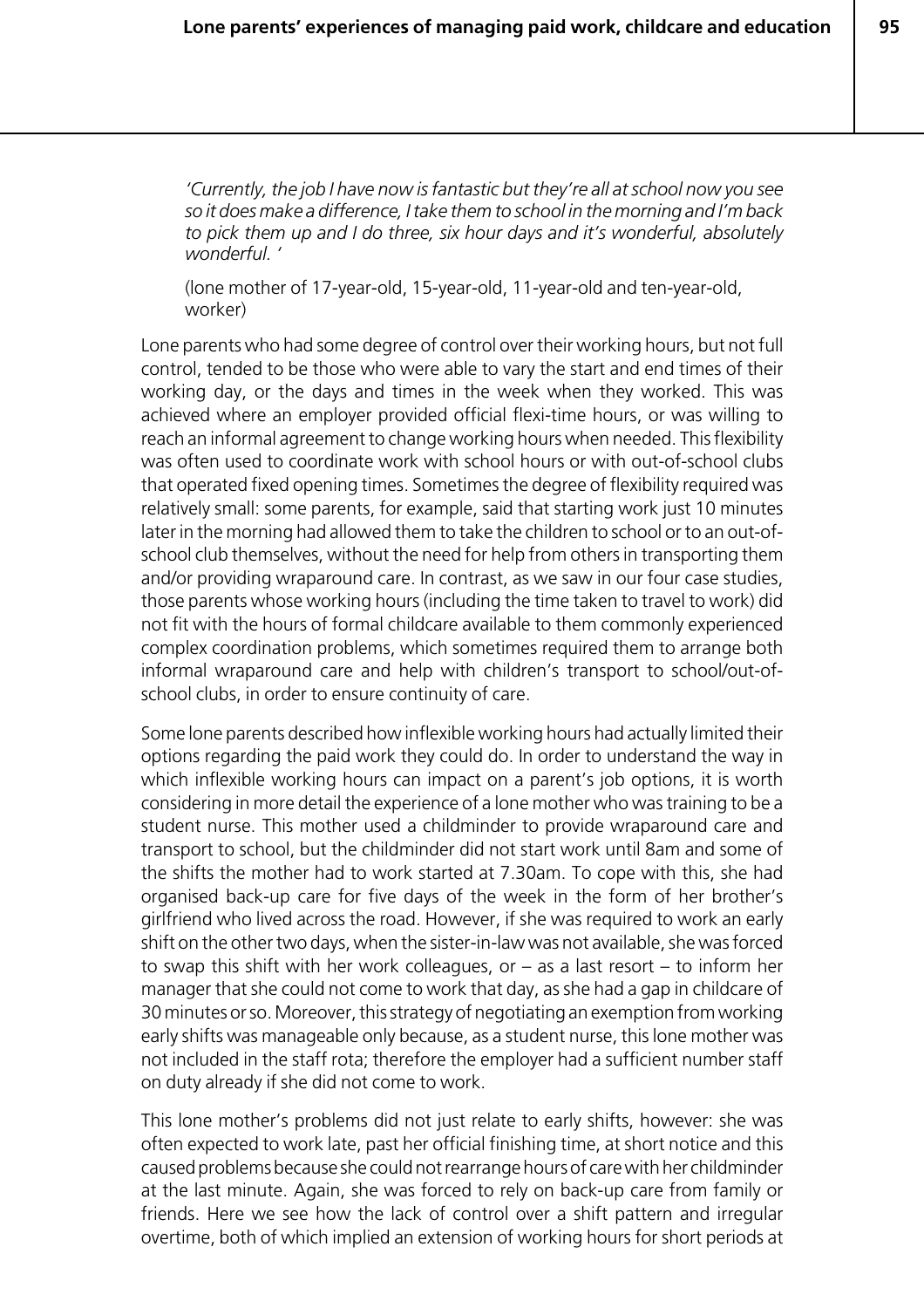> *'Currently, the job I have now is fantastic but they're all at school now you see so it does make a difference, I take them to school in the morning and I'm back to pick them up and I do three, six hour days and it's wonderful, absolutely wonderful. '*
>
> (lone mother of 17-year-old, 15-year-old, 11-year-old and ten-year-old, worker)

Lone parents who had some degree of control over their working hours, but not full control, tended to be those who were able to vary the start and end times of their working day, or the days and times in the week when they worked. This was achieved where an employer provided official flexi-time hours, or was willing to reach an informal agreement to change working hours when needed. This flexibility was often used to coordinate work with school hours or with out-of-school clubs that operated fixed opening times. Sometimes the degree of flexibility required was relatively small: some parents, for example, said that starting work just 10 minutes later in the morning had allowed them to take the children to school or to an out-of-school club themselves, without the need for help from others in transporting them and/or providing wraparound care. In contrast, as we saw in our four case studies, those parents whose working hours (including the time taken to travel to work) did not fit with the hours of formal childcare available to them commonly experienced complex coordination problems, which sometimes required them to arrange both informal wraparound care and help with children's transport to school/out-of-school clubs, in order to ensure continuity of care.

Some lone parents described how inflexible working hours had actually limited their options regarding the paid work they could do. In order to understand the way in which inflexible working hours can impact on a parent's job options, it is worth considering in more detail the experience of a lone mother who was training to be a student nurse. This mother used a childminder to provide wraparound care and transport to school, but the childminder did not start work until 8am and some of the shifts the mother had to work started at 7.30am. To cope with this, she had organised back-up care for five days of the week in the form of her brother's girlfriend who lived across the road. However, if she was required to work an early shift on the other two days, when the sister-in-law was not available, she was forced to swap this shift with her work colleagues, or – as a last resort – to inform her manager that she could not come to work that day, as she had a gap in childcare of 30 minutes or so. Moreover, this strategy of negotiating an exemption from working early shifts was manageable only because, as a student nurse, this lone mother was not included in the staff rota; therefore the employer had a sufficient number staff on duty already if she did not come to work.

This lone mother's problems did not just relate to early shifts, however: she was often expected to work late, past her official finishing time, at short notice and this caused problems because she could not rearrange hours of care with her childminder at the last minute. Again, she was forced to rely on back-up care from family or friends. Here we see how the lack of control over a shift pattern and irregular overtime, both of which implied an extension of working hours for short periods at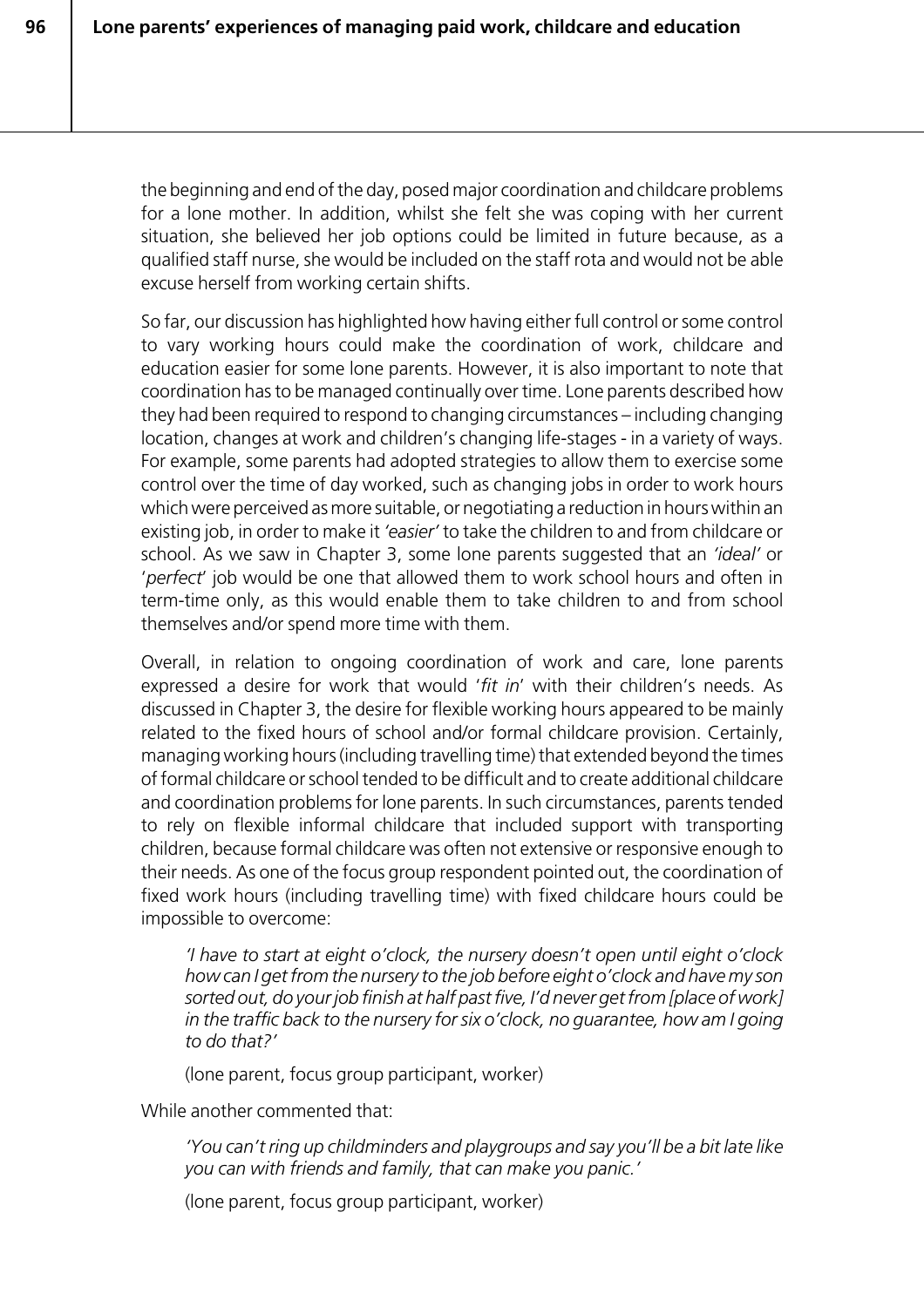the beginning and end of the day, posed major coordination and childcare problems for a lone mother. In addition, whilst she felt she was coping with her current situation, she believed her job options could be limited in future because, as a qualified staff nurse, she would be included on the staff rota and would not be able excuse herself from working certain shifts.

So far, our discussion has highlighted how having either full control or some control to vary working hours could make the coordination of work, childcare and education easier for some lone parents. However, it is also important to note that coordination has to be managed continually over time. Lone parents described how they had been required to respond to changing circumstances – including changing location, changes at work and children's changing life-stages - in a variety of ways. For example, some parents had adopted strategies to allow them to exercise some control over the time of day worked, such as changing jobs in order to work hours which were perceived as more suitable, or negotiating a reduction in hours within an existing job, in order to make it *'easier'* to take the children to and from childcare or school. As we saw in Chapter 3, some lone parents suggested that an *'ideal'* or '*perfect*' job would be one that allowed them to work school hours and often in term-time only, as this would enable them to take children to and from school themselves and/or spend more time with them.

Overall, in relation to ongoing coordination of work and care, lone parents expressed a desire for work that would '*fit in*' with their children's needs. As discussed in Chapter 3, the desire for flexible working hours appeared to be mainly related to the fixed hours of school and/or formal childcare provision. Certainly, managing working hours (including travelling time) that extended beyond the times of formal childcare or school tended to be difficult and to create additional childcare and coordination problems for lone parents. In such circumstances, parents tended to rely on flexible informal childcare that included support with transporting children, because formal childcare was often not extensive or responsive enough to their needs. As one of the focus group respondent pointed out, the coordination of fixed work hours (including travelling time) with fixed childcare hours could be impossible to overcome:

> *'I have to start at eight o'clock, the nursery doesn't open until eight o'clock how can I get from the nursery to the job before eight o'clock and have my son sorted out, do your job finish at half past five, I'd never get from [place of work] in the traffic back to the nursery for six o'clock, no guarantee, how am I going to do that?'*
>
> (lone parent, focus group participant, worker)

While another commented that:

> *'You can't ring up childminders and playgroups and say you'll be a bit late like you can with friends and family, that can make you panic.'*
>
> (lone parent, focus group participant, worker)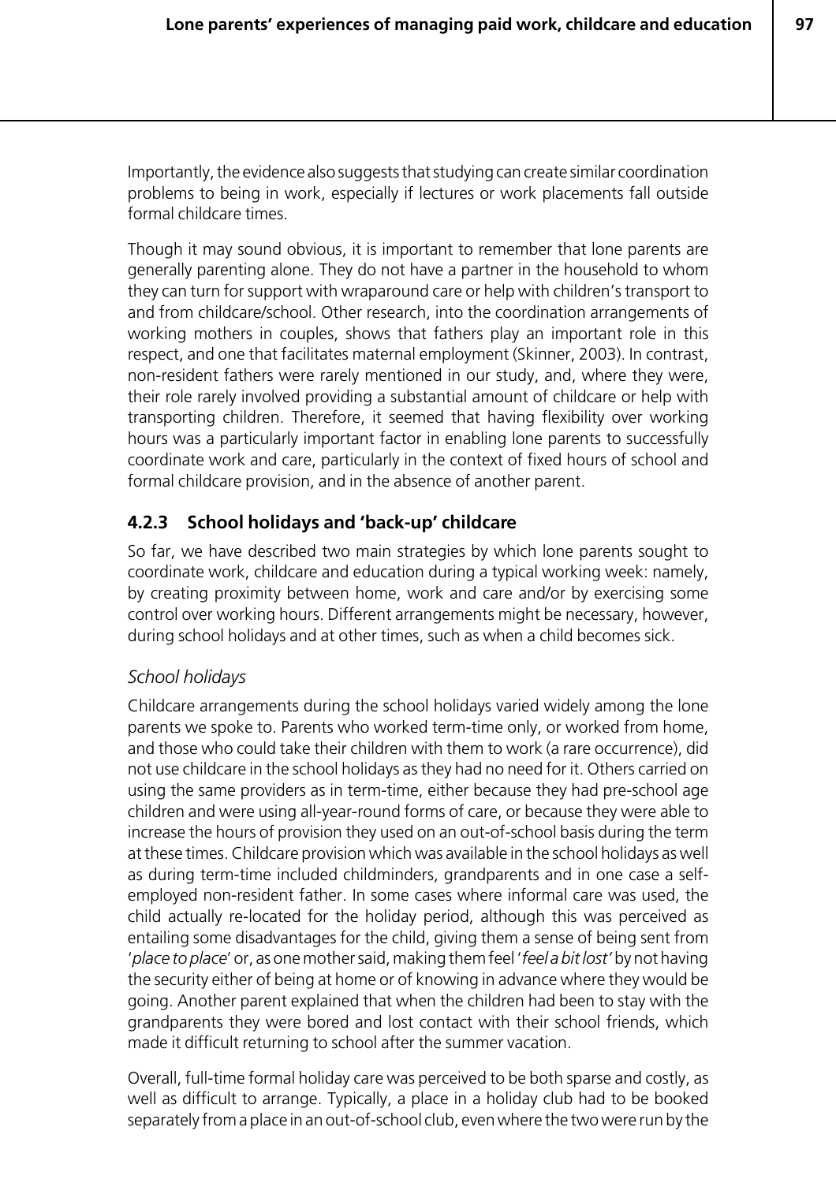Importantly, the evidence also suggests that studying can create similar coordination problems to being in work, especially if lectures or work placements fall outside formal childcare times.

Though it may sound obvious, it is important to remember that lone parents are generally parenting alone. They do not have a partner in the household to whom they can turn for support with wraparound care or help with children's transport to and from childcare/school. Other research, into the coordination arrangements of working mothers in couples, shows that fathers play an important role in this respect, and one that facilitates maternal employment (Skinner, 2003). In contrast, non-resident fathers were rarely mentioned in our study, and, where they were, their role rarely involved providing a substantial amount of childcare or help with transporting children. Therefore, it seemed that having flexibility over working hours was a particularly important factor in enabling lone parents to successfully coordinate work and care, particularly in the context of fixed hours of school and formal childcare provision, and in the absence of another parent.

### 4.2.3 School holidays and 'back-up' childcare

So far, we have described two main strategies by which lone parents sought to coordinate work, childcare and education during a typical working week: namely, by creating proximity between home, work and care and/or by exercising some control over working hours. Different arrangements might be necessary, however, during school holidays and at other times, such as when a child becomes sick.

*School holidays*

Childcare arrangements during the school holidays varied widely among the lone parents we spoke to. Parents who worked term-time only, or worked from home, and those who could take their children with them to work (a rare occurrence), did not use childcare in the school holidays as they had no need for it. Others carried on using the same providers as in term-time, either because they had pre-school age children and were using all-year-round forms of care, or because they were able to increase the hours of provision they used on an out-of-school basis during the term at these times. Childcare provision which was available in the school holidays as well as during term-time included childminders, grandparents and in one case a self-employed non-resident father. In some cases where informal care was used, the child actually re-located for the holiday period, although this was perceived as entailing some disadvantages for the child, giving them a sense of being sent from '*place to place*' or, as one mother said, making them feel '*feel a bit lost*' by not having the security either of being at home or of knowing in advance where they would be going. Another parent explained that when the children had been to stay with the grandparents they were bored and lost contact with their school friends, which made it difficult returning to school after the summer vacation.

Overall, full-time formal holiday care was perceived to be both sparse and costly, as well as difficult to arrange. Typically, a place in a holiday club had to be booked separately from a place in an out-of-school club, even where the two were run by the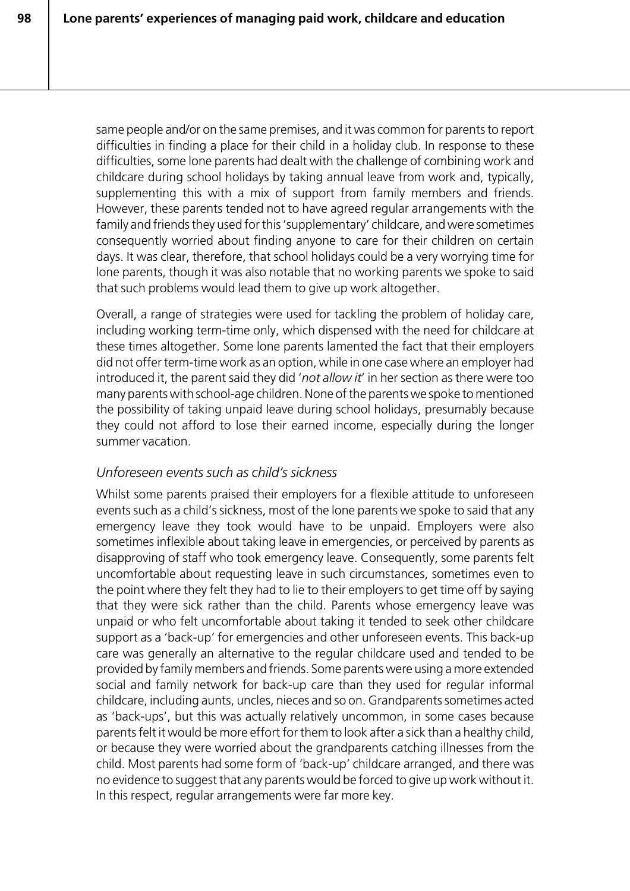same people and/or on the same premises, and it was common for parents to report difficulties in finding a place for their child in a holiday club. In response to these difficulties, some lone parents had dealt with the challenge of combining work and childcare during school holidays by taking annual leave from work and, typically, supplementing this with a mix of support from family members and friends. However, these parents tended not to have agreed regular arrangements with the family and friends they used for this 'supplementary' childcare, and were sometimes consequently worried about finding anyone to care for their children on certain days. It was clear, therefore, that school holidays could be a very worrying time for lone parents, though it was also notable that no working parents we spoke to said that such problems would lead them to give up work altogether.

Overall, a range of strategies were used for tackling the problem of holiday care, including working term-time only, which dispensed with the need for childcare at these times altogether. Some lone parents lamented the fact that their employers did not offer term-time work as an option, while in one case where an employer had introduced it, the parent said they did '*not allow it*' in her section as there were too many parents with school-age children. None of the parents we spoke to mentioned the possibility of taking unpaid leave during school holidays, presumably because they could not afford to lose their earned income, especially during the longer summer vacation.

### *Unforeseen events such as child's sickness*

Whilst some parents praised their employers for a flexible attitude to unforeseen events such as a child's sickness, most of the lone parents we spoke to said that any emergency leave they took would have to be unpaid. Employers were also sometimes inflexible about taking leave in emergencies, or perceived by parents as disapproving of staff who took emergency leave. Consequently, some parents felt uncomfortable about requesting leave in such circumstances, sometimes even to the point where they felt they had to lie to their employers to get time off by saying that they were sick rather than the child. Parents whose emergency leave was unpaid or who felt uncomfortable about taking it tended to seek other childcare support as a 'back-up' for emergencies and other unforeseen events. This back-up care was generally an alternative to the regular childcare used and tended to be provided by family members and friends. Some parents were using a more extended social and family network for back-up care than they used for regular informal childcare, including aunts, uncles, nieces and so on. Grandparents sometimes acted as 'back-ups', but this was actually relatively uncommon, in some cases because parents felt it would be more effort for them to look after a sick than a healthy child, or because they were worried about the grandparents catching illnesses from the child. Most parents had some form of 'back-up' childcare arranged, and there was no evidence to suggest that any parents would be forced to give up work without it. In this respect, regular arrangements were far more key.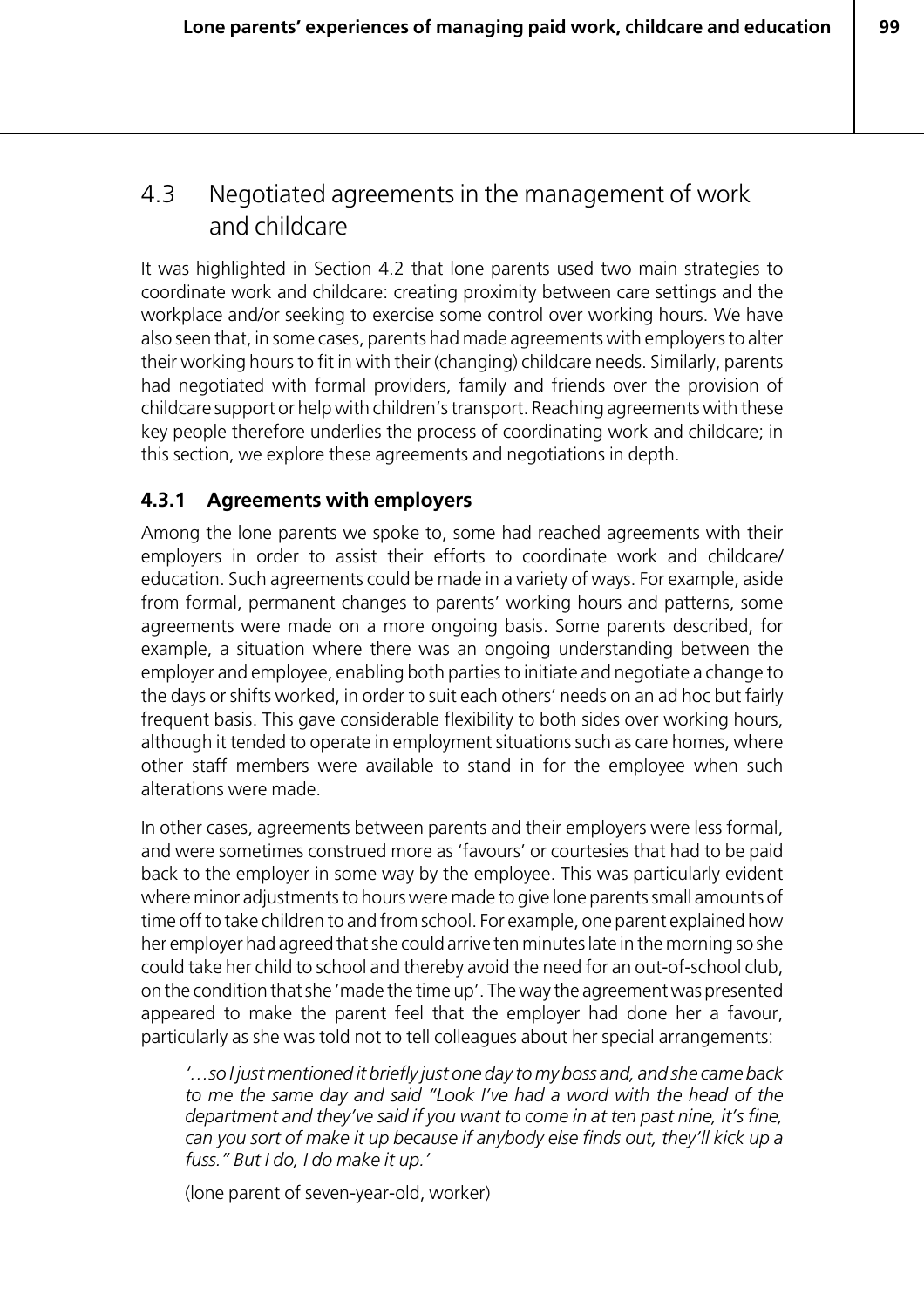## 4.3 Negotiated agreements in the management of work and childcare

It was highlighted in Section 4.2 that lone parents used two main strategies to coordinate work and childcare: creating proximity between care settings and the workplace and/or seeking to exercise some control over working hours. We have also seen that, in some cases, parents had made agreements with employers to alter their working hours to fit in with their (changing) childcare needs. Similarly, parents had negotiated with formal providers, family and friends over the provision of childcare support or help with children's transport. Reaching agreements with these key people therefore underlies the process of coordinating work and childcare; in this section, we explore these agreements and negotiations in depth.

### 4.3.1 Agreements with employers

Among the lone parents we spoke to, some had reached agreements with their employers in order to assist their efforts to coordinate work and childcare/education. Such agreements could be made in a variety of ways. For example, aside from formal, permanent changes to parents' working hours and patterns, some agreements were made on a more ongoing basis. Some parents described, for example, a situation where there was an ongoing understanding between the employer and employee, enabling both parties to initiate and negotiate a change to the days or shifts worked, in order to suit each others' needs on an ad hoc but fairly frequent basis. This gave considerable flexibility to both sides over working hours, although it tended to operate in employment situations such as care homes, where other staff members were available to stand in for the employee when such alterations were made.

In other cases, agreements between parents and their employers were less formal, and were sometimes construed more as 'favours' or courtesies that had to be paid back to the employer in some way by the employee. This was particularly evident where minor adjustments to hours were made to give lone parents small amounts of time off to take children to and from school. For example, one parent explained how her employer had agreed that she could arrive ten minutes late in the morning so she could take her child to school and thereby avoid the need for an out-of-school club, on the condition that she 'made the time up'. The way the agreement was presented appeared to make the parent feel that the employer had done her a favour, particularly as she was told not to tell colleagues about her special arrangements:

> *'…so I just mentioned it briefly just one day to my boss and, and she came back to me the same day and said "Look I've had a word with the head of the department and they've said if you want to come in at ten past nine, it's fine, can you sort of make it up because if anybody else finds out, they'll kick up a fuss." But I do, I do make it up.'*
>
> (lone parent of seven-year-old, worker)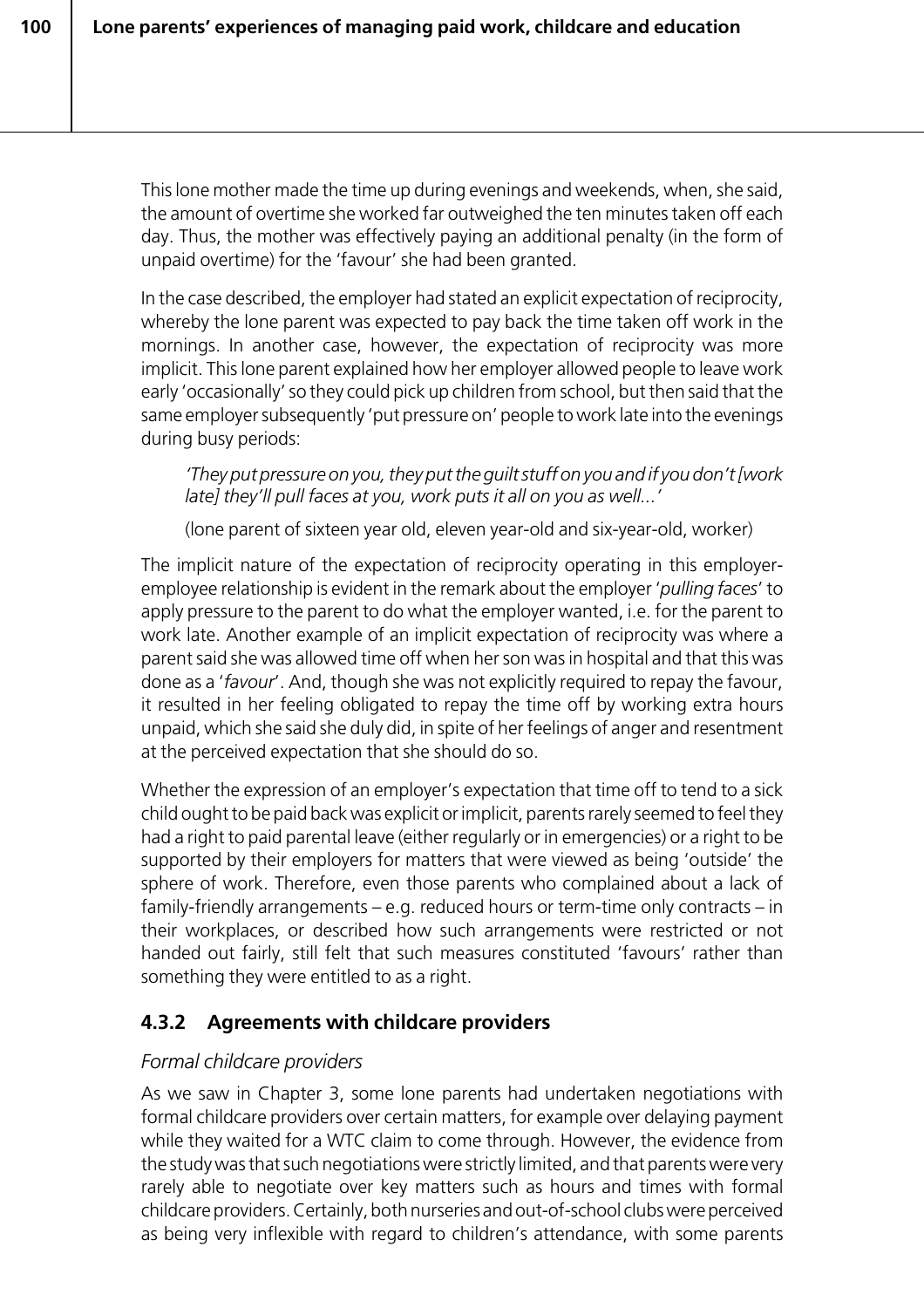This lone mother made the time up during evenings and weekends, when, she said, the amount of overtime she worked far outweighed the ten minutes taken off each day. Thus, the mother was effectively paying an additional penalty (in the form of unpaid overtime) for the 'favour' she had been granted.

In the case described, the employer had stated an explicit expectation of reciprocity, whereby the lone parent was expected to pay back the time taken off work in the mornings. In another case, however, the expectation of reciprocity was more implicit. This lone parent explained how her employer allowed people to leave work early 'occasionally' so they could pick up children from school, but then said that the same employer subsequently 'put pressure on' people to work late into the evenings during busy periods:

> *'They put pressure on you, they put the guilt stuff on you and if you don't [work late] they'll pull faces at you, work puts it all on you as well...'*
>
> (lone parent of sixteen year old, eleven year-old and six-year-old, worker)

The implicit nature of the expectation of reciprocity operating in this employer-employee relationship is evident in the remark about the employer '*pulling faces*' to apply pressure to the parent to do what the employer wanted, i.e. for the parent to work late. Another example of an implicit expectation of reciprocity was where a parent said she was allowed time off when her son was in hospital and that this was done as a '*favour*'. And, though she was not explicitly required to repay the favour, it resulted in her feeling obligated to repay the time off by working extra hours unpaid, which she said she duly did, in spite of her feelings of anger and resentment at the perceived expectation that she should do so.

Whether the expression of an employer's expectation that time off to tend to a sick child ought to be paid back was explicit or implicit, parents rarely seemed to feel they had a right to paid parental leave (either regularly or in emergencies) or a right to be supported by their employers for matters that were viewed as being 'outside' the sphere of work. Therefore, even those parents who complained about a lack of family-friendly arrangements – e.g. reduced hours or term-time only contracts – in their workplaces, or described how such arrangements were restricted or not handed out fairly, still felt that such measures constituted 'favours' rather than something they were entitled to as a right.

### 4.3.2 Agreements with childcare providers

*Formal childcare providers*

As we saw in Chapter 3, some lone parents had undertaken negotiations with formal childcare providers over certain matters, for example over delaying payment while they waited for a WTC claim to come through. However, the evidence from the study was that such negotiations were strictly limited, and that parents were very rarely able to negotiate over key matters such as hours and times with formal childcare providers. Certainly, both nurseries and out-of-school clubs were perceived as being very inflexible with regard to children's attendance, with some parents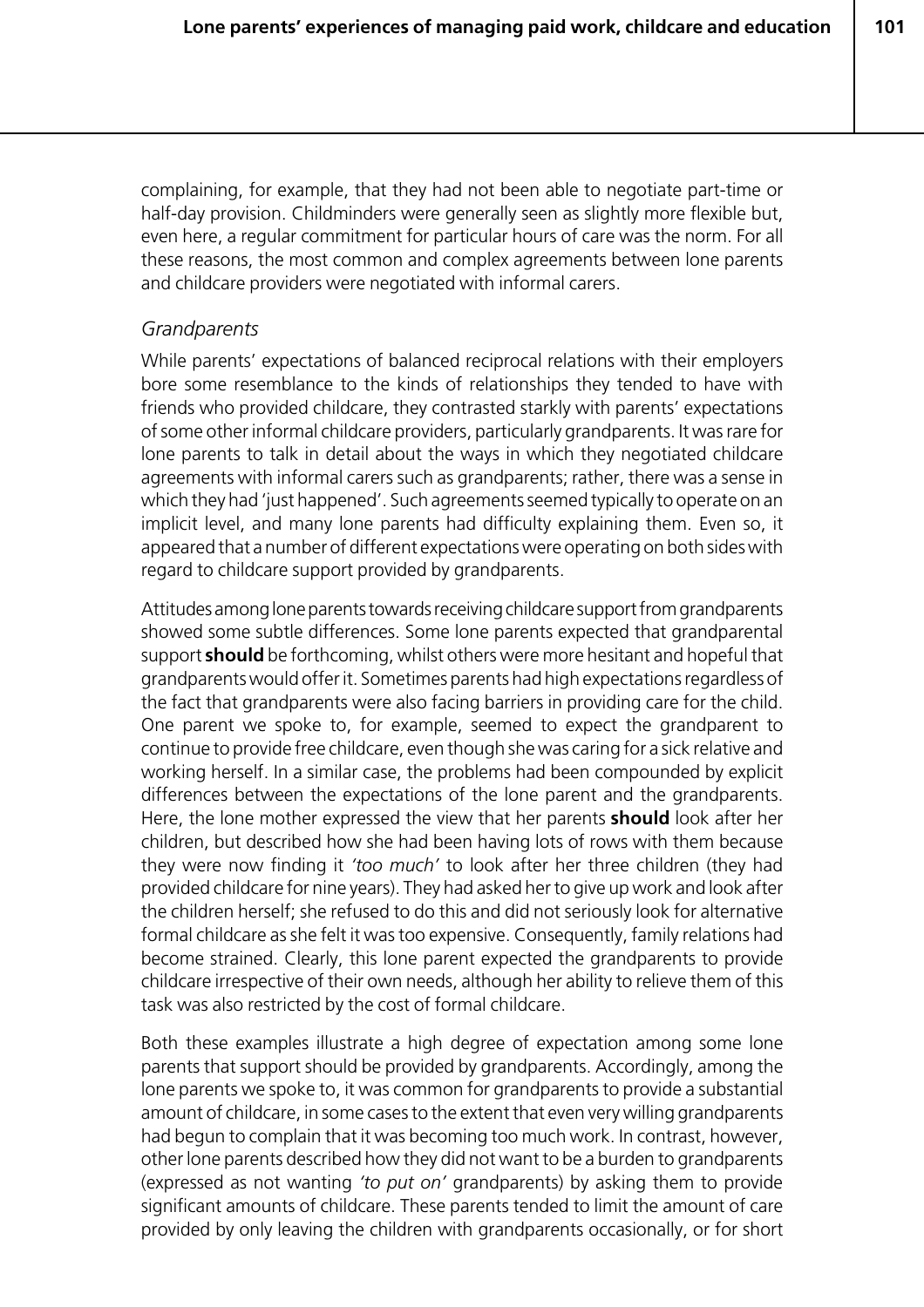complaining, for example, that they had not been able to negotiate part-time or half-day provision. Childminders were generally seen as slightly more flexible but, even here, a regular commitment for particular hours of care was the norm. For all these reasons, the most common and complex agreements between lone parents and childcare providers were negotiated with informal carers.

### *Grandparents*

While parents' expectations of balanced reciprocal relations with their employers bore some resemblance to the kinds of relationships they tended to have with friends who provided childcare, they contrasted starkly with parents' expectations of some other informal childcare providers, particularly grandparents. It was rare for lone parents to talk in detail about the ways in which they negotiated childcare agreements with informal carers such as grandparents; rather, there was a sense in which they had 'just happened'. Such agreements seemed typically to operate on an implicit level, and many lone parents had difficulty explaining them. Even so, it appeared that a number of different expectations were operating on both sides with regard to childcare support provided by grandparents.

Attitudes among lone parents towards receiving childcare support from grandparents showed some subtle differences. Some lone parents expected that grandparental support **should** be forthcoming, whilst others were more hesitant and hopeful that grandparents would offer it. Sometimes parents had high expectations regardless of the fact that grandparents were also facing barriers in providing care for the child. One parent we spoke to, for example, seemed to expect the grandparent to continue to provide free childcare, even though she was caring for a sick relative and working herself. In a similar case, the problems had been compounded by explicit differences between the expectations of the lone parent and the grandparents. Here, the lone mother expressed the view that her parents **should** look after her children, but described how she had been having lots of rows with them because they were now finding it *'too much'* to look after her three children (they had provided childcare for nine years). They had asked her to give up work and look after the children herself; she refused to do this and did not seriously look for alternative formal childcare as she felt it was too expensive. Consequently, family relations had become strained. Clearly, this lone parent expected the grandparents to provide childcare irrespective of their own needs, although her ability to relieve them of this task was also restricted by the cost of formal childcare.

Both these examples illustrate a high degree of expectation among some lone parents that support should be provided by grandparents. Accordingly, among the lone parents we spoke to, it was common for grandparents to provide a substantial amount of childcare, in some cases to the extent that even very willing grandparents had begun to complain that it was becoming too much work. In contrast, however, other lone parents described how they did not want to be a burden to grandparents (expressed as not wanting *'to put on'* grandparents) by asking them to provide significant amounts of childcare. These parents tended to limit the amount of care provided by only leaving the children with grandparents occasionally, or for short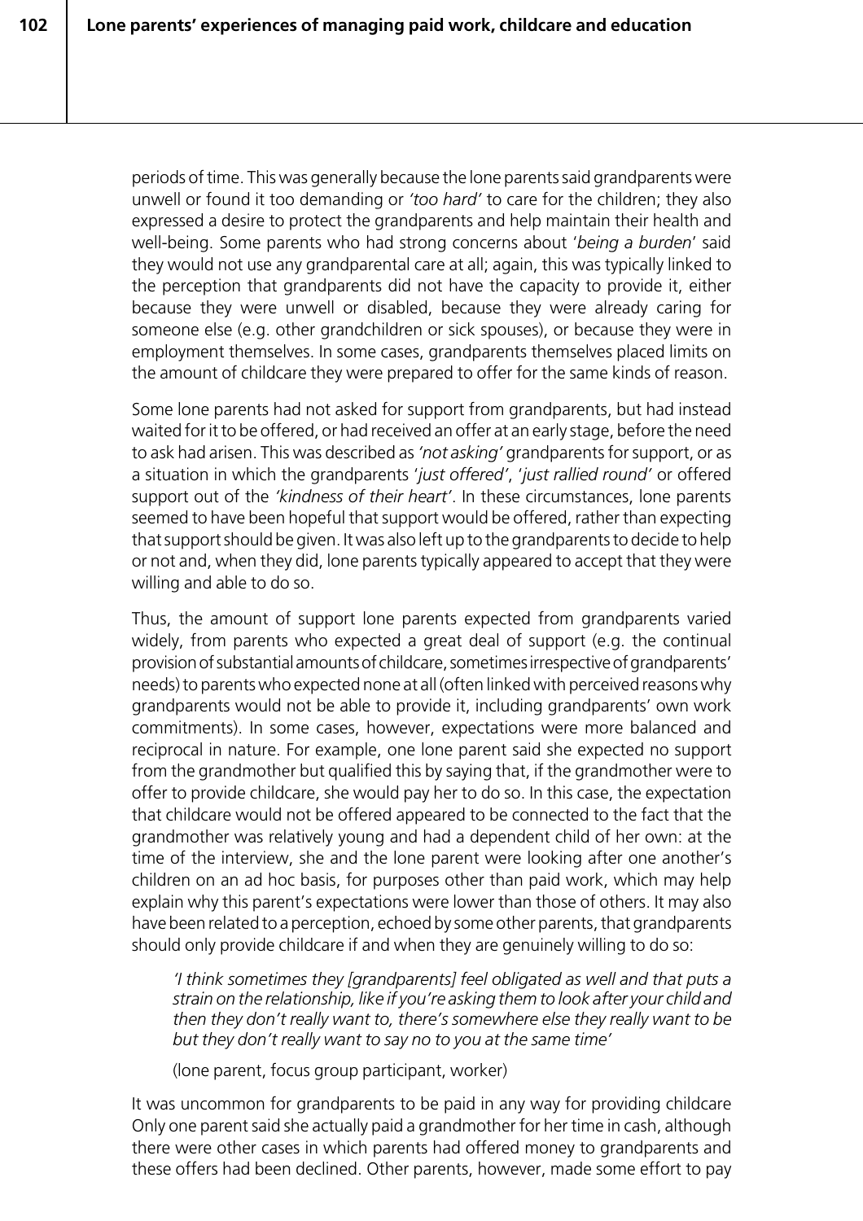periods of time. This was generally because the lone parents said grandparents were unwell or found it too demanding or *'too hard'* to care for the children; they also expressed a desire to protect the grandparents and help maintain their health and well-being. Some parents who had strong concerns about '*being a burden*' said they would not use any grandparental care at all; again, this was typically linked to the perception that grandparents did not have the capacity to provide it, either because they were unwell or disabled, because they were already caring for someone else (e.g. other grandchildren or sick spouses), or because they were in employment themselves. In some cases, grandparents themselves placed limits on the amount of childcare they were prepared to offer for the same kinds of reason.

Some lone parents had not asked for support from grandparents, but had instead waited for it to be offered, or had received an offer at an early stage, before the need to ask had arisen. This was described as *'not asking'* grandparents for support, or as a situation in which the grandparents '*just offered'*, '*just rallied round'* or offered support out of the *'kindness of their heart'*. In these circumstances, lone parents seemed to have been hopeful that support would be offered, rather than expecting that support should be given. It was also left up to the grandparents to decide to help or not and, when they did, lone parents typically appeared to accept that they were willing and able to do so.

Thus, the amount of support lone parents expected from grandparents varied widely, from parents who expected a great deal of support (e.g. the continual provision of substantial amounts of childcare, sometimes irrespective of grandparents' needs) to parents who expected none at all (often linked with perceived reasons why grandparents would not be able to provide it, including grandparents' own work commitments). In some cases, however, expectations were more balanced and reciprocal in nature. For example, one lone parent said she expected no support from the grandmother but qualified this by saying that, if the grandmother were to offer to provide childcare, she would pay her to do so. In this case, the expectation that childcare would not be offered appeared to be connected to the fact that the grandmother was relatively young and had a dependent child of her own: at the time of the interview, she and the lone parent were looking after one another's children on an ad hoc basis, for purposes other than paid work, which may help explain why this parent's expectations were lower than those of others. It may also have been related to a perception, echoed by some other parents, that grandparents should only provide childcare if and when they are genuinely willing to do so:

> *'I think sometimes they [grandparents] feel obligated as well and that puts a strain on the relationship, like if you're asking them to look after your child and then they don't really want to, there's somewhere else they really want to be but they don't really want to say no to you at the same time'*
>
> (lone parent, focus group participant, worker)

It was uncommon for grandparents to be paid in any way for providing childcare Only one parent said she actually paid a grandmother for her time in cash, although there were other cases in which parents had offered money to grandparents and these offers had been declined. Other parents, however, made some effort to pay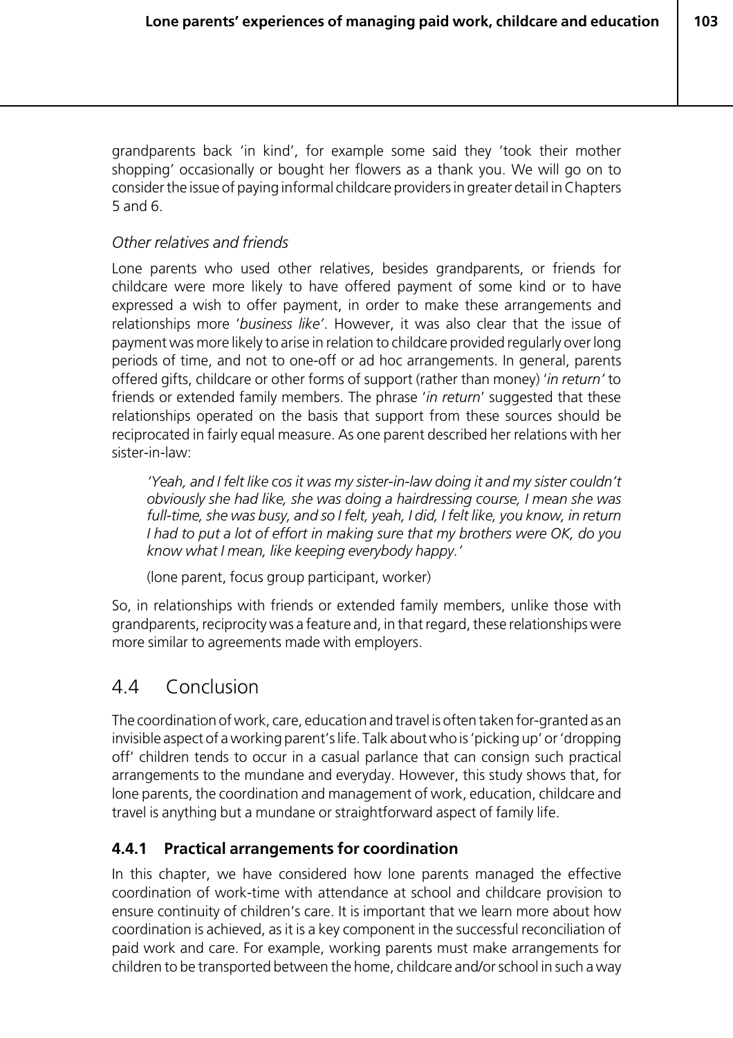grandparents back 'in kind', for example some said they 'took their mother shopping' occasionally or bought her flowers as a thank you. We will go on to consider the issue of paying informal childcare providers in greater detail in Chapters 5 and 6.

### *Other relatives and friends*

Lone parents who used other relatives, besides grandparents, or friends for childcare were more likely to have offered payment of some kind or to have expressed a wish to offer payment, in order to make these arrangements and relationships more '*business like*'. However, it was also clear that the issue of payment was more likely to arise in relation to childcare provided regularly over long periods of time, and not to one-off or ad hoc arrangements. In general, parents offered gifts, childcare or other forms of support (rather than money) '*in return*' to friends or extended family members. The phrase '*in return*' suggested that these relationships operated on the basis that support from these sources should be reciprocated in fairly equal measure. As one parent described her relations with her sister-in-law:

> *'Yeah, and I felt like cos it was my sister-in-law doing it and my sister couldn't obviously she had like, she was doing a hairdressing course, I mean she was full-time, she was busy, and so I felt, yeah, I did, I felt like, you know, in return I had to put a lot of effort in making sure that my brothers were OK, do you know what I mean, like keeping everybody happy.'*
>
> (lone parent, focus group participant, worker)

So, in relationships with friends or extended family members, unlike those with grandparents, reciprocity was a feature and, in that regard, these relationships were more similar to agreements made with employers.

## 4.4 Conclusion

The coordination of work, care, education and travel is often taken for-granted as an invisible aspect of a working parent's life. Talk about who is 'picking up' or 'dropping off' children tends to occur in a casual parlance that can consign such practical arrangements to the mundane and everyday. However, this study shows that, for lone parents, the coordination and management of work, education, childcare and travel is anything but a mundane or straightforward aspect of family life.

### 4.4.1 Practical arrangements for coordination

In this chapter, we have considered how lone parents managed the effective coordination of work-time with attendance at school and childcare provision to ensure continuity of children's care. It is important that we learn more about how coordination is achieved, as it is a key component in the successful reconciliation of paid work and care. For example, working parents must make arrangements for children to be transported between the home, childcare and/or school in such a way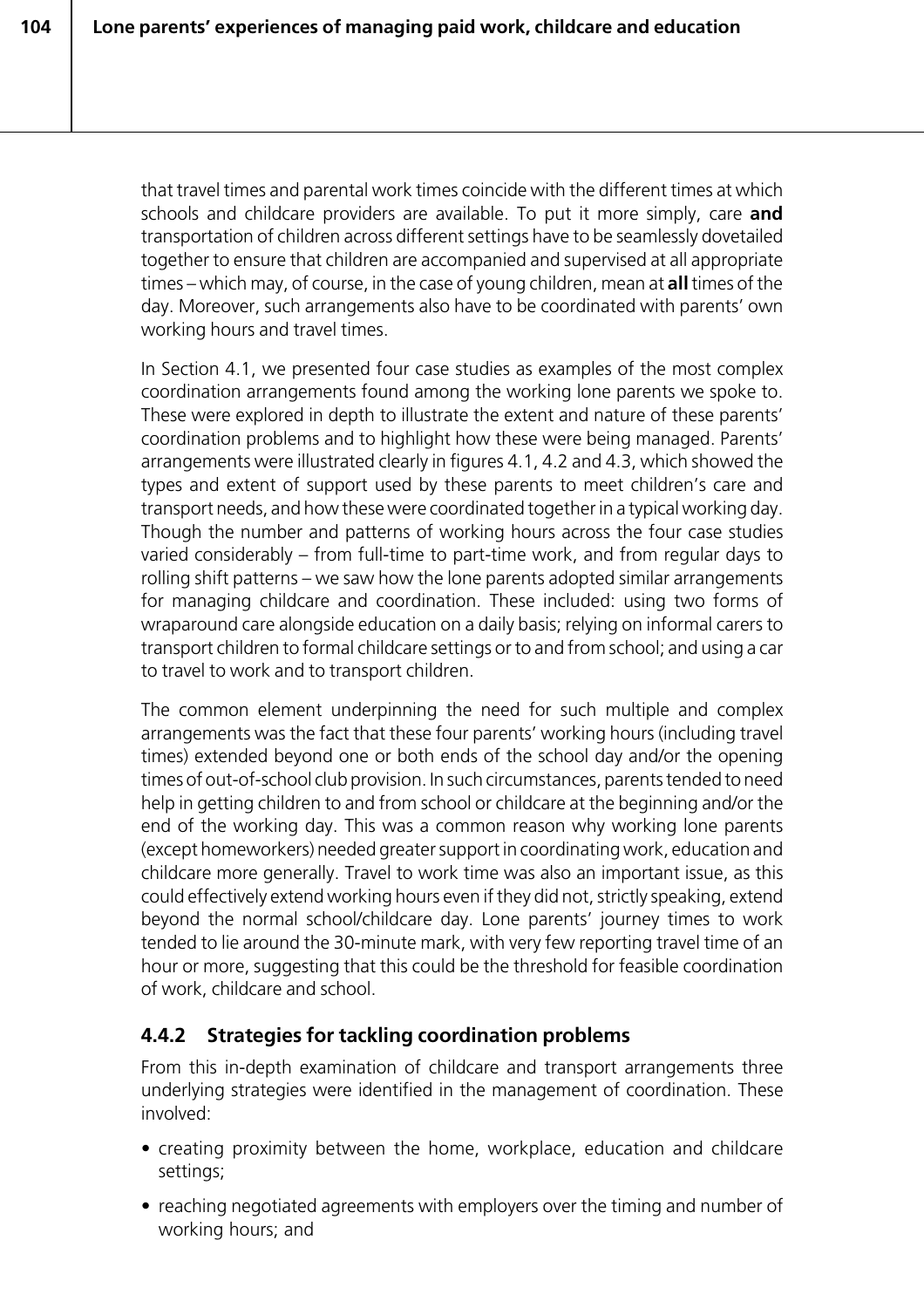that travel times and parental work times coincide with the different times at which schools and childcare providers are available. To put it more simply, care **and** transportation of children across different settings have to be seamlessly dovetailed together to ensure that children are accompanied and supervised at all appropriate times – which may, of course, in the case of young children, mean at **all** times of the day. Moreover, such arrangements also have to be coordinated with parents' own working hours and travel times.

In Section 4.1, we presented four case studies as examples of the most complex coordination arrangements found among the working lone parents we spoke to. These were explored in depth to illustrate the extent and nature of these parents' coordination problems and to highlight how these were being managed. Parents' arrangements were illustrated clearly in figures 4.1, 4.2 and 4.3, which showed the types and extent of support used by these parents to meet children's care and transport needs, and how these were coordinated together in a typical working day. Though the number and patterns of working hours across the four case studies varied considerably – from full-time to part-time work, and from regular days to rolling shift patterns – we saw how the lone parents adopted similar arrangements for managing childcare and coordination. These included: using two forms of wraparound care alongside education on a daily basis; relying on informal carers to transport children to formal childcare settings or to and from school; and using a car to travel to work and to transport children.

The common element underpinning the need for such multiple and complex arrangements was the fact that these four parents' working hours (including travel times) extended beyond one or both ends of the school day and/or the opening times of out-of-school club provision. In such circumstances, parents tended to need help in getting children to and from school or childcare at the beginning and/or the end of the working day. This was a common reason why working lone parents (except homeworkers) needed greater support in coordinating work, education and childcare more generally. Travel to work time was also an important issue, as this could effectively extend working hours even if they did not, strictly speaking, extend beyond the normal school/childcare day. Lone parents' journey times to work tended to lie around the 30-minute mark, with very few reporting travel time of an hour or more, suggesting that this could be the threshold for feasible coordination of work, childcare and school.

### 4.4.2 Strategies for tackling coordination problems

From this in-depth examination of childcare and transport arrangements three underlying strategies were identified in the management of coordination. These involved:

- creating proximity between the home, workplace, education and childcare settings;
- reaching negotiated agreements with employers over the timing and number of working hours; and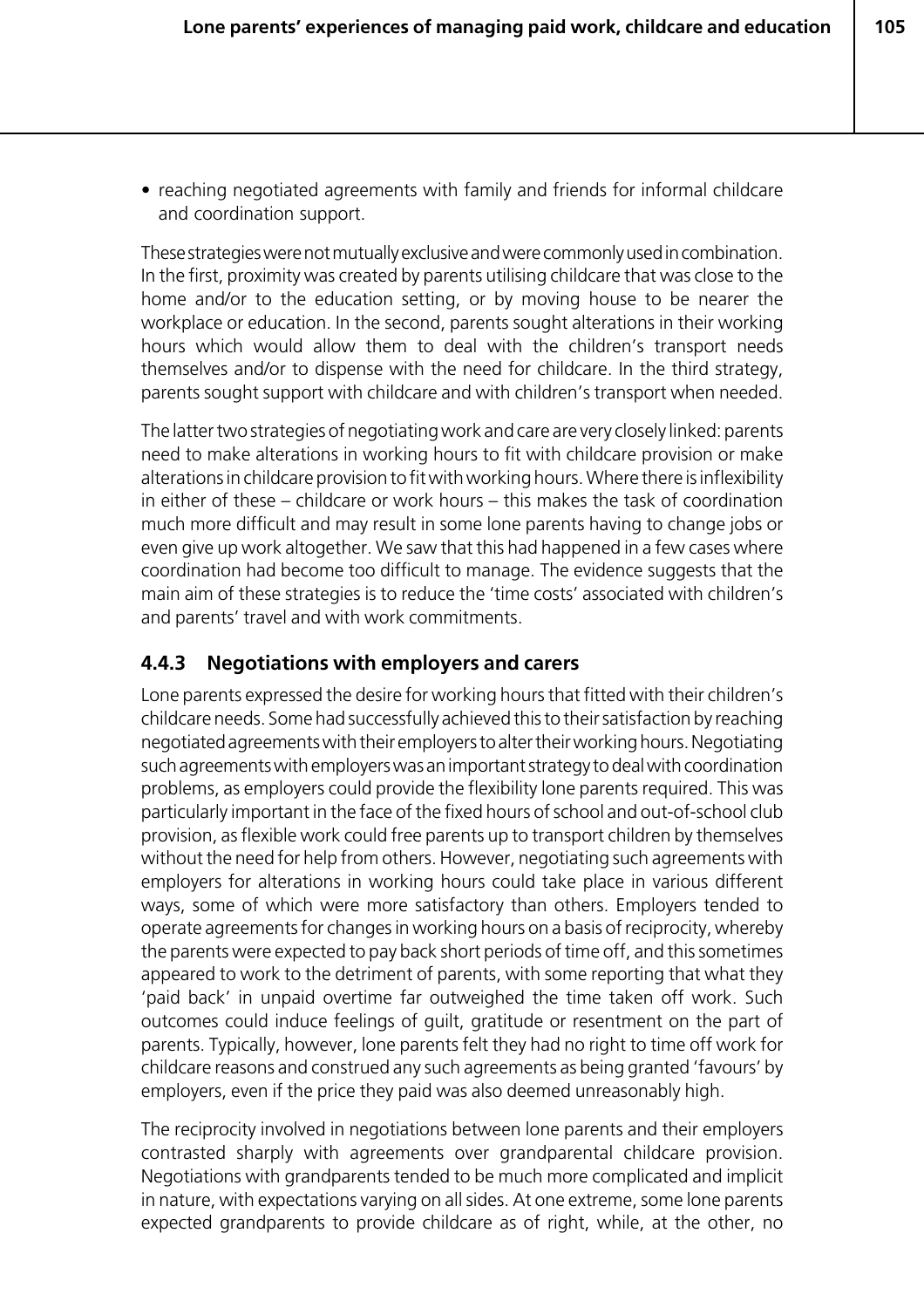- reaching negotiated agreements with family and friends for informal childcare and coordination support.

These strategies were not mutually exclusive and were commonly used in combination. In the first, proximity was created by parents utilising childcare that was close to the home and/or to the education setting, or by moving house to be nearer the workplace or education. In the second, parents sought alterations in their working hours which would allow them to deal with the children's transport needs themselves and/or to dispense with the need for childcare. In the third strategy, parents sought support with childcare and with children's transport when needed.

The latter two strategies of negotiating work and care are very closely linked: parents need to make alterations in working hours to fit with childcare provision or make alterations in childcare provision to fit with working hours. Where there is inflexibility in either of these – childcare or work hours – this makes the task of coordination much more difficult and may result in some lone parents having to change jobs or even give up work altogether. We saw that this had happened in a few cases where coordination had become too difficult to manage. The evidence suggests that the main aim of these strategies is to reduce the 'time costs' associated with children's and parents' travel and with work commitments.

### 4.4.3 Negotiations with employers and carers

Lone parents expressed the desire for working hours that fitted with their children's childcare needs. Some had successfully achieved this to their satisfaction by reaching negotiated agreements with their employers to alter their working hours. Negotiating such agreements with employers was an important strategy to deal with coordination problems, as employers could provide the flexibility lone parents required. This was particularly important in the face of the fixed hours of school and out-of-school club provision, as flexible work could free parents up to transport children by themselves without the need for help from others. However, negotiating such agreements with employers for alterations in working hours could take place in various different ways, some of which were more satisfactory than others. Employers tended to operate agreements for changes in working hours on a basis of reciprocity, whereby the parents were expected to pay back short periods of time off, and this sometimes appeared to work to the detriment of parents, with some reporting that what they 'paid back' in unpaid overtime far outweighed the time taken off work. Such outcomes could induce feelings of guilt, gratitude or resentment on the part of parents. Typically, however, lone parents felt they had no right to time off work for childcare reasons and construed any such agreements as being granted 'favours' by employers, even if the price they paid was also deemed unreasonably high.

The reciprocity involved in negotiations between lone parents and their employers contrasted sharply with agreements over grandparental childcare provision. Negotiations with grandparents tended to be much more complicated and implicit in nature, with expectations varying on all sides. At one extreme, some lone parents expected grandparents to provide childcare as of right, while, at the other, no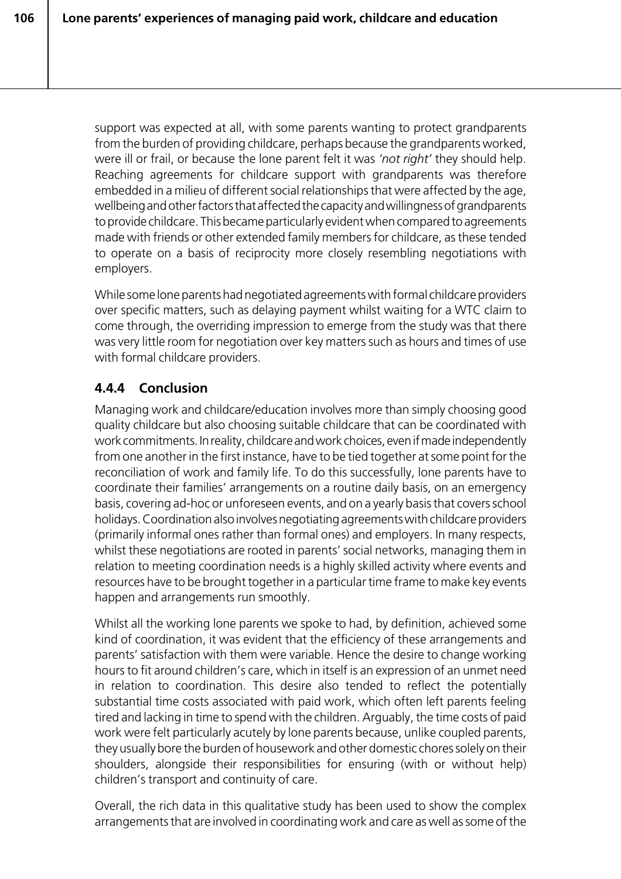support was expected at all, with some parents wanting to protect grandparents from the burden of providing childcare, perhaps because the grandparents worked, were ill or frail, or because the lone parent felt it was *'not right'* they should help. Reaching agreements for childcare support with grandparents was therefore embedded in a milieu of different social relationships that were affected by the age, wellbeing and other factors that affected the capacity and willingness of grandparents to provide childcare. This became particularly evident when compared to agreements made with friends or other extended family members for childcare, as these tended to operate on a basis of reciprocity more closely resembling negotiations with employers.

While some lone parents had negotiated agreements with formal childcare providers over specific matters, such as delaying payment whilst waiting for a WTC claim to come through, the overriding impression to emerge from the study was that there was very little room for negotiation over key matters such as hours and times of use with formal childcare providers.

### 4.4.4 Conclusion

Managing work and childcare/education involves more than simply choosing good quality childcare but also choosing suitable childcare that can be coordinated with work commitments. In reality, childcare and work choices, even if made independently from one another in the first instance, have to be tied together at some point for the reconciliation of work and family life. To do this successfully, lone parents have to coordinate their families' arrangements on a routine daily basis, on an emergency basis, covering ad-hoc or unforeseen events, and on a yearly basis that covers school holidays. Coordination also involves negotiating agreements with childcare providers (primarily informal ones rather than formal ones) and employers. In many respects, whilst these negotiations are rooted in parents' social networks, managing them in relation to meeting coordination needs is a highly skilled activity where events and resources have to be brought together in a particular time frame to make key events happen and arrangements run smoothly.

Whilst all the working lone parents we spoke to had, by definition, achieved some kind of coordination, it was evident that the efficiency of these arrangements and parents' satisfaction with them were variable. Hence the desire to change working hours to fit around children's care, which in itself is an expression of an unmet need in relation to coordination. This desire also tended to reflect the potentially substantial time costs associated with paid work, which often left parents feeling tired and lacking in time to spend with the children. Arguably, the time costs of paid work were felt particularly acutely by lone parents because, unlike coupled parents, they usually bore the burden of housework and other domestic chores solely on their shoulders, alongside their responsibilities for ensuring (with or without help) children's transport and continuity of care.

Overall, the rich data in this qualitative study has been used to show the complex arrangements that are involved in coordinating work and care as well as some of the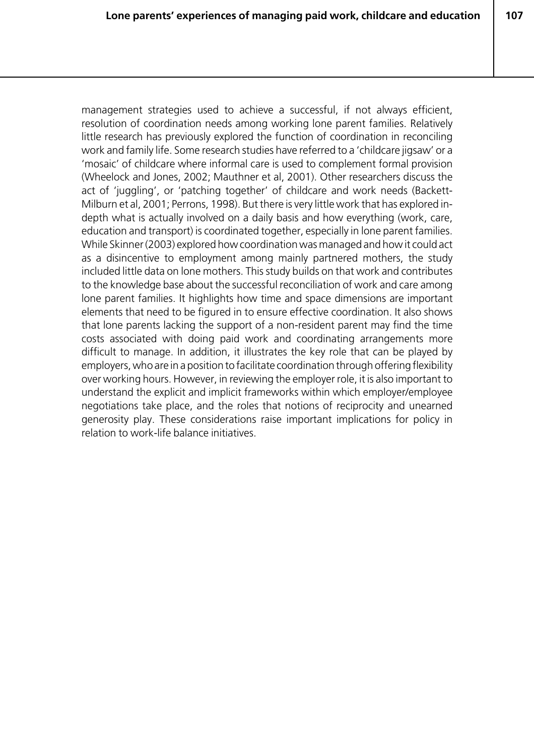management strategies used to achieve a successful, if not always efficient, resolution of coordination needs among working lone parent families. Relatively little research has previously explored the function of coordination in reconciling work and family life. Some research studies have referred to a 'childcare jigsaw' or a 'mosaic' of childcare where informal care is used to complement formal provision (Wheelock and Jones, 2002; Mauthner et al, 2001). Other researchers discuss the act of 'juggling', or 'patching together' of childcare and work needs (Backett-Milburn et al, 2001; Perrons, 1998). But there is very little work that has explored in-depth what is actually involved on a daily basis and how everything (work, care, education and transport) is coordinated together, especially in lone parent families. While Skinner (2003) explored how coordination was managed and how it could act as a disincentive to employment among mainly partnered mothers, the study included little data on lone mothers. This study builds on that work and contributes to the knowledge base about the successful reconciliation of work and care among lone parent families. It highlights how time and space dimensions are important elements that need to be figured in to ensure effective coordination. It also shows that lone parents lacking the support of a non-resident parent may find the time costs associated with doing paid work and coordinating arrangements more difficult to manage. In addition, it illustrates the key role that can be played by employers, who are in a position to facilitate coordination through offering flexibility over working hours. However, in reviewing the employer role, it is also important to understand the explicit and implicit frameworks within which employer/employee negotiations take place, and the roles that notions of reciprocity and unearned generosity play. These considerations raise important implications for policy in relation to work-life balance initiatives.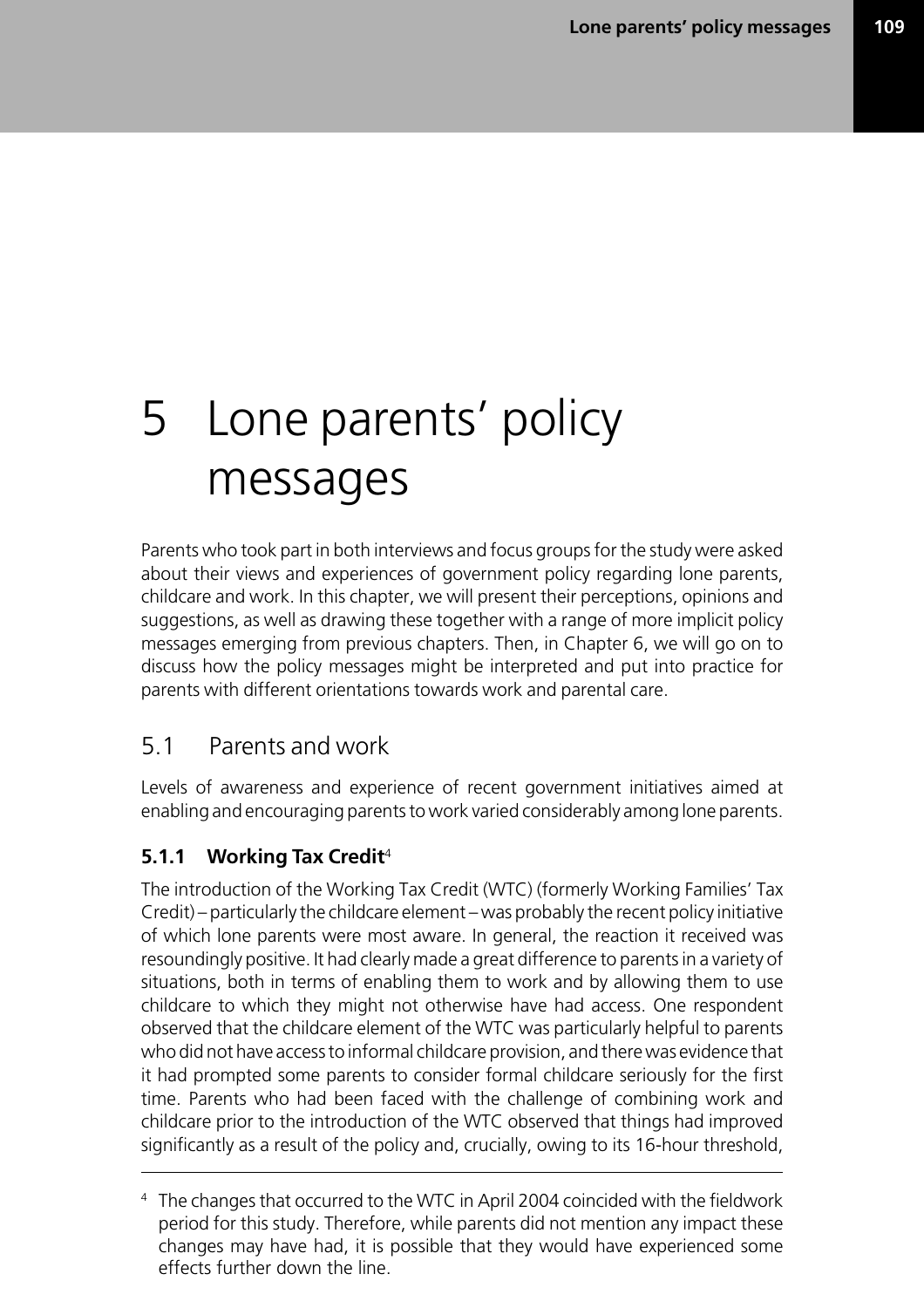# 5 Lone parents' policy messages

Parents who took part in both interviews and focus groups for the study were asked about their views and experiences of government policy regarding lone parents, childcare and work. In this chapter, we will present their perceptions, opinions and suggestions, as well as drawing these together with a range of more implicit policy messages emerging from previous chapters. Then, in Chapter 6, we will go on to discuss how the policy messages might be interpreted and put into practice for parents with different orientations towards work and parental care.

## 5.1 Parents and work

Levels of awareness and experience of recent government initiatives aimed at enabling and encouraging parents to work varied considerably among lone parents.

### 5.1.1 Working Tax Credit[4]

The introduction of the Working Tax Credit (WTC) (formerly Working Families' Tax Credit) – particularly the childcare element – was probably the recent policy initiative of which lone parents were most aware. In general, the reaction it received was resoundingly positive. It had clearly made a great difference to parents in a variety of situations, both in terms of enabling them to work and by allowing them to use childcare to which they might not otherwise have had access. One respondent observed that the childcare element of the WTC was particularly helpful to parents who did not have access to informal childcare provision, and there was evidence that it had prompted some parents to consider formal childcare seriously for the first time. Parents who had been faced with the challenge of combining work and childcare prior to the introduction of the WTC observed that things had improved significantly as a result of the policy and, crucially, owing to its 16-hour threshold,

---

[4] The changes that occurred to the WTC in April 2004 coincided with the fieldwork period for this study. Therefore, while parents did not mention any impact these changes may have had, it is possible that they would have experienced some effects further down the line.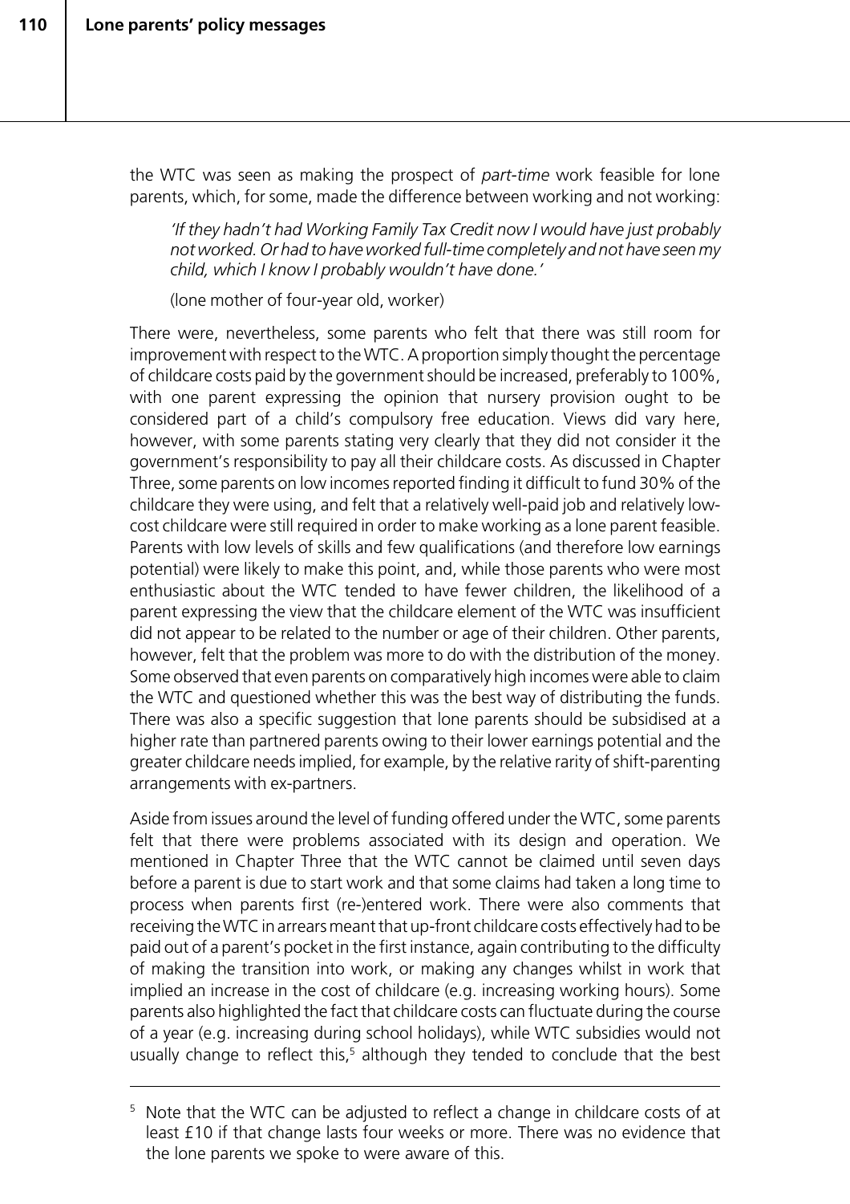the WTC was seen as making the prospect of *part-time* work feasible for lone parents, which, for some, made the difference between working and not working:

> *'If they hadn't had Working Family Tax Credit now I would have just probably not worked. Or had to have worked full-time completely and not have seen my child, which I know I probably wouldn't have done.'*
>
> (lone mother of four-year old, worker)

There were, nevertheless, some parents who felt that there was still room for improvement with respect to the WTC. A proportion simply thought the percentage of childcare costs paid by the government should be increased, preferably to 100%, with one parent expressing the opinion that nursery provision ought to be considered part of a child's compulsory free education. Views did vary here, however, with some parents stating very clearly that they did not consider it the government's responsibility to pay all their childcare costs. As discussed in Chapter Three, some parents on low incomes reported finding it difficult to fund 30% of the childcare they were using, and felt that a relatively well-paid job and relatively low-cost childcare were still required in order to make working as a lone parent feasible. Parents with low levels of skills and few qualifications (and therefore low earnings potential) were likely to make this point, and, while those parents who were most enthusiastic about the WTC tended to have fewer children, the likelihood of a parent expressing the view that the childcare element of the WTC was insufficient did not appear to be related to the number or age of their children. Other parents, however, felt that the problem was more to do with the distribution of the money. Some observed that even parents on comparatively high incomes were able to claim the WTC and questioned whether this was the best way of distributing the funds. There was also a specific suggestion that lone parents should be subsidised at a higher rate than partnered parents owing to their lower earnings potential and the greater childcare needs implied, for example, by the relative rarity of shift-parenting arrangements with ex-partners.

Aside from issues around the level of funding offered under the WTC, some parents felt that there were problems associated with its design and operation. We mentioned in Chapter Three that the WTC cannot be claimed until seven days before a parent is due to start work and that some claims had taken a long time to process when parents first (re-)entered work. There were also comments that receiving the WTC in arrears meant that up-front childcare costs effectively had to be paid out of a parent's pocket in the first instance, again contributing to the difficulty of making the transition into work, or making any changes whilst in work that implied an increase in the cost of childcare (e.g. increasing working hours). Some parents also highlighted the fact that childcare costs can fluctuate during the course of a year (e.g. increasing during school holidays), while WTC subsidies would not usually change to reflect this,[5] although they tended to conclude that the best

---

[5] Note that the WTC can be adjusted to reflect a change in childcare costs of at least £10 if that change lasts four weeks or more. There was no evidence that the lone parents we spoke to were aware of this.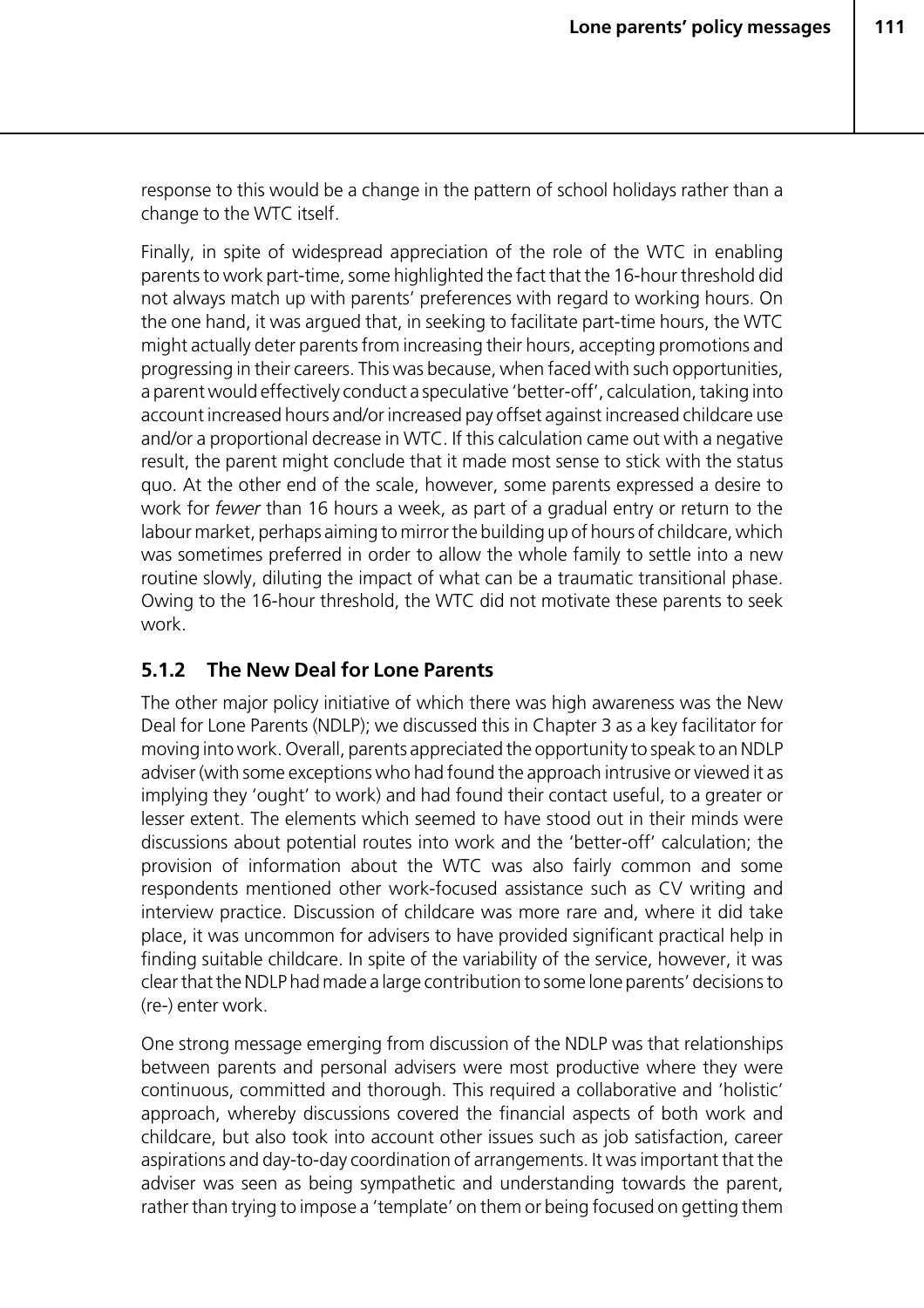response to this would be a change in the pattern of school holidays rather than a change to the WTC itself.

Finally, in spite of widespread appreciation of the role of the WTC in enabling parents to work part-time, some highlighted the fact that the 16-hour threshold did not always match up with parents' preferences with regard to working hours. On the one hand, it was argued that, in seeking to facilitate part-time hours, the WTC might actually deter parents from increasing their hours, accepting promotions and progressing in their careers. This was because, when faced with such opportunities, a parent would effectively conduct a speculative 'better-off', calculation, taking into account increased hours and/or increased pay offset against increased childcare use and/or a proportional decrease in WTC. If this calculation came out with a negative result, the parent might conclude that it made most sense to stick with the status quo. At the other end of the scale, however, some parents expressed a desire to work for *fewer* than 16 hours a week, as part of a gradual entry or return to the labour market, perhaps aiming to mirror the building up of hours of childcare, which was sometimes preferred in order to allow the whole family to settle into a new routine slowly, diluting the impact of what can be a traumatic transitional phase. Owing to the 16-hour threshold, the WTC did not motivate these parents to seek work.

### 5.1.2 The New Deal for Lone Parents

The other major policy initiative of which there was high awareness was the New Deal for Lone Parents (NDLP); we discussed this in Chapter 3 as a key facilitator for moving into work. Overall, parents appreciated the opportunity to speak to an NDLP adviser (with some exceptions who had found the approach intrusive or viewed it as implying they 'ought' to work) and had found their contact useful, to a greater or lesser extent. The elements which seemed to have stood out in their minds were discussions about potential routes into work and the 'better-off' calculation; the provision of information about the WTC was also fairly common and some respondents mentioned other work-focused assistance such as CV writing and interview practice. Discussion of childcare was more rare and, where it did take place, it was uncommon for advisers to have provided significant practical help in finding suitable childcare. In spite of the variability of the service, however, it was clear that the NDLP had made a large contribution to some lone parents' decisions to (re-) enter work.

One strong message emerging from discussion of the NDLP was that relationships between parents and personal advisers were most productive where they were continuous, committed and thorough. This required a collaborative and 'holistic' approach, whereby discussions covered the financial aspects of both work and childcare, but also took into account other issues such as job satisfaction, career aspirations and day-to-day coordination of arrangements. It was important that the adviser was seen as being sympathetic and understanding towards the parent, rather than trying to impose a 'template' on them or being focused on getting them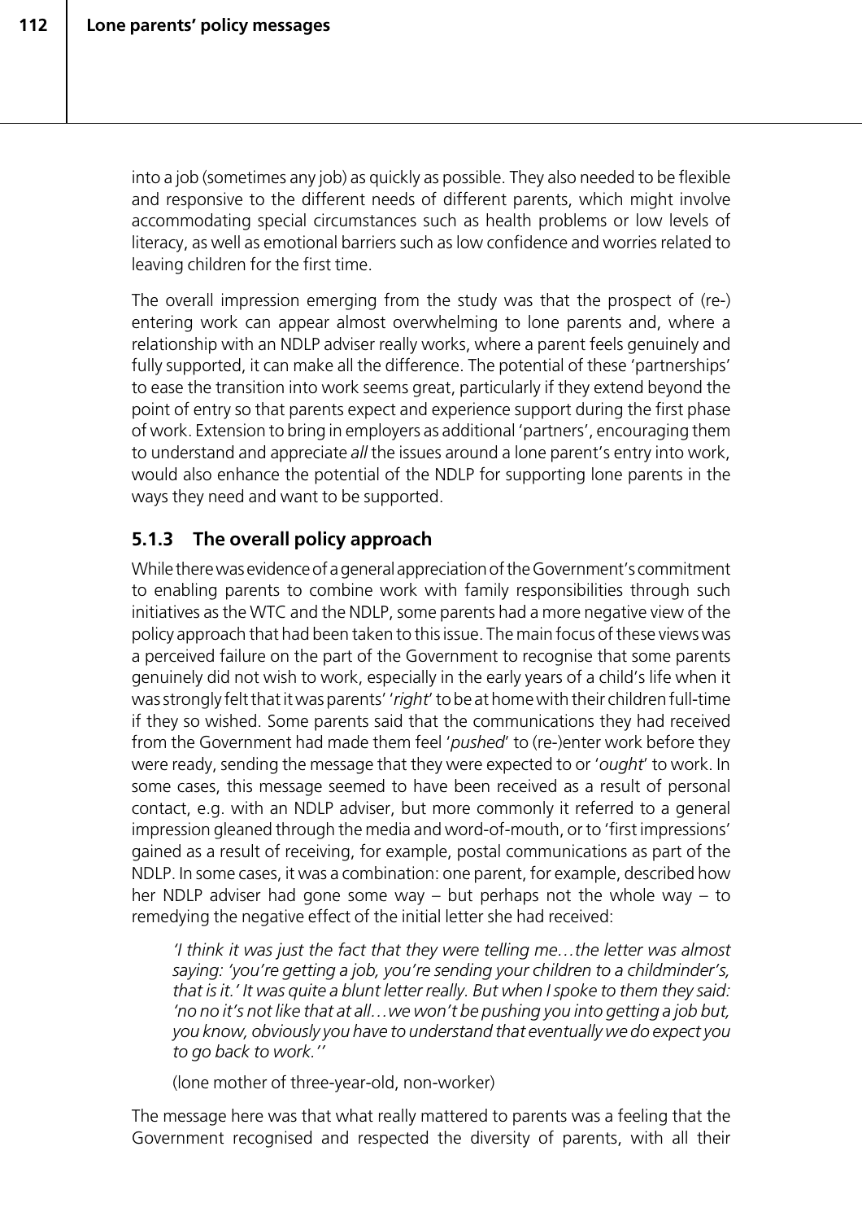into a job (sometimes any job) as quickly as possible. They also needed to be flexible and responsive to the different needs of different parents, which might involve accommodating special circumstances such as health problems or low levels of literacy, as well as emotional barriers such as low confidence and worries related to leaving children for the first time.

The overall impression emerging from the study was that the prospect of (re-) entering work can appear almost overwhelming to lone parents and, where a relationship with an NDLP adviser really works, where a parent feels genuinely and fully supported, it can make all the difference. The potential of these 'partnerships' to ease the transition into work seems great, particularly if they extend beyond the point of entry so that parents expect and experience support during the first phase of work. Extension to bring in employers as additional 'partners', encouraging them to understand and appreciate *all* the issues around a lone parent's entry into work, would also enhance the potential of the NDLP for supporting lone parents in the ways they need and want to be supported.

### 5.1.3 The overall policy approach

While there was evidence of a general appreciation of the Government's commitment to enabling parents to combine work with family responsibilities through such initiatives as the WTC and the NDLP, some parents had a more negative view of the policy approach that had been taken to this issue. The main focus of these views was a perceived failure on the part of the Government to recognise that some parents genuinely did not wish to work, especially in the early years of a child's life when it was strongly felt that it was parents' '*right*' to be at home with their children full-time if they so wished. Some parents said that the communications they had received from the Government had made them feel '*pushed*' to (re-)enter work before they were ready, sending the message that they were expected to or '*ought*' to work. In some cases, this message seemed to have been received as a result of personal contact, e.g. with an NDLP adviser, but more commonly it referred to a general impression gleaned through the media and word-of-mouth, or to 'first impressions' gained as a result of receiving, for example, postal communications as part of the NDLP. In some cases, it was a combination: one parent, for example, described how her NDLP adviser had gone some way – but perhaps not the whole way – to remedying the negative effect of the initial letter she had received:

> *'I think it was just the fact that they were telling me…the letter was almost saying: 'you're getting a job, you're sending your children to a childminder's, that is it.' It was quite a blunt letter really. But when I spoke to them they said: 'no no it's not like that at all…we won't be pushing you into getting a job but, you know, obviously you have to understand that eventually we do expect you to go back to work.''*
>
> (lone mother of three-year-old, non-worker)

The message here was that what really mattered to parents was a feeling that the Government recognised and respected the diversity of parents, with all their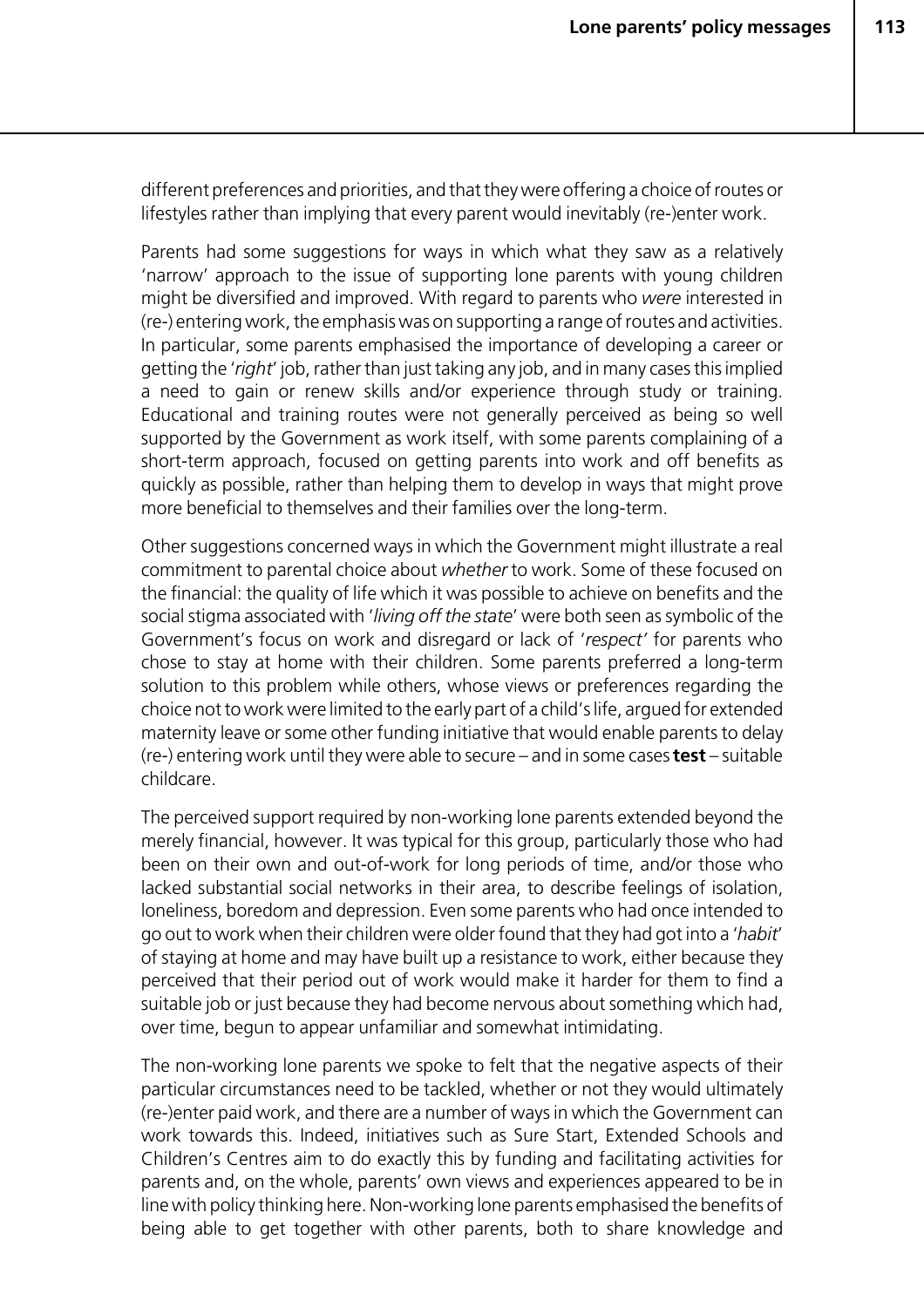different preferences and priorities, and that they were offering a choice of routes or lifestyles rather than implying that every parent would inevitably (re-)enter work.

Parents had some suggestions for ways in which what they saw as a relatively 'narrow' approach to the issue of supporting lone parents with young children might be diversified and improved. With regard to parents who *were* interested in (re-) entering work, the emphasis was on supporting a range of routes and activities. In particular, some parents emphasised the importance of developing a career or getting the '*right*' job, rather than just taking any job, and in many cases this implied a need to gain or renew skills and/or experience through study or training. Educational and training routes were not generally perceived as being so well supported by the Government as work itself, with some parents complaining of a short-term approach, focused on getting parents into work and off benefits as quickly as possible, rather than helping them to develop in ways that might prove more beneficial to themselves and their families over the long-term.

Other suggestions concerned ways in which the Government might illustrate a real commitment to parental choice about *whether* to work. Some of these focused on the financial: the quality of life which it was possible to achieve on benefits and the social stigma associated with '*living off the state*' were both seen as symbolic of the Government's focus on work and disregard or lack of '*respect'* for parents who chose to stay at home with their children. Some parents preferred a long-term solution to this problem while others, whose views or preferences regarding the choice not to work were limited to the early part of a child's life, argued for extended maternity leave or some other funding initiative that would enable parents to delay (re-) entering work until they were able to secure – and in some cases **test** – suitable childcare.

The perceived support required by non-working lone parents extended beyond the merely financial, however. It was typical for this group, particularly those who had been on their own and out-of-work for long periods of time, and/or those who lacked substantial social networks in their area, to describe feelings of isolation, loneliness, boredom and depression. Even some parents who had once intended to go out to work when their children were older found that they had got into a '*habit*' of staying at home and may have built up a resistance to work, either because they perceived that their period out of work would make it harder for them to find a suitable job or just because they had become nervous about something which had, over time, begun to appear unfamiliar and somewhat intimidating.

The non-working lone parents we spoke to felt that the negative aspects of their particular circumstances need to be tackled, whether or not they would ultimately (re-)enter paid work, and there are a number of ways in which the Government can work towards this. Indeed, initiatives such as Sure Start, Extended Schools and Children's Centres aim to do exactly this by funding and facilitating activities for parents and, on the whole, parents' own views and experiences appeared to be in line with policy thinking here. Non-working lone parents emphasised the benefits of being able to get together with other parents, both to share knowledge and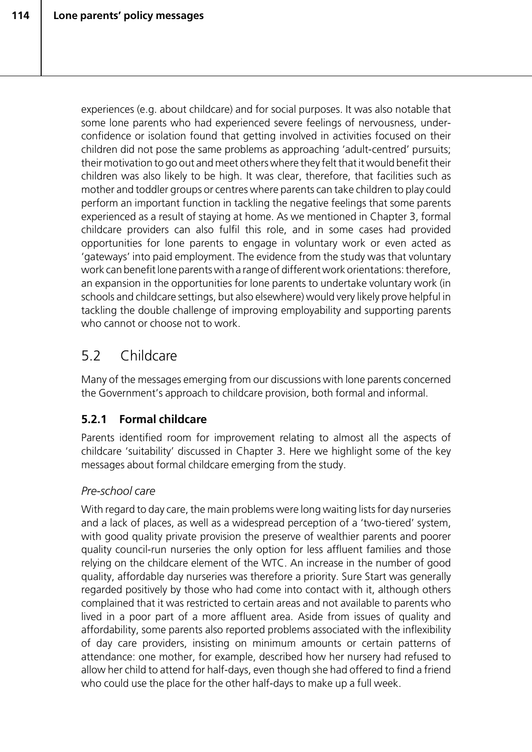experiences (e.g. about childcare) and for social purposes. It was also notable that some lone parents who had experienced severe feelings of nervousness, under-confidence or isolation found that getting involved in activities focused on their children did not pose the same problems as approaching 'adult-centred' pursuits; their motivation to go out and meet others where they felt that it would benefit their children was also likely to be high. It was clear, therefore, that facilities such as mother and toddler groups or centres where parents can take children to play could perform an important function in tackling the negative feelings that some parents experienced as a result of staying at home. As we mentioned in Chapter 3, formal childcare providers can also fulfil this role, and in some cases had provided opportunities for lone parents to engage in voluntary work or even acted as 'gateways' into paid employment. The evidence from the study was that voluntary work can benefit lone parents with a range of different work orientations: therefore, an expansion in the opportunities for lone parents to undertake voluntary work (in schools and childcare settings, but also elsewhere) would very likely prove helpful in tackling the double challenge of improving employability and supporting parents who cannot or choose not to work.

## 5.2 Childcare

Many of the messages emerging from our discussions with lone parents concerned the Government's approach to childcare provision, both formal and informal.

### 5.2.1 Formal childcare

Parents identified room for improvement relating to almost all the aspects of childcare 'suitability' discussed in Chapter 3. Here we highlight some of the key messages about formal childcare emerging from the study.

*Pre-school care*

With regard to day care, the main problems were long waiting lists for day nurseries and a lack of places, as well as a widespread perception of a 'two-tiered' system, with good quality private provision the preserve of wealthier parents and poorer quality council-run nurseries the only option for less affluent families and those relying on the childcare element of the WTC. An increase in the number of good quality, affordable day nurseries was therefore a priority. Sure Start was generally regarded positively by those who had come into contact with it, although others complained that it was restricted to certain areas and not available to parents who lived in a poor part of a more affluent area. Aside from issues of quality and affordability, some parents also reported problems associated with the inflexibility of day care providers, insisting on minimum amounts or certain patterns of attendance: one mother, for example, described how her nursery had refused to allow her child to attend for half-days, even though she had offered to find a friend who could use the place for the other half-days to make up a full week.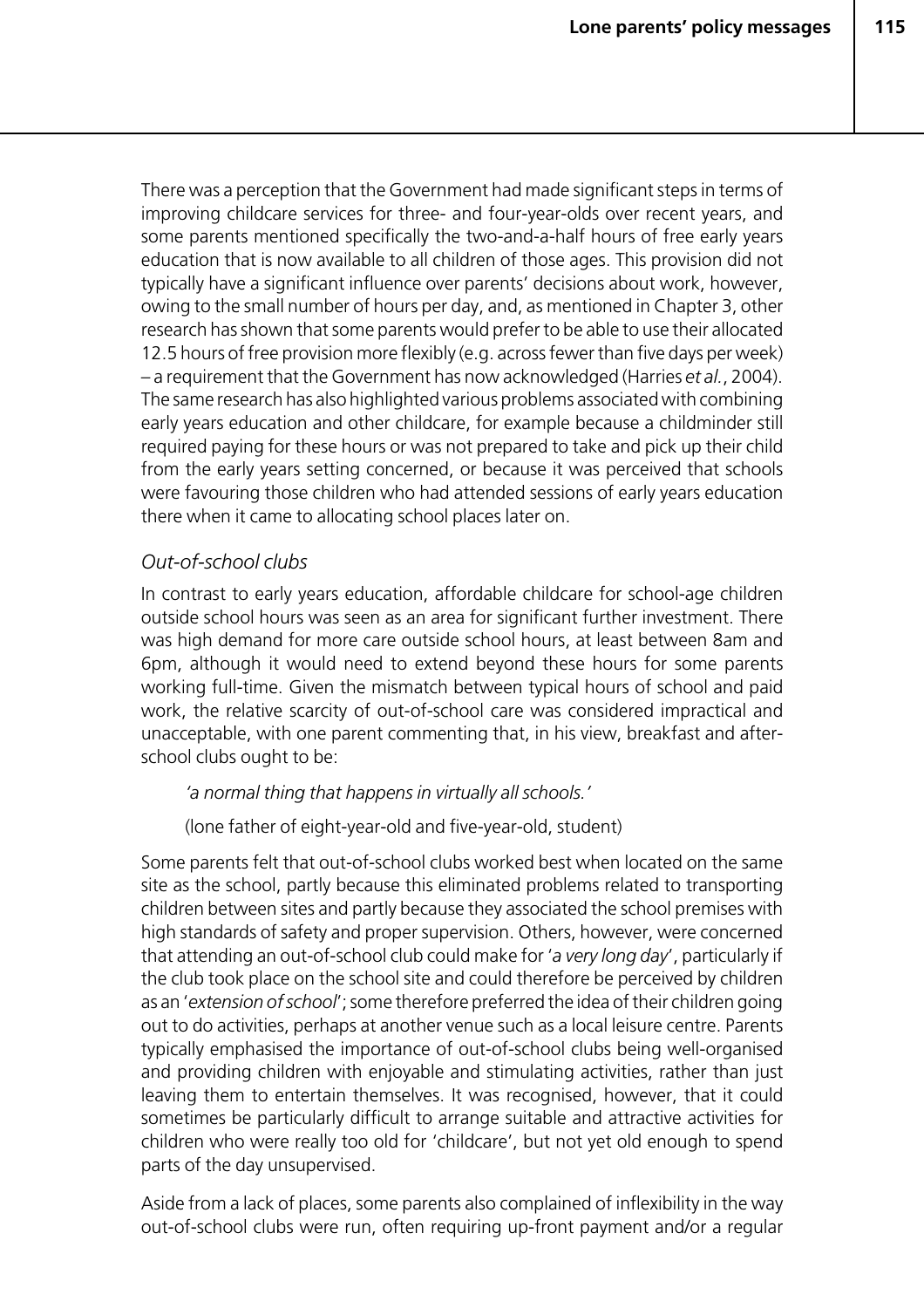There was a perception that the Government had made significant steps in terms of improving childcare services for three- and four-year-olds over recent years, and some parents mentioned specifically the two-and-a-half hours of free early years education that is now available to all children of those ages. This provision did not typically have a significant influence over parents' decisions about work, however, owing to the small number of hours per day, and, as mentioned in Chapter 3, other research has shown that some parents would prefer to be able to use their allocated 12.5 hours of free provision more flexibly (e.g. across fewer than five days per week) – a requirement that the Government has now acknowledged (Harries *et al.*, 2004). The same research has also highlighted various problems associated with combining early years education and other childcare, for example because a childminder still required paying for these hours or was not prepared to take and pick up their child from the early years setting concerned, or because it was perceived that schools were favouring those children who had attended sessions of early years education there when it came to allocating school places later on.

### *Out-of-school clubs*

In contrast to early years education, affordable childcare for school-age children outside school hours was seen as an area for significant further investment. There was high demand for more care outside school hours, at least between 8am and 6pm, although it would need to extend beyond these hours for some parents working full-time. Given the mismatch between typical hours of school and paid work, the relative scarcity of out-of-school care was considered impractical and unacceptable, with one parent commenting that, in his view, breakfast and after-school clubs ought to be:

> *'a normal thing that happens in virtually all schools.'*
>
> (lone father of eight-year-old and five-year-old, student)

Some parents felt that out-of-school clubs worked best when located on the same site as the school, partly because this eliminated problems related to transporting children between sites and partly because they associated the school premises with high standards of safety and proper supervision. Others, however, were concerned that attending an out-of-school club could make for '*a very long day*', particularly if the club took place on the school site and could therefore be perceived by children as an '*extension of school*'; some therefore preferred the idea of their children going out to do activities, perhaps at another venue such as a local leisure centre. Parents typically emphasised the importance of out-of-school clubs being well-organised and providing children with enjoyable and stimulating activities, rather than just leaving them to entertain themselves. It was recognised, however, that it could sometimes be particularly difficult to arrange suitable and attractive activities for children who were really too old for 'childcare', but not yet old enough to spend parts of the day unsupervised.

Aside from a lack of places, some parents also complained of inflexibility in the way out-of-school clubs were run, often requiring up-front payment and/or a regular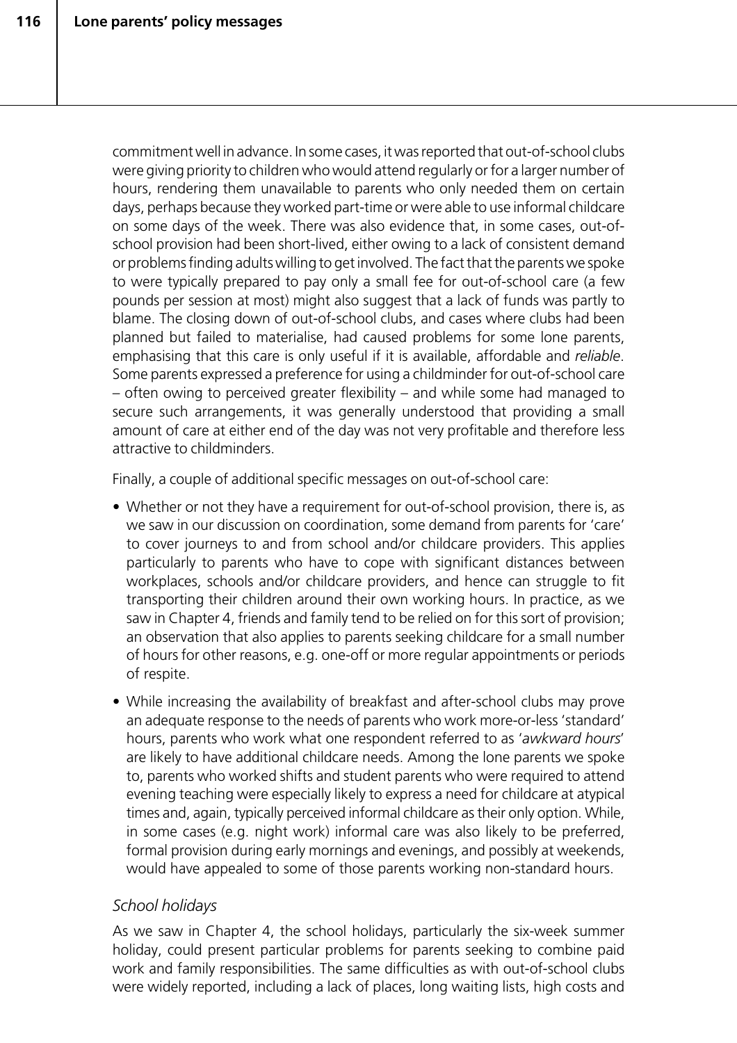commitment well in advance. In some cases, it was reported that out-of-school clubs were giving priority to children who would attend regularly or for a larger number of hours, rendering them unavailable to parents who only needed them on certain days, perhaps because they worked part-time or were able to use informal childcare on some days of the week. There was also evidence that, in some cases, out-of-school provision had been short-lived, either owing to a lack of consistent demand or problems finding adults willing to get involved. The fact that the parents we spoke to were typically prepared to pay only a small fee for out-of-school care (a few pounds per session at most) might also suggest that a lack of funds was partly to blame. The closing down of out-of-school clubs, and cases where clubs had been planned but failed to materialise, had caused problems for some lone parents, emphasising that this care is only useful if it is available, affordable and *reliable*. Some parents expressed a preference for using a childminder for out-of-school care – often owing to perceived greater flexibility – and while some had managed to secure such arrangements, it was generally understood that providing a small amount of care at either end of the day was not very profitable and therefore less attractive to childminders.

Finally, a couple of additional specific messages on out-of-school care:

- Whether or not they have a requirement for out-of-school provision, there is, as we saw in our discussion on coordination, some demand from parents for 'care' to cover journeys to and from school and/or childcare providers. This applies particularly to parents who have to cope with significant distances between workplaces, schools and/or childcare providers, and hence can struggle to fit transporting their children around their own working hours. In practice, as we saw in Chapter 4, friends and family tend to be relied on for this sort of provision; an observation that also applies to parents seeking childcare for a small number of hours for other reasons, e.g. one-off or more regular appointments or periods of respite.
- While increasing the availability of breakfast and after-school clubs may prove an adequate response to the needs of parents who work more-or-less 'standard' hours, parents who work what one respondent referred to as '*awkward hours*' are likely to have additional childcare needs. Among the lone parents we spoke to, parents who worked shifts and student parents who were required to attend evening teaching were especially likely to express a need for childcare at atypical times and, again, typically perceived informal childcare as their only option. While, in some cases (e.g. night work) informal care was also likely to be preferred, formal provision during early mornings and evenings, and possibly at weekends, would have appealed to some of those parents working non-standard hours.

### *School holidays*

As we saw in Chapter 4, the school holidays, particularly the six-week summer holiday, could present particular problems for parents seeking to combine paid work and family responsibilities. The same difficulties as with out-of-school clubs were widely reported, including a lack of places, long waiting lists, high costs and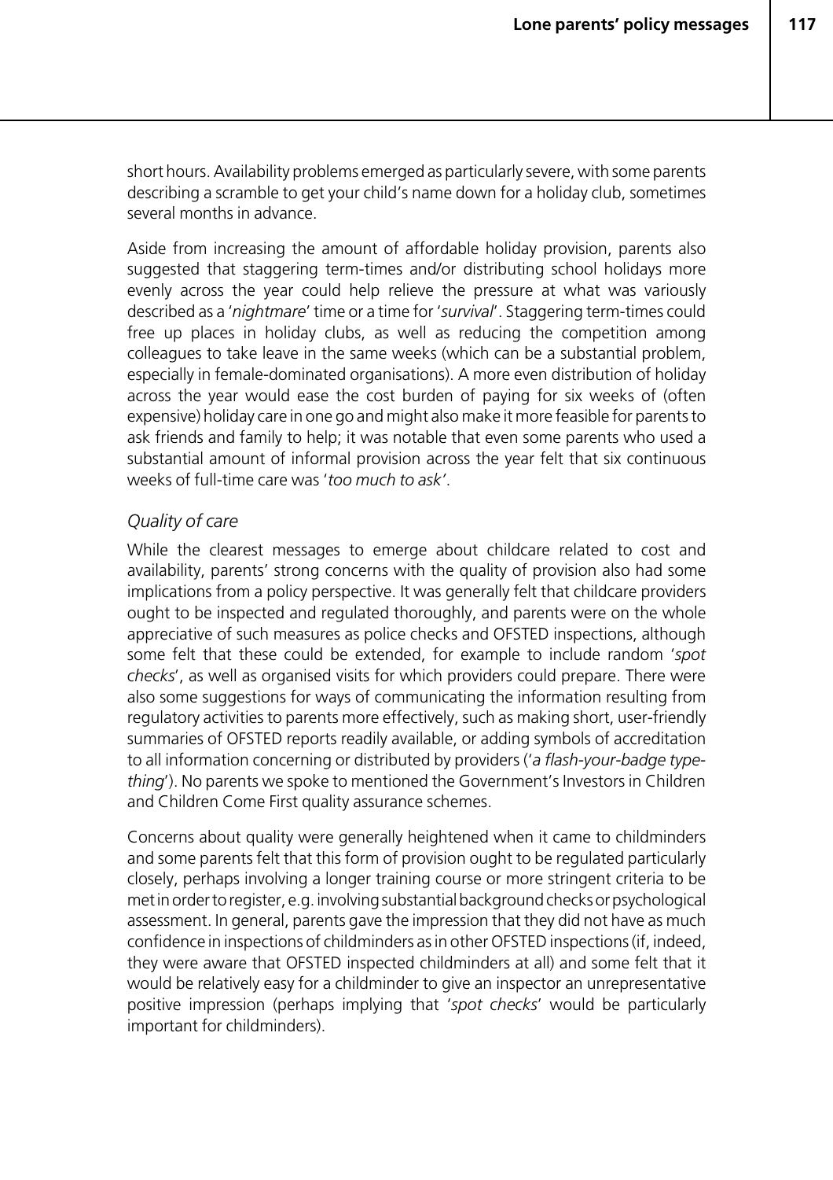short hours. Availability problems emerged as particularly severe, with some parents describing a scramble to get your child's name down for a holiday club, sometimes several months in advance.

Aside from increasing the amount of affordable holiday provision, parents also suggested that staggering term-times and/or distributing school holidays more evenly across the year could help relieve the pressure at what was variously described as a '*nightmare*' time or a time for '*survival*'. Staggering term-times could free up places in holiday clubs, as well as reducing the competition among colleagues to take leave in the same weeks (which can be a substantial problem, especially in female-dominated organisations). A more even distribution of holiday across the year would ease the cost burden of paying for six weeks of (often expensive) holiday care in one go and might also make it more feasible for parents to ask friends and family to help; it was notable that even some parents who used a substantial amount of informal provision across the year felt that six continuous weeks of full-time care was '*too much to ask*'.

### *Quality of care*

While the clearest messages to emerge about childcare related to cost and availability, parents' strong concerns with the quality of provision also had some implications from a policy perspective. It was generally felt that childcare providers ought to be inspected and regulated thoroughly, and parents were on the whole appreciative of such measures as police checks and OFSTED inspections, although some felt that these could be extended, for example to include random '*spot checks*', as well as organised visits for which providers could prepare. There were also some suggestions for ways of communicating the information resulting from regulatory activities to parents more effectively, such as making short, user-friendly summaries of OFSTED reports readily available, or adding symbols of accreditation to all information concerning or distributed by providers ('*a flash-your-badge type-thing*'). No parents we spoke to mentioned the Government's Investors in Children and Children Come First quality assurance schemes.

Concerns about quality were generally heightened when it came to childminders and some parents felt that this form of provision ought to be regulated particularly closely, perhaps involving a longer training course or more stringent criteria to be met in order to register, e.g. involving substantial background checks or psychological assessment. In general, parents gave the impression that they did not have as much confidence in inspections of childminders as in other OFSTED inspections (if, indeed, they were aware that OFSTED inspected childminders at all) and some felt that it would be relatively easy for a childminder to give an inspector an unrepresentative positive impression (perhaps implying that '*spot checks*' would be particularly important for childminders).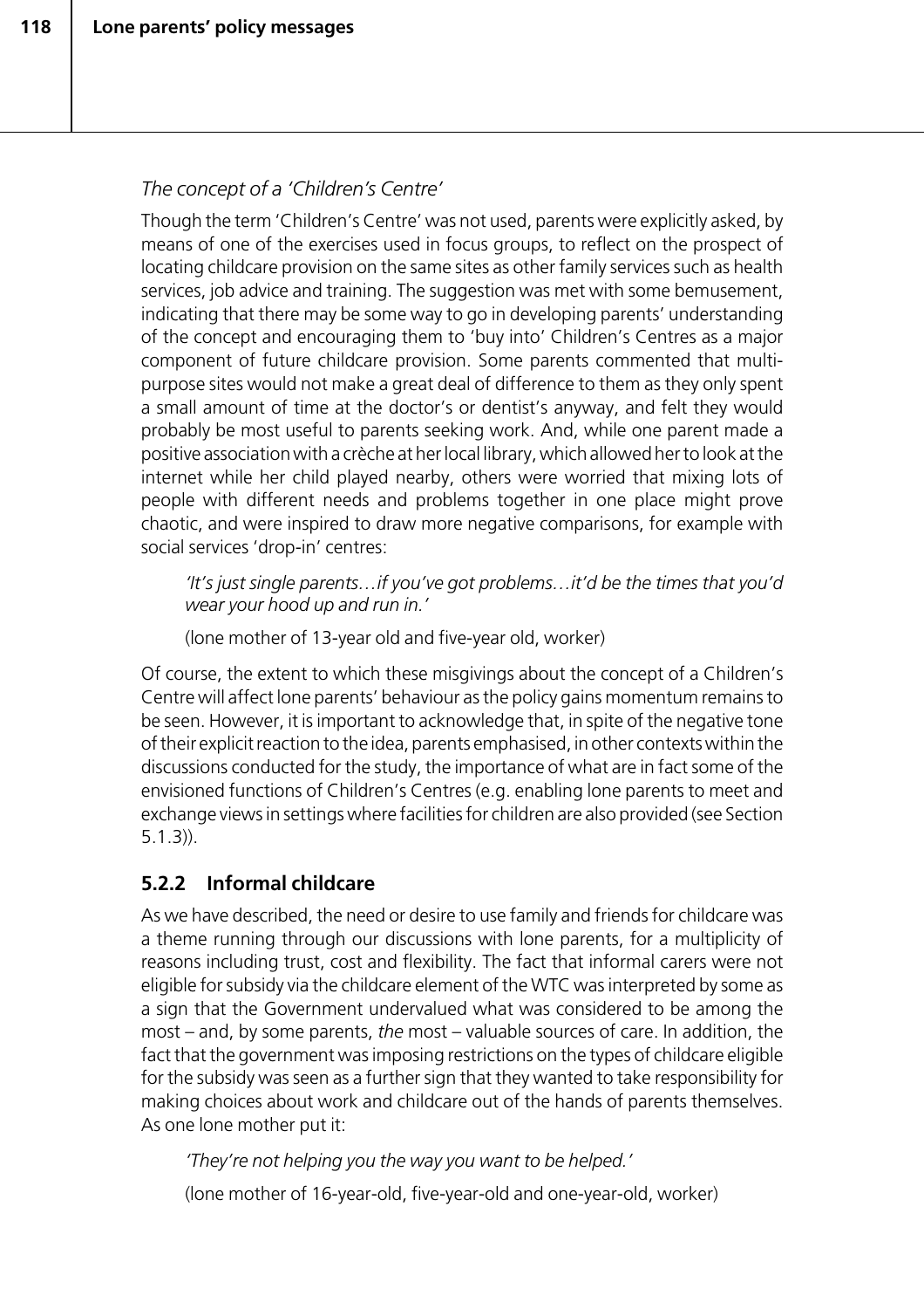*The concept of a 'Children's Centre'*

Though the term 'Children's Centre' was not used, parents were explicitly asked, by means of one of the exercises used in focus groups, to reflect on the prospect of locating childcare provision on the same sites as other family services such as health services, job advice and training. The suggestion was met with some bemusement, indicating that there may be some way to go in developing parents' understanding of the concept and encouraging them to 'buy into' Children's Centres as a major component of future childcare provision. Some parents commented that multi-purpose sites would not make a great deal of difference to them as they only spent a small amount of time at the doctor's or dentist's anyway, and felt they would probably be most useful to parents seeking work. And, while one parent made a positive association with a crèche at her local library, which allowed her to look at the internet while her child played nearby, others were worried that mixing lots of people with different needs and problems together in one place might prove chaotic, and were inspired to draw more negative comparisons, for example with social services 'drop-in' centres:

> *'It's just single parents…if you've got problems…it'd be the times that you'd wear your hood up and run in.'*
>
> (lone mother of 13-year old and five-year old, worker)

Of course, the extent to which these misgivings about the concept of a Children's Centre will affect lone parents' behaviour as the policy gains momentum remains to be seen. However, it is important to acknowledge that, in spite of the negative tone of their explicit reaction to the idea, parents emphasised, in other contexts within the discussions conducted for the study, the importance of what are in fact some of the envisioned functions of Children's Centres (e.g. enabling lone parents to meet and exchange views in settings where facilities for children are also provided (see Section 5.1.3)).

### 5.2.2 Informal childcare

As we have described, the need or desire to use family and friends for childcare was a theme running through our discussions with lone parents, for a multiplicity of reasons including trust, cost and flexibility. The fact that informal carers were not eligible for subsidy via the childcare element of the WTC was interpreted by some as a sign that the Government undervalued what was considered to be among the most – and, by some parents, *the* most – valuable sources of care. In addition, the fact that the government was imposing restrictions on the types of childcare eligible for the subsidy was seen as a further sign that they wanted to take responsibility for making choices about work and childcare out of the hands of parents themselves. As one lone mother put it:

> *'They're not helping you the way you want to be helped.'*
>
> (lone mother of 16-year-old, five-year-old and one-year-old, worker)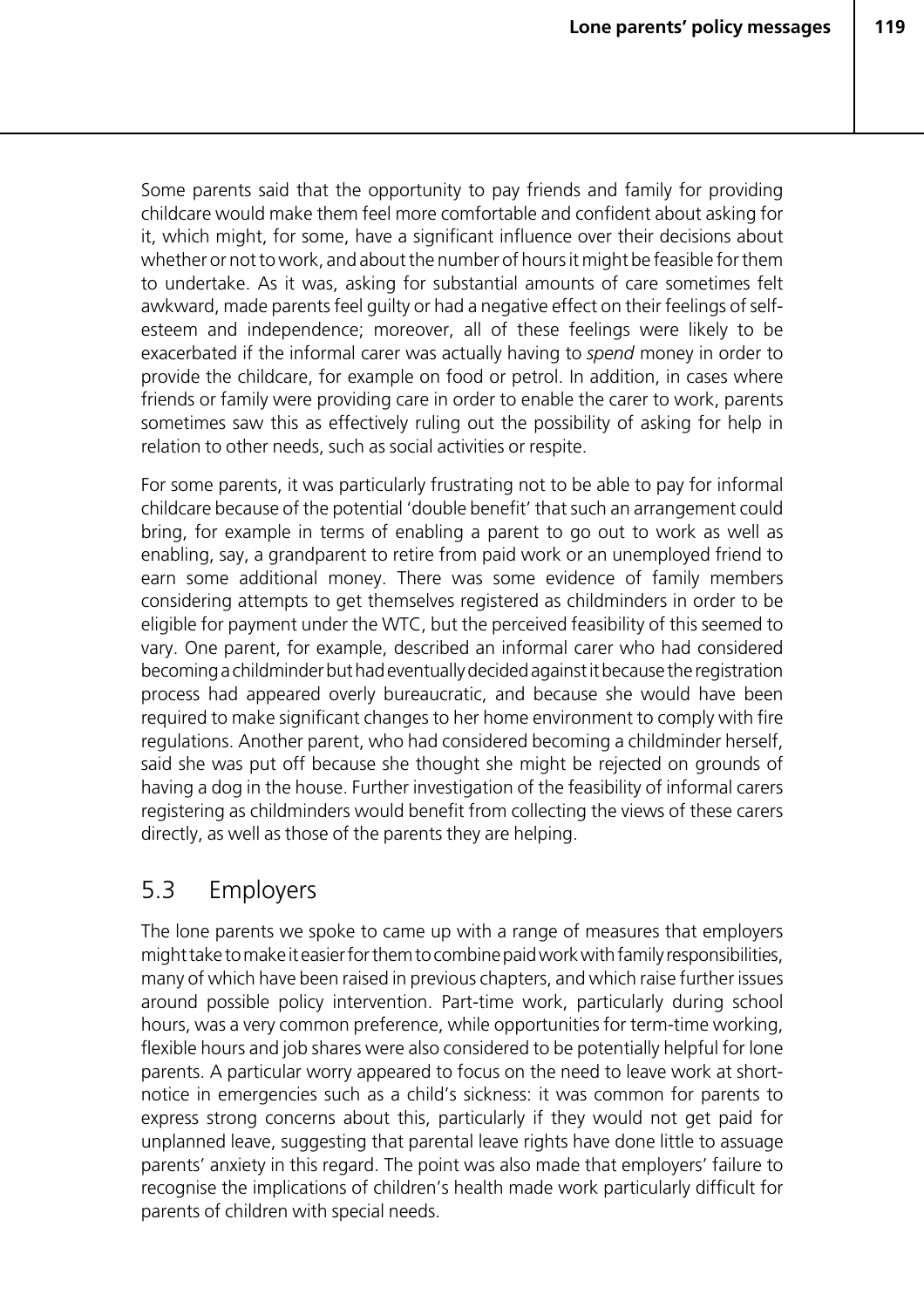Some parents said that the opportunity to pay friends and family for providing childcare would make them feel more comfortable and confident about asking for it, which might, for some, have a significant influence over their decisions about whether or not to work, and about the number of hours it might be feasible for them to undertake. As it was, asking for substantial amounts of care sometimes felt awkward, made parents feel guilty or had a negative effect on their feelings of self-esteem and independence; moreover, all of these feelings were likely to be exacerbated if the informal carer was actually having to *spend* money in order to provide the childcare, for example on food or petrol. In addition, in cases where friends or family were providing care in order to enable the carer to work, parents sometimes saw this as effectively ruling out the possibility of asking for help in relation to other needs, such as social activities or respite.

For some parents, it was particularly frustrating not to be able to pay for informal childcare because of the potential 'double benefit' that such an arrangement could bring, for example in terms of enabling a parent to go out to work as well as enabling, say, a grandparent to retire from paid work or an unemployed friend to earn some additional money. There was some evidence of family members considering attempts to get themselves registered as childminders in order to be eligible for payment under the WTC, but the perceived feasibility of this seemed to vary. One parent, for example, described an informal carer who had considered becoming a childminder but had eventually decided against it because the registration process had appeared overly bureaucratic, and because she would have been required to make significant changes to her home environment to comply with fire regulations. Another parent, who had considered becoming a childminder herself, said she was put off because she thought she might be rejected on grounds of having a dog in the house. Further investigation of the feasibility of informal carers registering as childminders would benefit from collecting the views of these carers directly, as well as those of the parents they are helping.

## 5.3 Employers

The lone parents we spoke to came up with a range of measures that employers might take to make it easier for them to combine paid work with family responsibilities, many of which have been raised in previous chapters, and which raise further issues around possible policy intervention. Part-time work, particularly during school hours, was a very common preference, while opportunities for term-time working, flexible hours and job shares were also considered to be potentially helpful for lone parents. A particular worry appeared to focus on the need to leave work at short-notice in emergencies such as a child's sickness: it was common for parents to express strong concerns about this, particularly if they would not get paid for unplanned leave, suggesting that parental leave rights have done little to assuage parents' anxiety in this regard. The point was also made that employers' failure to recognise the implications of children's health made work particularly difficult for parents of children with special needs.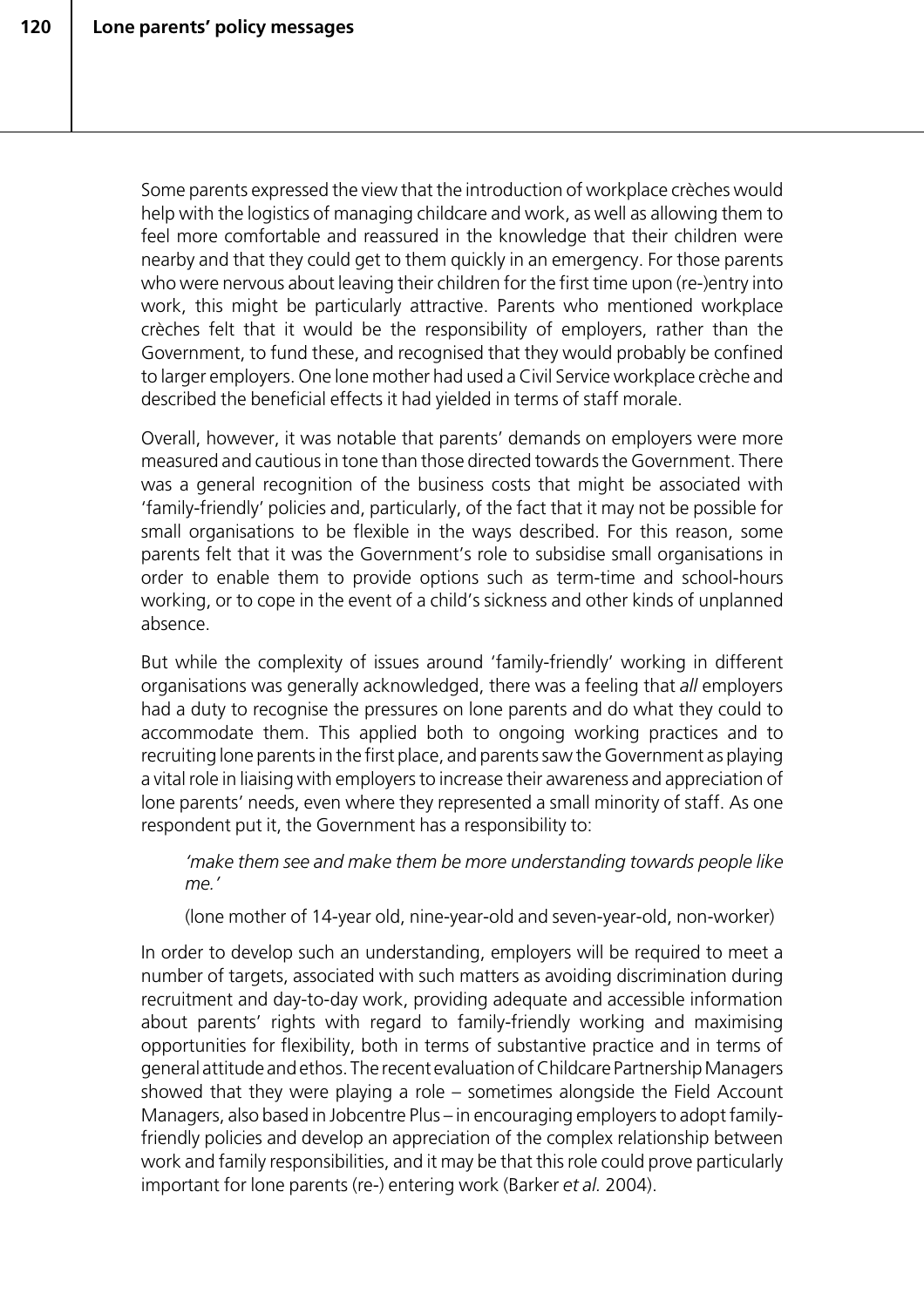Some parents expressed the view that the introduction of workplace crèches would help with the logistics of managing childcare and work, as well as allowing them to feel more comfortable and reassured in the knowledge that their children were nearby and that they could get to them quickly in an emergency. For those parents who were nervous about leaving their children for the first time upon (re-)entry into work, this might be particularly attractive. Parents who mentioned workplace crèches felt that it would be the responsibility of employers, rather than the Government, to fund these, and recognised that they would probably be confined to larger employers. One lone mother had used a Civil Service workplace crèche and described the beneficial effects it had yielded in terms of staff morale.

Overall, however, it was notable that parents' demands on employers were more measured and cautious in tone than those directed towards the Government. There was a general recognition of the business costs that might be associated with 'family-friendly' policies and, particularly, of the fact that it may not be possible for small organisations to be flexible in the ways described. For this reason, some parents felt that it was the Government's role to subsidise small organisations in order to enable them to provide options such as term-time and school-hours working, or to cope in the event of a child's sickness and other kinds of unplanned absence.

But while the complexity of issues around 'family-friendly' working in different organisations was generally acknowledged, there was a feeling that *all* employers had a duty to recognise the pressures on lone parents and do what they could to accommodate them. This applied both to ongoing working practices and to recruiting lone parents in the first place, and parents saw the Government as playing a vital role in liaising with employers to increase their awareness and appreciation of lone parents' needs, even where they represented a small minority of staff. As one respondent put it, the Government has a responsibility to:

> *'make them see and make them be more understanding towards people like me.'*
>
> (lone mother of 14-year old, nine-year-old and seven-year-old, non-worker)

In order to develop such an understanding, employers will be required to meet a number of targets, associated with such matters as avoiding discrimination during recruitment and day-to-day work, providing adequate and accessible information about parents' rights with regard to family-friendly working and maximising opportunities for flexibility, both in terms of substantive practice and in terms of general attitude and ethos. The recent evaluation of Childcare Partnership Managers showed that they were playing a role – sometimes alongside the Field Account Managers, also based in Jobcentre Plus – in encouraging employers to adopt family-friendly policies and develop an appreciation of the complex relationship between work and family responsibilities, and it may be that this role could prove particularly important for lone parents (re-) entering work (Barker *et al.* 2004).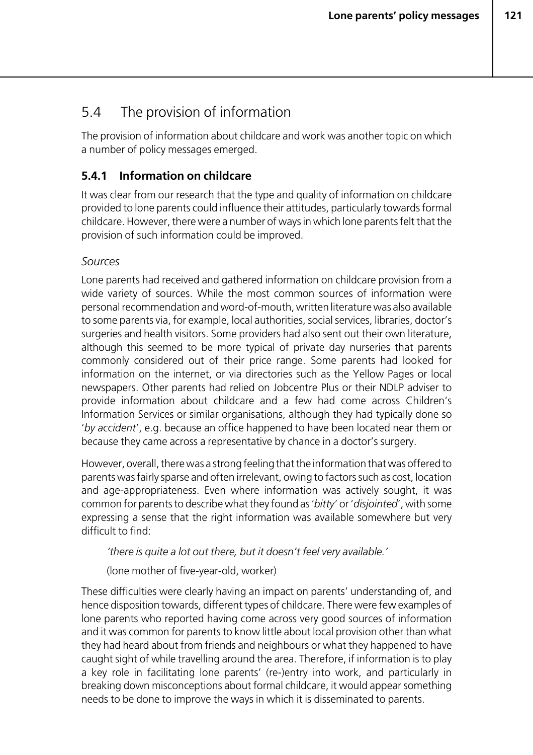## 5.4 The provision of information

The provision of information about childcare and work was another topic on which a number of policy messages emerged.

### 5.4.1 Information on childcare

It was clear from our research that the type and quality of information on childcare provided to lone parents could influence their attitudes, particularly towards formal childcare. However, there were a number of ways in which lone parents felt that the provision of such information could be improved.

#### *Sources*

Lone parents had received and gathered information on childcare provision from a wide variety of sources. While the most common sources of information were personal recommendation and word-of-mouth, written literature was also available to some parents via, for example, local authorities, social services, libraries, doctor's surgeries and health visitors. Some providers had also sent out their own literature, although this seemed to be more typical of private day nurseries that parents commonly considered out of their price range. Some parents had looked for information on the internet, or via directories such as the Yellow Pages or local newspapers. Other parents had relied on Jobcentre Plus or their NDLP adviser to provide information about childcare and a few had come across Children's Information Services or similar organisations, although they had typically done so '*by accident*', e.g. because an office happened to have been located near them or because they came across a representative by chance in a doctor's surgery.

However, overall, there was a strong feeling that the information that was offered to parents was fairly sparse and often irrelevant, owing to factors such as cost, location and age-appropriateness. Even where information was actively sought, it was common for parents to describe what they found as '*bitty*' or '*disjointed*', with some expressing a sense that the right information was available somewhere but very difficult to find:

> *'there is quite a lot out there, but it doesn't feel very available.'*
>
> (lone mother of five-year-old, worker)

These difficulties were clearly having an impact on parents' understanding of, and hence disposition towards, different types of childcare. There were few examples of lone parents who reported having come across very good sources of information and it was common for parents to know little about local provision other than what they had heard about from friends and neighbours or what they happened to have caught sight of while travelling around the area. Therefore, if information is to play a key role in facilitating lone parents' (re-)entry into work, and particularly in breaking down misconceptions about formal childcare, it would appear something needs to be done to improve the ways in which it is disseminated to parents.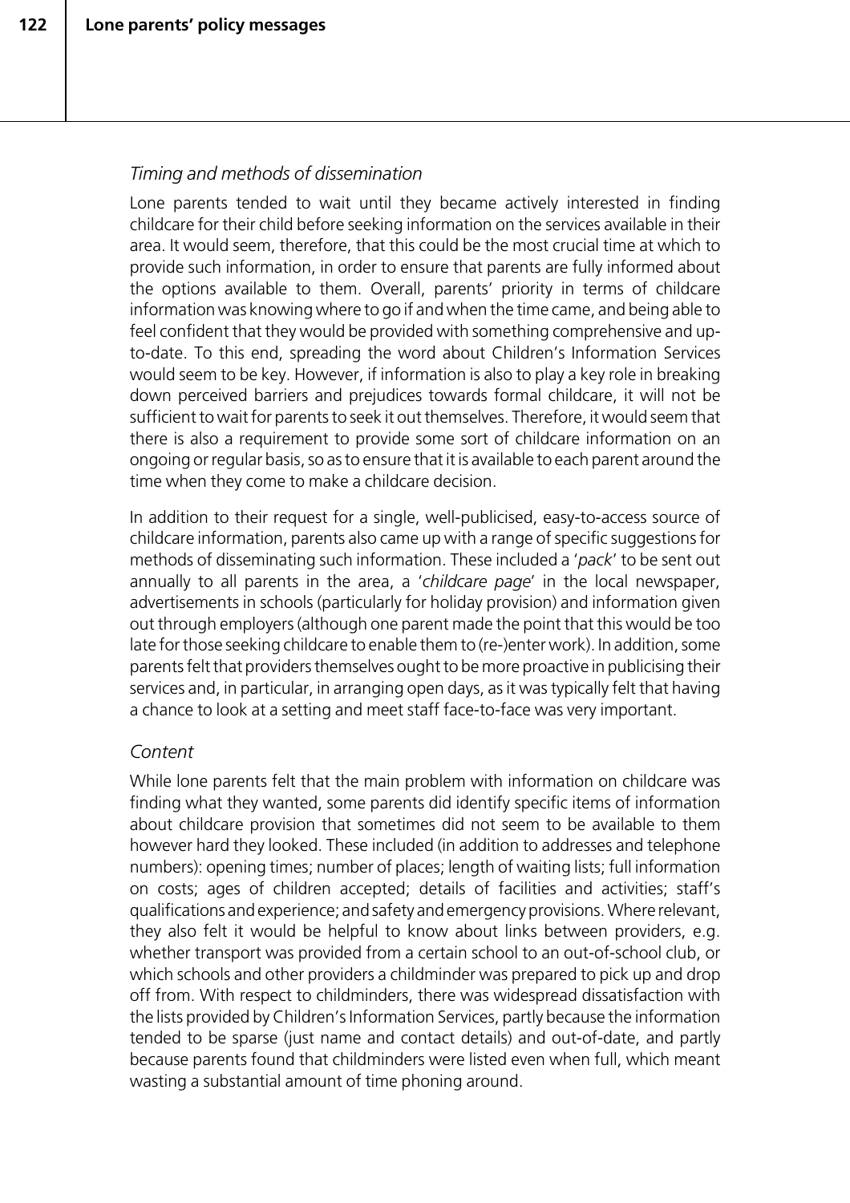*Timing and methods of dissemination*

Lone parents tended to wait until they became actively interested in finding childcare for their child before seeking information on the services available in their area. It would seem, therefore, that this could be the most crucial time at which to provide such information, in order to ensure that parents are fully informed about the options available to them. Overall, parents' priority in terms of childcare information was knowing where to go if and when the time came, and being able to feel confident that they would be provided with something comprehensive and up-to-date. To this end, spreading the word about Children's Information Services would seem to be key. However, if information is also to play a key role in breaking down perceived barriers and prejudices towards formal childcare, it will not be sufficient to wait for parents to seek it out themselves. Therefore, it would seem that there is also a requirement to provide some sort of childcare information on an ongoing or regular basis, so as to ensure that it is available to each parent around the time when they come to make a childcare decision.

In addition to their request for a single, well-publicised, easy-to-access source of childcare information, parents also came up with a range of specific suggestions for methods of disseminating such information. These included a '*pack*' to be sent out annually to all parents in the area, a '*childcare page*' in the local newspaper, advertisements in schools (particularly for holiday provision) and information given out through employers (although one parent made the point that this would be too late for those seeking childcare to enable them to (re-)enter work). In addition, some parents felt that providers themselves ought to be more proactive in publicising their services and, in particular, in arranging open days, as it was typically felt that having a chance to look at a setting and meet staff face-to-face was very important.

*Content*

While lone parents felt that the main problem with information on childcare was finding what they wanted, some parents did identify specific items of information about childcare provision that sometimes did not seem to be available to them however hard they looked. These included (in addition to addresses and telephone numbers): opening times; number of places; length of waiting lists; full information on costs; ages of children accepted; details of facilities and activities; staff's qualifications and experience; and safety and emergency provisions. Where relevant, they also felt it would be helpful to know about links between providers, e.g. whether transport was provided from a certain school to an out-of-school club, or which schools and other providers a childminder was prepared to pick up and drop off from. With respect to childminders, there was widespread dissatisfaction with the lists provided by Children's Information Services, partly because the information tended to be sparse (just name and contact details) and out-of-date, and partly because parents found that childminders were listed even when full, which meant wasting a substantial amount of time phoning around.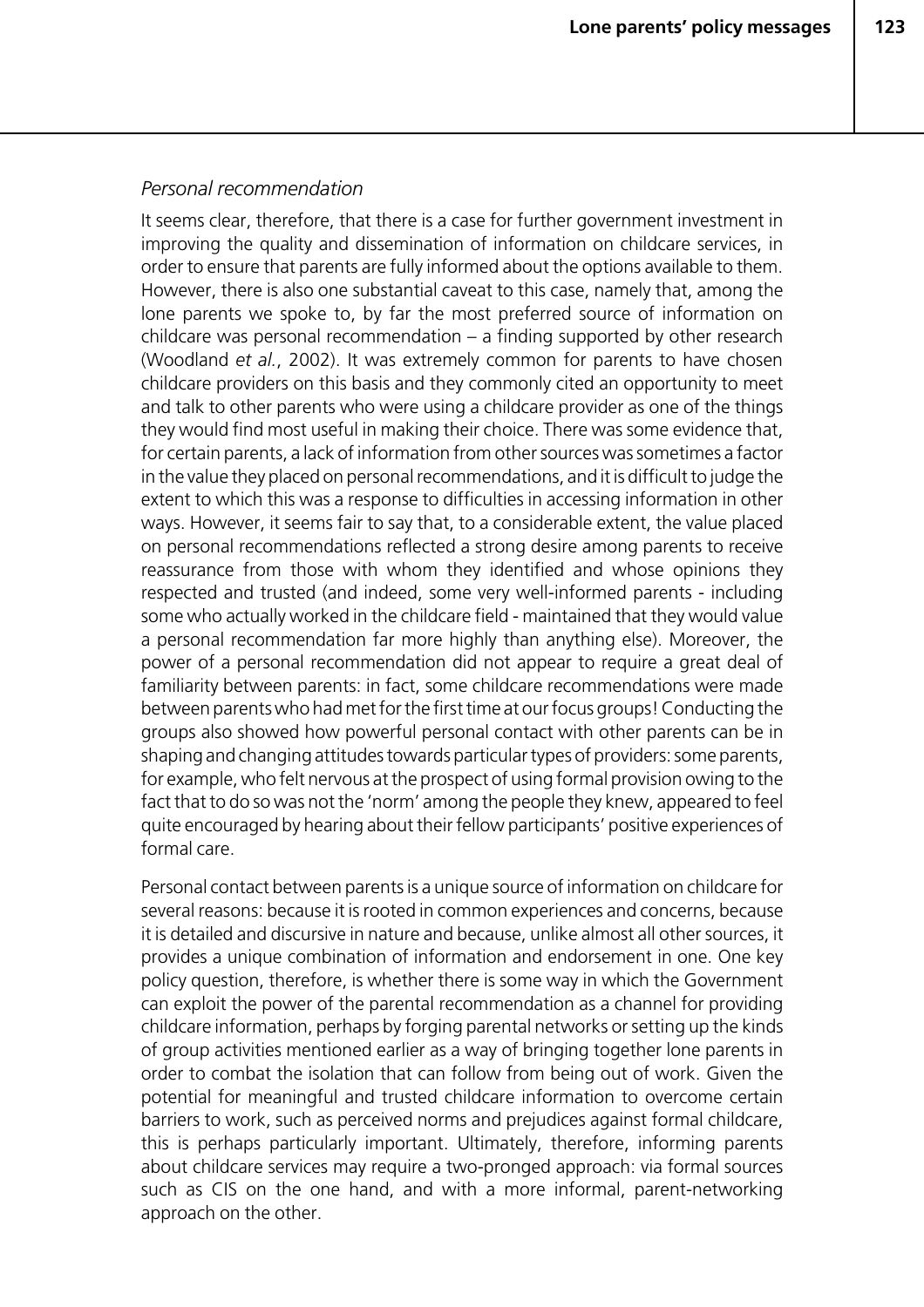*Personal recommendation*

It seems clear, therefore, that there is a case for further government investment in improving the quality and dissemination of information on childcare services, in order to ensure that parents are fully informed about the options available to them. However, there is also one substantial caveat to this case, namely that, among the lone parents we spoke to, by far the most preferred source of information on childcare was personal recommendation – a finding supported by other research (Woodland *et al.*, 2002). It was extremely common for parents to have chosen childcare providers on this basis and they commonly cited an opportunity to meet and talk to other parents who were using a childcare provider as one of the things they would find most useful in making their choice. There was some evidence that, for certain parents, a lack of information from other sources was sometimes a factor in the value they placed on personal recommendations, and it is difficult to judge the extent to which this was a response to difficulties in accessing information in other ways. However, it seems fair to say that, to a considerable extent, the value placed on personal recommendations reflected a strong desire among parents to receive reassurance from those with whom they identified and whose opinions they respected and trusted (and indeed, some very well-informed parents - including some who actually worked in the childcare field - maintained that they would value a personal recommendation far more highly than anything else). Moreover, the power of a personal recommendation did not appear to require a great deal of familiarity between parents: in fact, some childcare recommendations were made between parents who had met for the first time at our focus groups! Conducting the groups also showed how powerful personal contact with other parents can be in shaping and changing attitudes towards particular types of providers: some parents, for example, who felt nervous at the prospect of using formal provision owing to the fact that to do so was not the 'norm' among the people they knew, appeared to feel quite encouraged by hearing about their fellow participants' positive experiences of formal care.

Personal contact between parents is a unique source of information on childcare for several reasons: because it is rooted in common experiences and concerns, because it is detailed and discursive in nature and because, unlike almost all other sources, it provides a unique combination of information and endorsement in one. One key policy question, therefore, is whether there is some way in which the Government can exploit the power of the parental recommendation as a channel for providing childcare information, perhaps by forging parental networks or setting up the kinds of group activities mentioned earlier as a way of bringing together lone parents in order to combat the isolation that can follow from being out of work. Given the potential for meaningful and trusted childcare information to overcome certain barriers to work, such as perceived norms and prejudices against formal childcare, this is perhaps particularly important. Ultimately, therefore, informing parents about childcare services may require a two-pronged approach: via formal sources such as CIS on the one hand, and with a more informal, parent-networking approach on the other.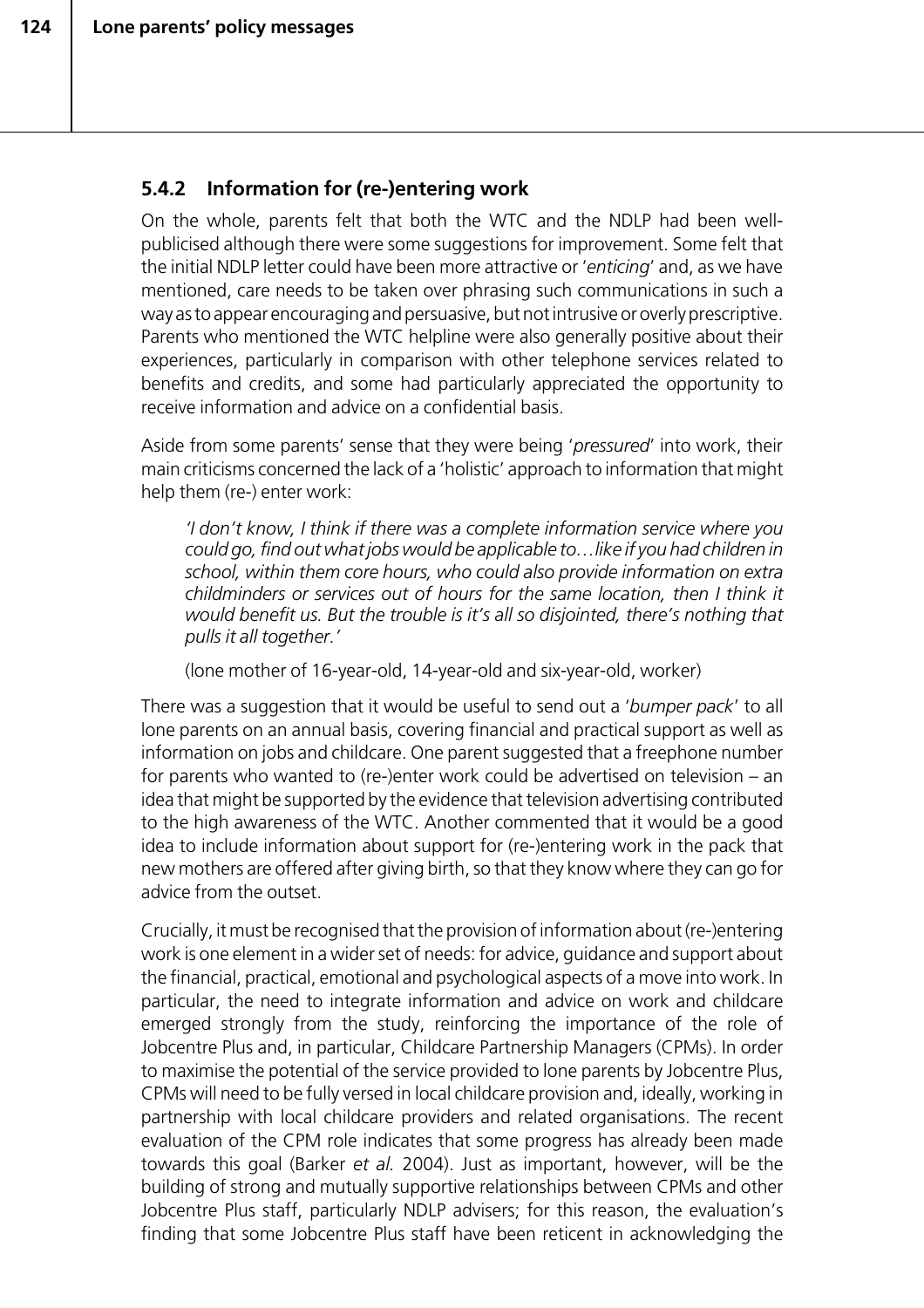### 5.4.2 Information for (re-)entering work

On the whole, parents felt that both the WTC and the NDLP had been well-publicised although there were some suggestions for improvement. Some felt that the initial NDLP letter could have been more attractive or '*enticing*' and, as we have mentioned, care needs to be taken over phrasing such communications in such a way as to appear encouraging and persuasive, but not intrusive or overly prescriptive. Parents who mentioned the WTC helpline were also generally positive about their experiences, particularly in comparison with other telephone services related to benefits and credits, and some had particularly appreciated the opportunity to receive information and advice on a confidential basis.

Aside from some parents' sense that they were being '*pressured*' into work, their main criticisms concerned the lack of a 'holistic' approach to information that might help them (re-) enter work:

> *'I don't know, I think if there was a complete information service where you could go, find out what jobs would be applicable to…like if you had children in school, within them core hours, who could also provide information on extra childminders or services out of hours for the same location, then I think it would benefit us. But the trouble is it's all so disjointed, there's nothing that pulls it all together.'*
>
> (lone mother of 16-year-old, 14-year-old and six-year-old, worker)

There was a suggestion that it would be useful to send out a '*bumper pack*' to all lone parents on an annual basis, covering financial and practical support as well as information on jobs and childcare. One parent suggested that a freephone number for parents who wanted to (re-)enter work could be advertised on television – an idea that might be supported by the evidence that television advertising contributed to the high awareness of the WTC. Another commented that it would be a good idea to include information about support for (re-)entering work in the pack that new mothers are offered after giving birth, so that they know where they can go for advice from the outset.

Crucially, it must be recognised that the provision of information about (re-)entering work is one element in a wider set of needs: for advice, guidance and support about the financial, practical, emotional and psychological aspects of a move into work. In particular, the need to integrate information and advice on work and childcare emerged strongly from the study, reinforcing the importance of the role of Jobcentre Plus and, in particular, Childcare Partnership Managers (CPMs). In order to maximise the potential of the service provided to lone parents by Jobcentre Plus, CPMs will need to be fully versed in local childcare provision and, ideally, working in partnership with local childcare providers and related organisations. The recent evaluation of the CPM role indicates that some progress has already been made towards this goal (Barker *et al.* 2004). Just as important, however, will be the building of strong and mutually supportive relationships between CPMs and other Jobcentre Plus staff, particularly NDLP advisers; for this reason, the evaluation's finding that some Jobcentre Plus staff have been reticent in acknowledging the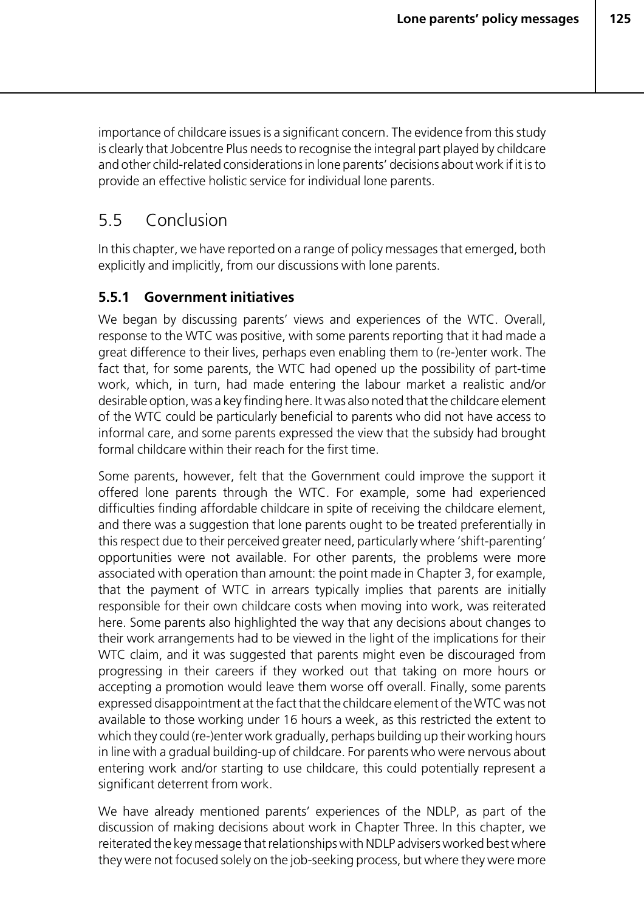importance of childcare issues is a significant concern. The evidence from this study is clearly that Jobcentre Plus needs to recognise the integral part played by childcare and other child-related considerations in lone parents' decisions about work if it is to provide an effective holistic service for individual lone parents.

## 5.5 Conclusion

In this chapter, we have reported on a range of policy messages that emerged, both explicitly and implicitly, from our discussions with lone parents.

### 5.5.1 Government initiatives

We began by discussing parents' views and experiences of the WTC. Overall, response to the WTC was positive, with some parents reporting that it had made a great difference to their lives, perhaps even enabling them to (re-)enter work. The fact that, for some parents, the WTC had opened up the possibility of part-time work, which, in turn, had made entering the labour market a realistic and/or desirable option, was a key finding here. It was also noted that the childcare element of the WTC could be particularly beneficial to parents who did not have access to informal care, and some parents expressed the view that the subsidy had brought formal childcare within their reach for the first time.

Some parents, however, felt that the Government could improve the support it offered lone parents through the WTC. For example, some had experienced difficulties finding affordable childcare in spite of receiving the childcare element, and there was a suggestion that lone parents ought to be treated preferentially in this respect due to their perceived greater need, particularly where 'shift-parenting' opportunities were not available. For other parents, the problems were more associated with operation than amount: the point made in Chapter 3, for example, that the payment of WTC in arrears typically implies that parents are initially responsible for their own childcare costs when moving into work, was reiterated here. Some parents also highlighted the way that any decisions about changes to their work arrangements had to be viewed in the light of the implications for their WTC claim, and it was suggested that parents might even be discouraged from progressing in their careers if they worked out that taking on more hours or accepting a promotion would leave them worse off overall. Finally, some parents expressed disappointment at the fact that the childcare element of the WTC was not available to those working under 16 hours a week, as this restricted the extent to which they could (re-)enter work gradually, perhaps building up their working hours in line with a gradual building-up of childcare. For parents who were nervous about entering work and/or starting to use childcare, this could potentially represent a significant deterrent from work.

We have already mentioned parents' experiences of the NDLP, as part of the discussion of making decisions about work in Chapter Three. In this chapter, we reiterated the key message that relationships with NDLP advisers worked best where they were not focused solely on the job-seeking process, but where they were more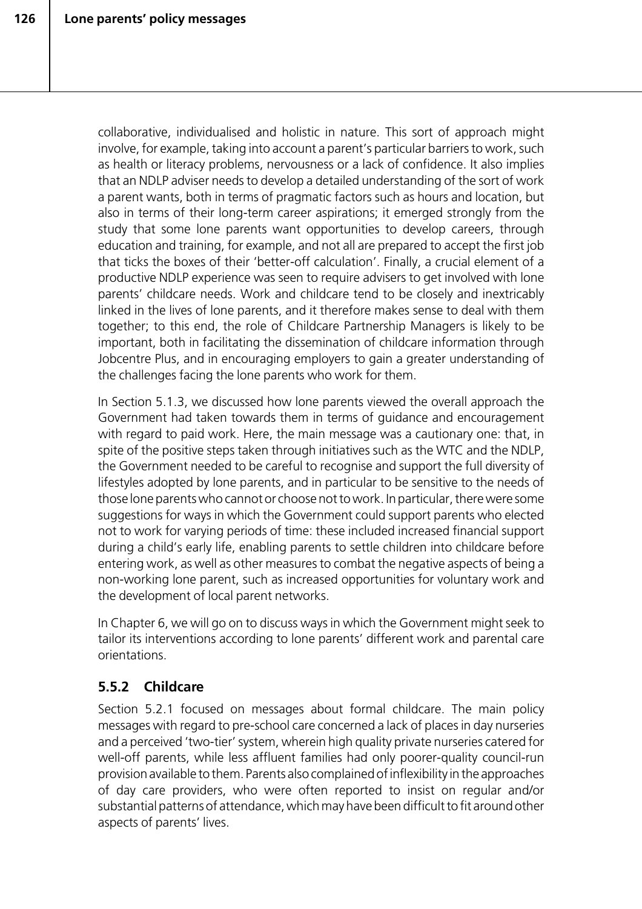collaborative, individualised and holistic in nature. This sort of approach might involve, for example, taking into account a parent's particular barriers to work, such as health or literacy problems, nervousness or a lack of confidence. It also implies that an NDLP adviser needs to develop a detailed understanding of the sort of work a parent wants, both in terms of pragmatic factors such as hours and location, but also in terms of their long-term career aspirations; it emerged strongly from the study that some lone parents want opportunities to develop careers, through education and training, for example, and not all are prepared to accept the first job that ticks the boxes of their 'better-off calculation'. Finally, a crucial element of a productive NDLP experience was seen to require advisers to get involved with lone parents' childcare needs. Work and childcare tend to be closely and inextricably linked in the lives of lone parents, and it therefore makes sense to deal with them together; to this end, the role of Childcare Partnership Managers is likely to be important, both in facilitating the dissemination of childcare information through Jobcentre Plus, and in encouraging employers to gain a greater understanding of the challenges facing the lone parents who work for them.

In Section 5.1.3, we discussed how lone parents viewed the overall approach the Government had taken towards them in terms of guidance and encouragement with regard to paid work. Here, the main message was a cautionary one: that, in spite of the positive steps taken through initiatives such as the WTC and the NDLP, the Government needed to be careful to recognise and support the full diversity of lifestyles adopted by lone parents, and in particular to be sensitive to the needs of those lone parents who cannot or choose not to work. In particular, there were some suggestions for ways in which the Government could support parents who elected not to work for varying periods of time: these included increased financial support during a child's early life, enabling parents to settle children into childcare before entering work, as well as other measures to combat the negative aspects of being a non-working lone parent, such as increased opportunities for voluntary work and the development of local parent networks.

In Chapter 6, we will go on to discuss ways in which the Government might seek to tailor its interventions according to lone parents' different work and parental care orientations.

### 5.5.2 Childcare

Section 5.2.1 focused on messages about formal childcare. The main policy messages with regard to pre-school care concerned a lack of places in day nurseries and a perceived 'two-tier' system, wherein high quality private nurseries catered for well-off parents, while less affluent families had only poorer-quality council-run provision available to them. Parents also complained of inflexibility in the approaches of day care providers, who were often reported to insist on regular and/or substantial patterns of attendance, which may have been difficult to fit around other aspects of parents' lives.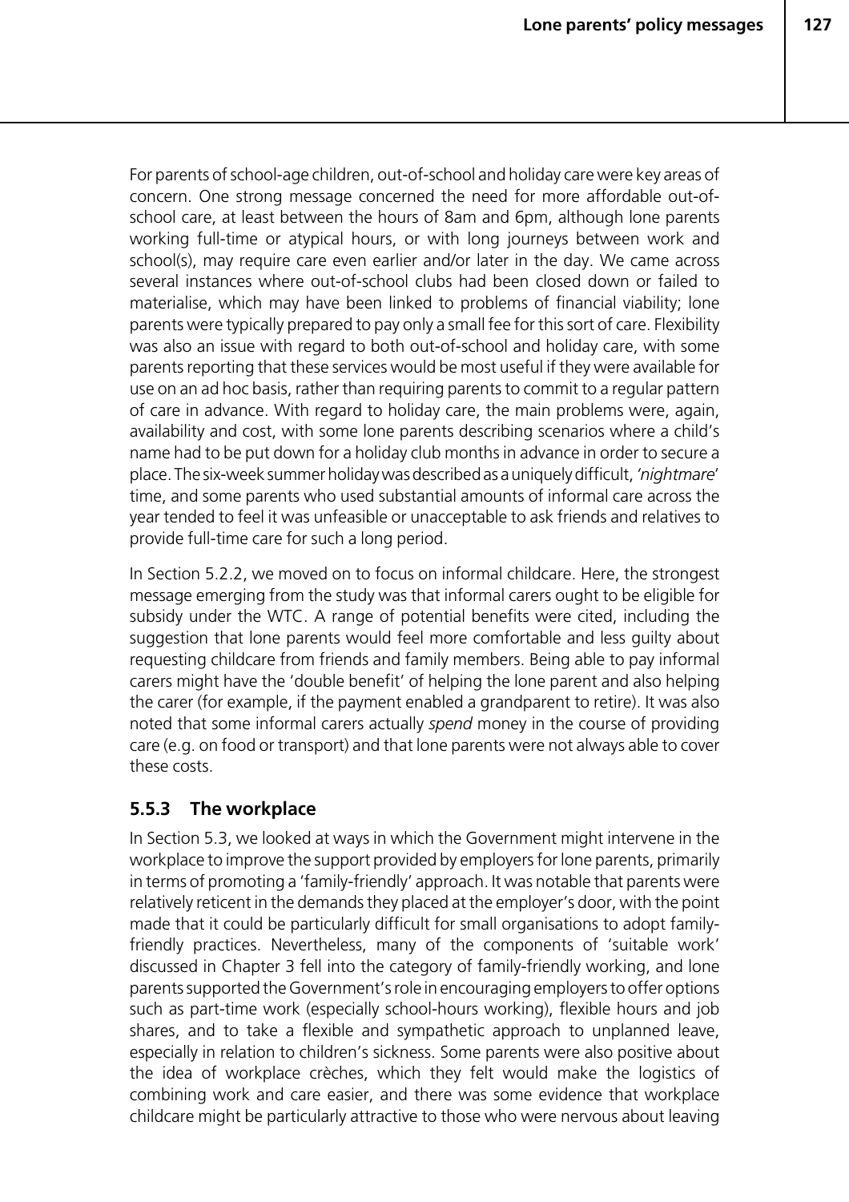For parents of school-age children, out-of-school and holiday care were key areas of concern. One strong message concerned the need for more affordable out-of-school care, at least between the hours of 8am and 6pm, although lone parents working full-time or atypical hours, or with long journeys between work and school(s), may require care even earlier and/or later in the day. We came across several instances where out-of-school clubs had been closed down or failed to materialise, which may have been linked to problems of financial viability; lone parents were typically prepared to pay only a small fee for this sort of care. Flexibility was also an issue with regard to both out-of-school and holiday care, with some parents reporting that these services would be most useful if they were available for use on an ad hoc basis, rather than requiring parents to commit to a regular pattern of care in advance. With regard to holiday care, the main problems were, again, availability and cost, with some lone parents describing scenarios where a child's name had to be put down for a holiday club months in advance in order to secure a place. The six-week summer holiday was described as a uniquely difficult, '*nightmare*' time, and some parents who used substantial amounts of informal care across the year tended to feel it was unfeasible or unacceptable to ask friends and relatives to provide full-time care for such a long period.

In Section 5.2.2, we moved on to focus on informal childcare. Here, the strongest message emerging from the study was that informal carers ought to be eligible for subsidy under the WTC. A range of potential benefits were cited, including the suggestion that lone parents would feel more comfortable and less guilty about requesting childcare from friends and family members. Being able to pay informal carers might have the 'double benefit' of helping the lone parent and also helping the carer (for example, if the payment enabled a grandparent to retire). It was also noted that some informal carers actually *spend* money in the course of providing care (e.g. on food or transport) and that lone parents were not always able to cover these costs.

### 5.5.3 The workplace

In Section 5.3, we looked at ways in which the Government might intervene in the workplace to improve the support provided by employers for lone parents, primarily in terms of promoting a 'family-friendly' approach. It was notable that parents were relatively reticent in the demands they placed at the employer's door, with the point made that it could be particularly difficult for small organisations to adopt family-friendly practices. Nevertheless, many of the components of 'suitable work' discussed in Chapter 3 fell into the category of family-friendly working, and lone parents supported the Government's role in encouraging employers to offer options such as part-time work (especially school-hours working), flexible hours and job shares, and to take a flexible and sympathetic approach to unplanned leave, especially in relation to children's sickness. Some parents were also positive about the idea of workplace crèches, which they felt would make the logistics of combining work and care easier, and there was some evidence that workplace childcare might be particularly attractive to those who were nervous about leaving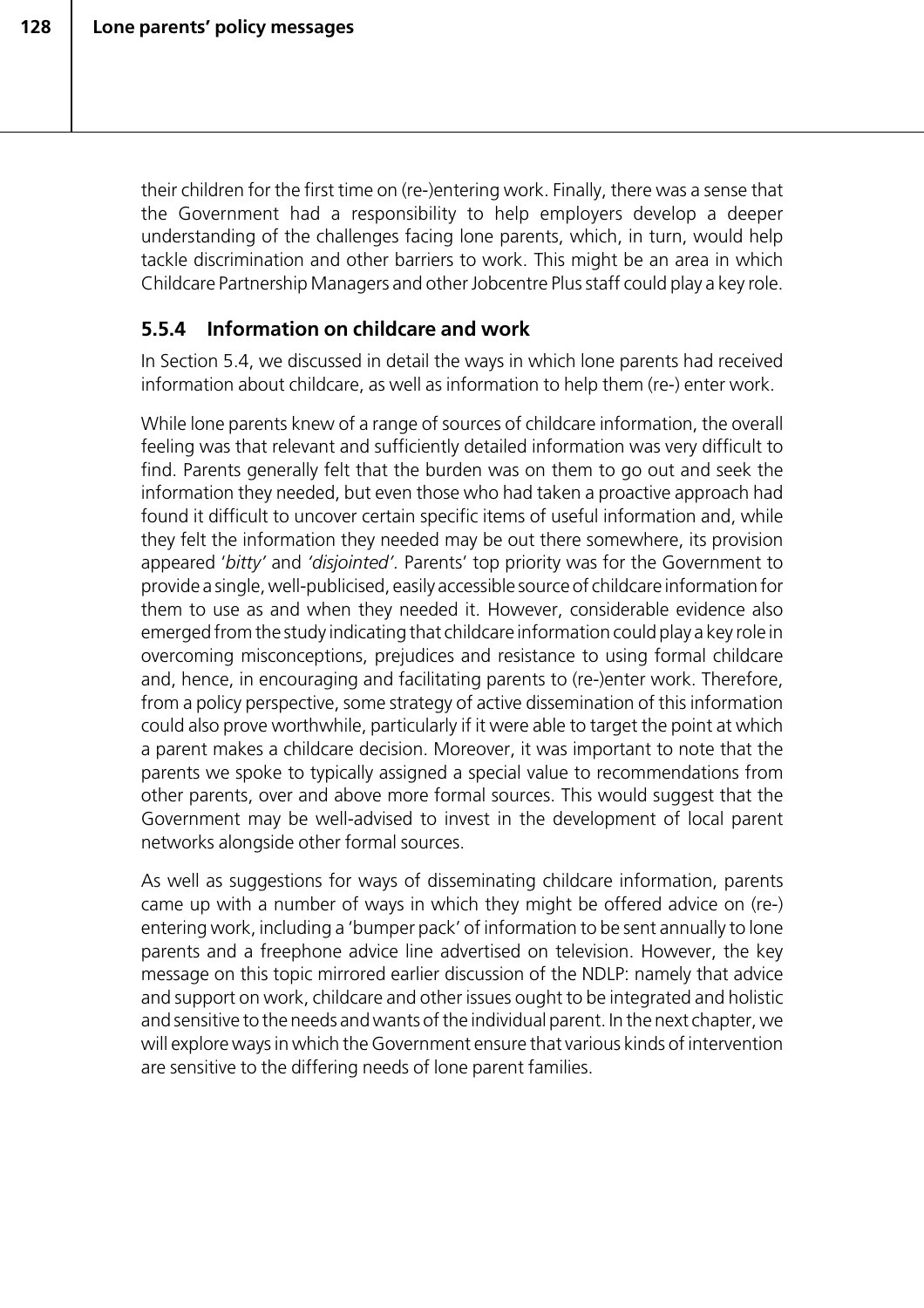their children for the first time on (re-)entering work. Finally, there was a sense that the Government had a responsibility to help employers develop a deeper understanding of the challenges facing lone parents, which, in turn, would help tackle discrimination and other barriers to work. This might be an area in which Childcare Partnership Managers and other Jobcentre Plus staff could play a key role.

### 5.5.4 Information on childcare and work

In Section 5.4, we discussed in detail the ways in which lone parents had received information about childcare, as well as information to help them (re-) enter work.

While lone parents knew of a range of sources of childcare information, the overall feeling was that relevant and sufficiently detailed information was very difficult to find. Parents generally felt that the burden was on them to go out and seek the information they needed, but even those who had taken a proactive approach had found it difficult to uncover certain specific items of useful information and, while they felt the information they needed may be out there somewhere, its provision appeared '*bitty*' and *'disjointed'*. Parents' top priority was for the Government to provide a single, well-publicised, easily accessible source of childcare information for them to use as and when they needed it. However, considerable evidence also emerged from the study indicating that childcare information could play a key role in overcoming misconceptions, prejudices and resistance to using formal childcare and, hence, in encouraging and facilitating parents to (re-)enter work. Therefore, from a policy perspective, some strategy of active dissemination of this information could also prove worthwhile, particularly if it were able to target the point at which a parent makes a childcare decision. Moreover, it was important to note that the parents we spoke to typically assigned a special value to recommendations from other parents, over and above more formal sources. This would suggest that the Government may be well-advised to invest in the development of local parent networks alongside other formal sources.

As well as suggestions for ways of disseminating childcare information, parents came up with a number of ways in which they might be offered advice on (re-) entering work, including a 'bumper pack' of information to be sent annually to lone parents and a freephone advice line advertised on television. However, the key message on this topic mirrored earlier discussion of the NDLP: namely that advice and support on work, childcare and other issues ought to be integrated and holistic and sensitive to the needs and wants of the individual parent. In the next chapter, we will explore ways in which the Government ensure that various kinds of intervention are sensitive to the differing needs of lone parent families.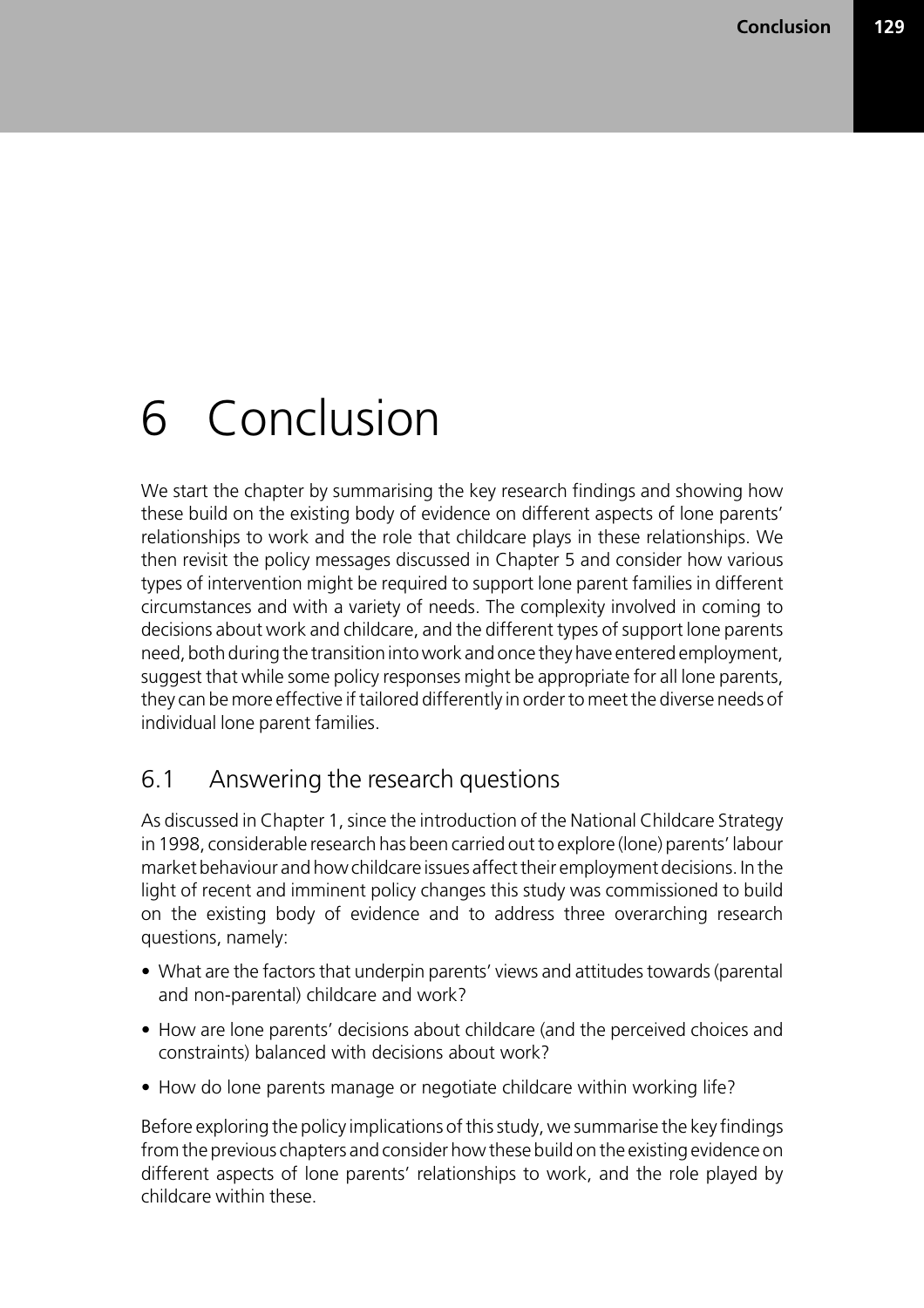# 6 Conclusion

We start the chapter by summarising the key research findings and showing how these build on the existing body of evidence on different aspects of lone parents' relationships to work and the role that childcare plays in these relationships. We then revisit the policy messages discussed in Chapter 5 and consider how various types of intervention might be required to support lone parent families in different circumstances and with a variety of needs. The complexity involved in coming to decisions about work and childcare, and the different types of support lone parents need, both during the transition into work and once they have entered employment, suggest that while some policy responses might be appropriate for all lone parents, they can be more effective if tailored differently in order to meet the diverse needs of individual lone parent families.

## 6.1 Answering the research questions

As discussed in Chapter 1, since the introduction of the National Childcare Strategy in 1998, considerable research has been carried out to explore (lone) parents' labour market behaviour and how childcare issues affect their employment decisions. In the light of recent and imminent policy changes this study was commissioned to build on the existing body of evidence and to address three overarching research questions, namely:

- What are the factors that underpin parents' views and attitudes towards (parental and non-parental) childcare and work?
- How are lone parents' decisions about childcare (and the perceived choices and constraints) balanced with decisions about work?
- How do lone parents manage or negotiate childcare within working life?

Before exploring the policy implications of this study, we summarise the key findings from the previous chapters and consider how these build on the existing evidence on different aspects of lone parents' relationships to work, and the role played by childcare within these.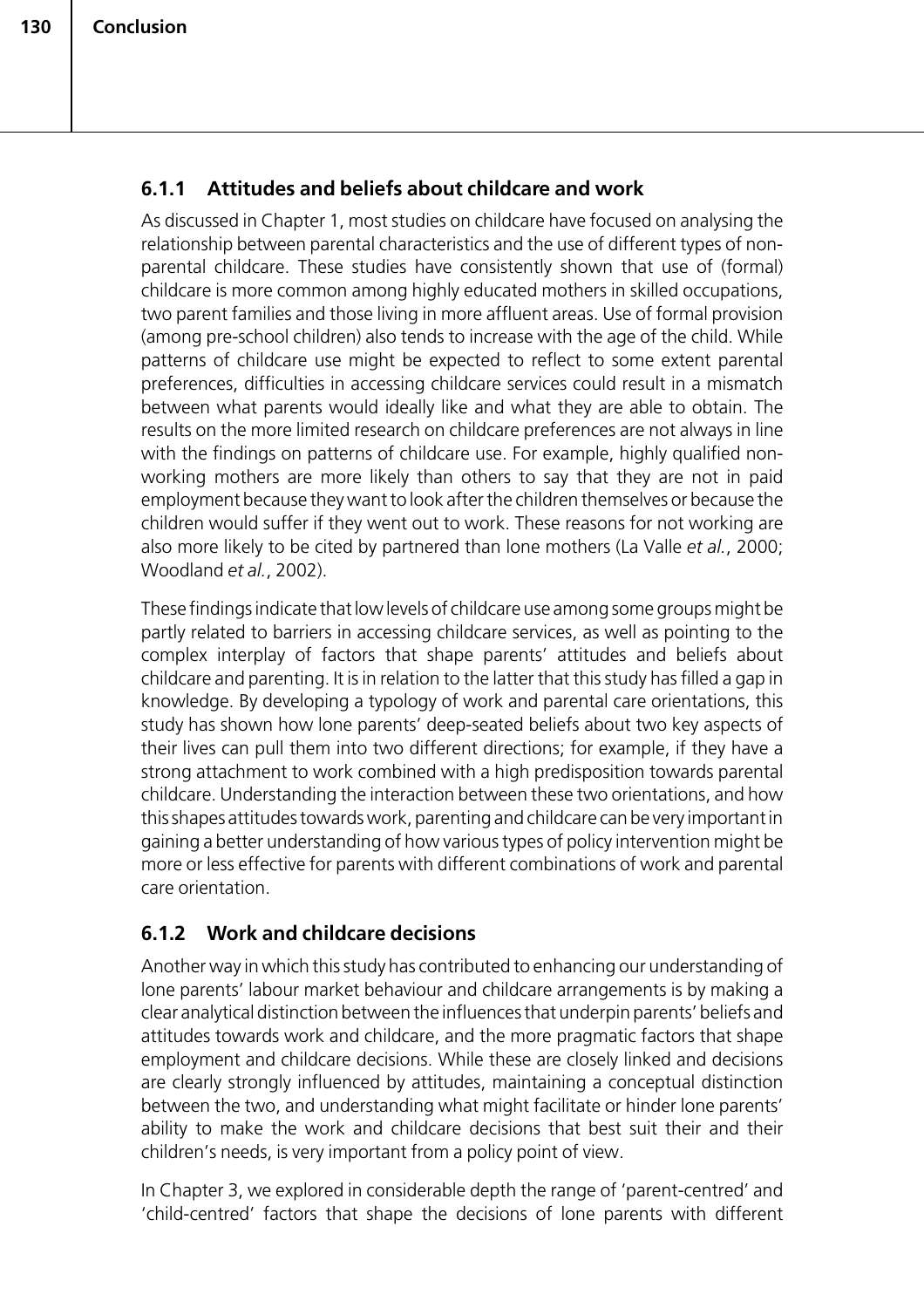### 6.1.1 Attitudes and beliefs about childcare and work

As discussed in Chapter 1, most studies on childcare have focused on analysing the relationship between parental characteristics and the use of different types of non-parental childcare. These studies have consistently shown that use of (formal) childcare is more common among highly educated mothers in skilled occupations, two parent families and those living in more affluent areas. Use of formal provision (among pre-school children) also tends to increase with the age of the child. While patterns of childcare use might be expected to reflect to some extent parental preferences, difficulties in accessing childcare services could result in a mismatch between what parents would ideally like and what they are able to obtain. The results on the more limited research on childcare preferences are not always in line with the findings on patterns of childcare use. For example, highly qualified non-working mothers are more likely than others to say that they are not in paid employment because they want to look after the children themselves or because the children would suffer if they went out to work. These reasons for not working are also more likely to be cited by partnered than lone mothers (La Valle *et al.*, 2000; Woodland *et al.*, 2002).

These findings indicate that low levels of childcare use among some groups might be partly related to barriers in accessing childcare services, as well as pointing to the complex interplay of factors that shape parents' attitudes and beliefs about childcare and parenting. It is in relation to the latter that this study has filled a gap in knowledge. By developing a typology of work and parental care orientations, this study has shown how lone parents' deep-seated beliefs about two key aspects of their lives can pull them into two different directions; for example, if they have a strong attachment to work combined with a high predisposition towards parental childcare. Understanding the interaction between these two orientations, and how this shapes attitudes towards work, parenting and childcare can be very important in gaining a better understanding of how various types of policy intervention might be more or less effective for parents with different combinations of work and parental care orientation.

### 6.1.2 Work and childcare decisions

Another way in which this study has contributed to enhancing our understanding of lone parents' labour market behaviour and childcare arrangements is by making a clear analytical distinction between the influences that underpin parents' beliefs and attitudes towards work and childcare, and the more pragmatic factors that shape employment and childcare decisions. While these are closely linked and decisions are clearly strongly influenced by attitudes, maintaining a conceptual distinction between the two, and understanding what might facilitate or hinder lone parents' ability to make the work and childcare decisions that best suit their and their children's needs, is very important from a policy point of view.

In Chapter 3, we explored in considerable depth the range of 'parent-centred' and 'child-centred' factors that shape the decisions of lone parents with different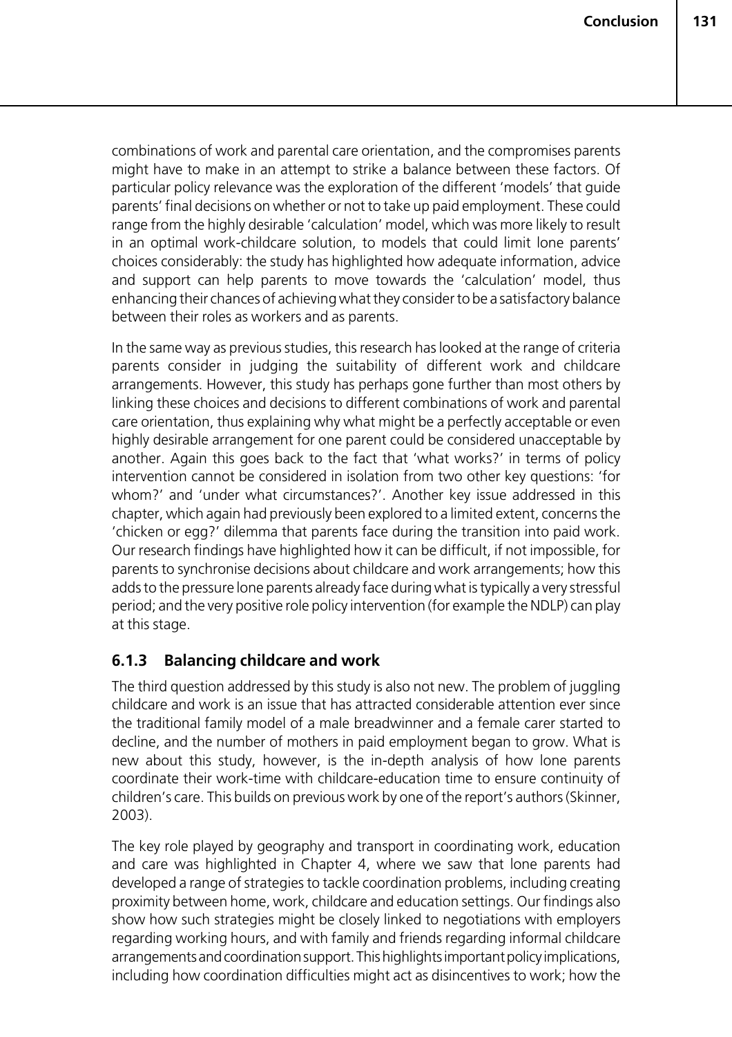combinations of work and parental care orientation, and the compromises parents might have to make in an attempt to strike a balance between these factors. Of particular policy relevance was the exploration of the different 'models' that guide parents' final decisions on whether or not to take up paid employment. These could range from the highly desirable 'calculation' model, which was more likely to result in an optimal work-childcare solution, to models that could limit lone parents' choices considerably: the study has highlighted how adequate information, advice and support can help parents to move towards the 'calculation' model, thus enhancing their chances of achieving what they consider to be a satisfactory balance between their roles as workers and as parents.

In the same way as previous studies, this research has looked at the range of criteria parents consider in judging the suitability of different work and childcare arrangements. However, this study has perhaps gone further than most others by linking these choices and decisions to different combinations of work and parental care orientation, thus explaining why what might be a perfectly acceptable or even highly desirable arrangement for one parent could be considered unacceptable by another. Again this goes back to the fact that 'what works?' in terms of policy intervention cannot be considered in isolation from two other key questions: 'for whom?' and 'under what circumstances?'. Another key issue addressed in this chapter, which again had previously been explored to a limited extent, concerns the 'chicken or egg?' dilemma that parents face during the transition into paid work. Our research findings have highlighted how it can be difficult, if not impossible, for parents to synchronise decisions about childcare and work arrangements; how this adds to the pressure lone parents already face during what is typically a very stressful period; and the very positive role policy intervention (for example the NDLP) can play at this stage.

### 6.1.3 Balancing childcare and work

The third question addressed by this study is also not new. The problem of juggling childcare and work is an issue that has attracted considerable attention ever since the traditional family model of a male breadwinner and a female carer started to decline, and the number of mothers in paid employment began to grow. What is new about this study, however, is the in-depth analysis of how lone parents coordinate their work-time with childcare-education time to ensure continuity of children's care. This builds on previous work by one of the report's authors (Skinner, 2003).

The key role played by geography and transport in coordinating work, education and care was highlighted in Chapter 4, where we saw that lone parents had developed a range of strategies to tackle coordination problems, including creating proximity between home, work, childcare and education settings. Our findings also show how such strategies might be closely linked to negotiations with employers regarding working hours, and with family and friends regarding informal childcare arrangements and coordination support. This highlights important policy implications, including how coordination difficulties might act as disincentives to work; how the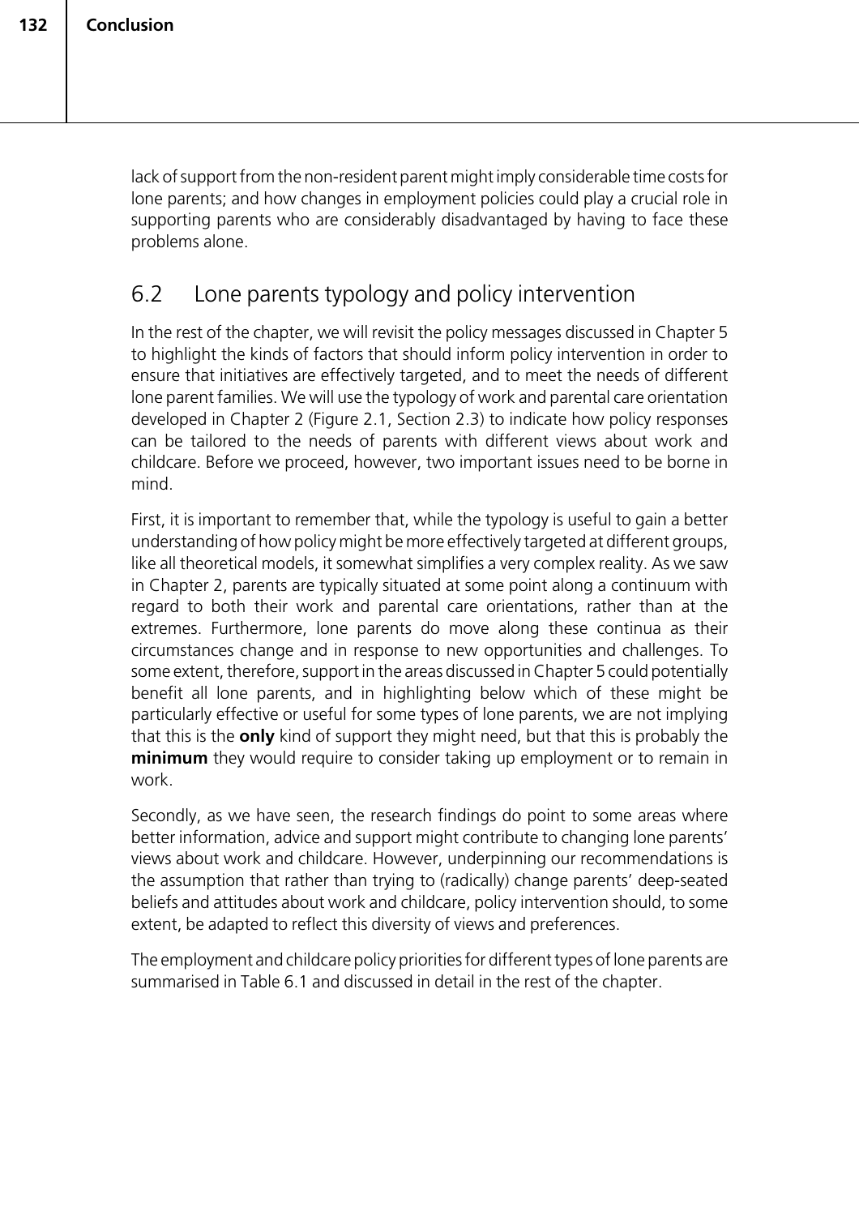lack of support from the non-resident parent might imply considerable time costs for lone parents; and how changes in employment policies could play a crucial role in supporting parents who are considerably disadvantaged by having to face these problems alone.

## 6.2 Lone parents typology and policy intervention

In the rest of the chapter, we will revisit the policy messages discussed in Chapter 5 to highlight the kinds of factors that should inform policy intervention in order to ensure that initiatives are effectively targeted, and to meet the needs of different lone parent families. We will use the typology of work and parental care orientation developed in Chapter 2 (Figure 2.1, Section 2.3) to indicate how policy responses can be tailored to the needs of parents with different views about work and childcare. Before we proceed, however, two important issues need to be borne in mind.

First, it is important to remember that, while the typology is useful to gain a better understanding of how policy might be more effectively targeted at different groups, like all theoretical models, it somewhat simplifies a very complex reality. As we saw in Chapter 2, parents are typically situated at some point along a continuum with regard to both their work and parental care orientations, rather than at the extremes. Furthermore, lone parents do move along these continua as their circumstances change and in response to new opportunities and challenges. To some extent, therefore, support in the areas discussed in Chapter 5 could potentially benefit all lone parents, and in highlighting below which of these might be particularly effective or useful for some types of lone parents, we are not implying that this is the **only** kind of support they might need, but that this is probably the **minimum** they would require to consider taking up employment or to remain in work.

Secondly, as we have seen, the research findings do point to some areas where better information, advice and support might contribute to changing lone parents' views about work and childcare. However, underpinning our recommendations is the assumption that rather than trying to (radically) change parents' deep-seated beliefs and attitudes about work and childcare, policy intervention should, to some extent, be adapted to reflect this diversity of views and preferences.

The employment and childcare policy priorities for different types of lone parents are summarised in Table 6.1 and discussed in detail in the rest of the chapter.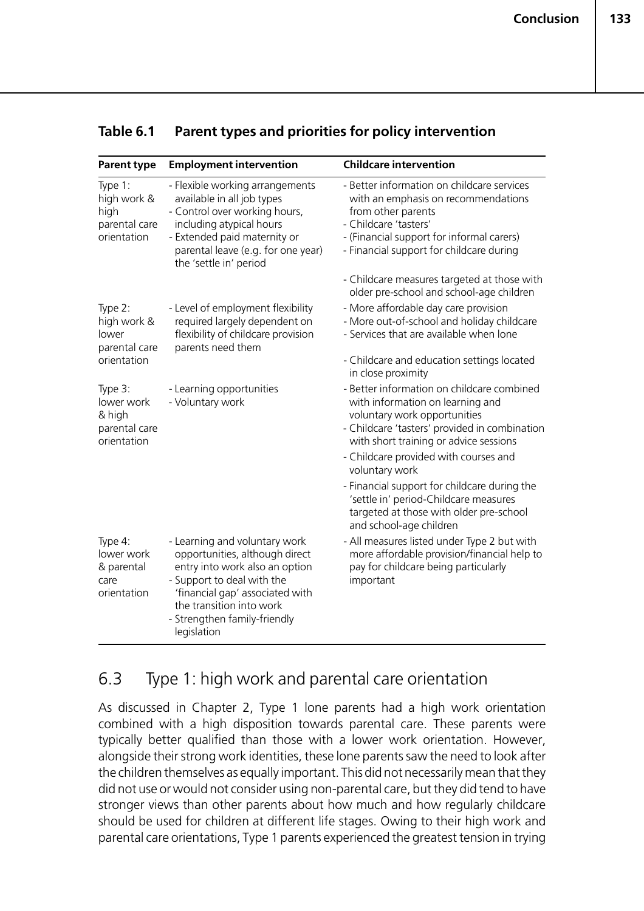**Table 6.1 Parent types and priorities for policy intervention**

| Parent type | Employment intervention | Childcare intervention |
|---|---|---|
| Type 1: high work & high parental care orientation | - Flexible working arrangements available in all job types<br>- Control over working hours, including atypical hours<br>- Extended paid maternity or parental leave (e.g. for one year) the 'settle in' period | - Better information on childcare services with an emphasis on recommendations from other parents<br>- Childcare 'tasters'<br>- (Financial support for informal carers)<br>- Financial support for childcare during<br>- Childcare measures targeted at those with older pre-school and school-age children |
| Type 2: high work & lower parental care orientation | - Level of employment flexibility required largely dependent on flexibility of childcare provision parents need them | - More affordable day care provision<br>- More out-of-school and holiday childcare<br>- Services that are available when lone<br>- Childcare and education settings located in close proximity |
| Type 3: lower work & high parental care orientation | - Learning opportunities<br>- Voluntary work | - Better information on childcare combined with information on learning and voluntary work opportunities<br>- Childcare 'tasters' provided in combination with short training or advice sessions<br>- Childcare provided with courses and voluntary work<br>- Financial support for childcare during the 'settle in' period-Childcare measures targeted at those with older pre-school and school-age children |
| Type 4: lower work & parental care orientation | - Learning and voluntary work opportunities, although direct entry into work also an option<br>- Support to deal with the 'financial gap' associated with the transition into work<br>- Strengthen family-friendly legislation | - All measures listed under Type 2 but with more affordable provision/financial help to pay for childcare being particularly important |

## 6.3 Type 1: high work and parental care orientation

As discussed in Chapter 2, Type 1 lone parents had a high work orientation combined with a high disposition towards parental care. These parents were typically better qualified than those with a lower work orientation. However, alongside their strong work identities, these lone parents saw the need to look after the children themselves as equally important. This did not necessarily mean that they did not use or would not consider using non-parental care, but they did tend to have stronger views than other parents about how much and how regularly childcare should be used for children at different life stages. Owing to their high work and parental care orientations, Type 1 parents experienced the greatest tension in trying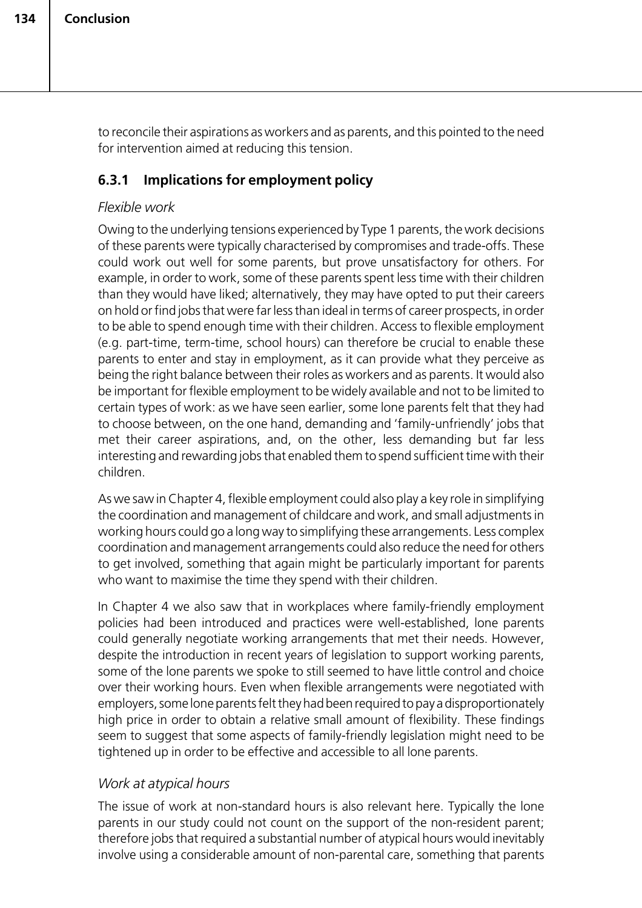to reconcile their aspirations as workers and as parents, and this pointed to the need for intervention aimed at reducing this tension.

### 6.3.1 Implications for employment policy

*Flexible work*

Owing to the underlying tensions experienced by Type 1 parents, the work decisions of these parents were typically characterised by compromises and trade-offs. These could work out well for some parents, but prove unsatisfactory for others. For example, in order to work, some of these parents spent less time with their children than they would have liked; alternatively, they may have opted to put their careers on hold or find jobs that were far less than ideal in terms of career prospects, in order to be able to spend enough time with their children. Access to flexible employment (e.g. part-time, term-time, school hours) can therefore be crucial to enable these parents to enter and stay in employment, as it can provide what they perceive as being the right balance between their roles as workers and as parents. It would also be important for flexible employment to be widely available and not to be limited to certain types of work: as we have seen earlier, some lone parents felt that they had to choose between, on the one hand, demanding and 'family-unfriendly' jobs that met their career aspirations, and, on the other, less demanding but far less interesting and rewarding jobs that enabled them to spend sufficient time with their children.

As we saw in Chapter 4, flexible employment could also play a key role in simplifying the coordination and management of childcare and work, and small adjustments in working hours could go a long way to simplifying these arrangements. Less complex coordination and management arrangements could also reduce the need for others to get involved, something that again might be particularly important for parents who want to maximise the time they spend with their children.

In Chapter 4 we also saw that in workplaces where family-friendly employment policies had been introduced and practices were well-established, lone parents could generally negotiate working arrangements that met their needs. However, despite the introduction in recent years of legislation to support working parents, some of the lone parents we spoke to still seemed to have little control and choice over their working hours. Even when flexible arrangements were negotiated with employers, some lone parents felt they had been required to pay a disproportionately high price in order to obtain a relative small amount of flexibility. These findings seem to suggest that some aspects of family-friendly legislation might need to be tightened up in order to be effective and accessible to all lone parents.

*Work at atypical hours*

The issue of work at non-standard hours is also relevant here. Typically the lone parents in our study could not count on the support of the non-resident parent; therefore jobs that required a substantial number of atypical hours would inevitably involve using a considerable amount of non-parental care, something that parents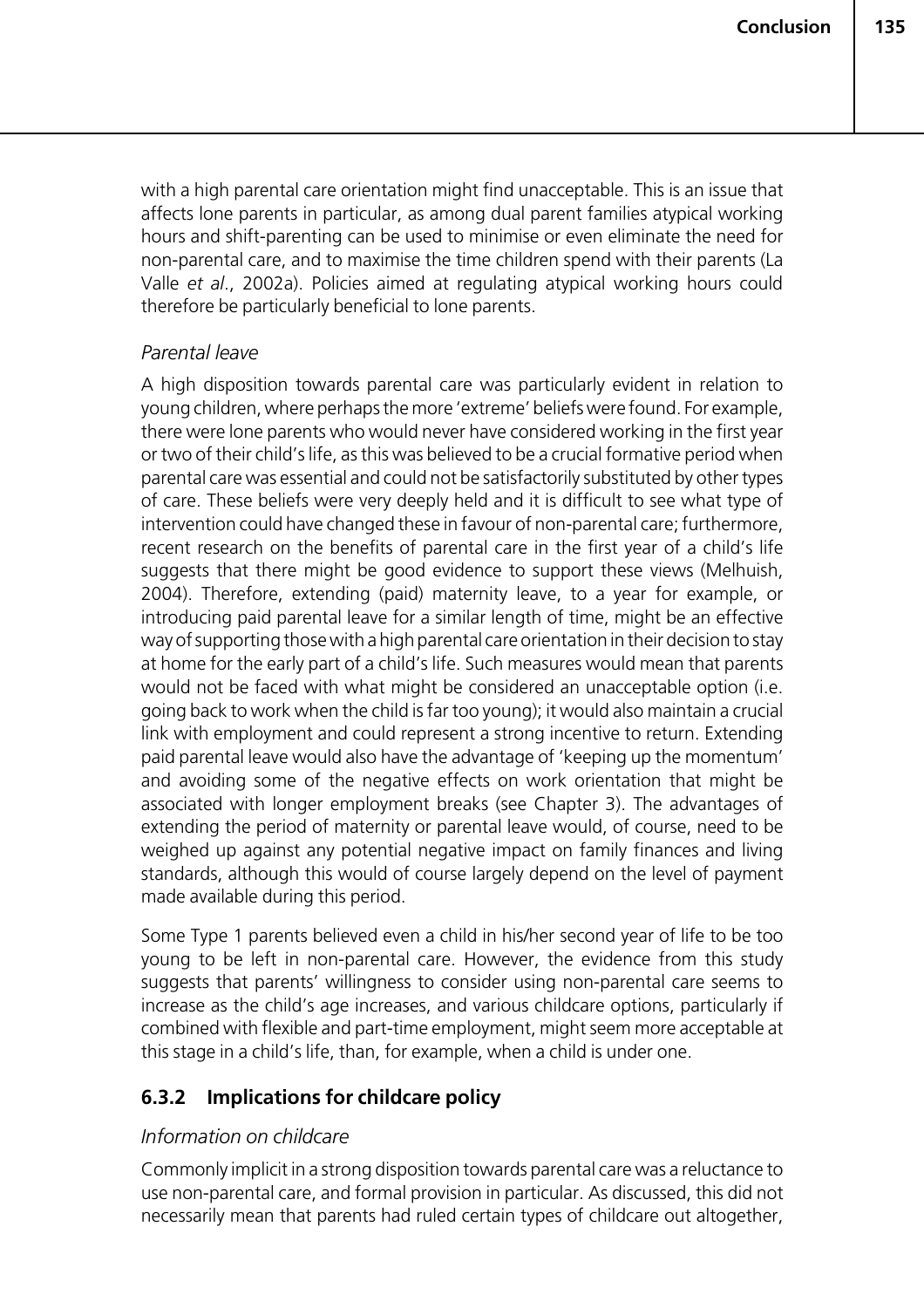with a high parental care orientation might find unacceptable. This is an issue that affects lone parents in particular, as among dual parent families atypical working hours and shift-parenting can be used to minimise or even eliminate the need for non-parental care, and to maximise the time children spend with their parents (La Valle *et al*., 2002a). Policies aimed at regulating atypical working hours could therefore be particularly beneficial to lone parents.

*Parental leave*

A high disposition towards parental care was particularly evident in relation to young children, where perhaps the more 'extreme' beliefs were found. For example, there were lone parents who would never have considered working in the first year or two of their child's life, as this was believed to be a crucial formative period when parental care was essential and could not be satisfactorily substituted by other types of care. These beliefs were very deeply held and it is difficult to see what type of intervention could have changed these in favour of non-parental care; furthermore, recent research on the benefits of parental care in the first year of a child's life suggests that there might be good evidence to support these views (Melhuish, 2004). Therefore, extending (paid) maternity leave, to a year for example, or introducing paid parental leave for a similar length of time, might be an effective way of supporting those with a high parental care orientation in their decision to stay at home for the early part of a child's life. Such measures would mean that parents would not be faced with what might be considered an unacceptable option (i.e. going back to work when the child is far too young); it would also maintain a crucial link with employment and could represent a strong incentive to return. Extending paid parental leave would also have the advantage of 'keeping up the momentum' and avoiding some of the negative effects on work orientation that might be associated with longer employment breaks (see Chapter 3). The advantages of extending the period of maternity or parental leave would, of course, need to be weighed up against any potential negative impact on family finances and living standards, although this would of course largely depend on the level of payment made available during this period.

Some Type 1 parents believed even a child in his/her second year of life to be too young to be left in non-parental care. However, the evidence from this study suggests that parents' willingness to consider using non-parental care seems to increase as the child's age increases, and various childcare options, particularly if combined with flexible and part-time employment, might more acceptable at this stage in a child's life, than, for example, when a child is under one.

### 6.3.2 Implications for childcare policy

*Information on childcare*

Commonly implicit in a strong disposition towards parental care was a reluctance to use non-parental care, and formal provision in particular. As discussed, this did not necessarily mean that parents had ruled certain types of childcare out altogether,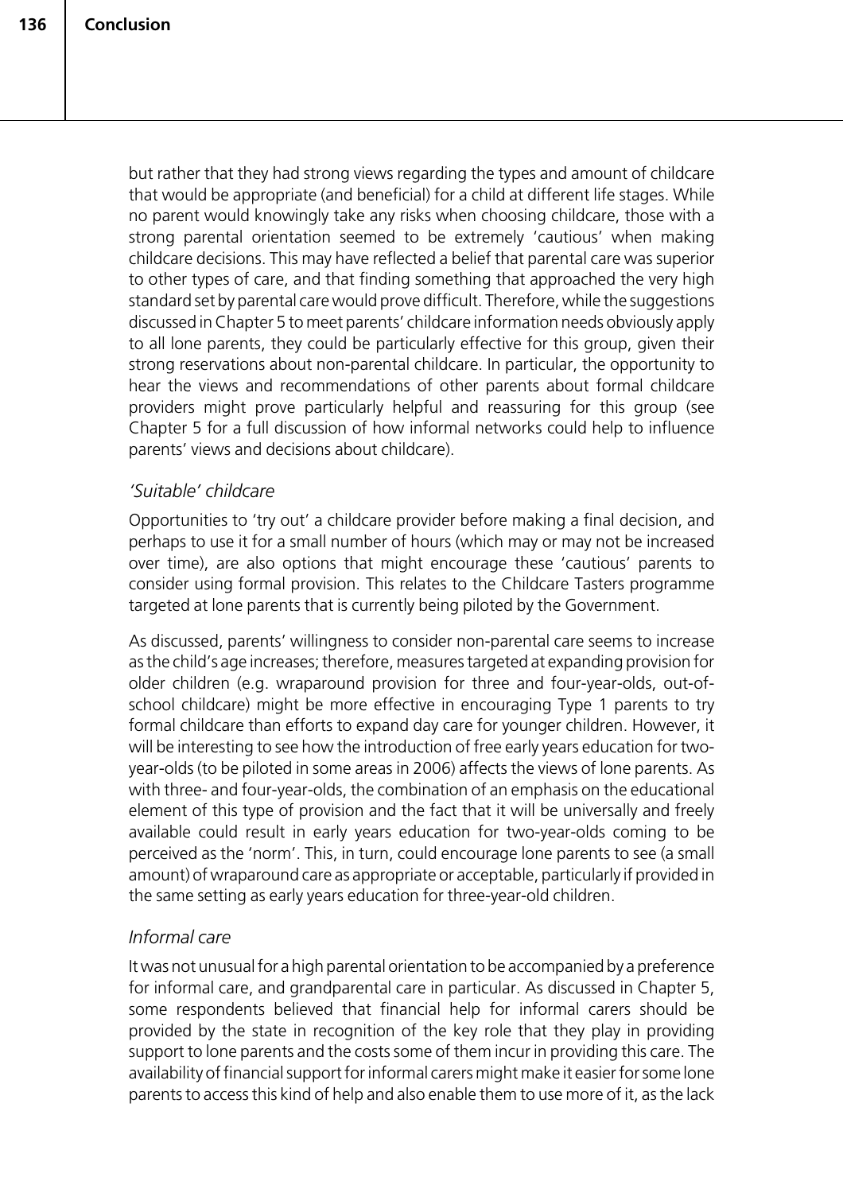but rather that they had strong views regarding the types and amount of childcare that would be appropriate (and beneficial) for a child at different life stages. While no parent would knowingly take any risks when choosing childcare, those with a strong parental orientation seemed to be extremely 'cautious' when making childcare decisions. This may have reflected a belief that parental care was superior to other types of care, and that finding something that approached the very high standard set by parental care would prove difficult. Therefore, while the suggestions discussed in Chapter 5 to meet parents' childcare information needs obviously apply to all lone parents, they could be particularly effective for this group, given their strong reservations about non-parental childcare. In particular, the opportunity to hear the views and recommendations of other parents about formal childcare providers might prove particularly helpful and reassuring for this group (see Chapter 5 for a full discussion of how informal networks could help to influence parents' views and decisions about childcare).

### *'Suitable' childcare*

Opportunities to 'try out' a childcare provider before making a final decision, and perhaps to use it for a small number of hours (which may or may not be increased over time), are also options that might encourage these 'cautious' parents to consider using formal provision. This relates to the Childcare Tasters programme targeted at lone parents that is currently being piloted by the Government.

As discussed, parents' willingness to consider non-parental care seems to increase as the child's age increases; therefore, measures targeted at expanding provision for older children (e.g. wraparound provision for three and four-year-olds, out-of-school childcare) might be more effective in encouraging Type 1 parents to try formal childcare than efforts to expand day care for younger children. However, it will be interesting to see how the introduction of free early years education for two-year-olds (to be piloted in some areas in 2006) affects the views of lone parents. As with three- and four-year-olds, the combination of an emphasis on the educational element of this type of provision and the fact that it will be universally and freely available could result in early years education for two-year-olds coming to be perceived as the 'norm'. This, in turn, could encourage lone parents to see (a small amount) of wraparound care as appropriate or acceptable, particularly if provided in the same setting as early years education for three-year-old children.

### *Informal care*

It was not unusual for a high parental orientation to be accompanied by a preference for informal care, and grandparental care in particular. As discussed in Chapter 5, some respondents believed that financial help for informal carers should be provided by the state in recognition of the key role that they play in providing support to lone parents and the costs some of them incur in providing this care. The availability of financial support for informal carers might make it easier for some lone parents to access this kind of help and also enable them to use more of it, as the lack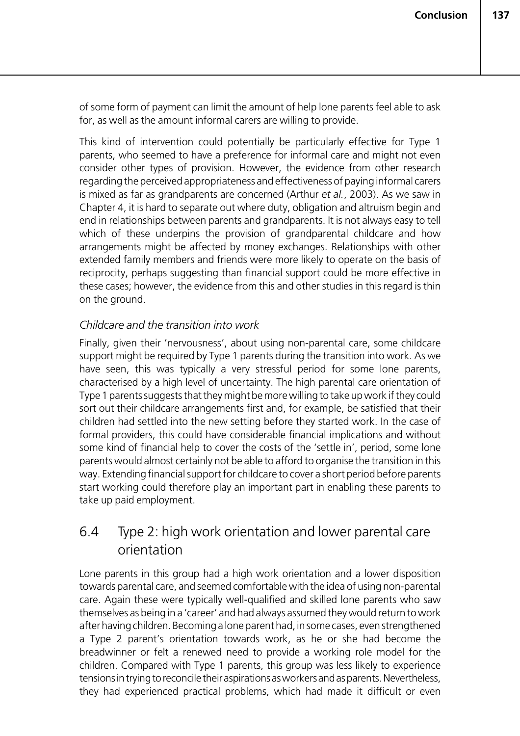of some form of payment can limit the amount of help lone parents feel able to ask for, as well as the amount informal carers are willing to provide.

This kind of intervention could potentially be particularly effective for Type 1 parents, who seemed to have a preference for informal care and might not even consider other types of provision. However, the evidence from other research regarding the perceived appropriateness and effectiveness of paying informal carers is mixed as far as grandparents are concerned (Arthur *et al.*, 2003). As we saw in Chapter 4, it is hard to separate out where duty, obligation and altruism begin and end in relationships between parents and grandparents. It is not always easy to tell which of these underpins the provision of grandparental childcare and how arrangements might be affected by money exchanges. Relationships with other extended family members and friends were more likely to operate on the basis of reciprocity, perhaps suggesting than financial support could be more effective in these cases; however, the evidence from this and other studies in this regard is thin on the ground.

*Childcare and the transition into work*

Finally, given their 'nervousness', about using non-parental care, some childcare support might be required by Type 1 parents during the transition into work. As we have seen, this was typically a very stressful period for some lone parents, characterised by a high level of uncertainty. The high parental care orientation of Type 1 parents suggests that they might be more willing to take up work if they could sort out their childcare arrangements first and, for example, be satisfied that their children had settled into the new setting before they started work. In the case of formal providers, this could have considerable financial implications and without some kind of financial help to cover the costs of the 'settle in', period, some lone parents would almost certainly not be able to afford to organise the transition in this way. Extending financial support for childcare to cover a short period before parents start working could therefore play an important part in enabling these parents to take up paid employment.

## 6.4 Type 2: high work orientation and lower parental care orientation

Lone parents in this group had a high work orientation and a lower disposition towards parental care, and seemed comfortable with the idea of using non-parental care. Again these were typically well-qualified and skilled lone parents who saw themselves as being in a 'career' and had always assumed they would return to work after having children. Becoming a lone parent had, in some cases, even strengthened a Type 2 parent's orientation towards work, as he or she had become the breadwinner or felt a renewed need to provide a working role model for the children. Compared with Type 1 parents, this group was less likely to experience tensions in trying to reconcile their aspirations as workers and as parents. Nevertheless, they had experienced practical problems, which had made it difficult or even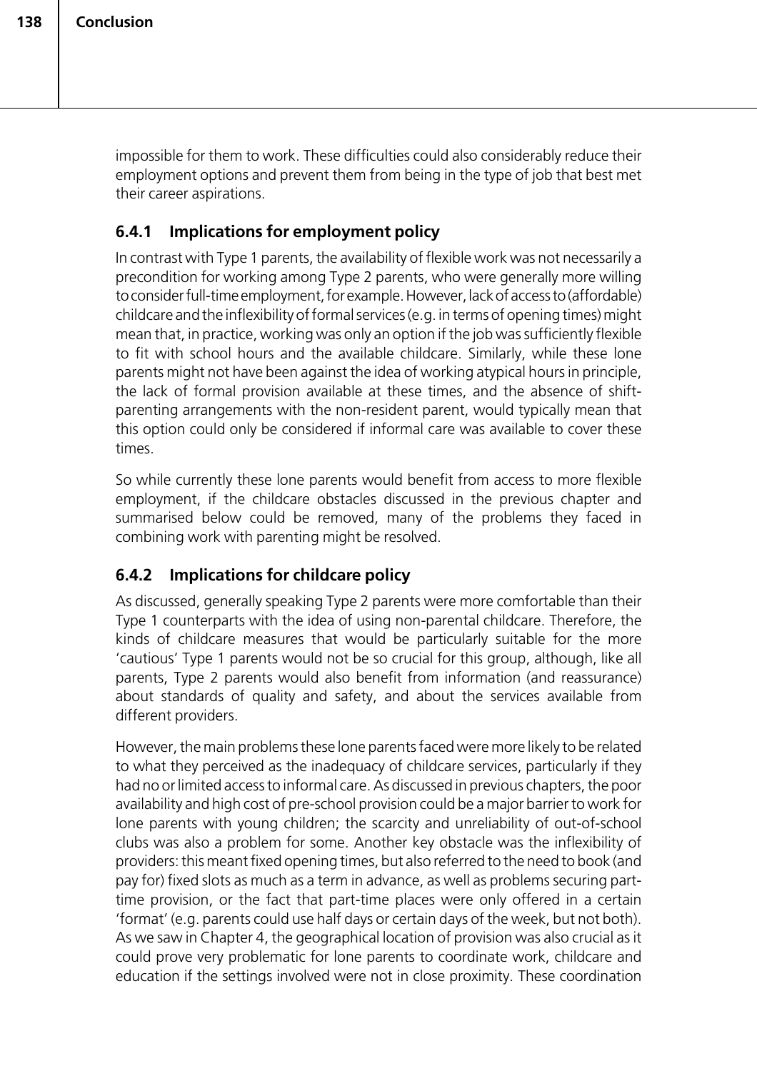impossible for them to work. These difficulties could also considerably reduce their employment options and prevent them from being in the type of job that best met their career aspirations.

### 6.4.1 Implications for employment policy

In contrast with Type 1 parents, the availability of flexible work was not necessarily a precondition for working among Type 2 parents, who were generally more willing to consider full-time employment, for example. However, lack of access to (affordable) childcare and the inflexibility of formal services (e.g. in terms of opening times) might mean that, in practice, working was only an option if the job was sufficiently flexible to fit with school hours and the available childcare. Similarly, while these lone parents might not have been against the idea of working atypical hours in principle, the lack of formal provision available at these times, and the absence of shift-parenting arrangements with the non-resident parent, would typically mean that this option could only be considered if informal care was available to cover these times.

So while currently these lone parents would benefit from access to more flexible employment, if the childcare obstacles discussed in the previous chapter and summarised below could be removed, many of the problems they faced in combining work with parenting might be resolved.

### 6.4.2 Implications for childcare policy

As discussed, generally speaking Type 2 parents were more comfortable than their Type 1 counterparts with the idea of using non-parental childcare. Therefore, the kinds of childcare measures that would be particularly suitable for the more 'cautious' Type 1 parents would not be so crucial for this group, although, like all parents, Type 2 parents would also benefit from information (and reassurance) about standards of quality and safety, and about the services available from different providers.

However, the main problems these lone parents faced were more likely to be related to what they perceived as the inadequacy of childcare services, particularly if they had no or limited access to informal care. As discussed in previous chapters, the poor availability and high cost of pre-school provision could be a major barrier to work for lone parents with young children; the scarcity and unreliability of out-of-school clubs was also a problem for some. Another key obstacle was the inflexibility of providers: this meant fixed opening times, but also referred to the need to book (and pay for) fixed slots as much as a term in advance, as well as problems securing part-time provision, or the fact that part-time places were only offered in a certain 'format' (e.g. parents could use half days or certain days of the week, but not both). As we saw in Chapter 4, the geographical location of provision was also crucial as it could prove very problematic for lone parents to coordinate work, childcare and education if the settings involved were not in close proximity. These coordination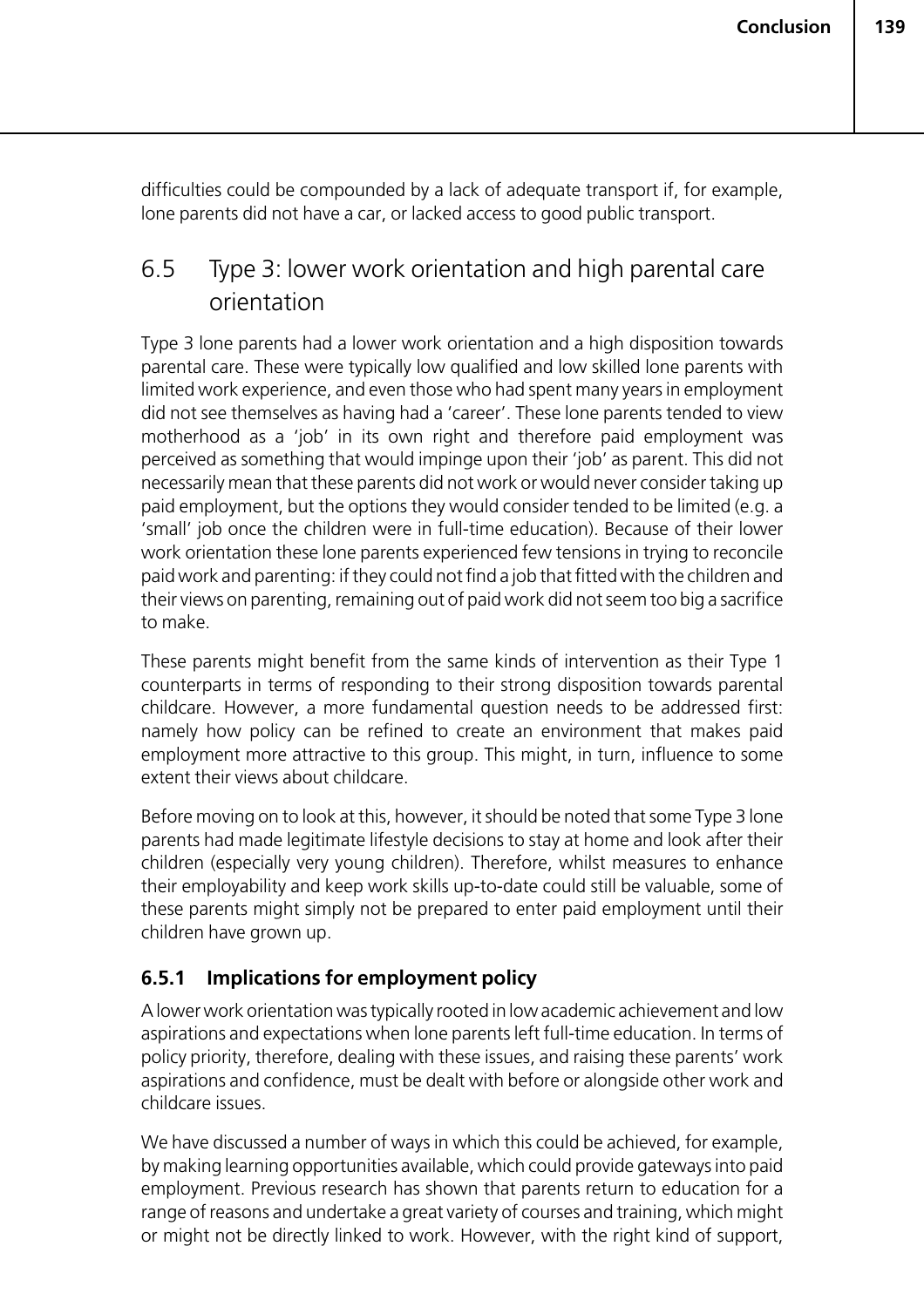difficulties could be compounded by a lack of adequate transport if, for example, lone parents did not have a car, or lacked access to good public transport.

## 6.5 Type 3: lower work orientation and high parental care orientation

Type 3 lone parents had a lower work orientation and a high disposition towards parental care. These were typically low qualified and low skilled lone parents with limited work experience, and even those who had spent many years in employment did not see themselves as having had a 'career'. These lone parents tended to view motherhood as a 'job' in its own right and therefore paid employment was perceived as something that would impinge upon their 'job' as parent. This did not necessarily mean that these parents did not work or would never consider taking up paid employment, but the options they would consider tended to be limited (e.g. a 'small' job once the children were in full-time education). Because of their lower work orientation these lone parents experienced few tensions in trying to reconcile paid work and parenting: if they could not find a job that fitted with the children and their views on parenting, remaining out of paid work did not seem too big a sacrifice to make.

These parents might benefit from the same kinds of intervention as their Type 1 counterparts in terms of responding to their strong disposition towards parental childcare. However, a more fundamental question needs to be addressed first: namely how policy can be refined to create an environment that makes paid employment more attractive to this group. This might, in turn, influence to some extent their views about childcare.

Before moving on to look at this, however, it should be noted that some Type 3 lone parents had made legitimate lifestyle decisions to stay at home and look after their children (especially very young children). Therefore, whilst measures to enhance their employability and keep work skills up-to-date could still be valuable, some of these parents might simply not be prepared to enter paid employment until their children have grown up.

### 6.5.1 Implications for employment policy

A lower work orientation was typically rooted in low academic achievement and low aspirations and expectations when lone parents left full-time education. In terms of policy priority, therefore, dealing with these issues, and raising these parents' work aspirations and confidence, must be dealt with before or alongside other work and childcare issues.

We have discussed a number of ways in which this could be achieved, for example, by making learning opportunities available, which could provide gateways into paid employment. Previous research has shown that parents return to education for a range of reasons and undertake a great variety of courses and training, which might or might not be directly linked to work. However, with the right kind of support,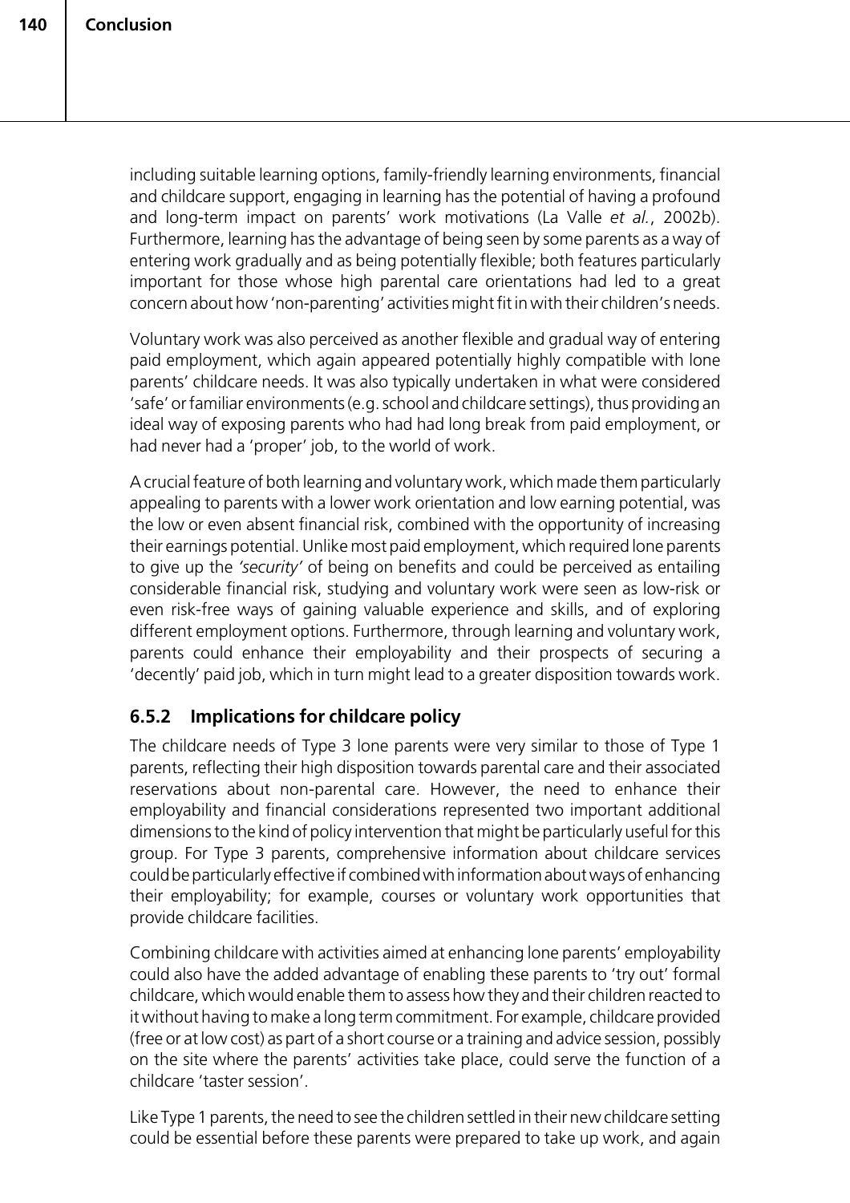including suitable learning options, family-friendly learning environments, financial and childcare support, engaging in learning has the potential of having a profound and long-term impact on parents' work motivations (La Valle *et al.*, 2002b). Furthermore, learning has the advantage of being seen by some parents as a way of entering work gradually and as being potentially flexible; both features particularly important for those whose high parental care orientations had led to a great concern about how 'non-parenting' activities might fit in with their children's needs.

Voluntary work was also perceived as another flexible and gradual way of entering paid employment, which again appeared potentially highly compatible with lone parents' childcare needs. It was also typically undertaken in what were considered 'safe' or familiar environments (e.g. school and childcare settings), thus providing an ideal way of exposing parents who had had long break from paid employment, or had never had a 'proper' job, to the world of work.

A crucial feature of both learning and voluntary work, which made them particularly appealing to parents with a lower work orientation and low earning potential, was the low or even absent financial risk, combined with the opportunity of increasing their earnings potential. Unlike most paid employment, which required lone parents to give up the *'security'* of being on benefits and could be perceived as entailing considerable financial risk, studying and voluntary work were seen as low-risk or even risk-free ways of gaining valuable experience and skills, and of exploring different employment options. Furthermore, through learning and voluntary work, parents could enhance their employability and their prospects of securing a 'decently' paid job, which in turn might lead to a greater disposition towards work.

### 6.5.2 Implications for childcare policy

The childcare needs of Type 3 lone parents were very similar to those of Type 1 parents, reflecting their high disposition towards parental care and their associated reservations about non-parental care. However, the need to enhance their employability and financial considerations represented two important additional dimensions to the kind of policy intervention that might be particularly useful for this group. For Type 3 parents, comprehensive information about childcare services could be particularly effective if combined with information about ways of enhancing their employability; for example, courses or voluntary work opportunities that provide childcare facilities.

Combining childcare with activities aimed at enhancing lone parents' employability could also have the added advantage of enabling these parents to 'try out' formal childcare, which would enable them to assess how they and their children reacted to it without having to make a long term commitment. For example, childcare provided (free or at low cost) as part of a short course or a training and advice session, possibly on the site where the parents' activities take place, could serve the function of a childcare 'taster session'.

Like Type 1 parents, the need to see the children settled in their new childcare setting could be essential before these parents were prepared to take up work, and again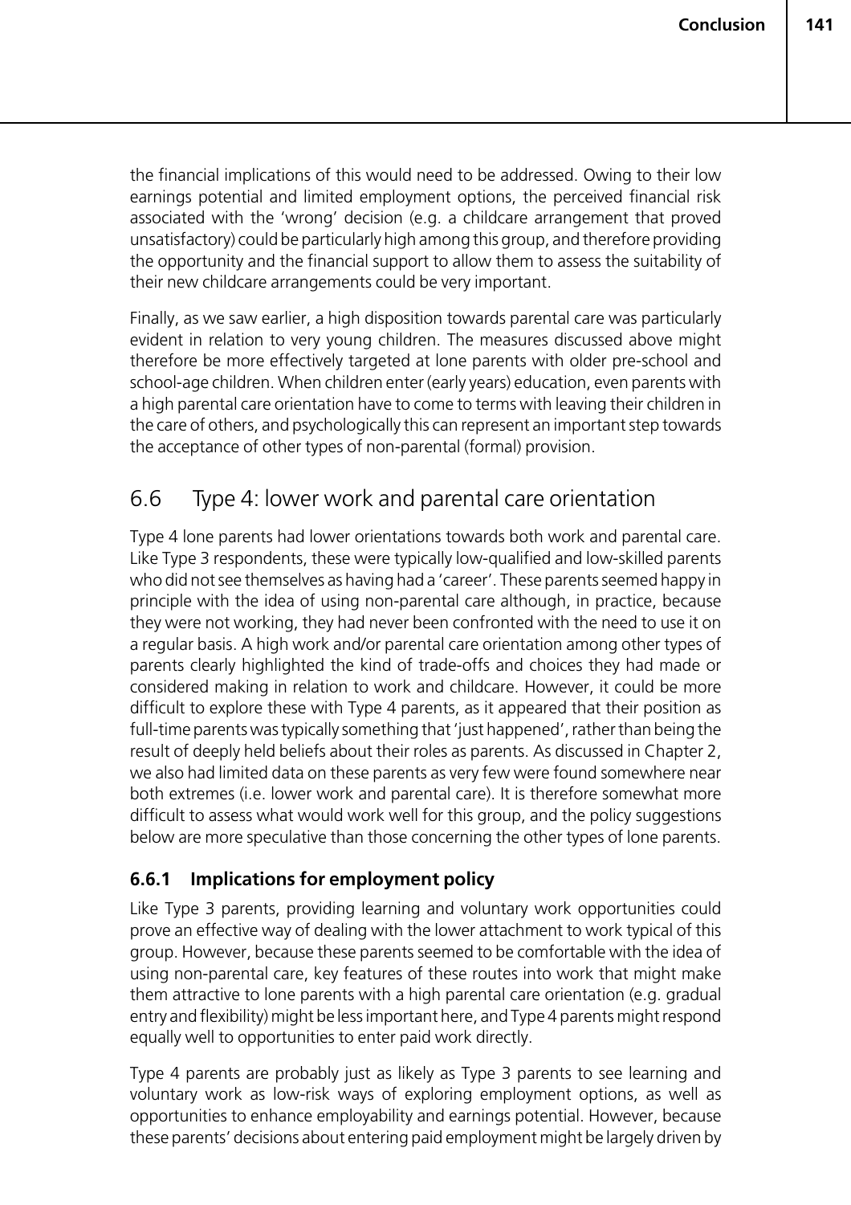the financial implications of this would need to be addressed. Owing to their low earnings potential and limited employment options, the perceived financial risk associated with the 'wrong' decision (e.g. a childcare arrangement that proved unsatisfactory) could be particularly high among this group, and therefore providing the opportunity and the financial support to allow them to assess the suitability of their new childcare arrangements could be very important.

Finally, as we saw earlier, a high disposition towards parental care was particularly evident in relation to very young children. The measures discussed above might therefore be more effectively targeted at lone parents with older pre-school and school-age children. When children enter (early years) education, even parents with a high parental care orientation have to come to terms with leaving their children in the care of others, and psychologically this can represent an important step towards the acceptance of other types of non-parental (formal) provision.

## 6.6 Type 4: lower work and parental care orientation

Type 4 lone parents had lower orientations towards both work and parental care. Like Type 3 respondents, these were typically low-qualified and low-skilled parents who did not see themselves as having had a 'career'. These parents seemed happy in principle with the idea of using non-parental care although, in practice, because they were not working, they had never been confronted with the need to use it on a regular basis. A high work and/or parental care orientation among other types of parents clearly highlighted the kind of trade-offs and choices they had made or considered making in relation to work and childcare. However, it could be more difficult to explore these with Type 4 parents, as it appeared that their position as full-time parents was typically something that 'just happened', rather than being the result of deeply held beliefs about their roles as parents. As discussed in Chapter 2, we also had limited data on these parents as very few were found somewhere near both extremes (i.e. lower work and parental care). It is therefore somewhat more difficult to assess what would work well for this group, and the policy suggestions below are more speculative than those concerning the other types of lone parents.

### 6.6.1 Implications for employment policy

Like Type 3 parents, providing learning and voluntary work opportunities could prove an effective way of dealing with the lower attachment to work typical of this group. However, because these parents seemed to be comfortable with the idea of using non-parental care, key features of these routes into work that might make them attractive to lone parents with a high parental care orientation (e.g. gradual entry and flexibility) might be less important here, and Type 4 parents might respond equally well to opportunities to enter paid work directly.

Type 4 parents are probably just as likely as Type 3 parents to see learning and voluntary work as low-risk ways of exploring employment options, as well as opportunities to enhance employability and earnings potential. However, because these parents' decisions about entering paid employment might be largely driven by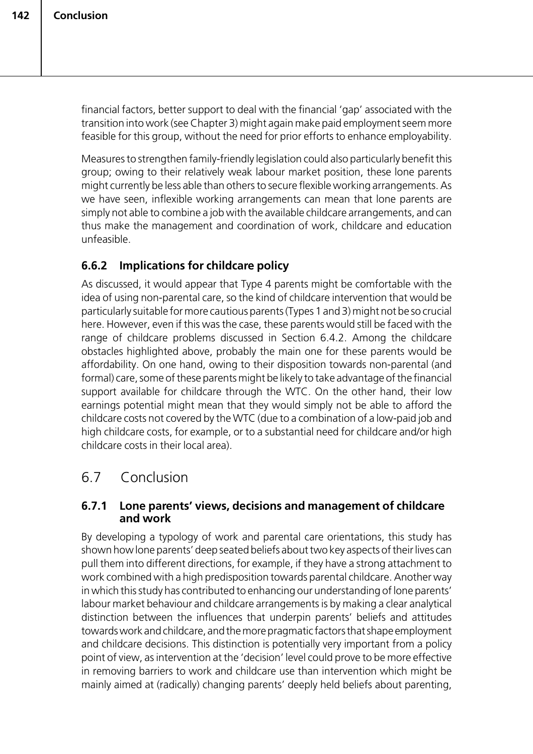financial factors, better support to deal with the financial 'gap' associated with the transition into work (see Chapter 3) might again make paid employment seem more feasible for this group, without the need for prior efforts to enhance employability.

Measures to strengthen family-friendly legislation could also particularly benefit this group; owing to their relatively weak labour market position, these lone parents might currently be less able than others to secure flexible working arrangements. As we have seen, inflexible working arrangements can mean that lone parents are simply not able to combine a job with the available childcare arrangements, and can thus make the management and coordination of work, childcare and education unfeasible.

### 6.6.2 Implications for childcare policy

As discussed, it would appear that Type 4 parents might be comfortable with the idea of using non-parental care, so the kind of childcare intervention that would be particularly suitable for more cautious parents (Types 1 and 3) might not be so crucial here. However, even if this was the case, these parents would still be faced with the range of childcare problems discussed in Section 6.4.2. Among the childcare obstacles highlighted above, probably the main one for these parents would be affordability. On one hand, owing to their disposition towards non-parental (and formal) care, some of these parents might be likely to take advantage of the financial support available for childcare through the WTC. On the other hand, their low earnings potential might mean that they would simply not be able to afford the childcare costs not covered by the WTC (due to a combination of a low-paid job and high childcare costs, for example, or to a substantial need for childcare and/or high childcare costs in their local area).

## 6.7 Conclusion

### 6.7.1 Lone parents' views, decisions and management of childcare and work

By developing a typology of work and parental care orientations, this study has shown how lone parents' deep seated beliefs about two key aspects of their lives can pull them into different directions, for example, if they have a strong attachment to work combined with a high predisposition towards parental childcare. Another way in which this study has contributed to enhancing our understanding of lone parents' labour market behaviour and childcare arrangements is by making a clear analytical distinction between the influences that underpin parents' beliefs and attitudes towards work and childcare, and the more pragmatic factors that shape employment and childcare decisions. This distinction is potentially very important from a policy point of view, as intervention at the 'decision' level could prove to be more effective in removing barriers to work and childcare use than intervention which might be mainly aimed at (radically) changing parents' deeply held beliefs about parenting,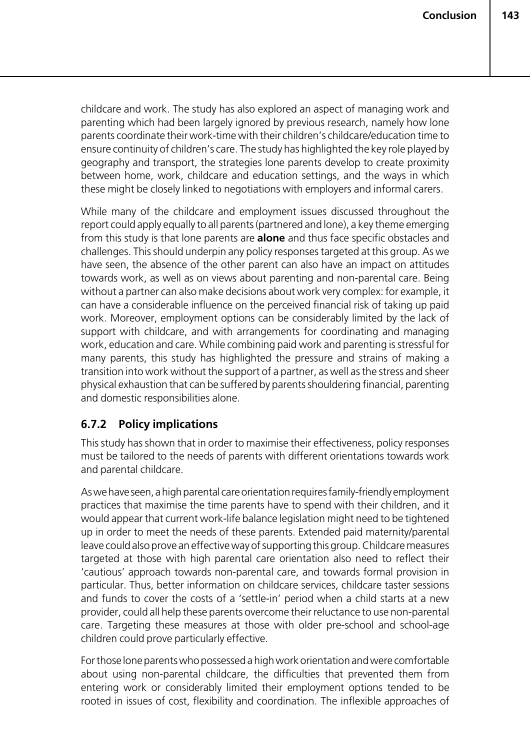childcare and work. The study has also explored an aspect of managing work and parenting which had been largely ignored by previous research, namely how lone parents coordinate their work-time with their children's childcare/education time to ensure continuity of children's care. The study has highlighted the key role played by geography and transport, the strategies lone parents develop to create proximity between home, work, childcare and education settings, and the ways in which these might be closely linked to negotiations with employers and informal carers.

While many of the childcare and employment issues discussed throughout the report could apply equally to all parents (partnered and lone), a key theme emerging from this study is that lone parents are **alone** and thus face specific obstacles and challenges. This should underpin any policy responses targeted at this group. As we have seen, the absence of the other parent can also have an impact on attitudes towards work, as well as on views about parenting and non-parental care. Being without a partner can also make decisions about work very complex: for example, it can have a considerable influence on the perceived financial risk of taking up paid work. Moreover, employment options can be considerably limited by the lack of support with childcare, and with arrangements for coordinating and managing work, education and care. While combining paid work and parenting is stressful for many parents, this study has highlighted the pressure and strains of making a transition into work without the support of a partner, as well as the stress and sheer physical exhaustion that can be suffered by parents shouldering financial, parenting and domestic responsibilities alone.

### 6.7.2 Policy implications

This study has shown that in order to maximise their effectiveness, policy responses must be tailored to the needs of parents with different orientations towards work and parental childcare.

As we have seen, a high parental care orientation requires family-friendly employment practices that maximise the time parents have to spend with their children, and it would appear that current work-life balance legislation might need to be tightened up in order to meet the needs of these parents. Extended paid maternity/parental leave could also prove an effective way of supporting this group. Childcare measures targeted at those with high parental care orientation also need to reflect their 'cautious' approach towards non-parental care, and towards formal provision in particular. Thus, better information on childcare services, childcare taster sessions and funds to cover the costs of a 'settle-in' period when a child starts at a new provider, could all help these parents overcome their reluctance to use non-parental care. Targeting these measures at those with older pre-school and school-age children could prove particularly effective.

For those lone parents who possessed a high work orientation and were comfortable about using non-parental childcare, the difficulties that prevented them from entering work or considerably limited their employment options tended to be rooted in issues of cost, flexibility and coordination. The inflexible approaches of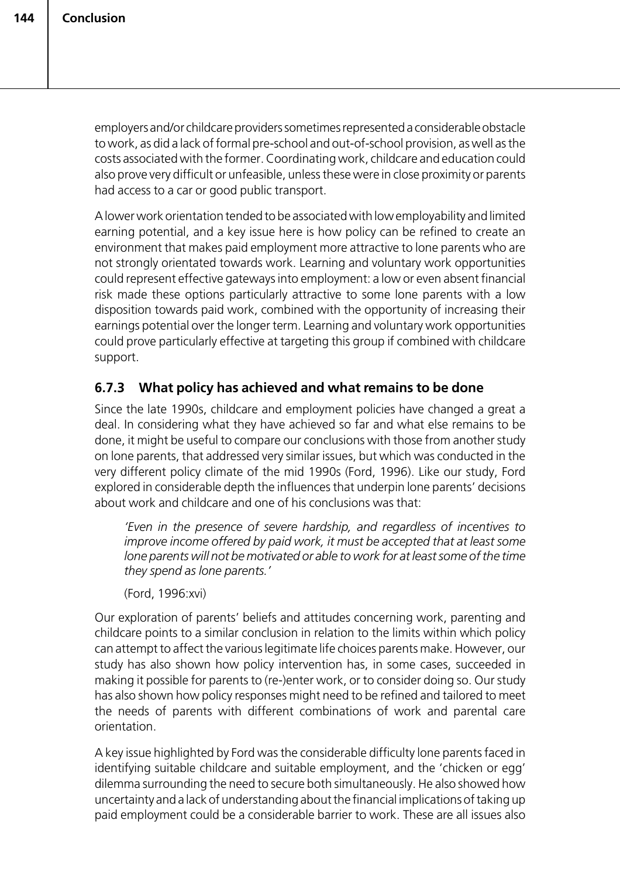employers and/or childcare providers sometimes represented a considerable obstacle to work, as did a lack of formal pre-school and out-of-school provision, as well as the costs associated with the former. Coordinating work, childcare and education could also prove very difficult or unfeasible, unless these were in close proximity or parents had access to a car or good public transport.

A lower work orientation tended to be associated with low employability and limited earning potential, and a key issue here is how policy can be refined to create an environment that makes paid employment more attractive to lone parents who are not strongly orientated towards work. Learning and voluntary work opportunities could represent effective gateways into employment: a low or even absent financial risk made these options particularly attractive to some lone parents with a low disposition towards paid work, combined with the opportunity of increasing their earnings potential over the longer term. Learning and voluntary work opportunities could prove particularly effective at targeting this group if combined with childcare support.

### 6.7.3 What policy has achieved and what remains to be done

Since the late 1990s, childcare and employment policies have changed a great a deal. In considering what they have achieved so far and what else remains to be done, it might be useful to compare our conclusions with those from another study on lone parents, that addressed very similar issues, but which was conducted in the very different policy climate of the mid 1990s (Ford, 1996). Like our study, Ford explored in considerable depth the influences that underpin lone parents' decisions about work and childcare and one of his conclusions was that:

> *'Even in the presence of severe hardship, and regardless of incentives to improve income offered by paid work, it must be accepted that at least some lone parents will not be motivated or able to work for at least some of the time they spend as lone parents.'*
>
> (Ford, 1996:xvi)

Our exploration of parents' beliefs and attitudes concerning work, parenting and childcare points to a similar conclusion in relation to the limits within which policy can attempt to affect the various legitimate life choices parents make. However, our study has also shown how policy intervention has, in some cases, succeeded in making it possible for parents to (re-)enter work, or to consider doing so. Our study has also shown how policy responses might need to be refined and tailored to meet the needs of parents with different combinations of work and parental care orientation.

A key issue highlighted by Ford was the considerable difficulty lone parents faced in identifying suitable childcare and suitable employment, and the 'chicken or egg' dilemma surrounding the need to secure both simultaneously. He also showed how uncertainty and a lack of understanding about the financial implications of taking up paid employment could be a considerable barrier to work. These are all issues also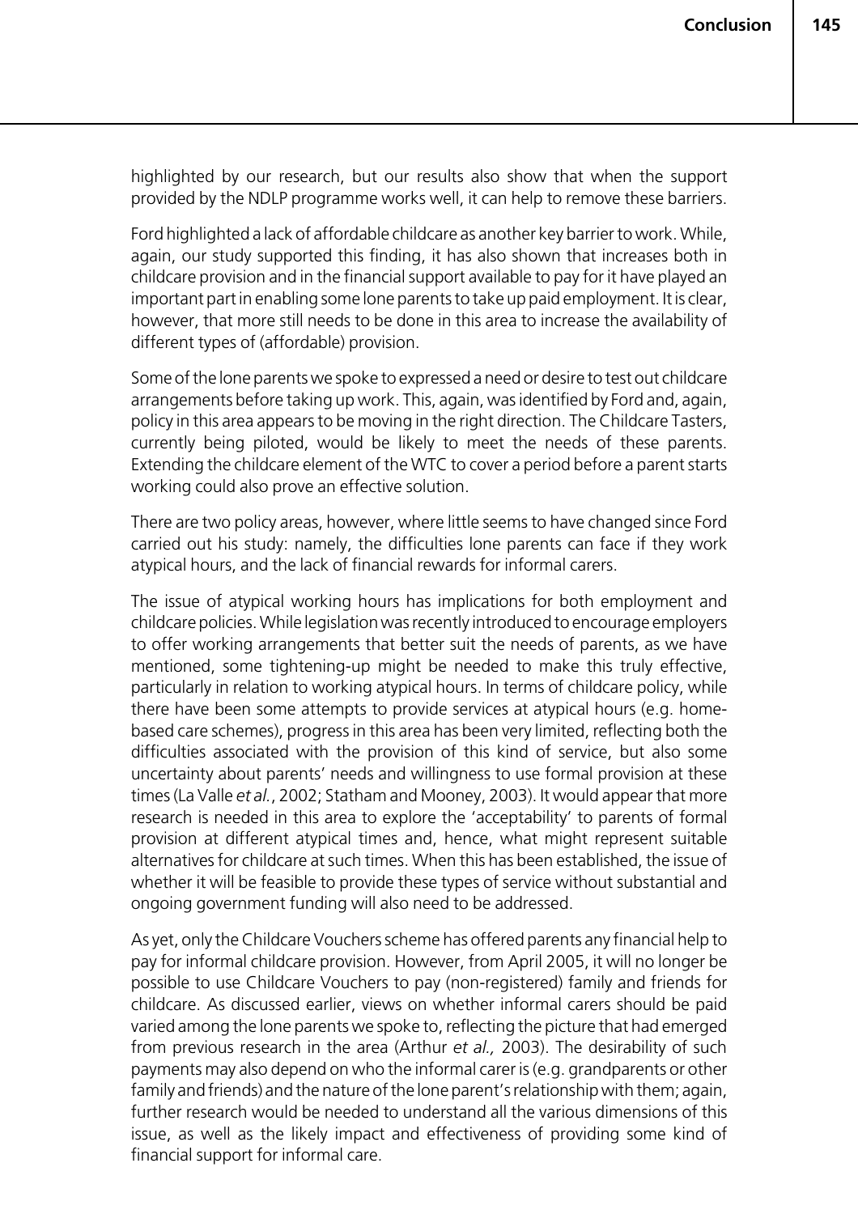highlighted by our research, but our results also show that when the support provided by the NDLP programme works well, it can help to remove these barriers.

Ford highlighted a lack of affordable childcare as another key barrier to work. While, again, our study supported this finding, it has also shown that increases both in childcare provision and in the financial support available to pay for it have played an important part in enabling some lone parents to take up paid employment. It is clear, however, that more still needs to be done in this area to increase the availability of different types of (affordable) provision.

Some of the lone parents we spoke to expressed a need or desire to test out childcare arrangements before taking up work. This, again, was identified by Ford and, again, policy in this area appears to be moving in the right direction. The Childcare Tasters, currently being piloted, would be likely to meet the needs of these parents. Extending the childcare element of the WTC to cover a period before a parent starts working could also prove an effective solution.

There are two policy areas, however, where little seems to have changed since Ford carried out his study: namely, the difficulties lone parents can face if they work atypical hours, and the lack of financial rewards for informal carers.

The issue of atypical working hours has implications for both employment and childcare policies. While legislation was recently introduced to encourage employers to offer working arrangements that better suit the needs of parents, as we have mentioned, some tightening-up might be needed to make this truly effective, particularly in relation to working atypical hours. In terms of childcare policy, while there have been some attempts to provide services at atypical hours (e.g. home-based care schemes), progress in this area has been very limited, reflecting both the difficulties associated with the provision of this kind of service, but also some uncertainty about parents' needs and willingness to use formal provision at these times (La Valle *et al.*, 2002; Statham and Mooney, 2003). It would appear that more research is needed in this area to explore the 'acceptability' to parents of formal provision at different atypical times and, hence, what might represent suitable alternatives for childcare at such times. When this has been established, the issue of whether it will be feasible to provide these types of service without substantial and ongoing government funding will also need to be addressed.

As yet, only the Childcare Vouchers scheme has offered parents any financial help to pay for informal childcare provision. However, from April 2005, it will no longer be possible to use Childcare Vouchers to pay (non-registered) family and friends for childcare. As discussed earlier, views on whether informal carers should be paid varied among the lone parents we spoke to, reflecting the picture that had emerged from previous research in the area (Arthur *et al.,* 2003). The desirability of such payments may also depend on who the informal carer is (e.g. grandparents or other family and friends) and the nature of the lone parent's relationship with them; again, further research would be needed to understand all the various dimensions of this issue, as well as the likely impact and effectiveness of providing some kind of financial support for informal care.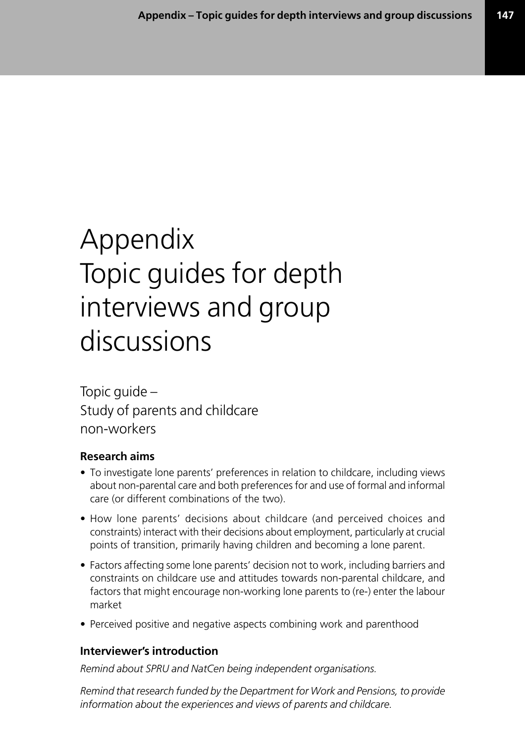# Appendix
# Topic guides for depth interviews and group discussions

## Topic guide – Study of parents and childcare non-workers

### Research aims

- To investigate lone parents' preferences in relation to childcare, including views about non-parental care and both preferences for and use of formal and informal care (or different combinations of the two).
- How lone parents' decisions about childcare (and perceived choices and constraints) interact with their decisions about employment, particularly at crucial points of transition, primarily having children and becoming a lone parent.
- Factors affecting some lone parents' decision not to work, including barriers and constraints on childcare use and attitudes towards non-parental childcare, and factors that might encourage non-working lone parents to (re-) enter the labour market
- Perceived positive and negative aspects combining work and parenthood

### Interviewer's introduction

*Remind about SPRU and NatCen being independent organisations.*

*Remind that research funded by the Department for Work and Pensions, to provide information about the experiences and views of parents and childcare.*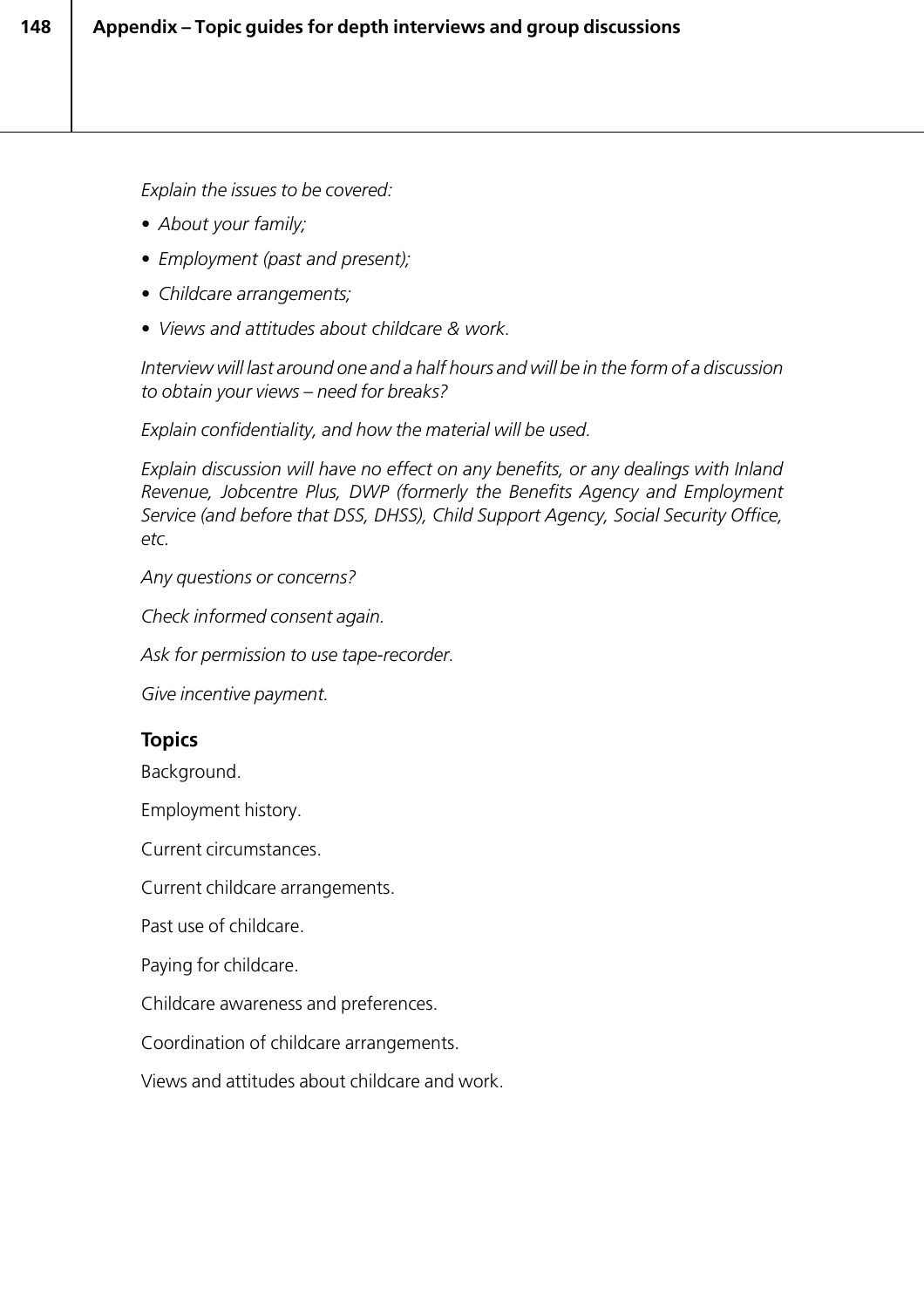*Explain the issues to be covered:*

- *About your family;*
- *Employment (past and present);*
- *Childcare arrangements;*
- *Views and attitudes about childcare & work.*

*Interview will last around one and a half hours and will be in the form of a discussion to obtain your views – need for breaks?*

*Explain confidentiality, and how the material will be used.*

*Explain discussion will have no effect on any benefits, or any dealings with Inland Revenue, Jobcentre Plus, DWP (formerly the Benefits Agency and Employment Service (and before that DSS, DHSS), Child Support Agency, Social Security Office, etc.*

*Any questions or concerns?*

*Check informed consent again.*

*Ask for permission to use tape-recorder.*

*Give incentive payment.*

**Topics**

Background.

Employment history.

Current circumstances.

Current childcare arrangements.

Past use of childcare.

Paying for childcare.

Childcare awareness and preferences.

Coordination of childcare arrangements.

Views and attitudes about childcare and work.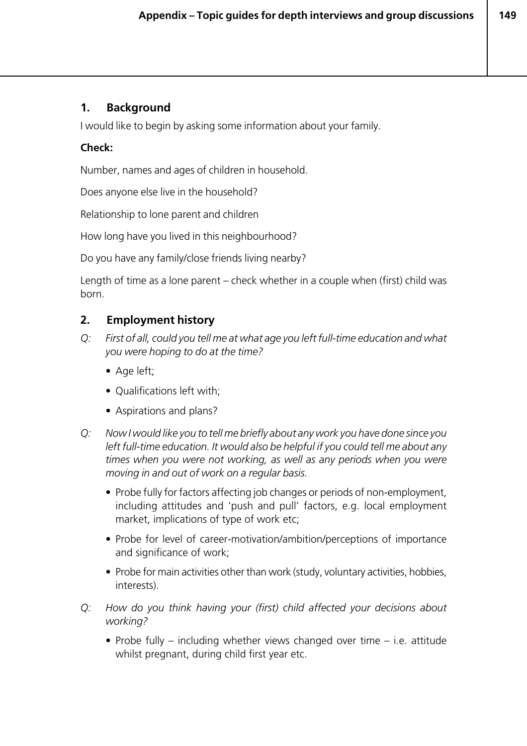## 1. Background

I would like to begin by asking some information about your family.

**Check:**

Number, names and ages of children in household.

Does anyone else live in the household?

Relationship to lone parent and children

How long have you lived in this neighbourhood?

Do you have any family/close friends living nearby?

Length of time as a lone parent – check whether in a couple when (first) child was born.

## 2. Employment history

Q: *First of all, could you tell me at what age you left full-time education and what you were hoping to do at the time?*

- Age left;
- Qualifications left with;
- Aspirations and plans?

Q: *Now I would like you to tell me briefly about any work you have done since you left full-time education. It would also be helpful if you could tell me about any times when you were not working, as well as any periods when you were moving in and out of work on a regular basis.*

- Probe fully for factors affecting job changes or periods of non-employment, including attitudes and 'push and pull' factors, e.g. local employment market, implications of type of work etc;
- Probe for level of career-motivation/ambition/perceptions of importance and significance of work;
- Probe for main activities other than work (study, voluntary activities, hobbies, interests).

Q: *How do you think having your (first) child affected your decisions about working?*

- Probe fully – including whether views changed over time – i.e. attitude whilst pregnant, during child first year etc.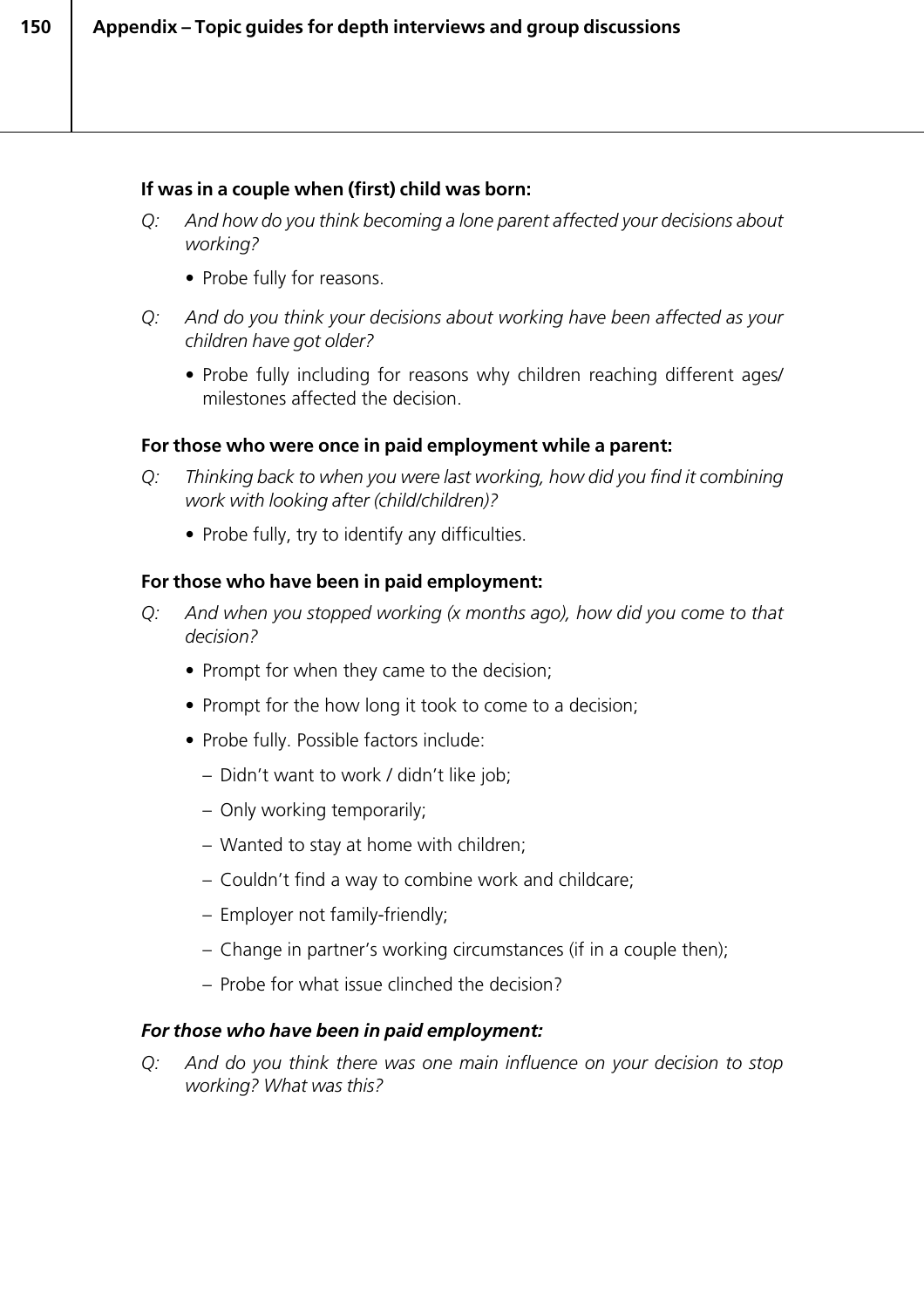**If was in a couple when (first) child was born:**

*Q: And how do you think becoming a lone parent affected your decisions about working?*

- Probe fully for reasons.

*Q: And do you think your decisions about working have been affected as your children have got older?*

- Probe fully including for reasons why children reaching different ages/ milestones affected the decision.

**For those who were once in paid employment while a parent:**

*Q: Thinking back to when you were last working, how did you find it combining work with looking after (child/children)?*

- Probe fully, try to identify any difficulties.

**For those who have been in paid employment:**

*Q: And when you stopped working (x months ago), how did you come to that decision?*

- Prompt for when they came to the decision;
- Prompt for the how long it took to come to a decision;
- Probe fully. Possible factors include:
  - Didn't want to work / didn't like job;
  - Only working temporarily;
  - Wanted to stay at home with children;
  - Couldn't find a way to combine work and childcare;
  - Employer not family-friendly;
  - Change in partner's working circumstances (if in a couple then);
  - Probe for what issue clinched the decision?

***For those who have been in paid employment:***

*Q: And do you think there was one main influence on your decision to stop working? What was this?*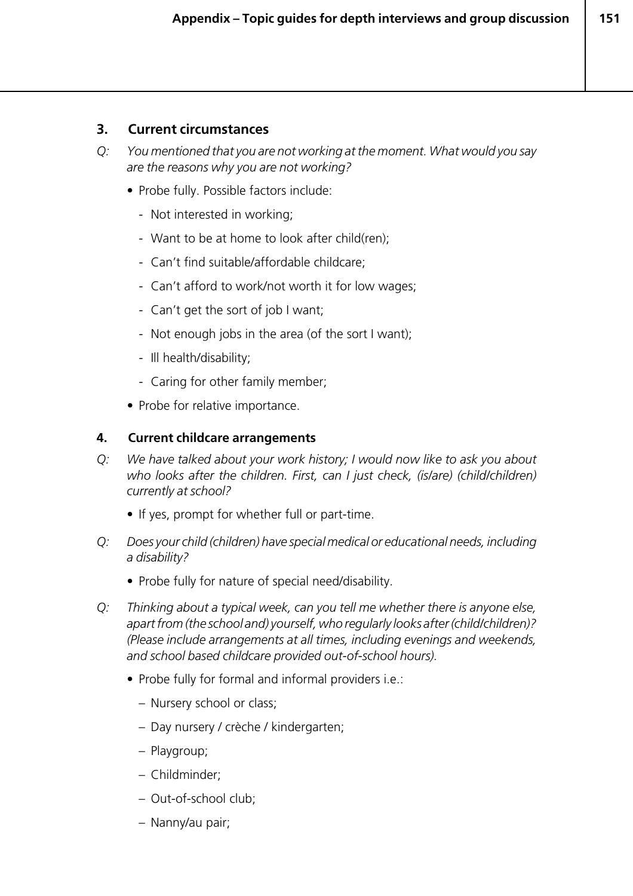## 3. Current circumstances

*Q: You mentioned that you are not working at the moment. What would you say are the reasons why you are not working?*

- Probe fully. Possible factors include:
  - Not interested in working;
  - Want to be at home to look after child(ren);
  - Can't find suitable/affordable childcare;
  - Can't afford to work/not worth it for low wages;
  - Can't get the sort of job I want;
  - Not enough jobs in the area (of the sort I want);
  - Ill health/disability;
  - Caring for other family member;
- Probe for relative importance.

## 4. Current childcare arrangements

*Q: We have talked about your work history; I would now like to ask you about who looks after the children. First, can I just check, (is/are) (child/children) currently at school?*

- If yes, prompt for whether full or part-time.

*Q: Does your child (children) have special medical or educational needs, including a disability?*

- Probe fully for nature of special need/disability.

*Q: Thinking about a typical week, can you tell me whether there is anyone else, apart from (the school and) yourself, who regularly looks after (child/children)? (Please include arrangements at all times, including evenings and weekends, and school based childcare provided out-of-school hours).*

- Probe fully for formal and informal providers i.e.:
  - Nursery school or class;
  - Day nursery / crèche / kindergarten;
  - Playgroup;
  - Childminder;
  - Out-of-school club;
  - Nanny/au pair;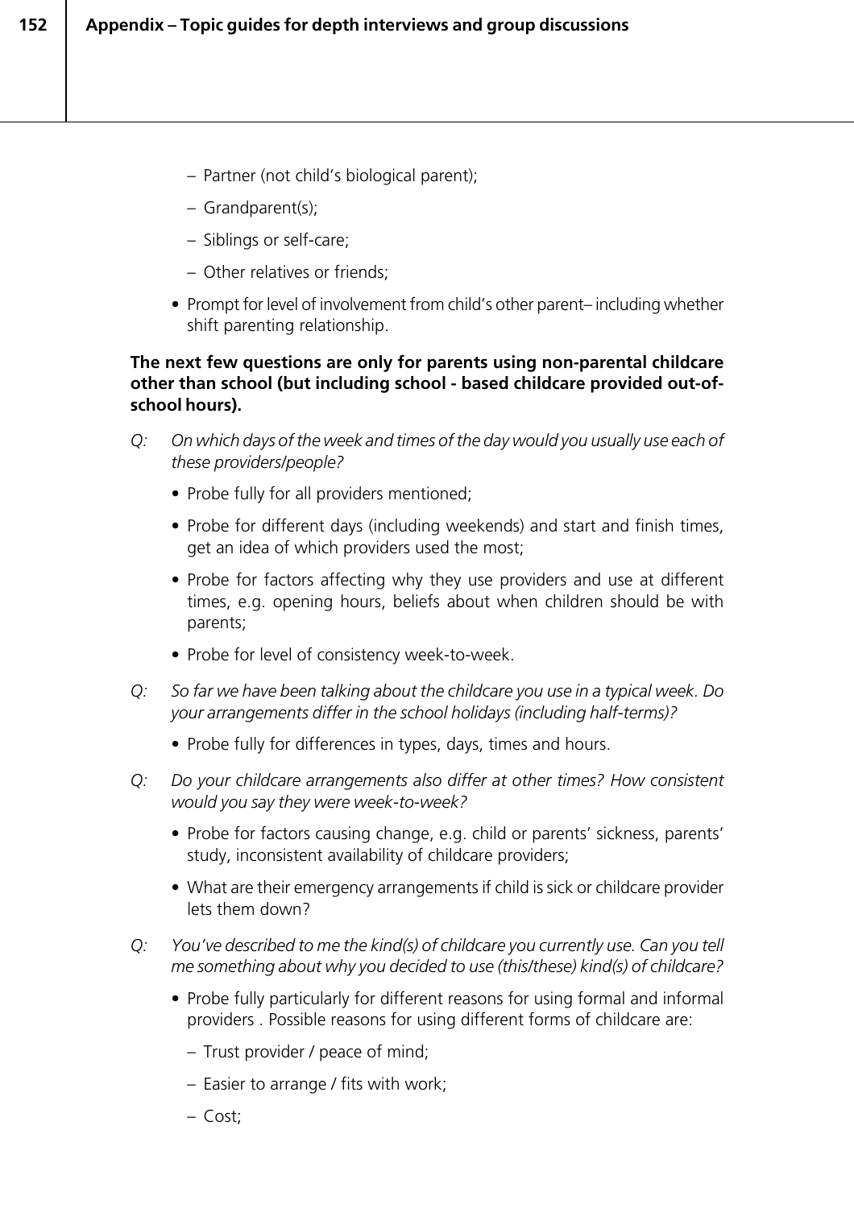- Partner (not child's biological parent);
  - Grandparent(s);
  - Siblings or self-care;
  - Other relatives or friends;
- Prompt for level of involvement from child's other parent– including whether shift parenting relationship.

**The next few questions are only for parents using non-parental childcare other than school (but including school - based childcare provided out-of-school hours).**

*Q: On which days of the week and times of the day would you usually use each of these providers/people?*

- Probe fully for all providers mentioned;
- Probe for different days (including weekends) and start and finish times, get an idea of which providers used the most;
- Probe for factors affecting why they use providers and use at different times, e.g. opening hours, beliefs about when children should be with parents;
- Probe for level of consistency week-to-week.

*Q: So far we have been talking about the childcare you use in a typical week. Do your arrangements differ in the school holidays (including half-terms)?*

- Probe fully for differences in types, days, times and hours.

*Q: Do your childcare arrangements also differ at other times? How consistent would you say they were week-to-week?*

- Probe for factors causing change, e.g. child or parents' sickness, parents' study, inconsistent availability of childcare providers;
- What are their emergency arrangements if child is sick or childcare provider lets them down?

*Q: You've described to me the kind(s) of childcare you currently use. Can you tell me something about why you decided to use (this/these) kind(s) of childcare?*

- Probe fully particularly for different reasons for using formal and informal providers . Possible reasons for using different forms of childcare are:
  - Trust provider / peace of mind;
  - Easier to arrange / fits with work;
  - Cost;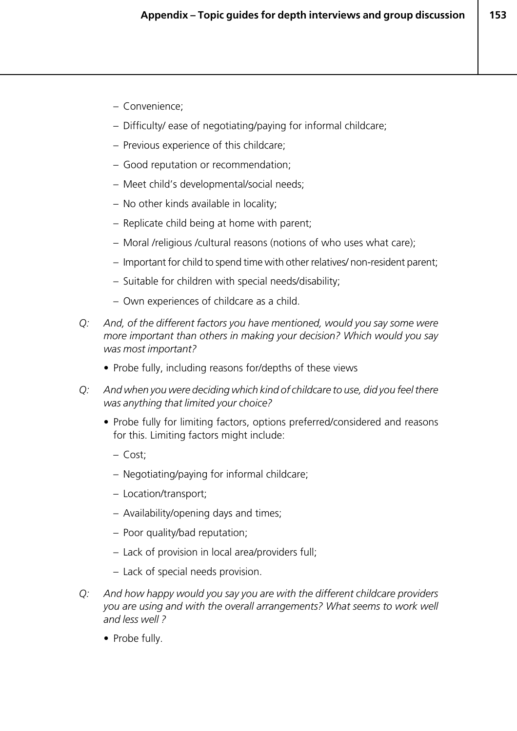- Convenience;
  - Difficulty/ ease of negotiating/paying for informal childcare;
  - Previous experience of this childcare;
  - Good reputation or recommendation;
  - Meet child's developmental/social needs;
  - No other kinds available in locality;
  - Replicate child being at home with parent;
  - Moral /religious /cultural reasons (notions of who uses what care);
  - Important for child to spend time with other relatives/ non-resident parent;
  - Suitable for children with special needs/disability;
  - Own experiences of childcare as a child.

Q: *And, of the different factors you have mentioned, would you say some were more important than others in making your decision? Which would you say was most important?*

- Probe fully, including reasons for/depths of these views

Q: *And when you were deciding which kind of childcare to use, did you feel there was anything that limited your choice?*

- Probe fully for limiting factors, options preferred/considered and reasons for this. Limiting factors might include:
  - Cost;
  - Negotiating/paying for informal childcare;
  - Location/transport;
  - Availability/opening days and times;
  - Poor quality/bad reputation;
  - Lack of provision in local area/providers full;
  - Lack of special needs provision.

Q: *And how happy would you say you are with the different childcare providers you are using and with the overall arrangements? What seems to work well and less well ?*

- Probe fully.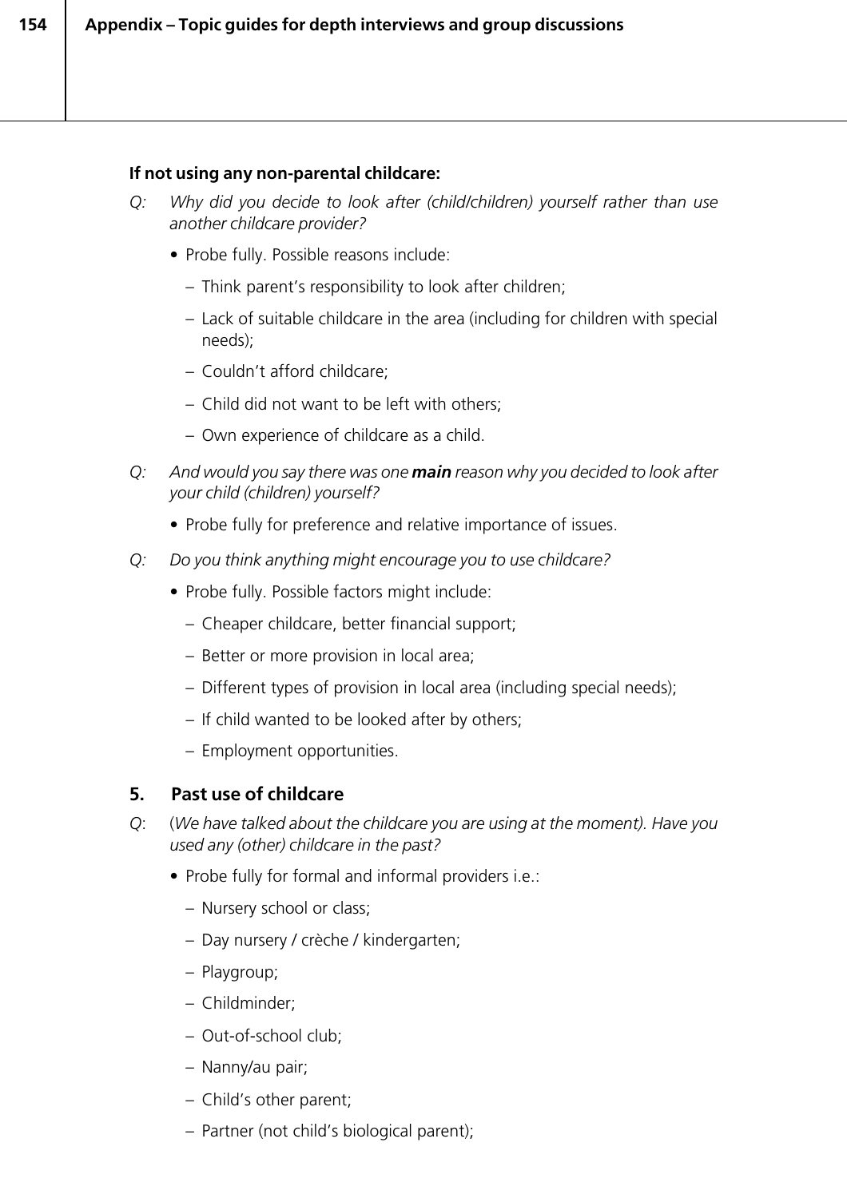**If not using any non-parental childcare:**

*Q: Why did you decide to look after (child/children) yourself rather than use another childcare provider?*

- Probe fully. Possible reasons include:
  - Think parent's responsibility to look after children;
  - Lack of suitable childcare in the area (including for children with special needs);
  - Couldn't afford childcare;
  - Child did not want to be left with others;
  - Own experience of childcare as a child.

*Q: And would you say there was one **main** reason why you decided to look after your child (children) yourself?*

- Probe fully for preference and relative importance of issues.

*Q: Do you think anything might encourage you to use childcare?*

- Probe fully. Possible factors might include:
  - Cheaper childcare, better financial support;
  - Better or more provision in local area;
  - Different types of provision in local area (including special needs);
  - If child wanted to be looked after by others;
  - Employment opportunities.

## 5. Past use of childcare

Q: (*We have talked about the childcare you are using at the moment). Have you used any (other) childcare in the past?*

- Probe fully for formal and informal providers i.e.:
  - Nursery school or class;
  - Day nursery / crèche / kindergarten;
  - Playgroup;
  - Childminder;
  - Out-of-school club;
  - Nanny/au pair;
  - Child's other parent;
  - Partner (not child's biological parent);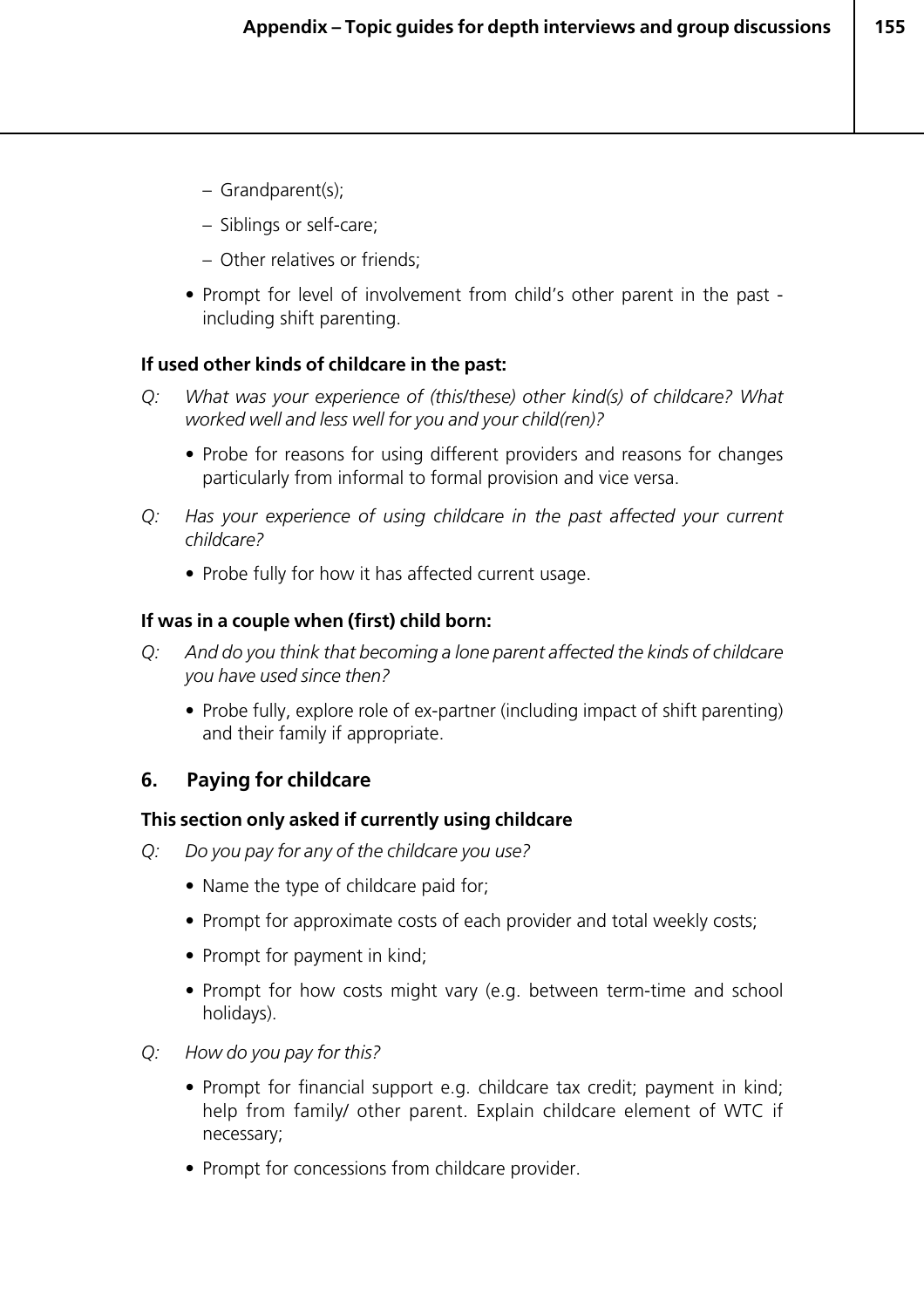- Grandparent(s);
  - Siblings or self-care;
  - Other relatives or friends;
- Prompt for level of involvement from child's other parent in the past - including shift parenting.

**If used other kinds of childcare in the past:**

Q: *What was your experience of (this/these) other kind(s) of childcare? What worked well and less well for you and your child(ren)?*

- Probe for reasons for using different providers and reasons for changes particularly from informal to formal provision and vice versa.

Q: *Has your experience of using childcare in the past affected your current childcare?*

- Probe fully for how it has affected current usage.

**If was in a couple when (first) child born:**

Q: *And do you think that becoming a lone parent affected the kinds of childcare you have used since then?*

- Probe fully, explore role of ex-partner (including impact of shift parenting) and their family if appropriate.

## 6. Paying for childcare

**This section only asked if currently using childcare**

Q: *Do you pay for any of the childcare you use?*

- Name the type of childcare paid for;
- Prompt for approximate costs of each provider and total weekly costs;
- Prompt for payment in kind;
- Prompt for how costs might vary (e.g. between term-time and school holidays).

Q: *How do you pay for this?*

- Prompt for financial support e.g. childcare tax credit; payment in kind; help from family/ other parent. Explain childcare element of WTC if necessary;
- Prompt for concessions from childcare provider.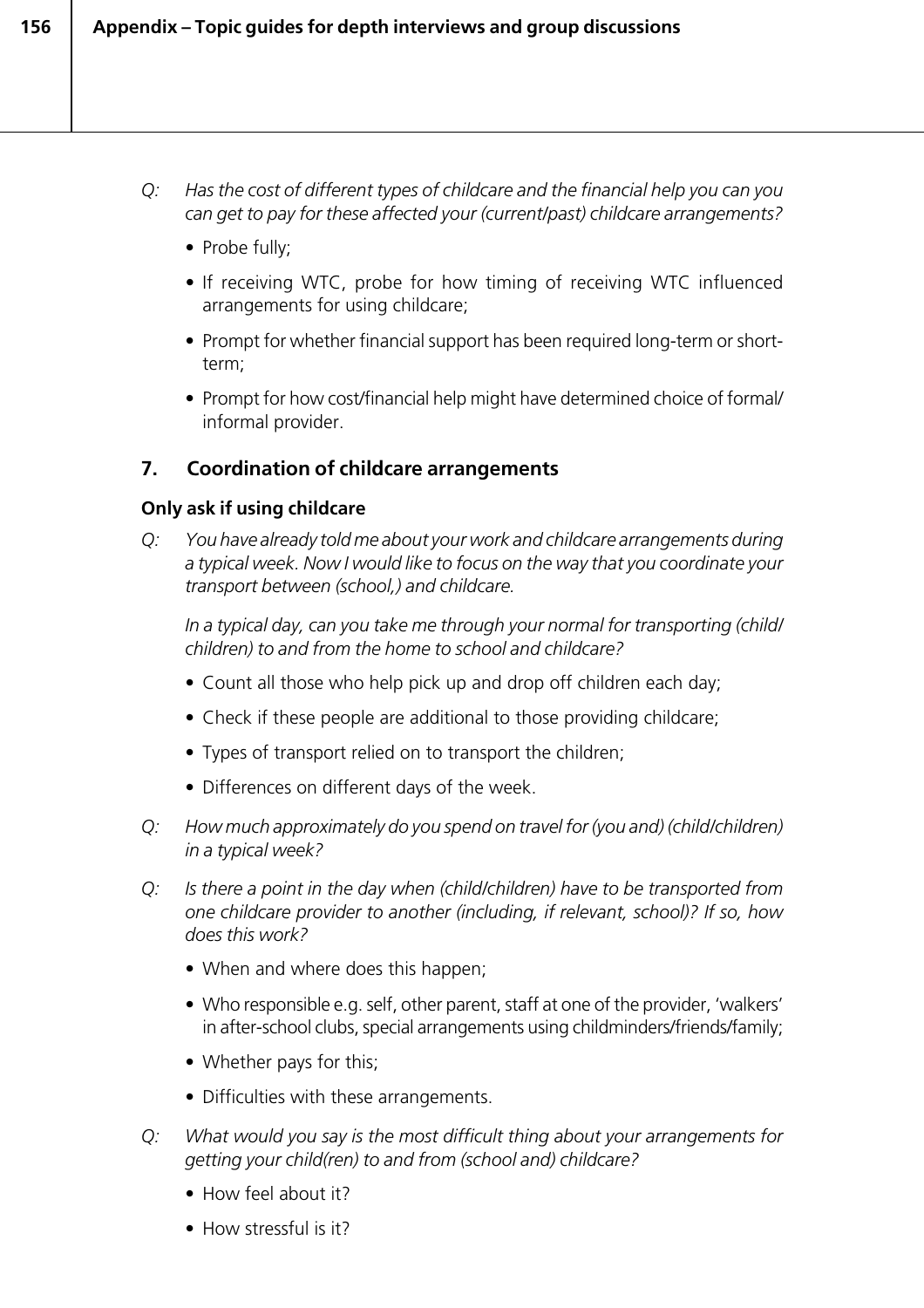*Q: Has the cost of different types of childcare and the financial help you can you can get to pay for these affected your (current/past) childcare arrangements?*

- Probe fully;
- If receiving WTC, probe for how timing of receiving WTC influenced arrangements for using childcare;
- Prompt for whether financial support has been required long-term or short-term;
- Prompt for how cost/financial help might have determined choice of formal/informal provider.

## 7. Coordination of childcare arrangements

**Only ask if using childcare**

*Q: You have already told me about your work and childcare arrangements during a typical week. Now I would like to focus on the way that you coordinate your transport between (school,) and childcare.*

*In a typical day, can you take me through your normal for transporting (child/children) to and from the home to school and childcare?*

- Count all those who help pick up and drop off children each day;
- Check if these people are additional to those providing childcare;
- Types of transport relied on to transport the children;
- Differences on different days of the week.

*Q: How much approximately do you spend on travel for (you and) (child/children) in a typical week?*

*Q: Is there a point in the day when (child/children) have to be transported from one childcare provider to another (including, if relevant, school)? If so, how does this work?*

- When and where does this happen;
- Who responsible e.g. self, other parent, staff at one of the provider, 'walkers' in after-school clubs, special arrangements using childminders/friends/family;
- Whether pays for this;
- Difficulties with these arrangements.

*Q: What would you say is the most difficult thing about your arrangements for getting your child(ren) to and from (school and) childcare?*

- How feel about it?
- How stressful is it?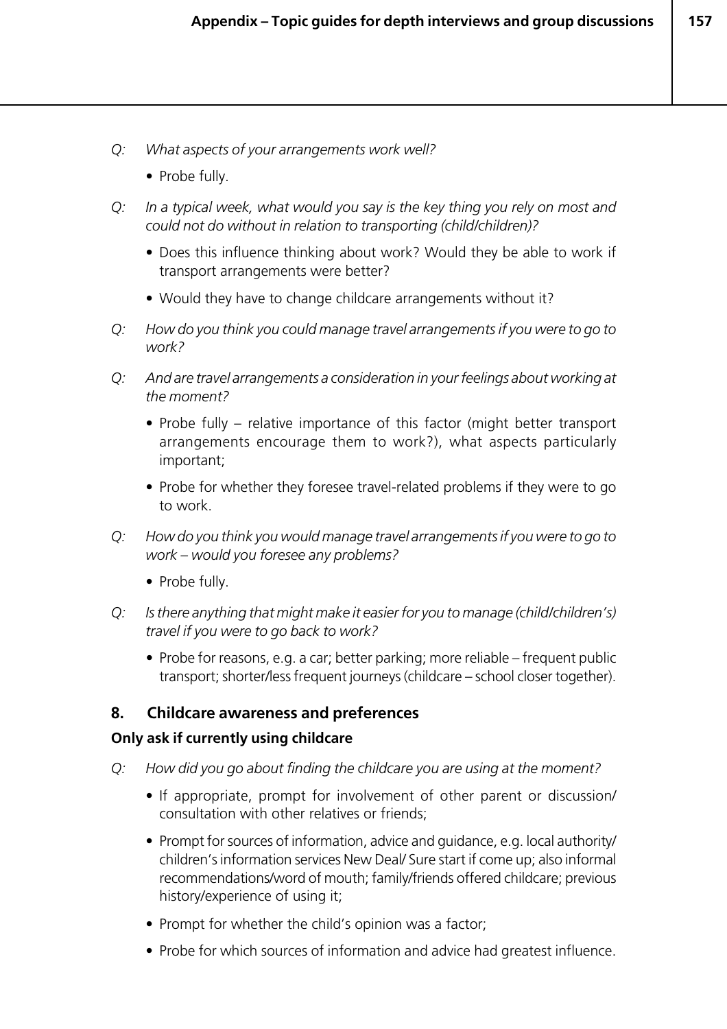*Q: What aspects of your arrangements work well?*

- Probe fully.

*Q: In a typical week, what would you say is the key thing you rely on most and could not do without in relation to transporting (child/children)?*

- Does this influence thinking about work? Would they be able to work if transport arrangements were better?
- Would they have to change childcare arrangements without it?

*Q: How do you think you could manage travel arrangements if you were to go to work?*

*Q: And are travel arrangements a consideration in your feelings about working at the moment?*

- Probe fully – relative importance of this factor (might better transport arrangements encourage them to work?), what aspects particularly important;
- Probe for whether they foresee travel-related problems if they were to go to work.

*Q: How do you think you would manage travel arrangements if you were to go to work – would you foresee any problems?*

- Probe fully.

*Q: Is there anything that might make it easier for you to manage (child/children's) travel if you were to go back to work?*

- Probe for reasons, e.g. a car; better parking; more reliable – frequent public transport; shorter/less frequent journeys (childcare – school closer together).

## 8. Childcare awareness and preferences

**Only ask if currently using childcare**

*Q: How did you go about finding the childcare you are using at the moment?*

- If appropriate, prompt for involvement of other parent or discussion/ consultation with other relatives or friends;
- Prompt for sources of information, advice and guidance, e.g. local authority/ children's information services New Deal/ Sure start if come up; also informal recommendations/word of mouth; family/friends offered childcare; previous history/experience of using it;
- Prompt for whether the child's opinion was a factor;
- Probe for which sources of information and advice had greatest influence.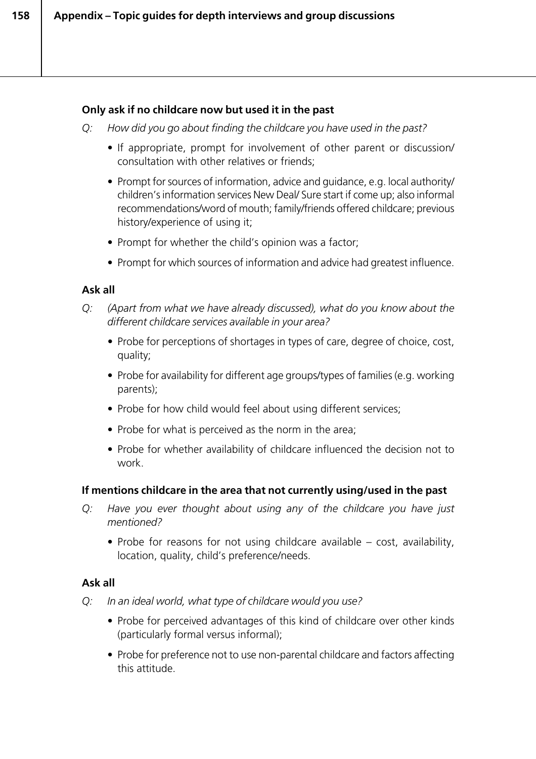**Only ask if no childcare now but used it in the past**

Q: *How did you go about finding the childcare you have used in the past?*

- If appropriate, prompt for involvement of other parent or discussion/ consultation with other relatives or friends;
- Prompt for sources of information, advice and guidance, e.g. local authority/ children's information services New Deal/ Sure start if come up; also informal recommendations/word of mouth; family/friends offered childcare; previous history/experience of using it;
- Prompt for whether the child's opinion was a factor;
- Prompt for which sources of information and advice had greatest influence.

**Ask all**

Q: *(Apart from what we have already discussed), what do you know about the different childcare services available in your area?*

- Probe for perceptions of shortages in types of care, degree of choice, cost, quality;
- Probe for availability for different age groups/types of families (e.g. working parents);
- Probe for how child would feel about using different services;
- Probe for what is perceived as the norm in the area;
- Probe for whether availability of childcare influenced the decision not to work.

**If mentions childcare in the area that not currently using/used in the past**

Q: *Have you ever thought about using any of the childcare you have just mentioned?*

- Probe for reasons for not using childcare available – cost, availability, location, quality, child's preference/needs.

**Ask all**

Q: *In an ideal world, what type of childcare would you use?*

- Probe for perceived advantages of this kind of childcare over other kinds (particularly formal versus informal);
- Probe for preference not to use non-parental childcare and factors affecting this attitude.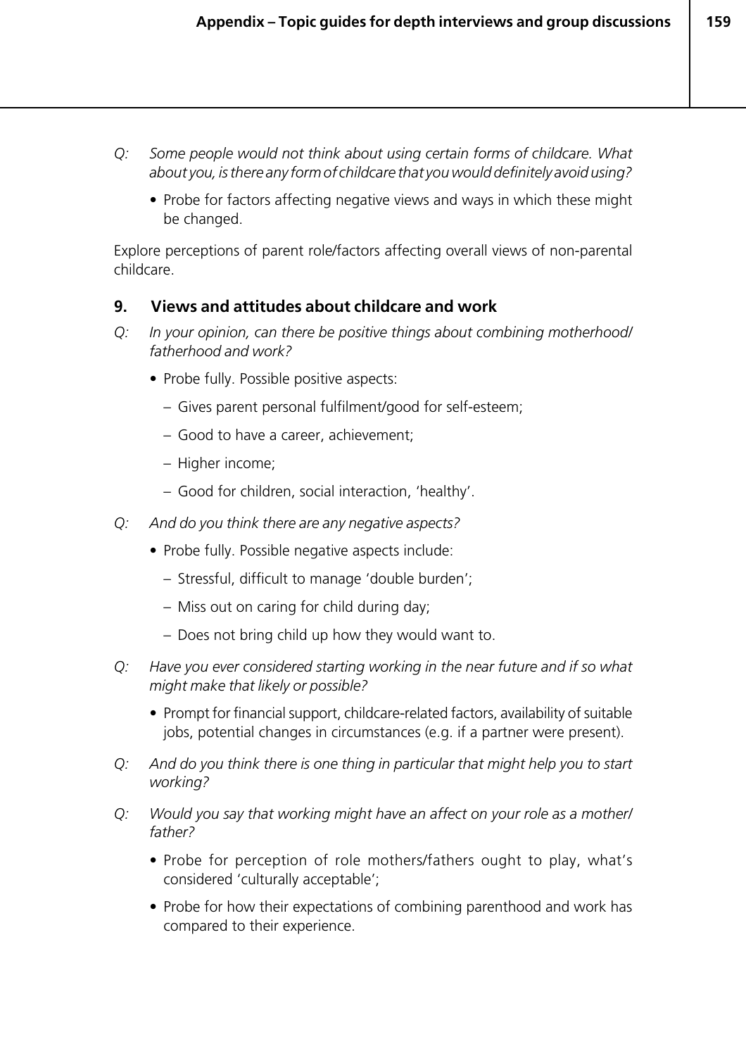*Q: Some people would not think about using certain forms of childcare. What about you, is there any form of childcare that you would definitely avoid using?*

- Probe for factors affecting negative views and ways in which these might be changed.

Explore perceptions of parent role/factors affecting overall views of non-parental childcare.

## 9. Views and attitudes about childcare and work

*Q: In your opinion, can there be positive things about combining motherhood/ fatherhood and work?*

- Probe fully. Possible positive aspects:
  - Gives parent personal fulfilment/good for self-esteem;
  - Good to have a career, achievement;
  - Higher income;
  - Good for children, social interaction, 'healthy'.

*Q: And do you think there are any negative aspects?*

- Probe fully. Possible negative aspects include:
  - Stressful, difficult to manage 'double burden';
  - Miss out on caring for child during day;
  - Does not bring child up how they would want to.

*Q: Have you ever considered starting working in the near future and if so what might make that likely or possible?*

- Prompt for financial support, childcare-related factors, availability of suitable jobs, potential changes in circumstances (e.g. if a partner were present).

*Q: And do you think there is one thing in particular that might help you to start working?*

*Q: Would you say that working might have an affect on your role as a mother/ father?*

- Probe for perception of role mothers/fathers ought to play, what's considered 'culturally acceptable';
- Probe for how their expectations of combining parenthood and work has compared to their experience.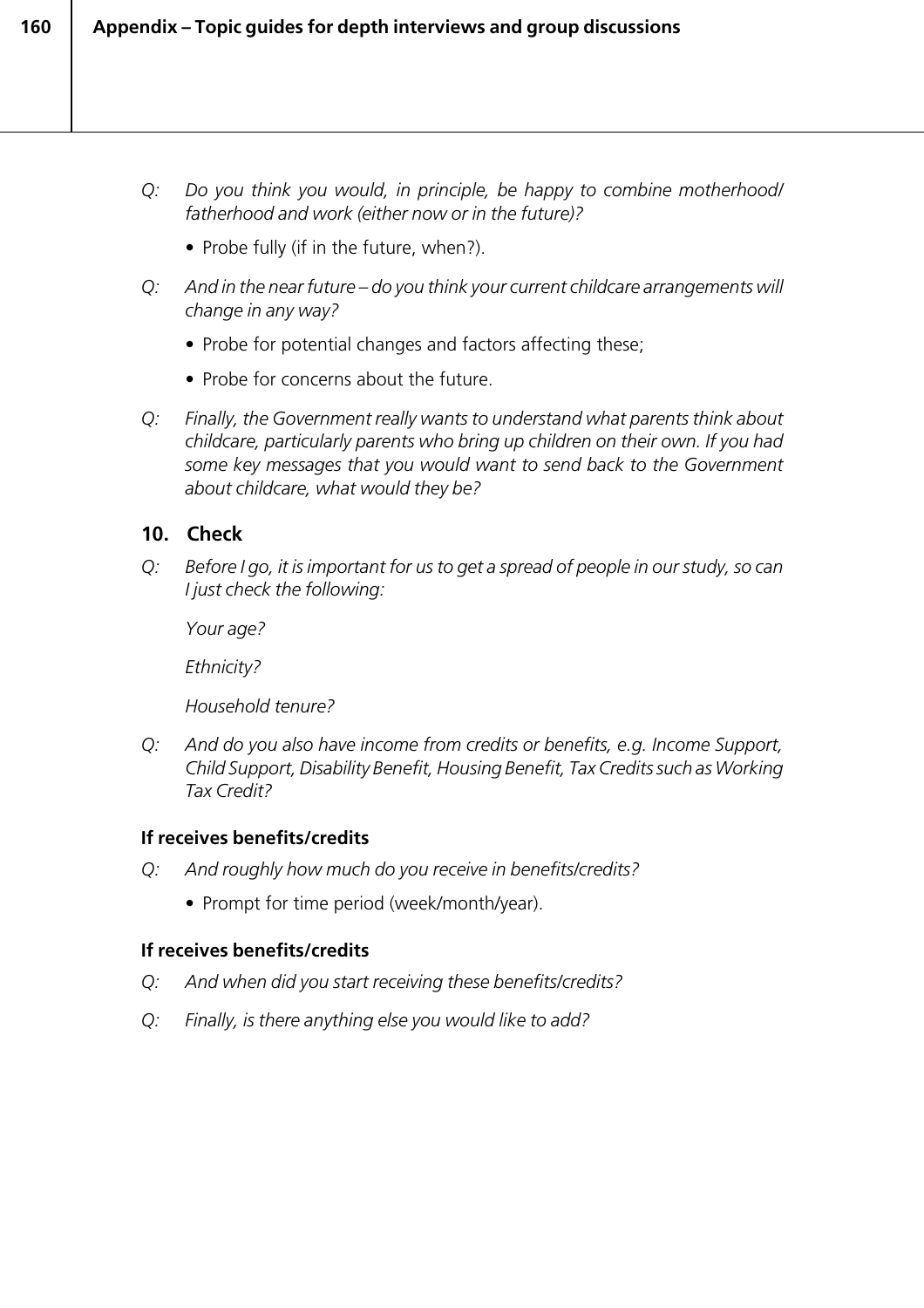*Q: Do you think you would, in principle, be happy to combine motherhood/ fatherhood and work (either now or in the future)?*

- Probe fully (if in the future, when?).

*Q: And in the near future – do you think your current childcare arrangements will change in any way?*

- Probe for potential changes and factors affecting these;
- Probe for concerns about the future.

*Q: Finally, the Government really wants to understand what parents think about childcare, particularly parents who bring up children on their own. If you had some key messages that you would want to send back to the Government about childcare, what would they be?*

## 10. Check

*Q: Before I go, it is important for us to get a spread of people in our study, so can I just check the following:*

*Your age?*

*Ethnicity?*

*Household tenure?*

*Q: And do you also have income from credits or benefits, e.g. Income Support, Child Support, Disability Benefit, Housing Benefit, Tax Credits such as Working Tax Credit?*

**If receives benefits/credits**

*Q: And roughly how much do you receive in benefits/credits?*

- Prompt for time period (week/month/year).

**If receives benefits/credits**

*Q: And when did you start receiving these benefits/credits?*

*Q: Finally, is there anything else you would like to add?*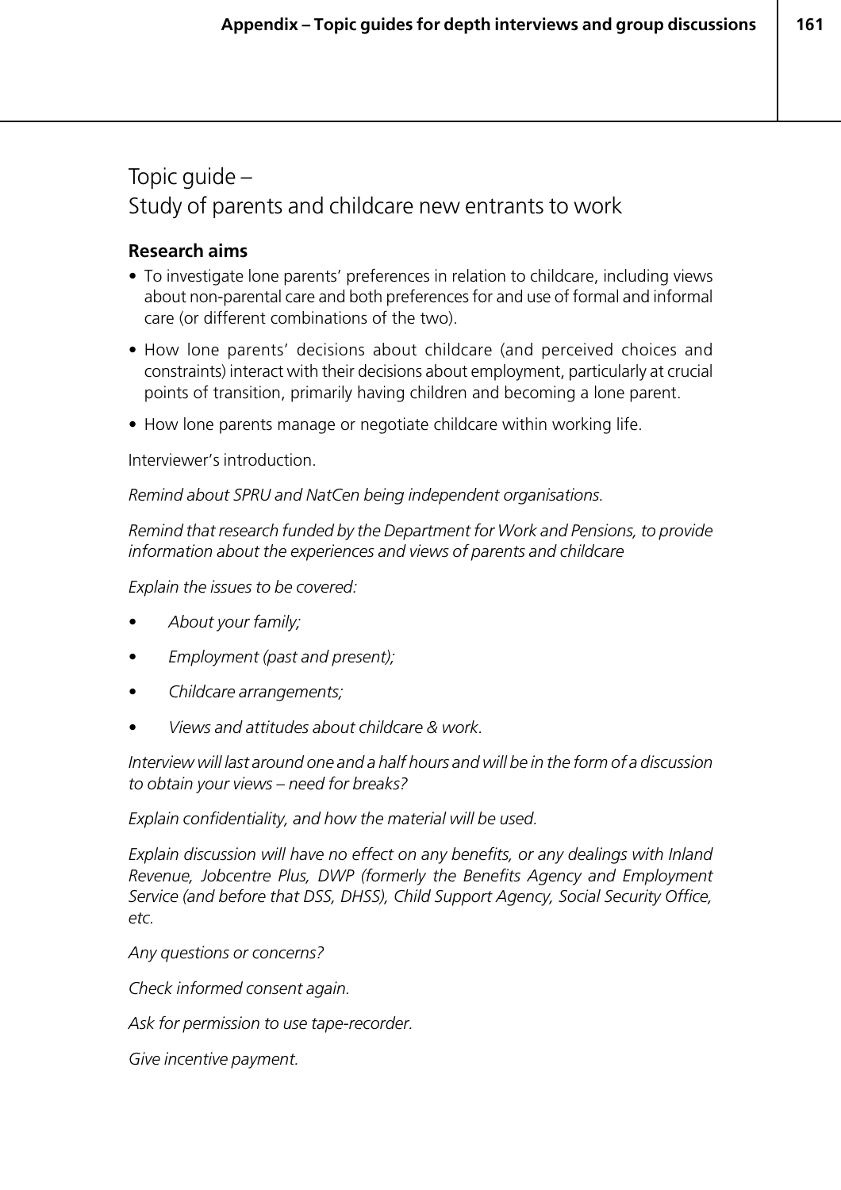## Topic guide – Study of parents and childcare new entrants to work

### Research aims

- To investigate lone parents' preferences in relation to childcare, including views about non-parental care and both preferences for and use of formal and informal care (or different combinations of the two).
- How lone parents' decisions about childcare (and perceived choices and constraints) interact with their decisions about employment, particularly at crucial points of transition, primarily having children and becoming a lone parent.
- How lone parents manage or negotiate childcare within working life.

Interviewer's introduction.

*Remind about SPRU and NatCen being independent organisations.*

*Remind that research funded by the Department for Work and Pensions, to provide information about the experiences and views of parents and childcare*

*Explain the issues to be covered:*

- *About your family;*
- *Employment (past and present);*
- *Childcare arrangements;*
- *Views and attitudes about childcare & work.*

*Interview will last around one and a half hours and will be in the form of a discussion to obtain your views – need for breaks?*

*Explain confidentiality, and how the material will be used.*

*Explain discussion will have no effect on any benefits, or any dealings with Inland Revenue, Jobcentre Plus, DWP (formerly the Benefits Agency and Employment Service (and before that DSS, DHSS), Child Support Agency, Social Security Office, etc.*

*Any questions or concerns?*

*Check informed consent again.*

*Ask for permission to use tape-recorder.*

*Give incentive payment.*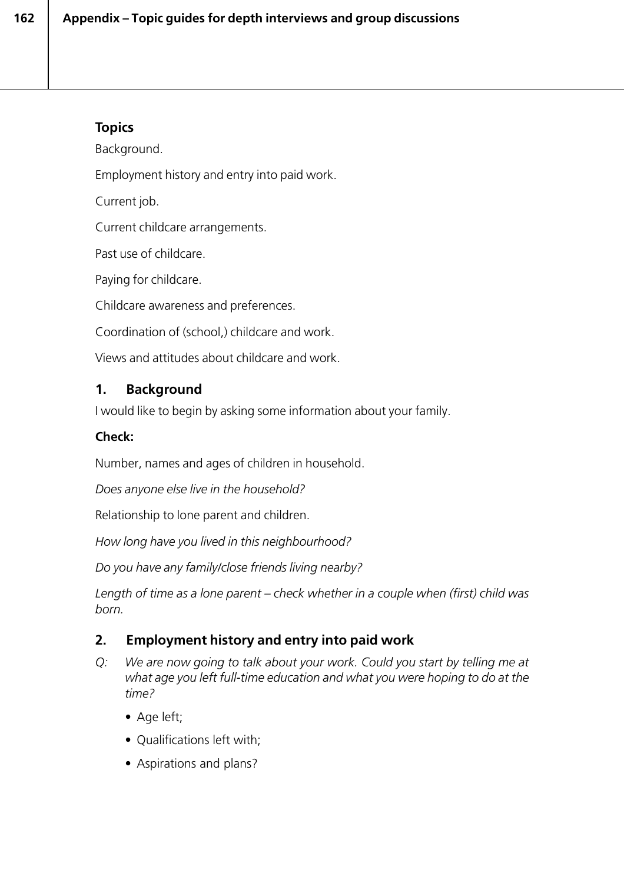### Topics

Background.

Employment history and entry into paid work.

Current job.

Current childcare arrangements.

Past use of childcare.

Paying for childcare.

Childcare awareness and preferences.

Coordination of (school,) childcare and work.

Views and attitudes about childcare and work.

### 1. Background

I would like to begin by asking some information about your family.

**Check:**

Number, names and ages of children in household.

*Does anyone else live in the household?*

Relationship to lone parent and children.

*How long have you lived in this neighbourhood?*

*Do you have any family/close friends living nearby?*

*Length of time as a lone parent – check whether in a couple when (first) child was born.*

### 2. Employment history and entry into paid work

*Q: We are now going to talk about your work. Could you start by telling me at what age you left full-time education and what you were hoping to do at the time?*

- Age left;
- Qualifications left with;
- Aspirations and plans?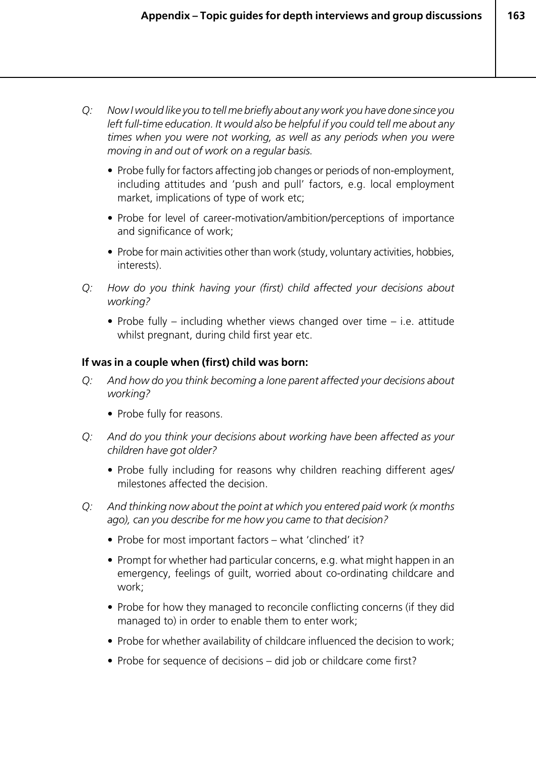*Q: Now I would like you to tell me briefly about any work you have done since you left full-time education. It would also be helpful if you could tell me about any times when you were not working, as well as any periods when you were moving in and out of work on a regular basis.*

- Probe fully for factors affecting job changes or periods of non-employment, including attitudes and 'push and pull' factors, e.g. local employment market, implications of type of work etc;
- Probe for level of career-motivation/ambition/perceptions of importance and significance of work;
- Probe for main activities other than work (study, voluntary activities, hobbies, interests).

*Q: How do you think having your (first) child affected your decisions about working?*

- Probe fully – including whether views changed over time – i.e. attitude whilst pregnant, during child first year etc.

**If was in a couple when (first) child was born:**

*Q: And how do you think becoming a lone parent affected your decisions about working?*

- Probe fully for reasons.

*Q: And do you think your decisions about working have been affected as your children have got older?*

- Probe fully including for reasons why children reaching different ages/ milestones affected the decision.

*Q: And thinking now about the point at which you entered paid work (x months ago), can you describe for me how you came to that decision?*

- Probe for most important factors – what 'clinched' it?
- Prompt for whether had particular concerns, e.g. what might happen in an emergency, feelings of guilt, worried about co-ordinating childcare and work;
- Probe for how they managed to reconcile conflicting concerns (if they did managed to) in order to enable them to enter work;
- Probe for whether availability of childcare influenced the decision to work;
- Probe for sequence of decisions – did job or childcare come first?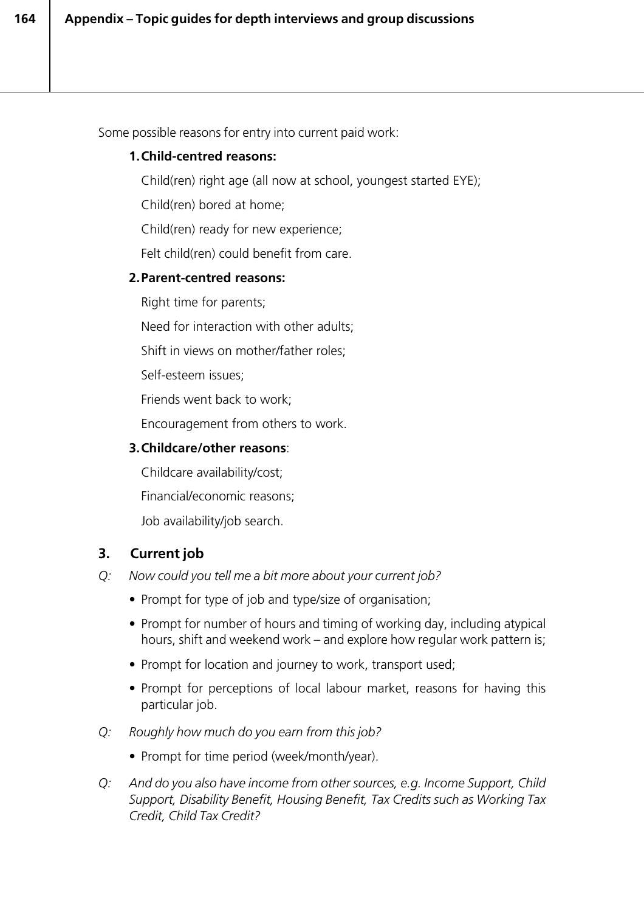Some possible reasons for entry into current paid work:

1. **Child-centred reasons:**

   Child(ren) right age (all now at school, youngest started EYE);

   Child(ren) bored at home;

   Child(ren) ready for new experience;

   Felt child(ren) could benefit from care.

2. **Parent-centred reasons:**

   Right time for parents;

   Need for interaction with other adults;

   Shift in views on mother/father roles;

   Self-esteem issues;

   Friends went back to work;

   Encouragement from others to work.

3. **Childcare/other reasons**:

   Childcare availability/cost;

   Financial/economic reasons;

   Job availability/job search.

## 3. Current job

*Q: Now could you tell me a bit more about your current job?*

- Prompt for type of job and type/size of organisation;
- Prompt for number of hours and timing of working day, including atypical hours, shift and weekend work – and explore how regular work pattern is;
- Prompt for location and journey to work, transport used;
- Prompt for perceptions of local labour market, reasons for having this particular job.

*Q: Roughly how much do you earn from this job?*

- Prompt for time period (week/month/year).

*Q: And do you also have income from other sources, e.g. Income Support, Child Support, Disability Benefit, Housing Benefit, Tax Credits such as Working Tax Credit, Child Tax Credit?*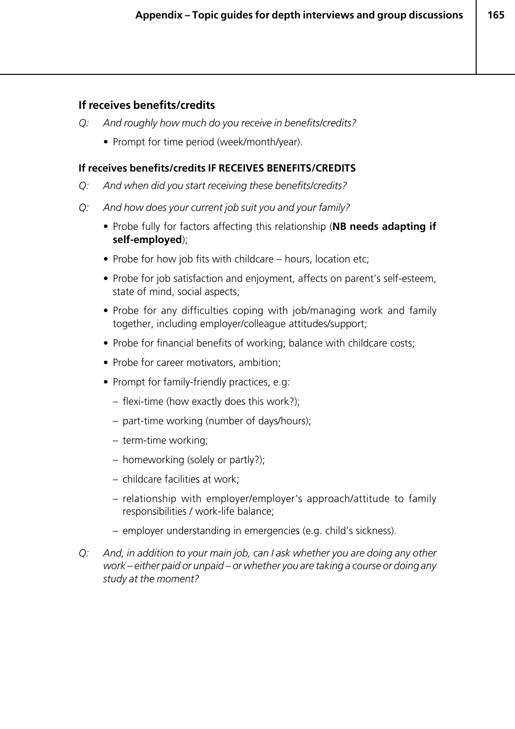**If receives benefits/credits**

*Q: And roughly how much do you receive in benefits/credits?*

- Prompt for time period (week/month/year).

**If receives benefits/credits IF RECEIVES BENEFITS/CREDITS**

*Q: And when did you start receiving these benefits/credits?*

*Q: And how does your current job suit you and your family?*

- Probe fully for factors affecting this relationship (**NB needs adapting if self-employed**);
- Probe for how job fits with childcare – hours, location etc;
- Probe for job satisfaction and enjoyment, affects on parent's self-esteem, state of mind, social aspects;
- Probe for any difficulties coping with job/managing work and family together, including employer/colleague attitudes/support;
- Probe for financial benefits of working; balance with childcare costs;
- Probe for career motivators, ambition;
- Prompt for family-friendly practices, e.g:
  - flexi-time (how exactly does this work?);
  - part-time working (number of days/hours);
  - term-time working;
  - homeworking (solely or partly?);
  - childcare facilities at work;
  - relationship with employer/employer's approach/attitude to family responsibilities / work-life balance;
  - employer understanding in emergencies (e.g. child's sickness).

*Q: And, in addition to your main job, can I ask whether you are doing any other work – either paid or unpaid – or whether you are taking a course or doing any study at the moment?*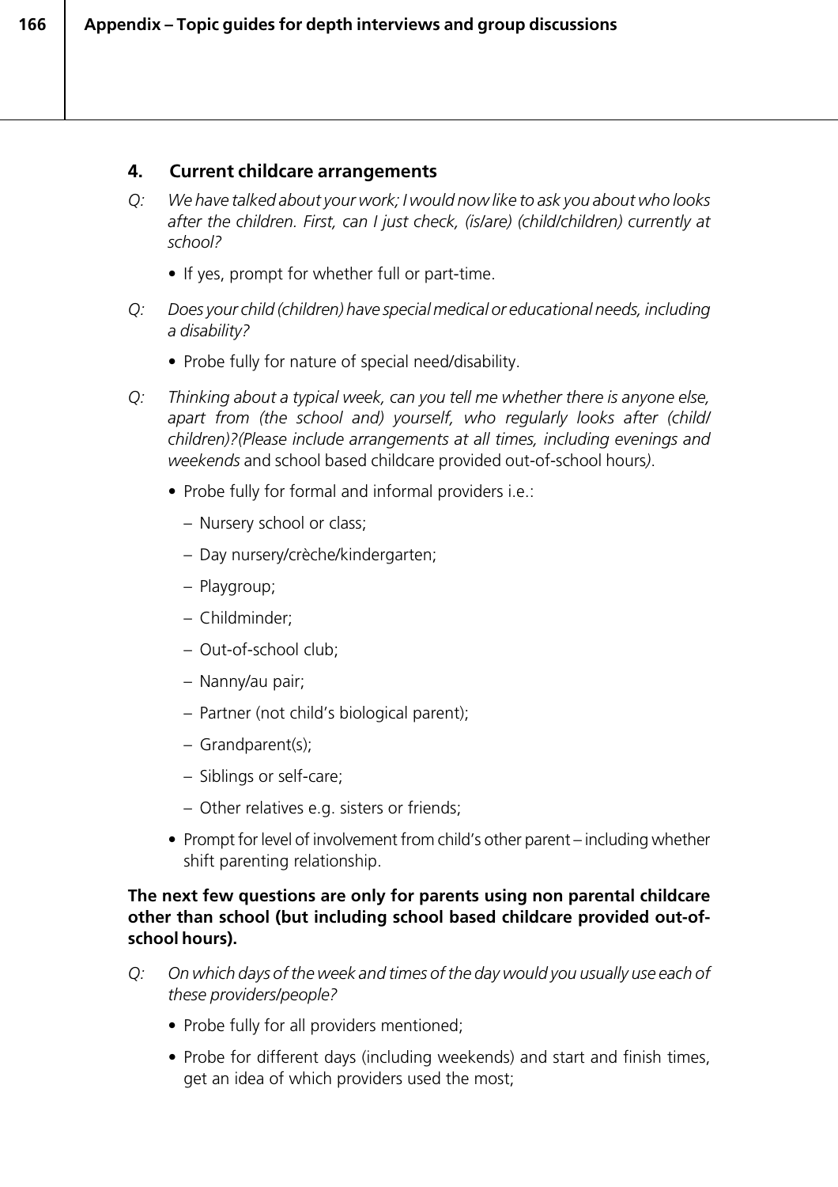## 4. Current childcare arrangements

Q: *We have talked about your work; I would now like to ask you about who looks after the children. First, can I just check, (is/are) (child/children) currently at school?*

- If yes, prompt for whether full or part-time.

Q: *Does your child (children) have special medical or educational needs, including a disability?*

- Probe fully for nature of special need/disability.

Q: *Thinking about a typical week, can you tell me whether there is anyone else, apart from (the school and) yourself, who regularly looks after (child/children)?(Please include arrangements at all times, including evenings and weekends* and school based childcare provided out-of-school hours*)*.

- Probe fully for formal and informal providers i.e.:
  - Nursery school or class;
  - Day nursery/crèche/kindergarten;
  - Playgroup;
  - Childminder;
  - Out-of-school club;
  - Nanny/au pair;
  - Partner (not child's biological parent);
  - Grandparent(s);
  - Siblings or self-care;
  - Other relatives e.g. sisters or friends;
- Prompt for level of involvement from child's other parent – including whether shift parenting relationship.

**The next few questions are only for parents using non parental childcare other than school (but including school based childcare provided out-of-school hours).**

Q: *On which days of the week and times of the day would you usually use each of these providers/people?*

- Probe fully for all providers mentioned;
- Probe for different days (including weekends) and start and finish times, get an idea of which providers used the most;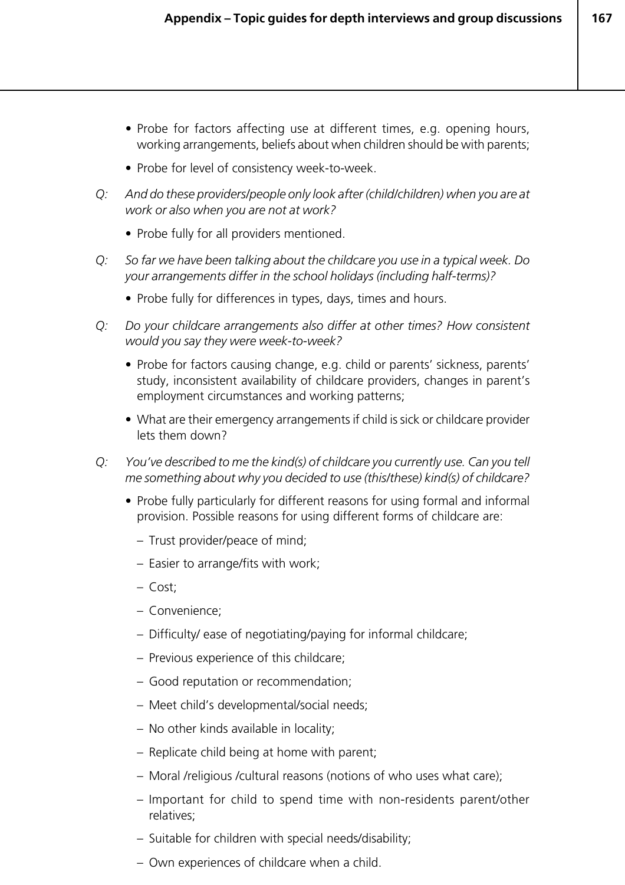- Probe for factors affecting use at different times, e.g. opening hours, working arrangements, beliefs about when children should be with parents;
- Probe for level of consistency week-to-week.

Q: *And do these providers/people only look after (child/children) when you are at work or also when you are not at work?*

- Probe fully for all providers mentioned.

Q: *So far we have been talking about the childcare you use in a typical week. Do your arrangements differ in the school holidays (including half-terms)?*

- Probe fully for differences in types, days, times and hours.

Q: *Do your childcare arrangements also differ at other times? How consistent would you say they were week-to-week?*

- Probe for factors causing change, e.g. child or parents' sickness, parents' study, inconsistent availability of childcare providers, changes in parent's employment circumstances and working patterns;
- What are their emergency arrangements if child is sick or childcare provider lets them down?

Q: *You've described to me the kind(s) of childcare you currently use. Can you tell me something about why you decided to use (this/these) kind(s) of childcare?*

- Probe fully particularly for different reasons for using formal and informal provision. Possible reasons for using different forms of childcare are:
  - Trust provider/peace of mind;
  - Easier to arrange/fits with work;
  - Cost;
  - Convenience;
  - Difficulty/ ease of negotiating/paying for informal childcare;
  - Previous experience of this childcare;
  - Good reputation or recommendation;
  - Meet child's developmental/social needs;
  - No other kinds available in locality;
  - Replicate child being at home with parent;
  - Moral /religious /cultural reasons (notions of who uses what care);
  - Important for child to spend time with non-residents parent/other relatives;
  - Suitable for children with special needs/disability;
  - Own experiences of childcare when a child.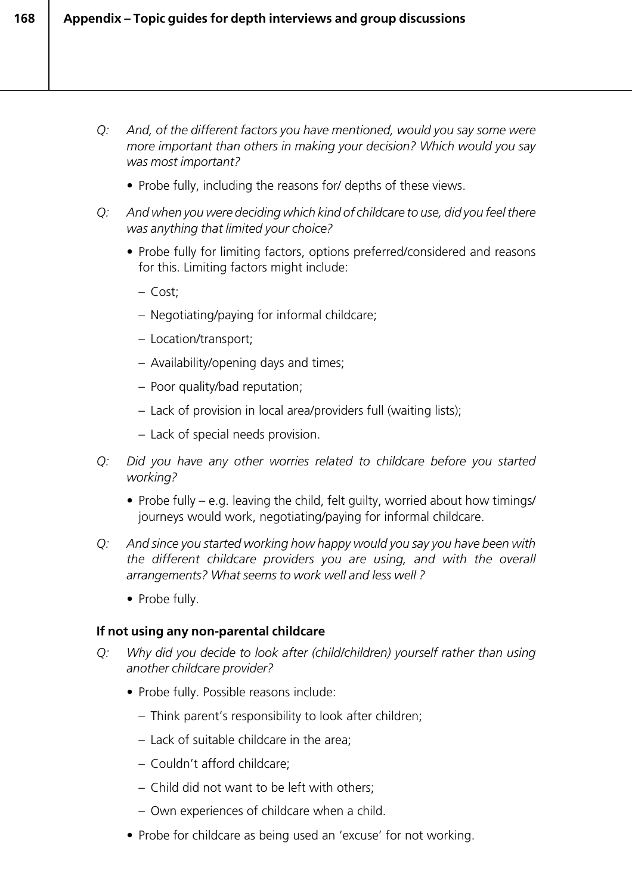*Q: And, of the different factors you have mentioned, would you say some were more important than others in making your decision? Which would you say was most important?*

- Probe fully, including the reasons for/ depths of these views.

*Q: And when you were deciding which kind of childcare to use, did you feel there was anything that limited your choice?*

- Probe fully for limiting factors, options preferred/considered and reasons for this. Limiting factors might include:
  - Cost;
  - Negotiating/paying for informal childcare;
  - Location/transport;
  - Availability/opening days and times;
  - Poor quality/bad reputation;
  - Lack of provision in local area/providers full (waiting lists);
  - Lack of special needs provision.

*Q: Did you have any other worries related to childcare before you started working?*

- Probe fully – e.g. leaving the child, felt guilty, worried about how timings/ journeys would work, negotiating/paying for informal childcare.

*Q: And since you started working how happy would you say you have been with the different childcare providers you are using, and with the overall arrangements? What seems to work well and less well ?*

- Probe fully.

**If not using any non-parental childcare**

*Q: Why did you decide to look after (child/children) yourself rather than using another childcare provider?*

- Probe fully. Possible reasons include:
  - Think parent's responsibility to look after children;
  - Lack of suitable childcare in the area;
  - Couldn't afford childcare;
  - Child did not want to be left with others;
  - Own experiences of childcare when a child.
- Probe for childcare as being used an 'excuse' for not working.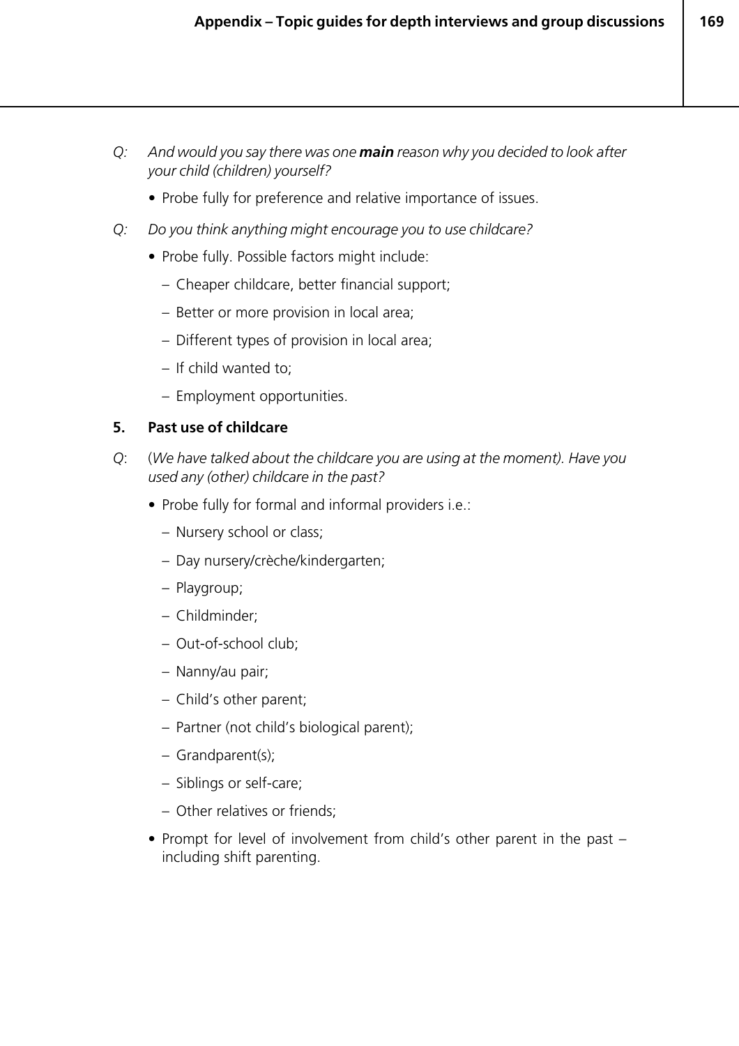*Q:* *And would you say there was one **main** reason why you decided to look after your child (children) yourself?*

- Probe fully for preference and relative importance of issues.

*Q:* *Do you think anything might encourage you to use childcare?*

- Probe fully. Possible factors might include:
  - Cheaper childcare, better financial support;
  - Better or more provision in local area;
  - Different types of provision in local area;
  - If child wanted to;
  - Employment opportunities.

## 5. Past use of childcare

*Q:* (*We have talked about the childcare you are using at the moment*). *Have you used any (other) childcare in the past?*

- Probe fully for formal and informal providers i.e.:
  - Nursery school or class;
  - Day nursery/crèche/kindergarten;
  - Playgroup;
  - Childminder;
  - Out-of-school club;
  - Nanny/au pair;
  - Child's other parent;
  - Partner (not child's biological parent);
  - Grandparent(s);
  - Siblings or self-care;
  - Other relatives or friends;
- Prompt for level of involvement from child's other parent in the past – including shift parenting.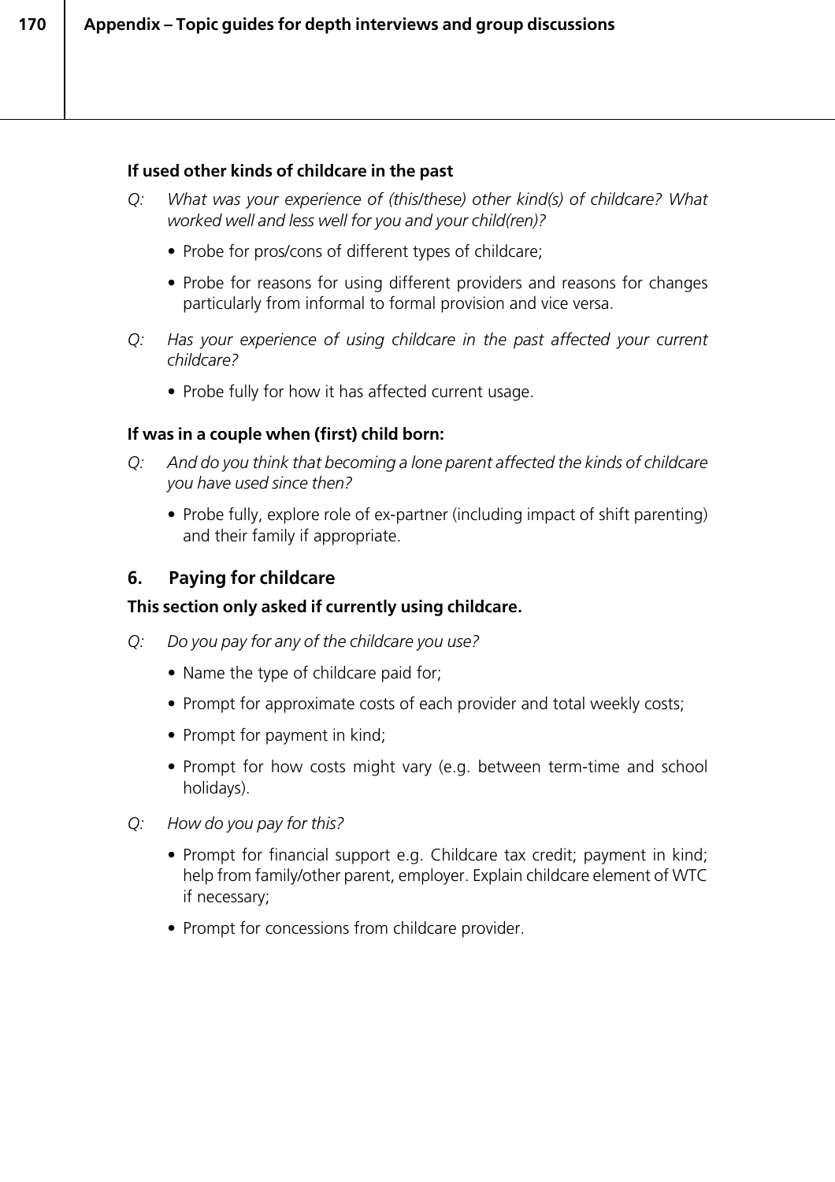**If used other kinds of childcare in the past**

*Q: What was your experience of (this/these) other kind(s) of childcare? What worked well and less well for you and your child(ren)?*

- Probe for pros/cons of different types of childcare;
- Probe for reasons for using different providers and reasons for changes particularly from informal to formal provision and vice versa.

*Q: Has your experience of using childcare in the past affected your current childcare?*

- Probe fully for how it has affected current usage.

**If was in a couple when (first) child born:**

*Q: And do you think that becoming a lone parent affected the kinds of childcare you have used since then?*

- Probe fully, explore role of ex-partner (including impact of shift parenting) and their family if appropriate.

## 6. Paying for childcare

**This section only asked if currently using childcare.**

*Q: Do you pay for any of the childcare you use?*

- Name the type of childcare paid for;
- Prompt for approximate costs of each provider and total weekly costs;
- Prompt for payment in kind;
- Prompt for how costs might vary (e.g. between term-time and school holidays).

*Q: How do you pay for this?*

- Prompt for financial support e.g. Childcare tax credit; payment in kind; help from family/other parent, employer. Explain childcare element of WTC if necessary;
- Prompt for concessions from childcare provider.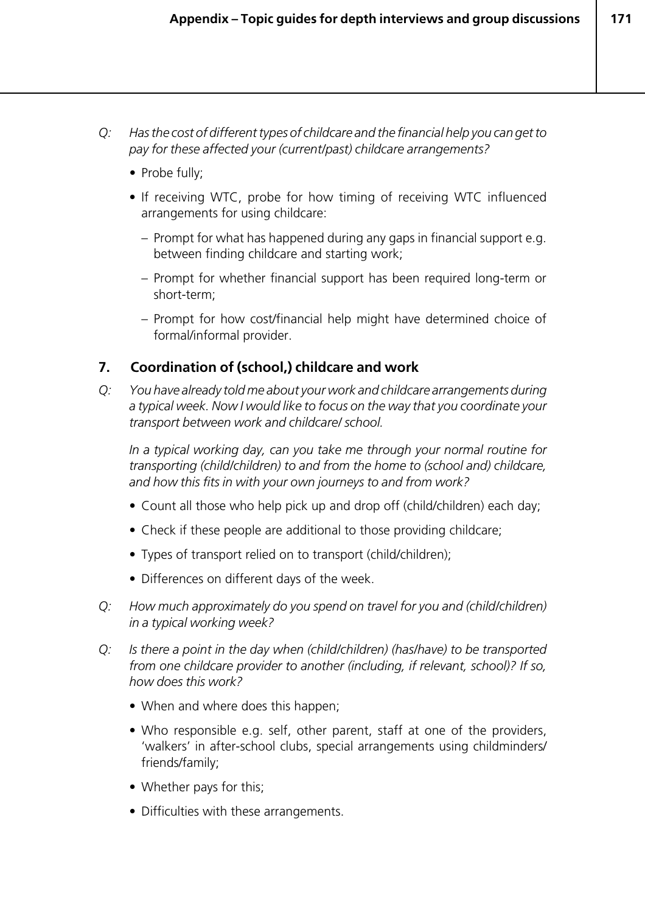*Q: Has the cost of different types of childcare and the financial help you can get to pay for these affected your (current/past) childcare arrangements?*

- Probe fully;
- If receiving WTC, probe for how timing of receiving WTC influenced arrangements for using childcare:
  - Prompt for what has happened during any gaps in financial support e.g. between finding childcare and starting work;
  - Prompt for whether financial support has been required long-term or short-term;
  - Prompt for how cost/financial help might have determined choice of formal/informal provider.

## 7. Coordination of (school,) childcare and work

*Q: You have already told me about your work and childcare arrangements during a typical week. Now I would like to focus on the way that you coordinate your transport between work and childcare/ school.*

*In a typical working day, can you take me through your normal routine for transporting (child/children) to and from the home to (school and) childcare, and how this fits in with your own journeys to and from work?*

- Count all those who help pick up and drop off (child/children) each day;
- Check if these people are additional to those providing childcare;
- Types of transport relied on to transport (child/children);
- Differences on different days of the week.

*Q: How much approximately do you spend on travel for you and (child/children) in a typical working week?*

*Q: Is there a point in the day when (child/children) (has/have) to be transported from one childcare provider to another (including, if relevant, school)? If so, how does this work?*

- When and where does this happen;
- Who responsible e.g. self, other parent, staff at one of the providers, 'walkers' in after-school clubs, special arrangements using childminders/ friends/family;
- Whether pays for this;
- Difficulties with these arrangements.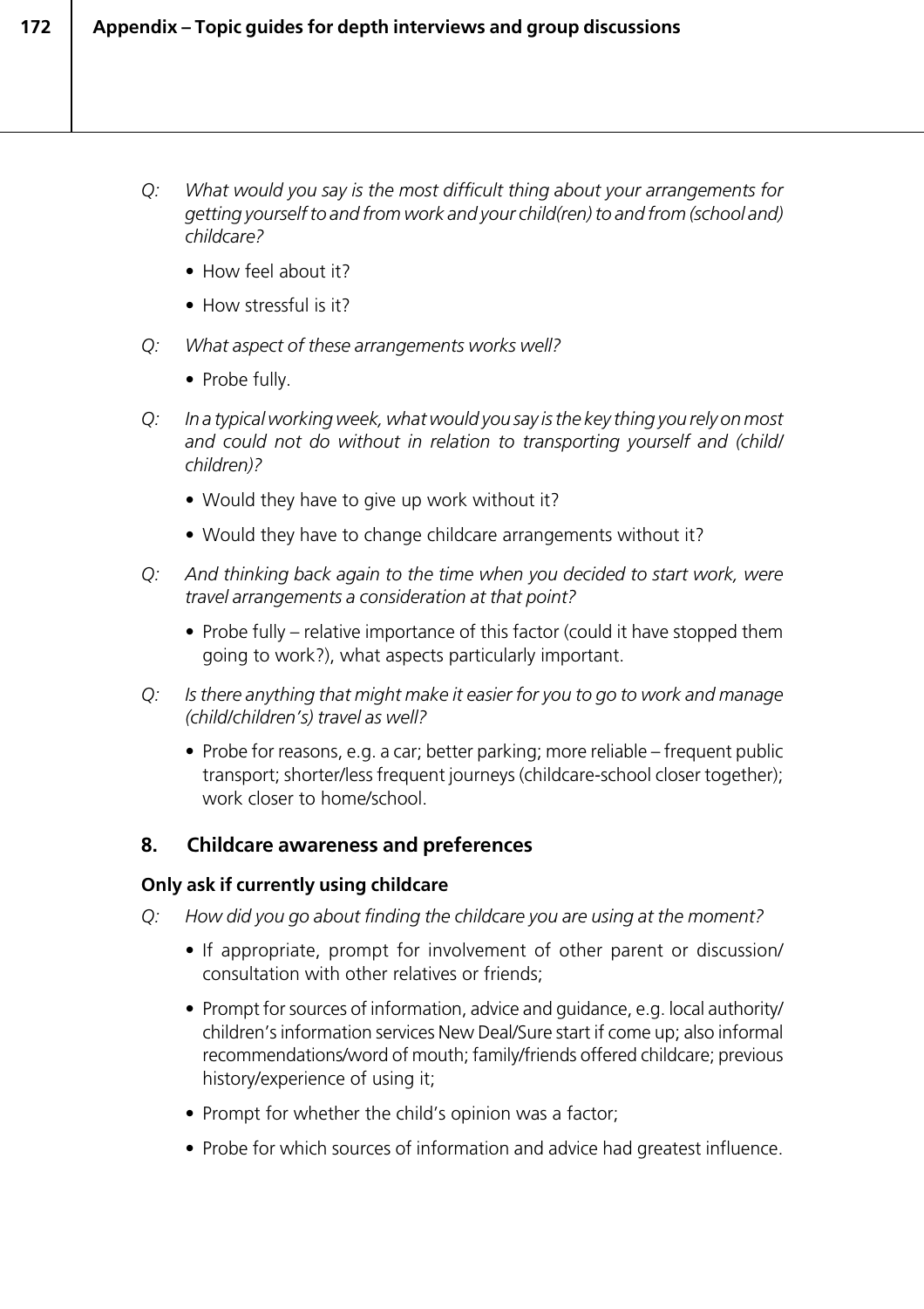*Q: What would you say is the most difficult thing about your arrangements for getting yourself to and from work and your child(ren) to and from (school and) childcare?*

- How feel about it?
- How stressful is it?

*Q: What aspect of these arrangements works well?*

- Probe fully.

*Q: In a typical working week, what would you say is the key thing you rely on most and could not do without in relation to transporting yourself and (child/children)?*

- Would they have to give up work without it?
- Would they have to change childcare arrangements without it?

*Q: And thinking back again to the time when you decided to start work, were travel arrangements a consideration at that point?*

- Probe fully – relative importance of this factor (could it have stopped them going to work?), what aspects particularly important.

*Q: Is there anything that might make it easier for you to go to work and manage (child/children's) travel as well?*

- Probe for reasons, e.g. a car; better parking; more reliable – frequent public transport; shorter/less frequent journeys (childcare-school closer together); work closer to home/school.

## 8. Childcare awareness and preferences

**Only ask if currently using childcare**

*Q: How did you go about finding the childcare you are using at the moment?*

- If appropriate, prompt for involvement of other parent or discussion/consultation with other relatives or friends;
- Prompt for sources of information, advice and guidance, e.g. local authority/children's information services New Deal/Sure start if come up; also informal recommendations/word of mouth; family/friends offered childcare; previous history/experience of using it;
- Prompt for whether the child's opinion was a factor;
- Probe for which sources of information and advice had greatest influence.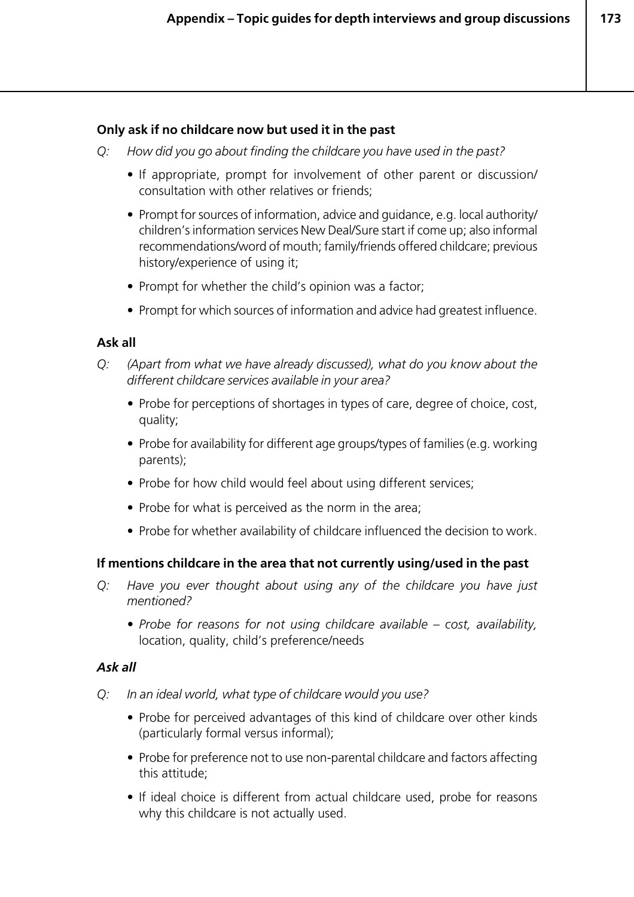**Only ask if no childcare now but used it in the past**

Q: *How did you go about finding the childcare you have used in the past?*

- If appropriate, prompt for involvement of other parent or discussion/consultation with other relatives or friends;
- Prompt for sources of information, advice and guidance, e.g. local authority/children's information services New Deal/Sure start if come up; also informal recommendations/word of mouth; family/friends offered childcare; previous history/experience of using it;
- Prompt for whether the child's opinion was a factor;
- Prompt for which sources of information and advice had greatest influence.

**Ask all**

Q: *(Apart from what we have already discussed), what do you know about the different childcare services available in your area?*

- Probe for perceptions of shortages in types of care, degree of choice, cost, quality;
- Probe for availability for different age groups/types of families (e.g. working parents);
- Probe for how child would feel about using different services;
- Probe for what is perceived as the norm in the area;
- Probe for whether availability of childcare influenced the decision to work.

**If mentions childcare in the area that not currently using/used in the past**

Q: *Have you ever thought about using any of the childcare you have just mentioned?*

- *Probe for reasons for not using childcare available – cost, availability,* location, quality, child's preference/needs

***Ask all***

Q: *In an ideal world, what type of childcare would you use?*

- Probe for perceived advantages of this kind of childcare over other kinds (particularly formal versus informal);
- Probe for preference not to use non-parental childcare and factors affecting this attitude;
- If ideal choice is different from actual childcare used, probe for reasons why this childcare is not actually used.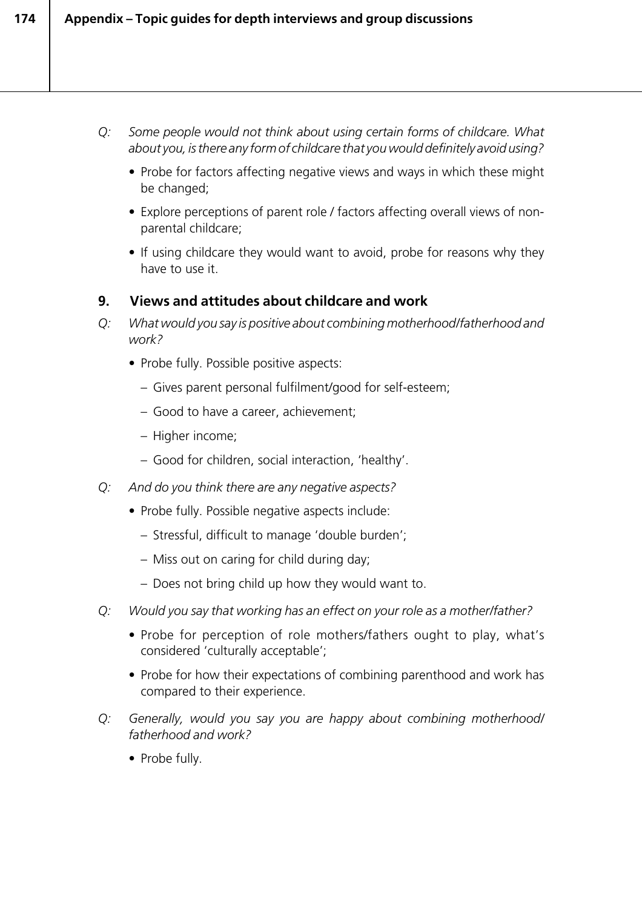*Q: Some people would not think about using certain forms of childcare. What about you, is there any form of childcare that you would definitely avoid using?*

- Probe for factors affecting negative views and ways in which these might be changed;
- Explore perceptions of parent role / factors affecting overall views of non-parental childcare;
- If using childcare they would want to avoid, probe for reasons why they have to use it.

## 9. Views and attitudes about childcare and work

*Q: What would you say is positive about combining motherhood/fatherhood and work?*

- Probe fully. Possible positive aspects:
  - Gives parent personal fulfilment/good for self-esteem;
  - Good to have a career, achievement;
  - Higher income;
  - Good for children, social interaction, 'healthy'.

*Q: And do you think there are any negative aspects?*

- Probe fully. Possible negative aspects include:
  - Stressful, difficult to manage 'double burden';
  - Miss out on caring for child during day;
  - Does not bring child up how they would want to.

*Q: Would you say that working has an effect on your role as a mother/father?*

- Probe for perception of role mothers/fathers ought to play, what's considered 'culturally acceptable';
- Probe for how their expectations of combining parenthood and work has compared to their experience.

*Q: Generally, would you say you are happy about combining motherhood/ fatherhood and work?*

- Probe fully.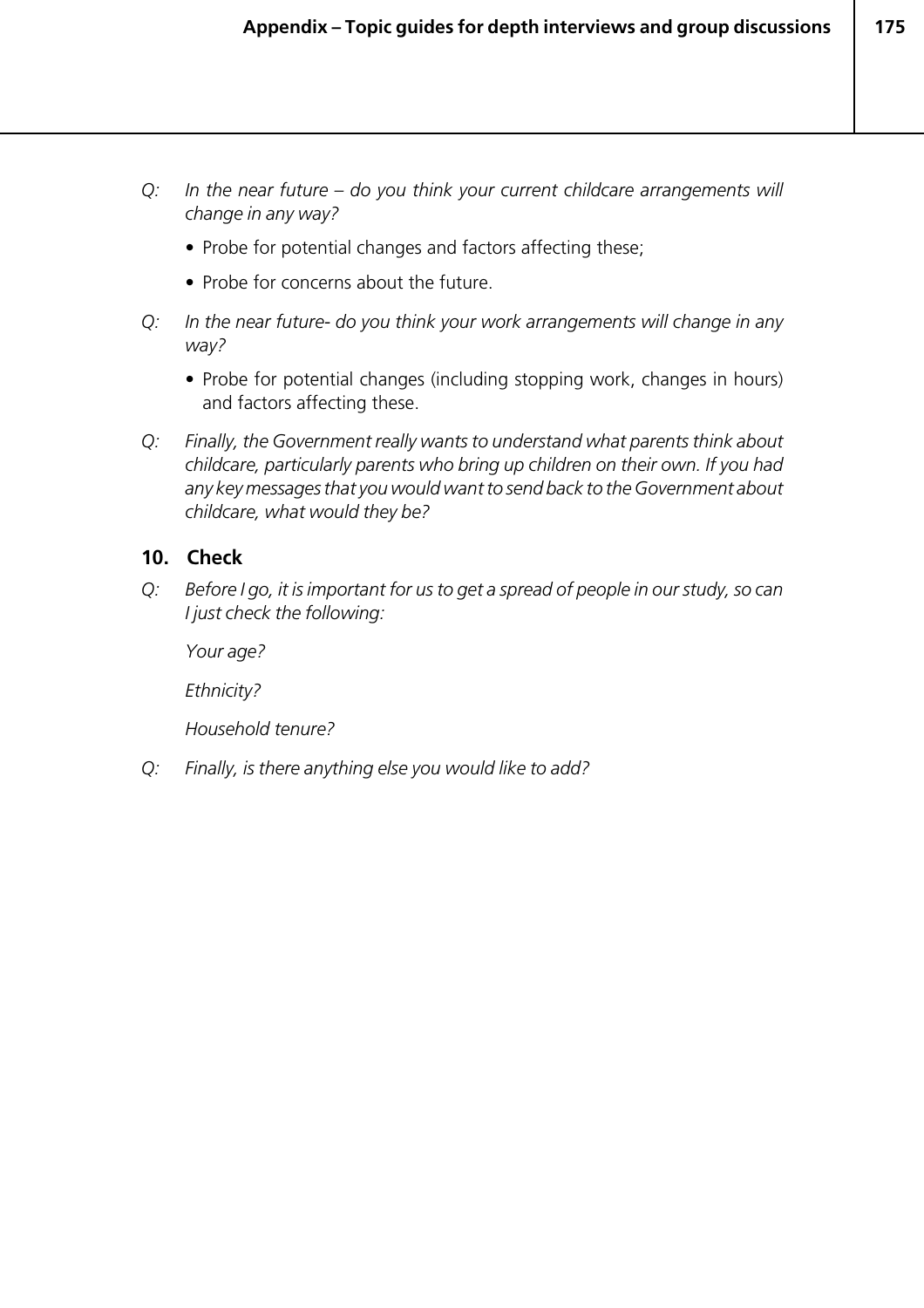Q: *In the near future – do you think your current childcare arrangements will change in any way?*

- Probe for potential changes and factors affecting these;
- Probe for concerns about the future.

Q: *In the near future- do you think your work arrangements will change in any way?*

- Probe for potential changes (including stopping work, changes in hours) and factors affecting these.

Q: *Finally, the Government really wants to understand what parents think about childcare, particularly parents who bring up children on their own. If you had any key messages that you would want to send back to the Government about childcare, what would they be?*

## 10. Check

Q: *Before I go, it is important for us to get a spread of people in our study, so can I just check the following:*

*Your age?*

*Ethnicity?*

*Household tenure?*

Q: *Finally, is there anything else you would like to add?*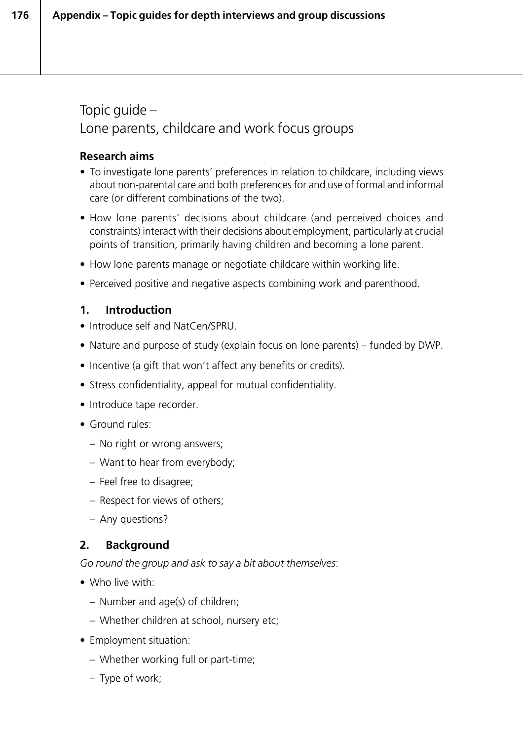# Topic guide –
# Lone parents, childcare and work focus groups

### Research aims

- To investigate lone parents' preferences in relation to childcare, including views about non-parental care and both preferences for and use of formal and informal care (or different combinations of the two).
- How lone parents' decisions about childcare (and perceived choices and constraints) interact with their decisions about employment, particularly at crucial points of transition, primarily having children and becoming a lone parent.
- How lone parents manage or negotiate childcare within working life.
- Perceived positive and negative aspects combining work and parenthood.

### 1. Introduction

- Introduce self and NatCen/SPRU.
- Nature and purpose of study (explain focus on lone parents) – funded by DWP.
- Incentive (a gift that won't affect any benefits or credits).
- Stress confidentiality, appeal for mutual confidentiality.
- Introduce tape recorder.
- Ground rules:
  - No right or wrong answers;
  - Want to hear from everybody;
  - Feel free to disagree;
  - Respect for views of others;
  - Any questions?

### 2. Background

*Go round the group and ask to say a bit about themselves*:

- Who live with:
  - Number and age(s) of children;
  - Whether children at school, nursery etc;
- Employment situation:
  - Whether working full or part-time;
  - Type of work;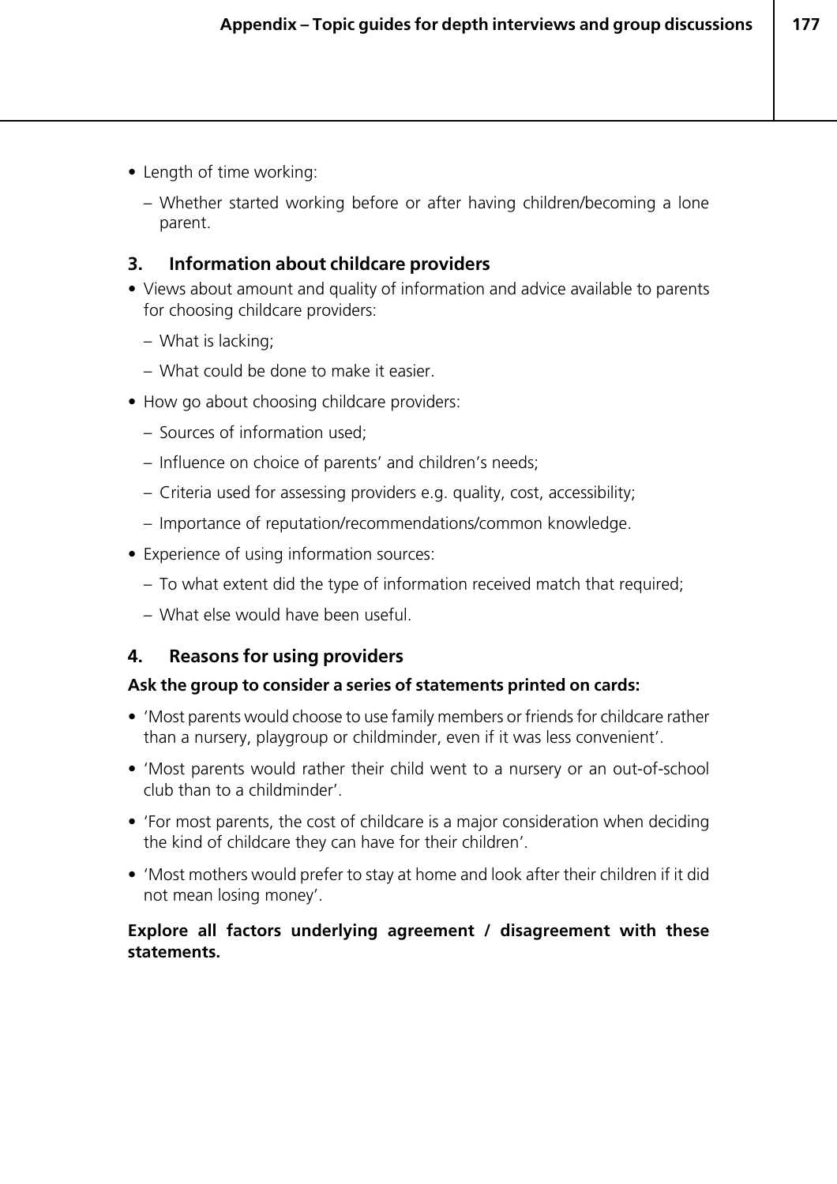- Length of time working:
  - Whether started working before or after having children/becoming a lone parent.

## 3. Information about childcare providers

- Views about amount and quality of information and advice available to parents for choosing childcare providers:
  - What is lacking;
  - What could be done to make it easier.
- How go about choosing childcare providers:
  - Sources of information used;
  - Influence on choice of parents' and children's needs;
  - Criteria used for assessing providers e.g. quality, cost, accessibility;
  - Importance of reputation/recommendations/common knowledge.
- Experience of using information sources:
  - To what extent did the type of information received match that required;
  - What else would have been useful.

## 4. Reasons for using providers

**Ask the group to consider a series of statements printed on cards:**

- 'Most parents would choose to use family members or friends for childcare rather than a nursery, playgroup or childminder, even if it was less convenient'.
- 'Most parents would rather their child went to a nursery or an out-of-school club than to a childminder'.
- 'For most parents, the cost of childcare is a major consideration when deciding the kind of childcare they can have for their children'.
- 'Most mothers would prefer to stay at home and look after their children if it did not mean losing money'.

**Explore all factors underlying agreement / disagreement with these statements.**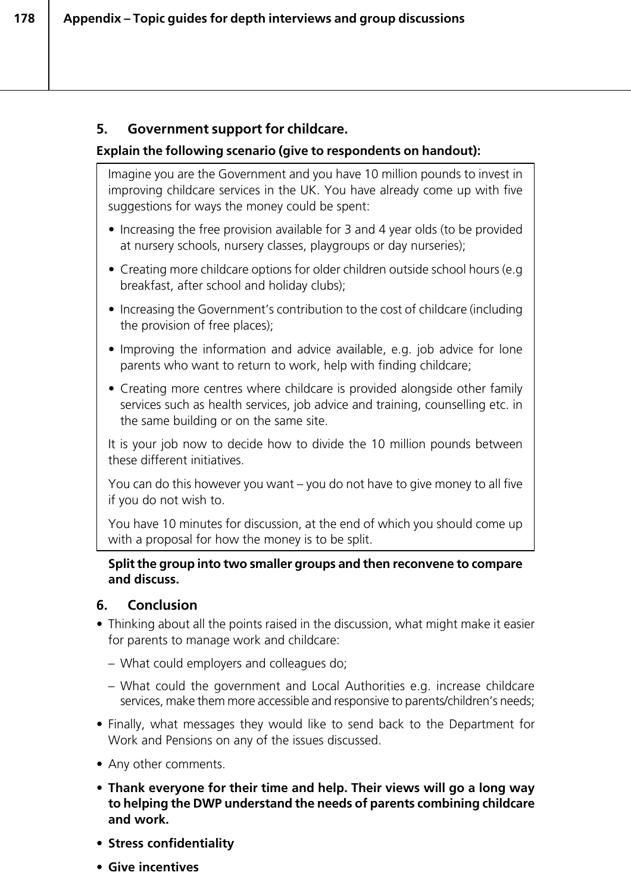## 5. Government support for childcare.

**Explain the following scenario (give to respondents on handout):**

> Imagine you are the Government and you have 10 million pounds to invest in improving childcare services in the UK. You have already come up with five suggestions for ways the money could be spent:
>
> - Increasing the free provision available for 3 and 4 year olds (to be provided at nursery schools, nursery classes, playgroups or day nurseries);
> - Creating more childcare options for older children outside school hours (e.g breakfast, after school and holiday clubs);
> - Increasing the Government's contribution to the cost of childcare (including the provision of free places);
> - Improving the information and advice available, e.g. job advice for lone parents who want to return to work, help with finding childcare;
> - Creating more centres where childcare is provided alongside other family services such as health services, job advice and training, counselling etc. in the same building or on the same site.
>
> It is your job now to decide how to divide the 10 million pounds between these different initiatives.
>
> You can do this however you want – you do not have to give money to all five if you do not wish to.
>
> You have 10 minutes for discussion, at the end of which you should come up with a proposal for how the money is to be split.

**Split the group into two smaller groups and then reconvene to compare and discuss.**

## 6. Conclusion

- Thinking about all the points raised in the discussion, what might make it easier for parents to manage work and childcare:
  - What could employers and colleagues do;
  - What could the government and Local Authorities e.g. increase childcare services, make them more accessible and responsive to parents/children's needs;
- Finally, what messages they would like to send back to the Department for Work and Pensions on any of the issues discussed.
- Any other comments.
- **Thank everyone for their time and help. Their views will go a long way to helping the DWP understand the needs of parents combining childcare and work.**
- **Stress confidentiality**
- **Give incentives**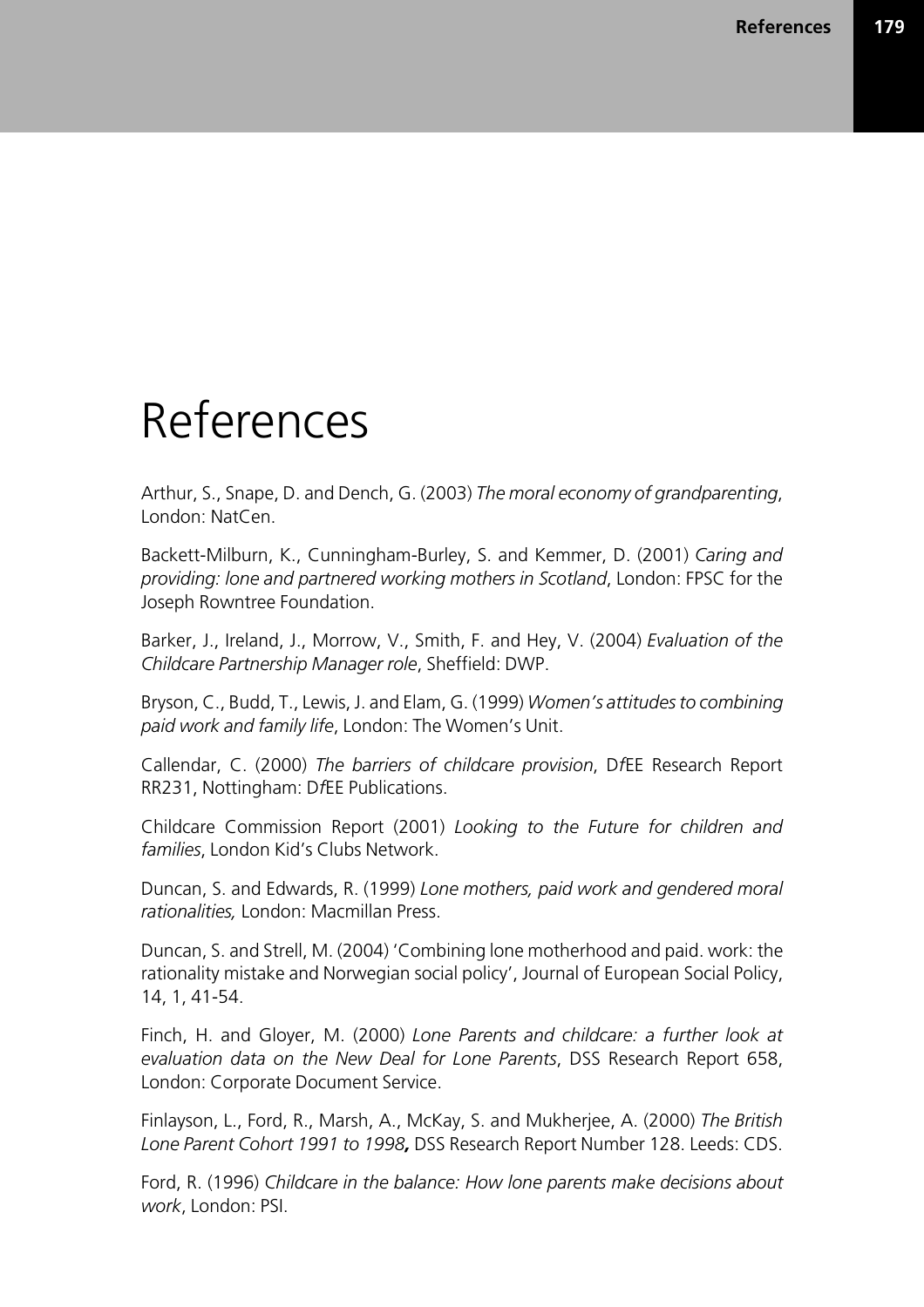# References

Arthur, S., Snape, D. and Dench, G. (2003) *The moral economy of grandparenting*, London: NatCen.

Backett-Milburn, K., Cunningham-Burley, S. and Kemmer, D. (2001) *Caring and providing: lone and partnered working mothers in Scotland*, London: FPSC for the Joseph Rowntree Foundation.

Barker, J., Ireland, J., Morrow, V., Smith, F. and Hey, V. (2004) *Evaluation of the Childcare Partnership Manager role*, Sheffield: DWP.

Bryson, C., Budd, T., Lewis, J. and Elam, G. (1999) *Women's attitudes to combining paid work and family life*, London: The Women's Unit.

Callendar, C. (2000) *The barriers of childcare provision*, D*f*EE Research Report RR231, Nottingham: D*f*EE Publications.

Childcare Commission Report (2001) *Looking to the Future for children and families*, London Kid's Clubs Network.

Duncan, S. and Edwards, R. (1999) *Lone mothers, paid work and gendered moral rationalities,* London: Macmillan Press.

Duncan, S. and Strell, M. (2004) 'Combining lone motherhood and paid. work: the rationality mistake and Norwegian social policy', Journal of European Social Policy, 14, 1, 41-54.

Finch, H. and Gloyer, M. (2000) *Lone Parents and childcare: a further look at evaluation data on the New Deal for Lone Parents*, DSS Research Report 658, London: Corporate Document Service.

Finlayson, L., Ford, R., Marsh, A., McKay, S. and Mukherjee, A. (2000) *The British Lone Parent Cohort 1991 to 1998*, DSS Research Report Number 128. Leeds: CDS.

Ford, R. (1996) *Childcare in the balance: How lone parents make decisions about work*, London: PSI.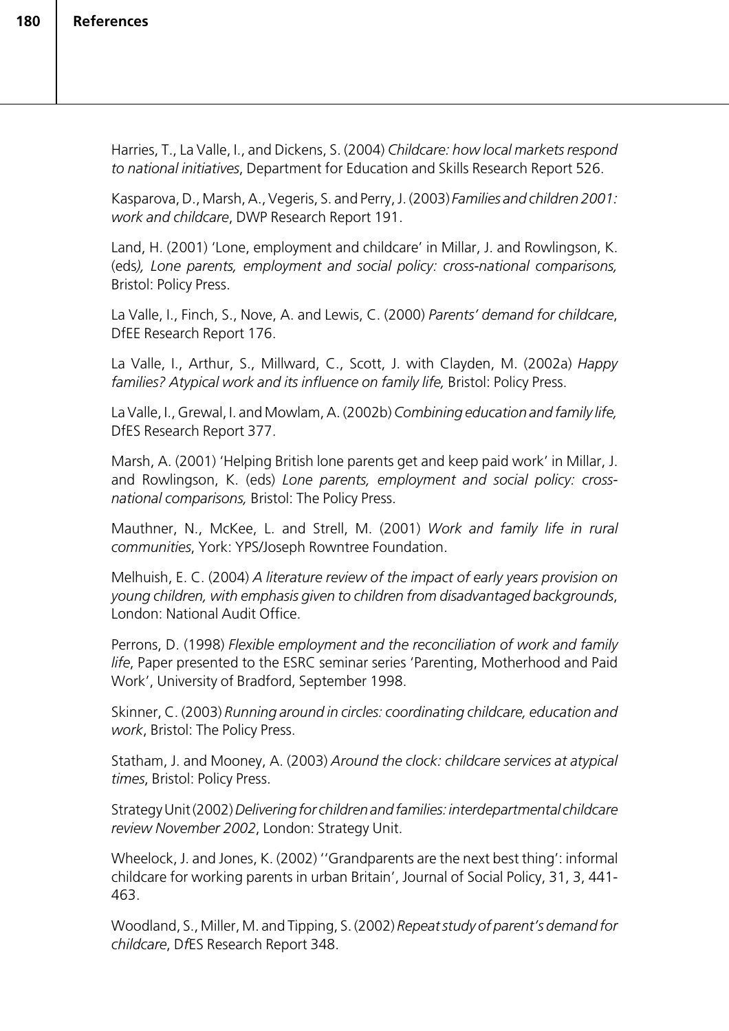Harries, T., La Valle, I., and Dickens, S. (2004) *Childcare: how local markets respond to national initiatives*, Department for Education and Skills Research Report 526.

Kasparova, D., Marsh, A., Vegeris, S. and Perry, J. (2003) *Families and children 2001: work and childcare*, DWP Research Report 191.

Land, H. (2001) 'Lone, employment and childcare' in Millar, J. and Rowlingson, K. (eds*), Lone parents, employment and social policy: cross-national comparisons,* Bristol: Policy Press.

La Valle, I., Finch, S., Nove, A. and Lewis, C. (2000) *Parents' demand for childcare*, DfEE Research Report 176.

La Valle, I., Arthur, S., Millward, C., Scott, J. with Clayden, M. (2002a) *Happy families? Atypical work and its influence on family life,* Bristol: Policy Press.

La Valle, I., Grewal, I. and Mowlam, A. (2002b) *Combining education and family life,* DfES Research Report 377.

Marsh, A. (2001) 'Helping British lone parents get and keep paid work' in Millar, J. and Rowlingson, K. (eds) *Lone parents, employment and social policy: cross-national comparisons,* Bristol: The Policy Press.

Mauthner, N., McKee, L. and Strell, M. (2001) *Work and family life in rural communities*, York: YPS/Joseph Rowntree Foundation.

Melhuish, E. C. (2004) *A literature review of the impact of early years provision on young children, with emphasis given to children from disadvantaged backgrounds*, London: National Audit Office.

Perrons, D. (1998) *Flexible employment and the reconciliation of work and family life*, Paper presented to the ESRC seminar series 'Parenting, Motherhood and Paid Work', University of Bradford, September 1998.

Skinner, C. (2003) *Running around in circles: coordinating childcare, education and work*, Bristol: The Policy Press.

Statham, J. and Mooney, A. (2003) *Around the clock: childcare services at atypical times*, Bristol: Policy Press.

Strategy Unit (2002) *Delivering for children and families: interdepartmental childcare review November 2002*, London: Strategy Unit.

Wheelock, J. and Jones, K. (2002) ''Grandparents are the next best thing': informal childcare for working parents in urban Britain', Journal of Social Policy, 31, 3, 441-463.

Woodland, S., Miller, M. and Tipping, S. (2002) *Repeat study of parent's demand for childcare*, D*f*ES Research Report 348.